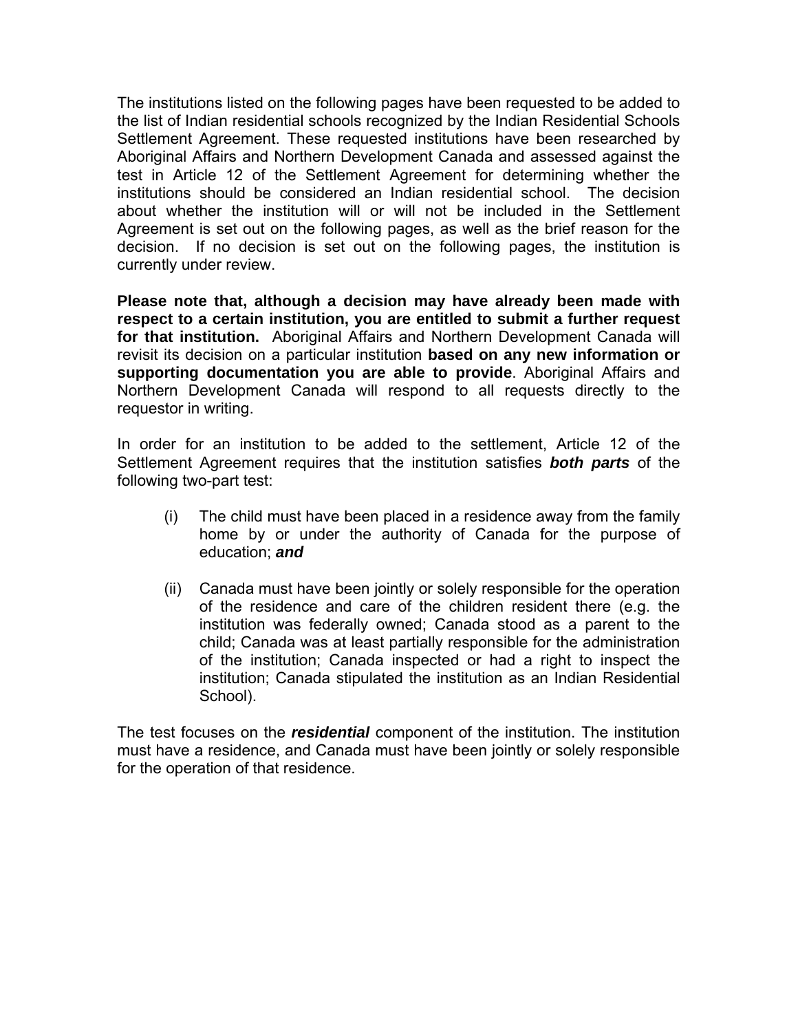The institutions listed on the following pages have been requested to be added to the list of Indian residential schools recognized by the Indian Residential Schools Settlement Agreement. These requested institutions have been researched by Aboriginal Affairs and Northern Development Canada and assessed against the test in Article 12 of the Settlement Agreement for determining whether the institutions should be considered an Indian residential school. The decision about whether the institution will or will not be included in the Settlement Agreement is set out on the following pages, as well as the brief reason for the decision. If no decision is set out on the following pages, the institution is currently under review.

**Please note that, although a decision may have already been made with respect to a certain institution, you are entitled to submit a further request for that institution.** Aboriginal Affairs and Northern Development Canada will revisit its decision on a particular institution **based on any new information or supporting documentation you are able to provide**. Aboriginal Affairs and Northern Development Canada will respond to all requests directly to the requestor in writing.

In order for an institution to be added to the settlement, Article 12 of the Settlement Agreement requires that the institution satisfies ***both parts*** of the following two-part test:

(i) The child must have been placed in a residence away from the family home by or under the authority of Canada for the purpose of education; ***and***

(ii) Canada must have been jointly or solely responsible for the operation of the residence and care of the children resident there (e.g. the institution was federally owned; Canada stood as a parent to the child; Canada was at least partially responsible for the administration of the institution; Canada inspected or had a right to inspect the institution; Canada stipulated the institution as an Indian Residential School).

The test focuses on the ***residential*** component of the institution. The institution must have a residence, and Canada must have been jointly or solely responsible for the operation of that residence.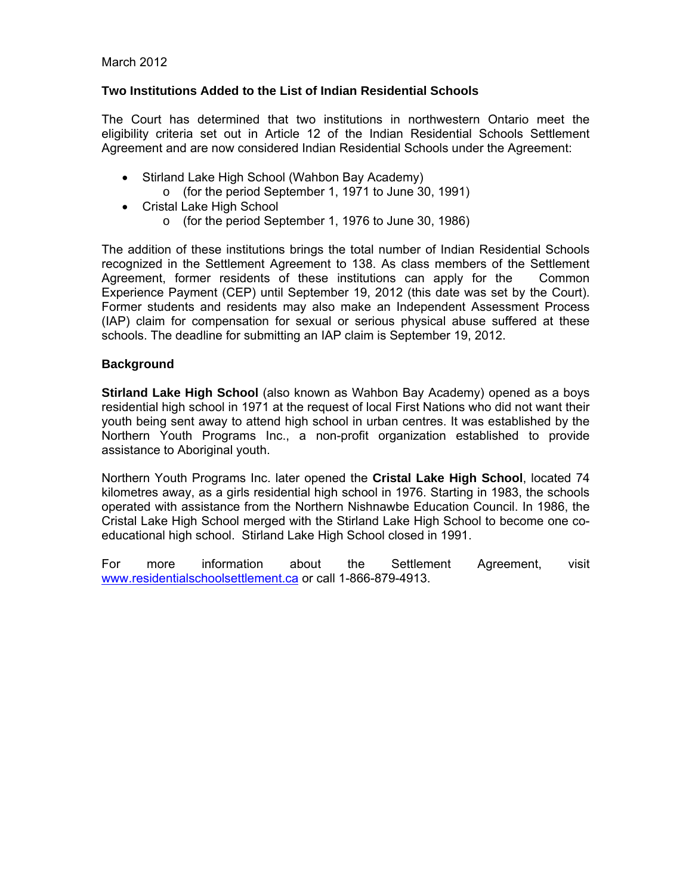March 2012

**Two Institutions Added to the List of Indian Residential Schools**

The Court has determined that two institutions in northwestern Ontario meet the eligibility criteria set out in Article 12 of the Indian Residential Schools Settlement Agreement and are now considered Indian Residential Schools under the Agreement:

- Stirland Lake High School (Wahbon Bay Academy)
  - (for the period September 1, 1971 to June 30, 1991)
- Cristal Lake High School
  - (for the period September 1, 1976 to June 30, 1986)

The addition of these institutions brings the total number of Indian Residential Schools recognized in the Settlement Agreement to 138. As class members of the Settlement Agreement, former residents of these institutions can apply for the Common Experience Payment (CEP) until September 19, 2012 (this date was set by the Court). Former students and residents may also make an Independent Assessment Process (IAP) claim for compensation for sexual or serious physical abuse suffered at these schools. The deadline for submitting an IAP claim is September 19, 2012.

**Background**

**Stirland Lake High School** (also known as Wahbon Bay Academy) opened as a boys residential high school in 1971 at the request of local First Nations who did not want their youth being sent away to attend high school in urban centres. It was established by the Northern Youth Programs Inc., a non-profit organization established to provide assistance to Aboriginal youth.

Northern Youth Programs Inc. later opened the **Cristal Lake High School**, located 74 kilometres away, as a girls residential high school in 1976. Starting in 1983, the schools operated with assistance from the Northern Nishnawbe Education Council. In 1986, the Cristal Lake High School merged with the Stirland Lake High School to become one co-educational high school. Stirland Lake High School closed in 1991.

For more information about the Settlement Agreement, visit www.residentialschoolsettlement.ca or call 1-866-879-4913.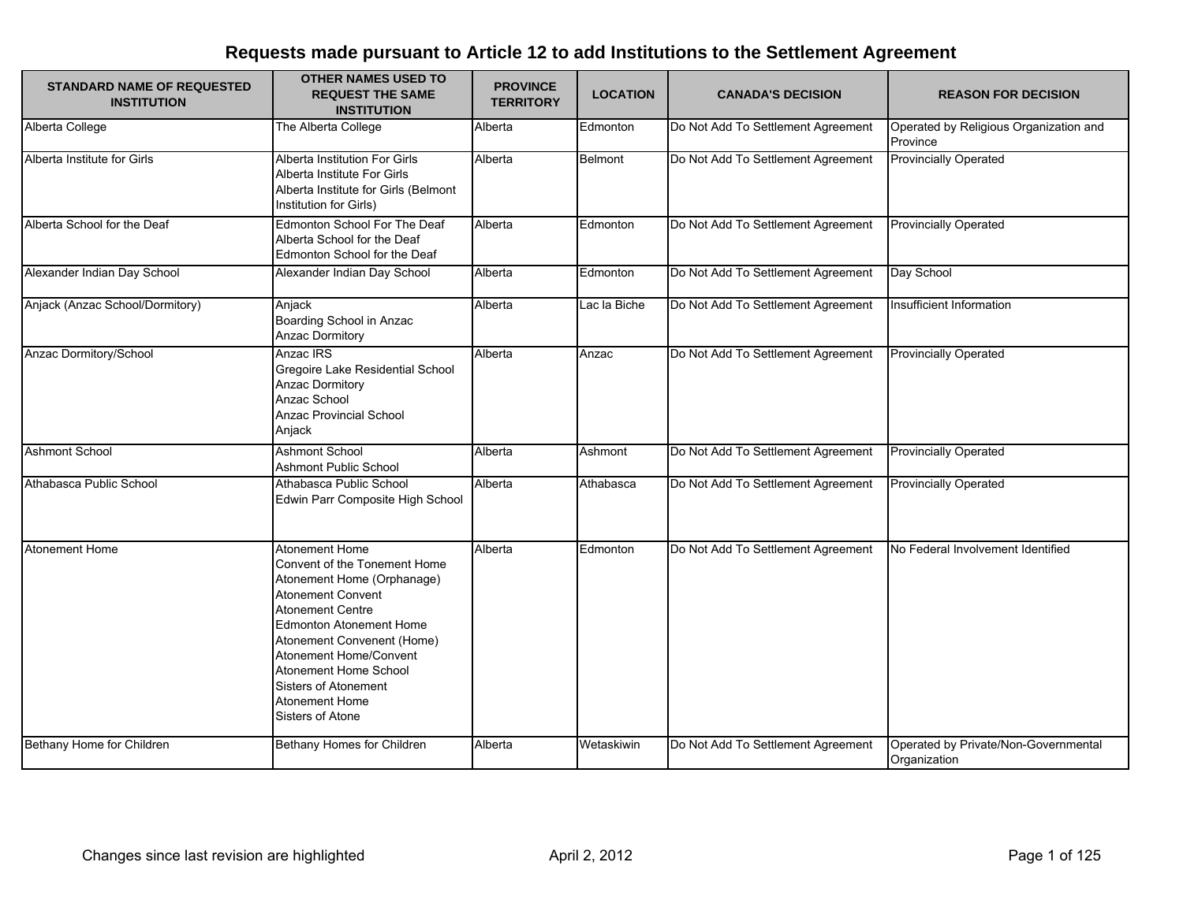# Requests made pursuant to Article 12 to add Institutions to the Settlement Agreement

| STANDARD NAME OF REQUESTED INSTITUTION | OTHER NAMES USED TO REQUEST THE SAME INSTITUTION | PROVINCE TERRITORY | LOCATION | CANADA'S DECISION | REASON FOR DECISION |
|---|---|---|---|---|---|
| Alberta College | The Alberta College | Alberta | Edmonton | Do Not Add To Settlement Agreement | Operated by Religious Organization and Province |
| Alberta Institute for Girls | Alberta Institution For Girls<br>Alberta Institute For Girls<br>Alberta Institute for Girls (Belmont Institution for Girls) | Alberta | Belmont | Do Not Add To Settlement Agreement | Provincially Operated |
| Alberta School for the Deaf | Edmonton School For The Deaf<br>Alberta School for the Deaf<br>Edmonton School for the Deaf | Alberta | Edmonton | Do Not Add To Settlement Agreement | Provincially Operated |
| Alexander Indian Day School | Alexander Indian Day School | Alberta | Edmonton | Do Not Add To Settlement Agreement | Day School |
| Anjack (Anzac School/Dormitory) | Anjack<br>Boarding School in Anzac<br>Anzac Dormitory | Alberta | Lac la Biche | Do Not Add To Settlement Agreement | Insufficient Information |
| Anzac Dormitory/School | Anzac IRS<br>Gregoire Lake Residential School<br>Anzac Dormitory<br>Anzac School<br>Anzac Provincial School<br>Anjack | Alberta | Anzac | Do Not Add To Settlement Agreement | Provincially Operated |
| Ashmont School | Ashmont School<br>Ashmont Public School | Alberta | Ashmont | Do Not Add To Settlement Agreement | Provincially Operated |
| Athabasca Public School | Athabasca Public School<br>Edwin Parr Composite High School | Alberta | Athabasca | Do Not Add To Settlement Agreement | Provincially Operated |
| Atonement Home | Atonement Home<br>Convent of the Tonement Home<br>Atonement Home (Orphanage)<br>Atonement Convent<br>Atonement Centre<br>Edmonton Atonement Home<br>Atonement Convenent (Home)<br>Atonement Home/Convent<br>Atonement Home School<br>Sisters of Atonement<br>Atonement Home<br>Sisters of Atone | Alberta | Edmonton | Do Not Add To Settlement Agreement | No Federal Involvement Identified |
| Bethany Home for Children | Bethany Homes for Children | Alberta | Wetaskiwin | Do Not Add To Settlement Agreement | Operated by Private/Non-Governmental Organization |

Changes since last revision are highlighted

April 2, 2012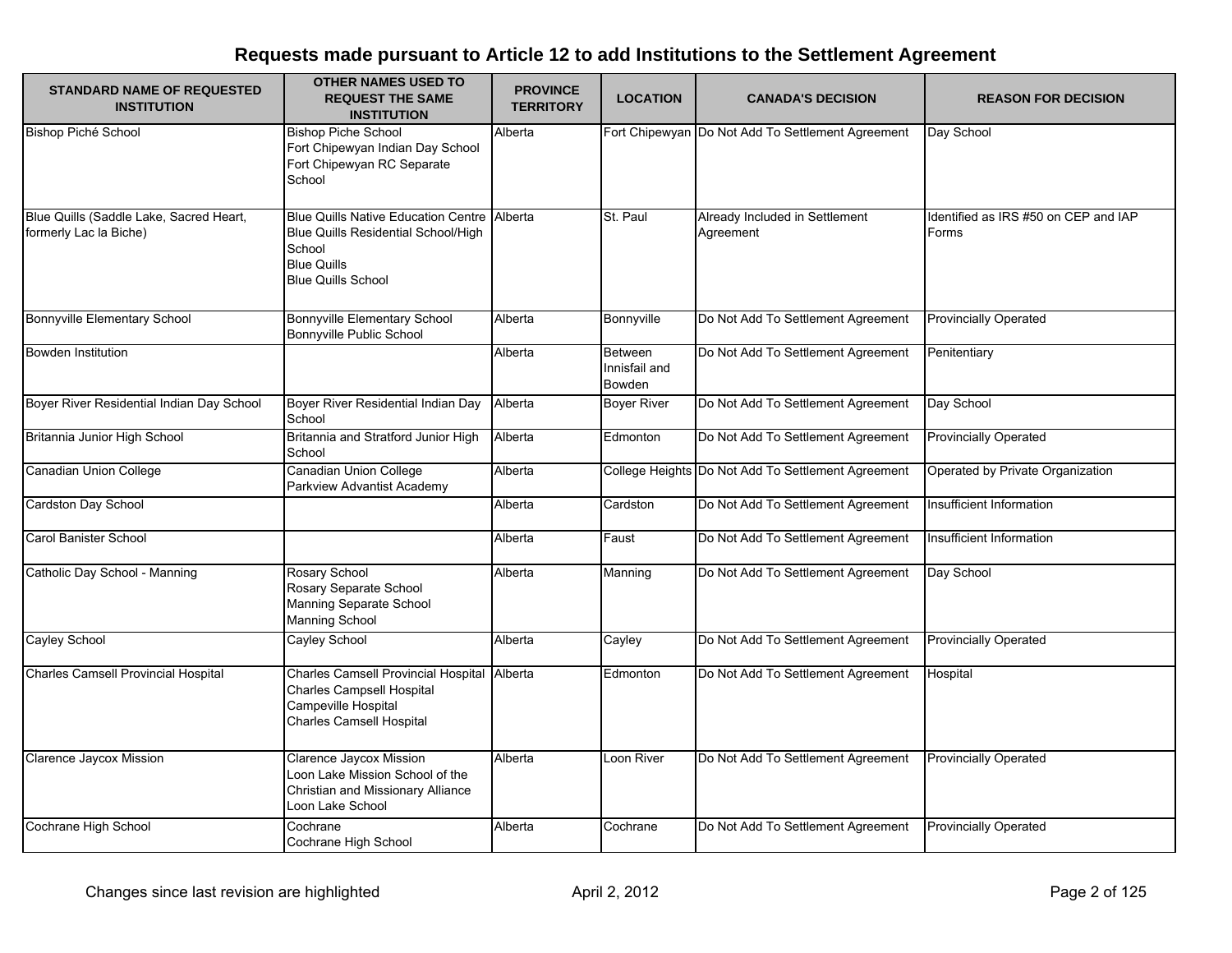# Requests made pursuant to Article 12 to add Institutions to the Settlement Agreement

| STANDARD NAME OF REQUESTED INSTITUTION | OTHER NAMES USED TO REQUEST THE SAME INSTITUTION | PROVINCE TERRITORY | LOCATION | CANADA'S DECISION | REASON FOR DECISION |
|---|---|---|---|---|---|
| Bishop Piché School | Bishop Piche School<br>Fort Chipewyan Indian Day School<br>Fort Chipewyan RC Separate School | Alberta | Fort Chipewyan | Do Not Add To Settlement Agreement | Day School |
| Blue Quills (Saddle Lake, Sacred Heart, formerly Lac la Biche) | Blue Quills Native Education Centre<br>Blue Quills Residential School/High School<br>Blue Quills<br>Blue Quills School | Alberta | St. Paul | Already Included in Settlement Agreement | Identified as IRS #50 on CEP and IAP Forms |
| Bonnyville Elementary School | Bonnyville Elementary School<br>Bonnyville Public School | Alberta | Bonnyville | Do Not Add To Settlement Agreement | Provincially Operated |
| Bowden Institution | | Alberta | Between Innisfail and Bowden | Do Not Add To Settlement Agreement | Penitentiary |
| Boyer River Residential Indian Day School | Boyer River Residential Indian Day School | Alberta | Boyer River | Do Not Add To Settlement Agreement | Day School |
| Britannia Junior High School | Britannia and Stratford Junior High School | Alberta | Edmonton | Do Not Add To Settlement Agreement | Provincially Operated |
| Canadian Union College | Canadian Union College<br>Parkview Advantist Academy | Alberta | College Heights | Do Not Add To Settlement Agreement | Operated by Private Organization |
| Cardston Day School | | Alberta | Cardston | Do Not Add To Settlement Agreement | Insufficient Information |
| Carol Banister School | | Alberta | Faust | Do Not Add To Settlement Agreement | Insufficient Information |
| Catholic Day School - Manning | Rosary School<br>Rosary Separate School<br>Manning Separate School<br>Manning School | Alberta | Manning | Do Not Add To Settlement Agreement | Day School |
| Cayley School | Cayley School | Alberta | Cayley | Do Not Add To Settlement Agreement | Provincially Operated |
| Charles Camsell Provincial Hospital | Charles Camsell Provincial Hospital<br>Charles Campsell Hospital<br>Campeville Hospital<br>Charles Camsell Hospital | Alberta | Edmonton | Do Not Add To Settlement Agreement | Hospital |
| Clarence Jaycox Mission | Clarence Jaycox Mission<br>Loon Lake Mission School of the Christian and Missionary Alliance<br>Loon Lake School | Alberta | Loon River | Do Not Add To Settlement Agreement | Provincially Operated |
| Cochrane High School | Cochrane<br>Cochrane High School | Alberta | Cochrane | Do Not Add To Settlement Agreement | Provincially Operated |

Changes since last revision are highlighted

April 2, 2012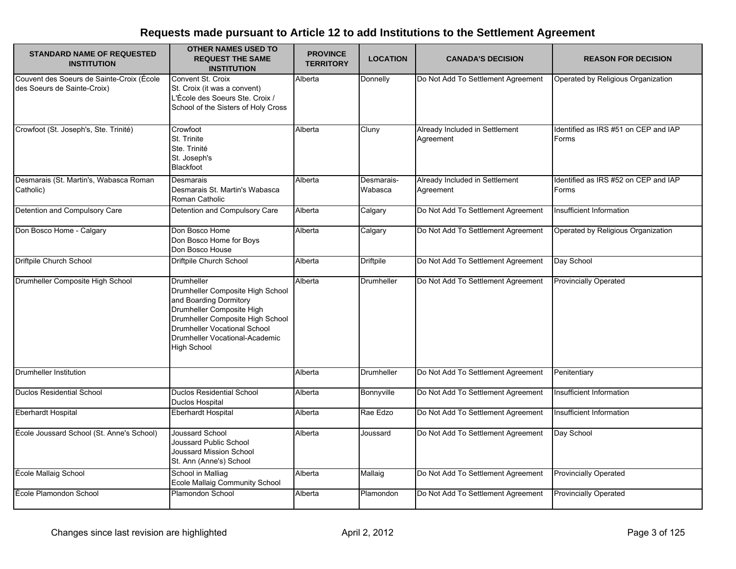# Requests made pursuant to Article 12 to add Institutions to the Settlement Agreement

| STANDARD NAME OF REQUESTED INSTITUTION | OTHER NAMES USED TO REQUEST THE SAME INSTITUTION | PROVINCE TERRITORY | LOCATION | CANADA'S DECISION | REASON FOR DECISION |
|---|---|---|---|---|---|
| Couvent des Soeurs de Sainte-Croix (École des Soeurs de Sainte-Croix) | Convent St. Croix<br>St. Croix (it was a convent)<br>L'École des Soeurs Ste. Croix / School of the Sisters of Holy Cross | Alberta | Donnelly | Do Not Add To Settlement Agreement | Operated by Religious Organization |
| Crowfoot (St. Joseph's, Ste. Trinité) | Crowfoot<br>St. Trinite<br>Ste. Trinité<br>St. Joseph's<br>Blackfoot | Alberta | Cluny | Already Included in Settlement Agreement | Identified as IRS #51 on CEP and IAP Forms |
| Desmarais (St. Martin's, Wabasca Roman Catholic) | Desmarais<br>Desmarais St. Martin's Wabasca Roman Catholic | Alberta | Desmarais-Wabasca | Already Included in Settlement Agreement | Identified as IRS #52 on CEP and IAP Forms |
| Detention and Compulsory Care | Detention and Compulsory Care | Alberta | Calgary | Do Not Add To Settlement Agreement | Insufficient Information |
| Don Bosco Home - Calgary | Don Bosco Home<br>Don Bosco Home for Boys<br>Don Bosco House | Alberta | Calgary | Do Not Add To Settlement Agreement | Operated by Religious Organization |
| Driftpile Church School | Driftpile Church School | Alberta | Driftpile | Do Not Add To Settlement Agreement | Day School |
| Drumheller Composite High School | Drumheller<br>Drumheller Composite High School and Boarding Dormitory<br>Drumheller Composite High<br>Drumheller Composite High School<br>Drumheller Vocational School<br>Drumheller Vocational-Academic High School | Alberta | Drumheller | Do Not Add To Settlement Agreement | Provincially Operated |
| Drumheller Institution | | Alberta | Drumheller | Do Not Add To Settlement Agreement | Penitentiary |
| Duclos Residential School | Duclos Residential School<br>Duclos Hospital | Alberta | Bonnyville | Do Not Add To Settlement Agreement | Insufficient Information |
| Eberhardt Hospital | Eberhardt Hospital | Alberta | Rae Edzo | Do Not Add To Settlement Agreement | Insufficient Information |
| École Joussard School (St. Anne's School) | Joussard School<br>Joussard Public School<br>Joussard Mission School<br>St. Ann (Anne's) School | Alberta | Joussard | Do Not Add To Settlement Agreement | Day School |
| École Mallaig School | School in Malliag<br>Ecole Mallaig Community School | Alberta | Mallaig | Do Not Add To Settlement Agreement | Provincially Operated |
| École Plamondon School | Plamondon School | Alberta | Plamondon | Do Not Add To Settlement Agreement | Provincially Operated |

Changes since last revision are highlighted

April 2, 2012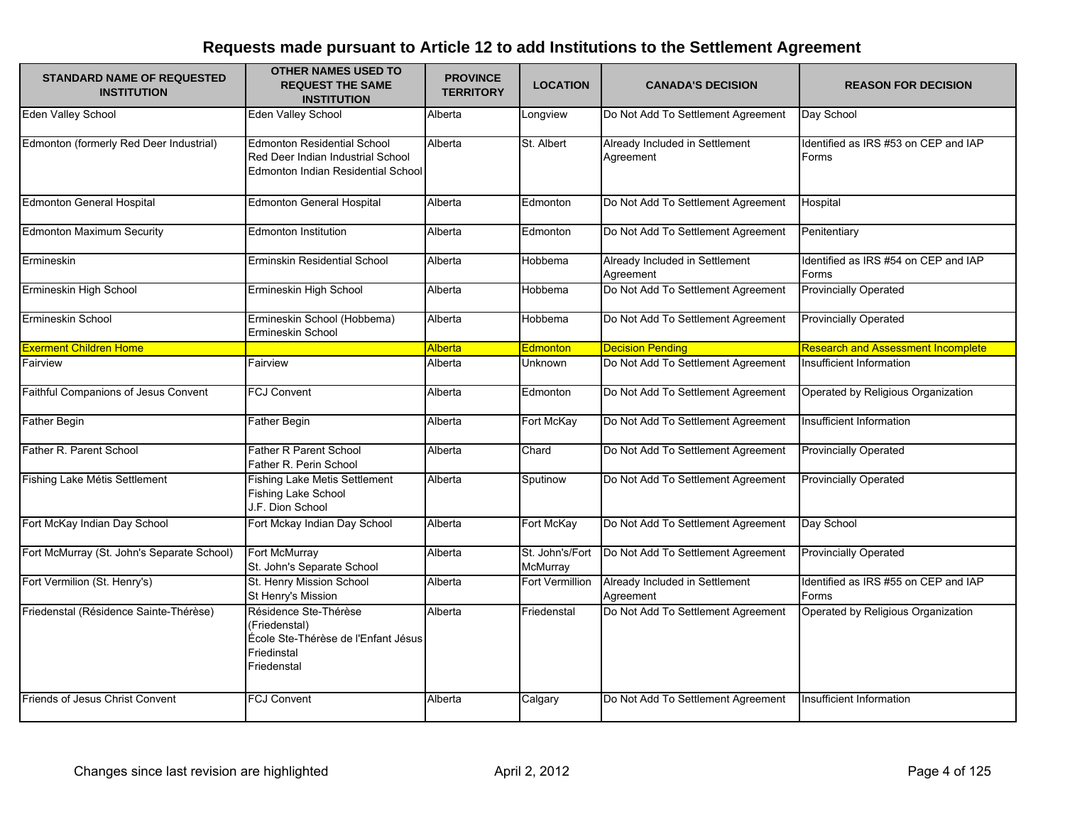# Requests made pursuant to Article 12 to add Institutions to the Settlement Agreement

| STANDARD NAME OF REQUESTED INSTITUTION | OTHER NAMES USED TO REQUEST THE SAME INSTITUTION | PROVINCE TERRITORY | LOCATION | CANADA'S DECISION | REASON FOR DECISION |
|---|---|---|---|---|---|
| Eden Valley School | Eden Valley School | Alberta | Longview | Do Not Add To Settlement Agreement | Day School |
| Edmonton (formerly Red Deer Industrial) | Edmonton Residential School<br>Red Deer Indian Industrial School<br>Edmonton Indian Residential School | Alberta | St. Albert | Already Included in Settlement Agreement | Identified as IRS #53 on CEP and IAP Forms |
| Edmonton General Hospital | Edmonton General Hospital | Alberta | Edmonton | Do Not Add To Settlement Agreement | Hospital |
| Edmonton Maximum Security | Edmonton Institution | Alberta | Edmonton | Do Not Add To Settlement Agreement | Penitentiary |
| Ermineskin | Erminskin Residential School | Alberta | Hobbema | Already Included in Settlement Agreement | Identified as IRS #54 on CEP and IAP Forms |
| Ermineskin High School | Ermineskin High School | Alberta | Hobbema | Do Not Add To Settlement Agreement | Provincially Operated |
| Ermineskin School | Ermineskin School (Hobbema)<br>Ermineskin School | Alberta | Hobbema | Do Not Add To Settlement Agreement | Provincially Operated |
| Exerment Children Home | | Alberta | Edmonton | Decision Pending | Research and Assessment Incomplete |
| Fairview | Fairview | Alberta | Unknown | Do Not Add To Settlement Agreement | Insufficient Information |
| Faithful Companions of Jesus Convent | FCJ Convent | Alberta | Edmonton | Do Not Add To Settlement Agreement | Operated by Religious Organization |
| Father Begin | Father Begin | Alberta | Fort McKay | Do Not Add To Settlement Agreement | Insufficient Information |
| Father R. Parent School | Father R Parent School<br>Father R. Perin School | Alberta | Chard | Do Not Add To Settlement Agreement | Provincially Operated |
| Fishing Lake Métis Settlement | Fishing Lake Metis Settlement<br>Fishing Lake School<br>J.F. Dion School | Alberta | Sputinow | Do Not Add To Settlement Agreement | Provincially Operated |
| Fort McKay Indian Day School | Fort Mckay Indian Day School | Alberta | Fort McKay | Do Not Add To Settlement Agreement | Day School |
| Fort McMurray (St. John's Separate School) | Fort McMurray<br>St. John's Separate School | Alberta | St. John's/Fort McMurray | Do Not Add To Settlement Agreement | Provincially Operated |
| Fort Vermilion (St. Henry's) | St. Henry Mission School<br>St Henry's Mission | Alberta | Fort Vermillion | Already Included in Settlement Agreement | Identified as IRS #55 on CEP and IAP Forms |
| Friedenstal (Résidence Sainte-Thérèse) | Résidence Ste-Thérèse (Friedenstal)<br>École Ste-Thérèse de l'Enfant Jésus<br>Friedinstal<br>Friedenstal | Alberta | Friedenstal | Do Not Add To Settlement Agreement | Operated by Religious Organization |
| Friends of Jesus Christ Convent | FCJ Convent | Alberta | Calgary | Do Not Add To Settlement Agreement | Insufficient Information |

Changes since last revision are highlighted

April 2, 2012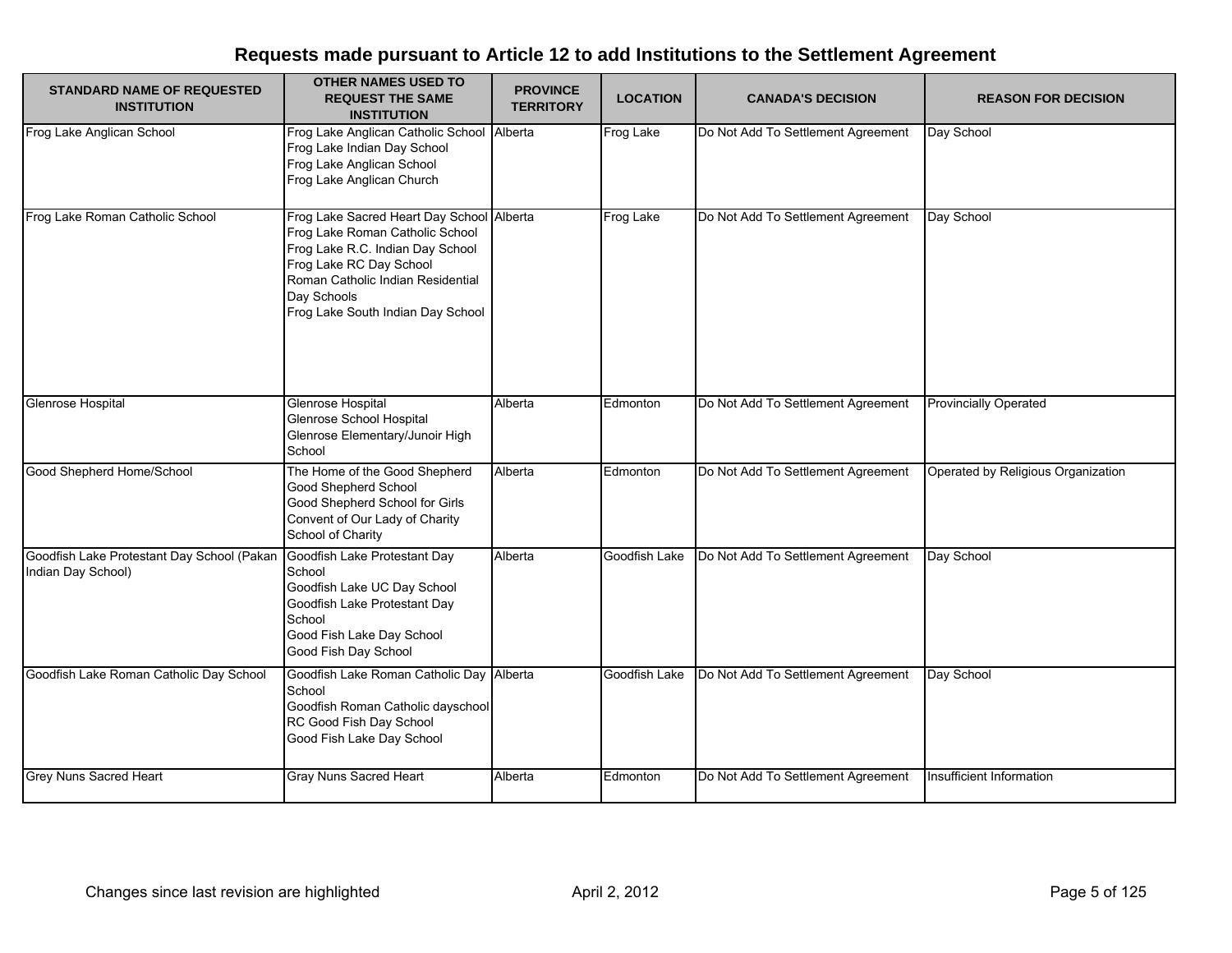## Requests made pursuant to Article 12 to add Institutions to the Settlement Agreement

| STANDARD NAME OF REQUESTED INSTITUTION | OTHER NAMES USED TO REQUEST THE SAME INSTITUTION | PROVINCE TERRITORY | LOCATION | CANADA'S DECISION | REASON FOR DECISION |
|---|---|---|---|---|---|
| Frog Lake Anglican School | Frog Lake Anglican Catholic School<br>Frog Lake Indian Day School<br>Frog Lake Anglican School<br>Frog Lake Anglican Church | Alberta | Frog Lake | Do Not Add To Settlement Agreement | Day School |
| Frog Lake Roman Catholic School | Frog Lake Sacred Heart Day School<br>Frog Lake Roman Catholic School<br>Frog Lake R.C. Indian Day School<br>Frog Lake RC Day School<br>Roman Catholic Indian Residential Day Schools<br>Frog Lake South Indian Day School | Alberta | Frog Lake | Do Not Add To Settlement Agreement | Day School |
| Glenrose Hospital | Glenrose Hospital<br>Glenrose School Hospital<br>Glenrose Elementary/Junoir High School | Alberta | Edmonton | Do Not Add To Settlement Agreement | Provincially Operated |
| Good Shepherd Home/School | The Home of the Good Shepherd<br>Good Shepherd School<br>Good Shepherd School for Girls<br>Convent of Our Lady of Charity<br>School of Charity | Alberta | Edmonton | Do Not Add To Settlement Agreement | Operated by Religious Organization |
| Goodfish Lake Protestant Day School (Pakan Indian Day School) | Goodfish Lake Protestant Day School<br>Goodfish Lake UC Day School<br>Goodfish Lake Protestant Day School<br>Good Fish Lake Day School<br>Good Fish Day School | Alberta | Goodfish Lake | Do Not Add To Settlement Agreement | Day School |
| Goodfish Lake Roman Catholic Day School | Goodfish Lake Roman Catholic Day School<br>Goodfish Roman Catholic dayschool<br>RC Good Fish Day School<br>Good Fish Lake Day School | Alberta | Goodfish Lake | Do Not Add To Settlement Agreement | Day School |
| Grey Nuns Sacred Heart | Gray Nuns Sacred Heart | Alberta | Edmonton | Do Not Add To Settlement Agreement | Insufficient Information |

Changes since last revision are highlighted

April 2, 2012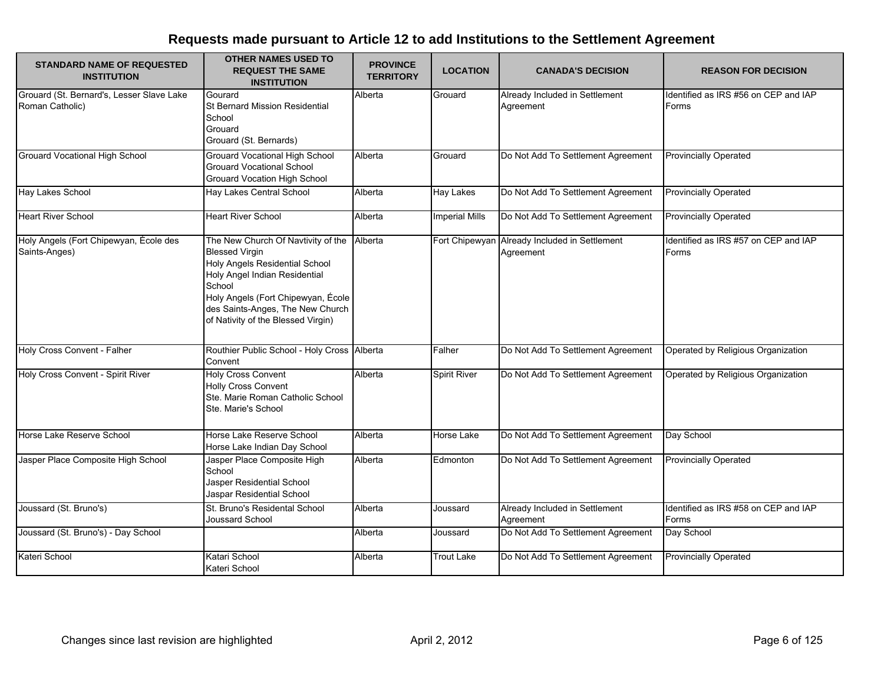# Requests made pursuant to Article 12 to add Institutions to the Settlement Agreement

| STANDARD NAME OF REQUESTED INSTITUTION | OTHER NAMES USED TO REQUEST THE SAME INSTITUTION | PROVINCE TERRITORY | LOCATION | CANADA'S DECISION | REASON FOR DECISION |
|---|---|---|---|---|---|
| Grouard (St. Bernard's, Lesser Slave Lake Roman Catholic) | Gourard<br>St Bernard Mission Residential School<br>Grouard<br>Grouard (St. Bernards) | Alberta | Grouard | Already Included in Settlement Agreement | Identified as IRS #56 on CEP and IAP Forms |
| Grouard Vocational High School | Grouard Vocational High School<br>Grouard Vocational School<br>Grouard Vocation High School | Alberta | Grouard | Do Not Add To Settlement Agreement | Provincially Operated |
| Hay Lakes School | Hay Lakes Central School | Alberta | Hay Lakes | Do Not Add To Settlement Agreement | Provincially Operated |
| Heart River School | Heart River School | Alberta | Imperial Mills | Do Not Add To Settlement Agreement | Provincially Operated |
| Holy Angels (Fort Chipewyan, École des Saints-Anges) | The New Church Of Navtivity of the Blessed Virgin<br>Holy Angels Residential School<br>Holy Angel Indian Residential School<br>Holy Angels (Fort Chipewyan, École des Saints-Anges, The New Church of Nativity of the Blessed Virgin) | Alberta | Fort Chipewyan | Already Included in Settlement Agreement | Identified as IRS #57 on CEP and IAP Forms |
| Holy Cross Convent - Falher | Routhier Public School - Holy Cross Convent | Alberta | Falher | Do Not Add To Settlement Agreement | Operated by Religious Organization |
| Holy Cross Convent - Spirit River | Holy Cross Convent<br>Holly Cross Convent<br>Ste. Marie Roman Catholic School<br>Ste. Marie's School | Alberta | Spirit River | Do Not Add To Settlement Agreement | Operated by Religious Organization |
| Horse Lake Reserve School | Horse Lake Reserve School<br>Horse Lake Indian Day School | Alberta | Horse Lake | Do Not Add To Settlement Agreement | Day School |
| Jasper Place Composite High School | Jasper Place Composite High School<br>Jasper Residential School<br>Jaspar Residential School | Alberta | Edmonton | Do Not Add To Settlement Agreement | Provincially Operated |
| Joussard (St. Bruno's) | St. Bruno's Residental School<br>Joussard School | Alberta | Joussard | Already Included in Settlement Agreement | Identified as IRS #58 on CEP and IAP Forms |
| Joussard (St. Bruno's) - Day School | | Alberta | Joussard | Do Not Add To Settlement Agreement | Day School |
| Kateri School | Katari School<br>Kateri School | Alberta | Trout Lake | Do Not Add To Settlement Agreement | Provincially Operated |

Changes since last revision are highlighted

April 2, 2012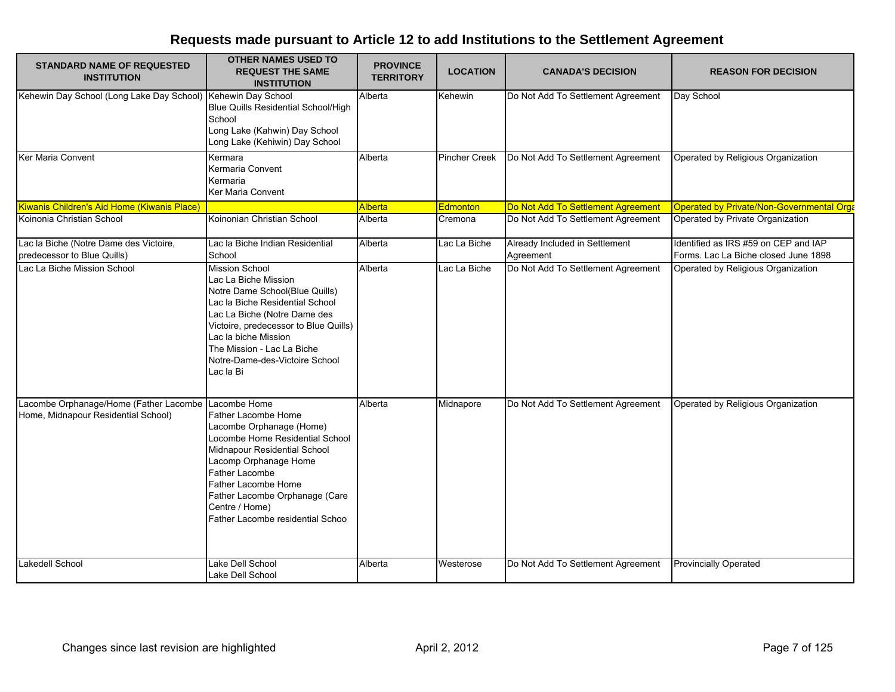# Requests made pursuant to Article 12 to add Institutions to the Settlement Agreement

| STANDARD NAME OF REQUESTED INSTITUTION | OTHER NAMES USED TO REQUEST THE SAME INSTITUTION | PROVINCE TERRITORY | LOCATION | CANADA'S DECISION | REASON FOR DECISION |
|---|---|---|---|---|---|
| Kehewin Day School (Long Lake Day School) | Kehewin Day School<br>Blue Quills Residential School/High School<br>Long Lake (Kahwin) Day School<br>Long Lake (Kehiwin) Day School | Alberta | Kehewin | Do Not Add To Settlement Agreement | Day School |
| Ker Maria Convent | Kermara<br>Kermaria Convent<br>Kermaria<br>Ker Maria Convent | Alberta | Pincher Creek | Do Not Add To Settlement Agreement | Operated by Religious Organization |
| Kiwanis Children's Aid Home (Kiwanis Place) | | Alberta | Edmonton | Do Not Add To Settlement Agreement | Operated by Private/Non-Governmental Orga |
| Koinonia Christian School | Koinonian Christian School | Alberta | Cremona | Do Not Add To Settlement Agreement | Operated by Private Organization |
| Lac la Biche (Notre Dame des Victoire, predecessor to Blue Quills) | Lac la Biche Indian Residential School | Alberta | Lac La Biche | Already Included in Settlement Agreement | Identified as IRS #59 on CEP and IAP Forms. Lac La Biche closed June 1898 |
| Lac La Biche Mission School | Mission School<br>Lac La Biche Mission<br>Notre Dame School(Blue Quills)<br>Lac la Biche Residential School<br>Lac La Biche (Notre Dame des Victoire, predecessor to Blue Quills)<br>Lac la biche Mission<br>The Mission - Lac La Biche<br>Notre-Dame-des-Victoire School<br>Lac la Bi | Alberta | Lac La Biche | Do Not Add To Settlement Agreement | Operated by Religious Organization |
| Lacombe Orphanage/Home (Father Lacombe Home, Midnapour Residential School) | Lacombe Home<br>Father Lacombe Home<br>Lacombe Orphanage (Home)<br>Locombe Home Residential School<br>Midnapour Residential School<br>Lacomp Orphanage Home<br>Father Lacombe<br>Father Lacombe Home<br>Father Lacombe Orphanage (Care Centre / Home)<br>Father Lacombe residential Schoo | Alberta | Midnapore | Do Not Add To Settlement Agreement | Operated by Religious Organization |
| Lakedell School | Lake Dell School<br>Lake Dell School | Alberta | Westerose | Do Not Add To Settlement Agreement | Provincially Operated |

Changes since last revision are highlighted

April 2, 2012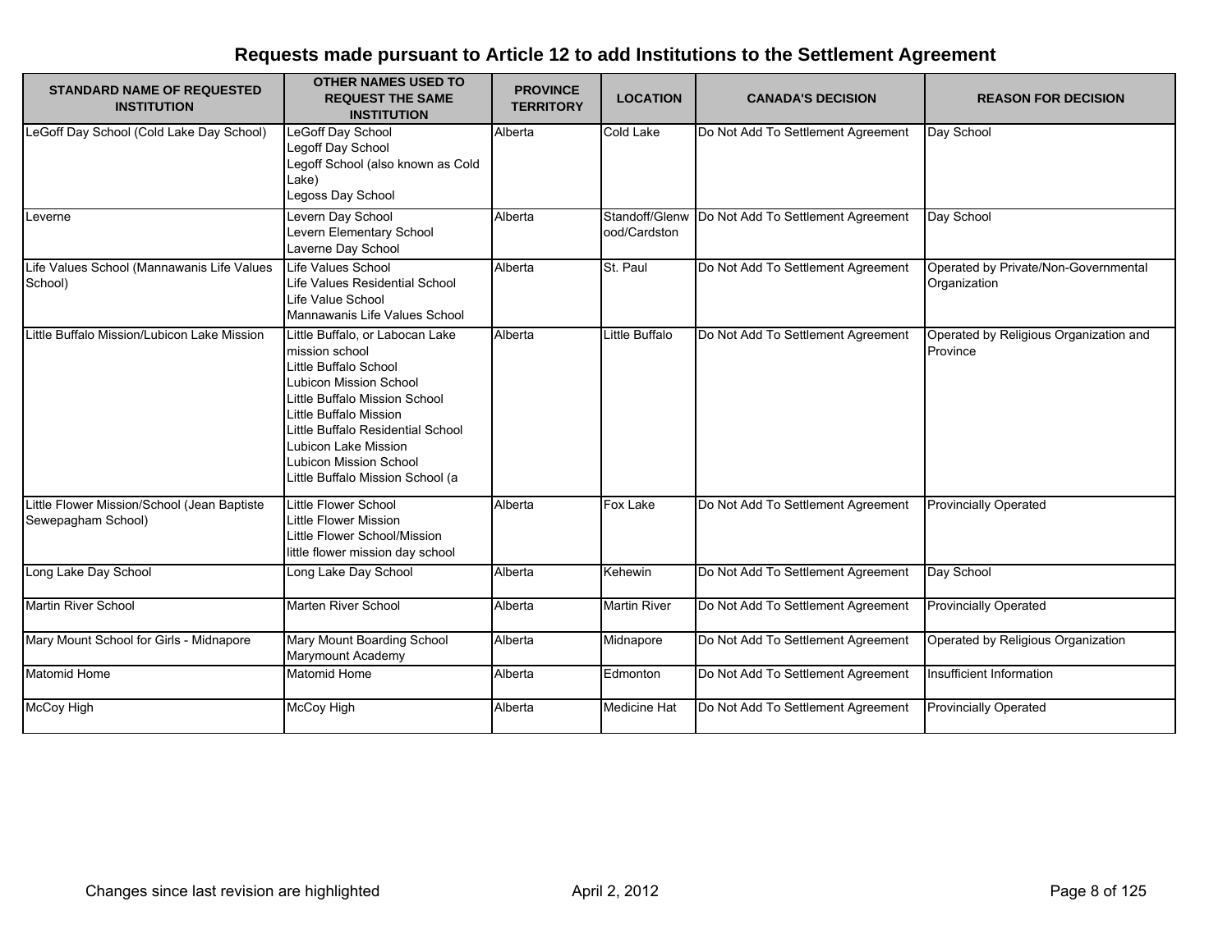# Requests made pursuant to Article 12 to add Institutions to the Settlement Agreement

| STANDARD NAME OF REQUESTED INSTITUTION | OTHER NAMES USED TO REQUEST THE SAME INSTITUTION | PROVINCE TERRITORY | LOCATION | CANADA'S DECISION | REASON FOR DECISION |
|---|---|---|---|---|---|
| LeGoff Day School (Cold Lake Day School) | LeGoff Day School<br>Legoff Day School<br>Legoff School (also known as Cold Lake)<br>Legoss Day School | Alberta | Cold Lake | Do Not Add To Settlement Agreement | Day School |
| Leverne | Levern Day School<br>Levern Elementary School<br>Laverne Day School | Alberta | Standoff/Glenwood/Cardston | Do Not Add To Settlement Agreement | Day School |
| Life Values School (Mannawanis Life Values School) | Life Values School<br>Life Values Residential School<br>Life Value School<br>Mannawanis Life Values School | Alberta | St. Paul | Do Not Add To Settlement Agreement | Operated by Private/Non-Governmental Organization |
| Little Buffalo Mission/Lubicon Lake Mission | Little Buffalo, or Labocan Lake mission school<br>Little Buffalo School<br>Lubicon Mission School<br>Little Buffalo Mission School<br>Little Buffalo Mission<br>Little Buffalo Residential School<br>Lubicon Lake Mission<br>Lubicon Mission School<br>Little Buffalo Mission School (a | Alberta | Little Buffalo | Do Not Add To Settlement Agreement | Operated by Religious Organization and Province |
| Little Flower Mission/School (Jean Baptiste Sewepagham School) | Little Flower School<br>Little Flower Mission<br>Little Flower School/Mission<br>little flower mission day school | Alberta | Fox Lake | Do Not Add To Settlement Agreement | Provincially Operated |
| Long Lake Day School | Long Lake Day School | Alberta | Kehewin | Do Not Add To Settlement Agreement | Day School |
| Martin River School | Marten River School | Alberta | Martin River | Do Not Add To Settlement Agreement | Provincially Operated |
| Mary Mount School for Girls - Midnapore | Mary Mount Boarding School<br>Marymount Academy | Alberta | Midnapore | Do Not Add To Settlement Agreement | Operated by Religious Organization |
| Matomid Home | Matomid Home | Alberta | Edmonton | Do Not Add To Settlement Agreement | Insufficient Information |
| McCoy High | McCoy High | Alberta | Medicine Hat | Do Not Add To Settlement Agreement | Provincially Operated |

Changes since last revision are highlighted

April 2, 2012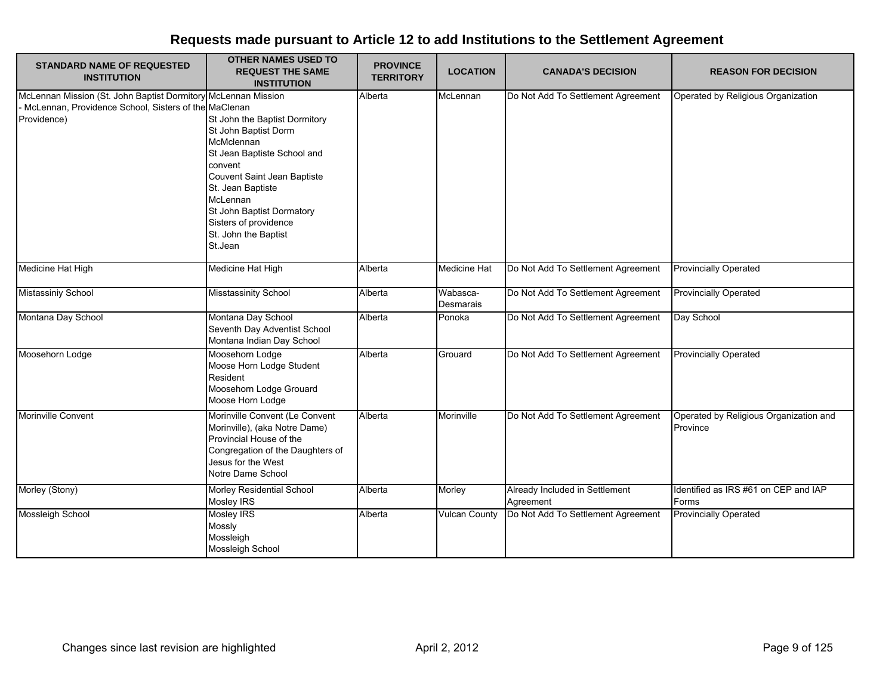# Requests made pursuant to Article 12 to add Institutions to the Settlement Agreement

| STANDARD NAME OF REQUESTED INSTITUTION | OTHER NAMES USED TO REQUEST THE SAME INSTITUTION | PROVINCE TERRITORY | LOCATION | CANADA'S DECISION | REASON FOR DECISION |
|---|---|---|---|---|---|
| McLennan Mission (St. John Baptist Dormitory - McLennan, Providence School, Sisters of the Providence) | McLennan Mission<br>MaClenan<br>St John the Baptist Dormitory<br>St John Baptist Dorm<br>McMclennan<br>St Jean Baptiste School and convent<br>Couvent Saint Jean Baptiste<br>St. Jean Baptiste<br>McLennan<br>St John Baptist Dormatory<br>Sisters of providence<br>St. John the Baptist<br>St.Jean | Alberta | McLennan | Do Not Add To Settlement Agreement | Operated by Religious Organization |
| Medicine Hat High | Medicine Hat High | Alberta | Medicine Hat | Do Not Add To Settlement Agreement | Provincially Operated |
| Mistassiniy School | Misstassinity School | Alberta | Wabasca-Desmarais | Do Not Add To Settlement Agreement | Provincially Operated |
| Montana Day School | Montana Day School<br>Seventh Day Adventist School<br>Montana Indian Day School | Alberta | Ponoka | Do Not Add To Settlement Agreement | Day School |
| Moosehorn Lodge | Moosehorn Lodge<br>Moose Horn Lodge Student Resident<br>Moosehorn Lodge Grouard<br>Moose Horn Lodge | Alberta | Grouard | Do Not Add To Settlement Agreement | Provincially Operated |
| Morinville Convent | Morinville Convent (Le Convent Morinville), (aka Notre Dame)<br>Provincial House of the Congregation of the Daughters of Jesus for the West<br>Notre Dame School | Alberta | Morinville | Do Not Add To Settlement Agreement | Operated by Religious Organization and Province |
| Morley (Stony) | Morley Residential School<br>Mosley IRS | Alberta | Morley | Already Included in Settlement Agreement | Identified as IRS #61 on CEP and IAP Forms |
| Mossleigh School | Mosley IRS<br>Mossly<br>Mossleigh<br>Mossleigh School | Alberta | Vulcan County | Do Not Add To Settlement Agreement | Provincially Operated |

Changes since last revision are highlighted — April 2, 2012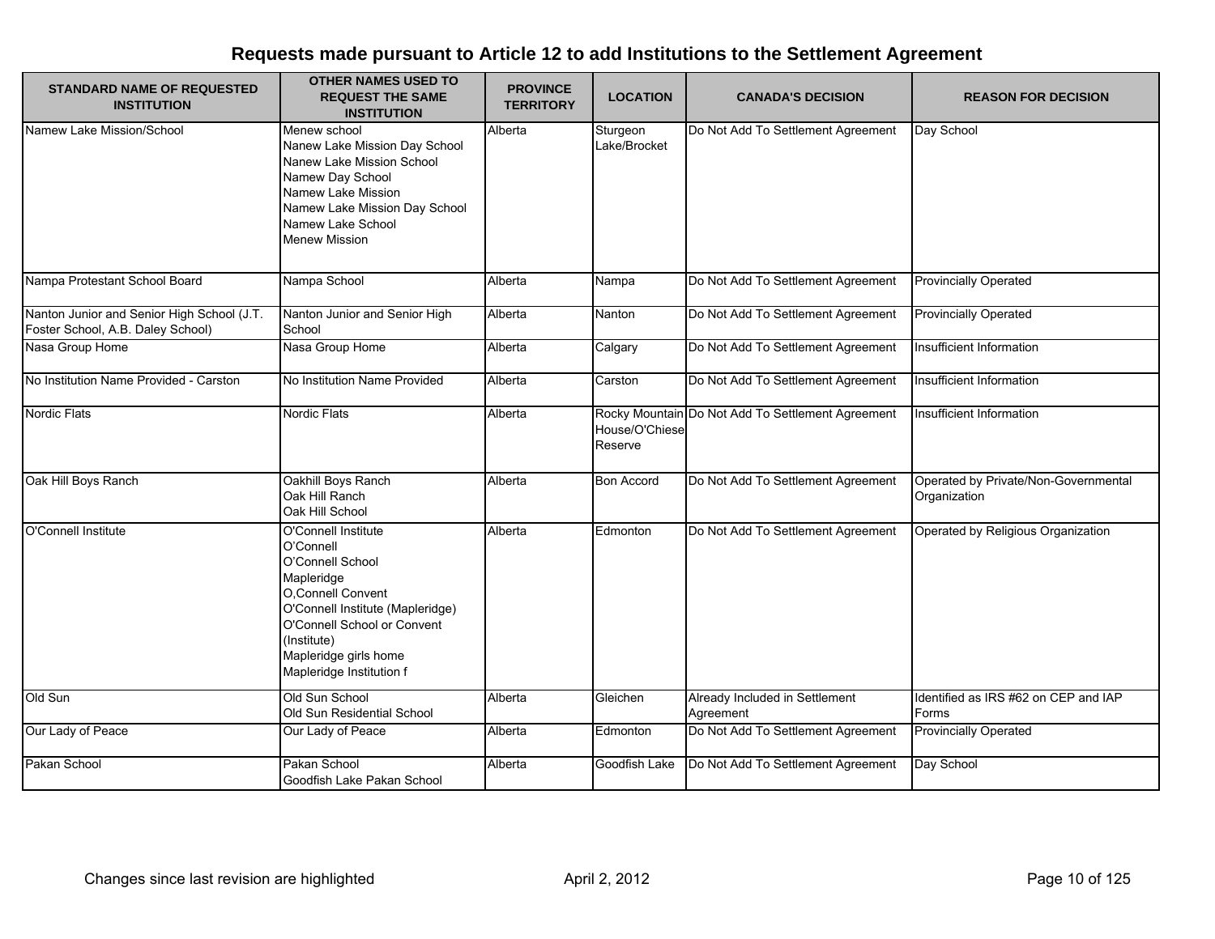# Requests made pursuant to Article 12 to add Institutions to the Settlement Agreement

| STANDARD NAME OF REQUESTED INSTITUTION | OTHER NAMES USED TO REQUEST THE SAME INSTITUTION | PROVINCE TERRITORY | LOCATION | CANADA'S DECISION | REASON FOR DECISION |
|---|---|---|---|---|---|
| Namew Lake Mission/School | Menew school<br>Nanew Lake Mission Day School<br>Nanew Lake Mission School<br>Namew Day School<br>Namew Lake Mission<br>Namew Lake Mission Day School<br>Namew Lake School<br>Menew Mission | Alberta | Sturgeon Lake/Brocket | Do Not Add To Settlement Agreement | Day School |
| Nampa Protestant School Board | Nampa School | Alberta | Nampa | Do Not Add To Settlement Agreement | Provincially Operated |
| Nanton Junior and Senior High School (J.T. Foster School, A.B. Daley School) | Nanton Junior and Senior High School | Alberta | Nanton | Do Not Add To Settlement Agreement | Provincially Operated |
| Nasa Group Home | Nasa Group Home | Alberta | Calgary | Do Not Add To Settlement Agreement | Insufficient Information |
| No Institution Name Provided - Carston | No Institution Name Provided | Alberta | Carston | Do Not Add To Settlement Agreement | Insufficient Information |
| Nordic Flats | Nordic Flats | Alberta | Rocky Mountain House/O'Chiese Reserve | Do Not Add To Settlement Agreement | Insufficient Information |
| Oak Hill Boys Ranch | Oakhill Boys Ranch<br>Oak Hill Ranch<br>Oak Hill School | Alberta | Bon Accord | Do Not Add To Settlement Agreement | Operated by Private/Non-Governmental Organization |
| O'Connell Institute | O'Connell Institute<br>O'Connell<br>O'Connell School<br>Mapleridge<br>O,Connell Convent<br>O'Connell Institute (Mapleridge)<br>O'Connell School or Convent (Institute)<br>Mapleridge girls home<br>Mapleridge Institution f | Alberta | Edmonton | Do Not Add To Settlement Agreement | Operated by Religious Organization |
| Old Sun | Old Sun School<br>Old Sun Residential School | Alberta | Gleichen | Already Included in Settlement Agreement | Identified as IRS #62 on CEP and IAP Forms |
| Our Lady of Peace | Our Lady of Peace | Alberta | Edmonton | Do Not Add To Settlement Agreement | Provincially Operated |
| Pakan School | Pakan School<br>Goodfish Lake Pakan School | Alberta | Goodfish Lake | Do Not Add To Settlement Agreement | Day School |

Changes since last revision are highlighted

April 2, 2012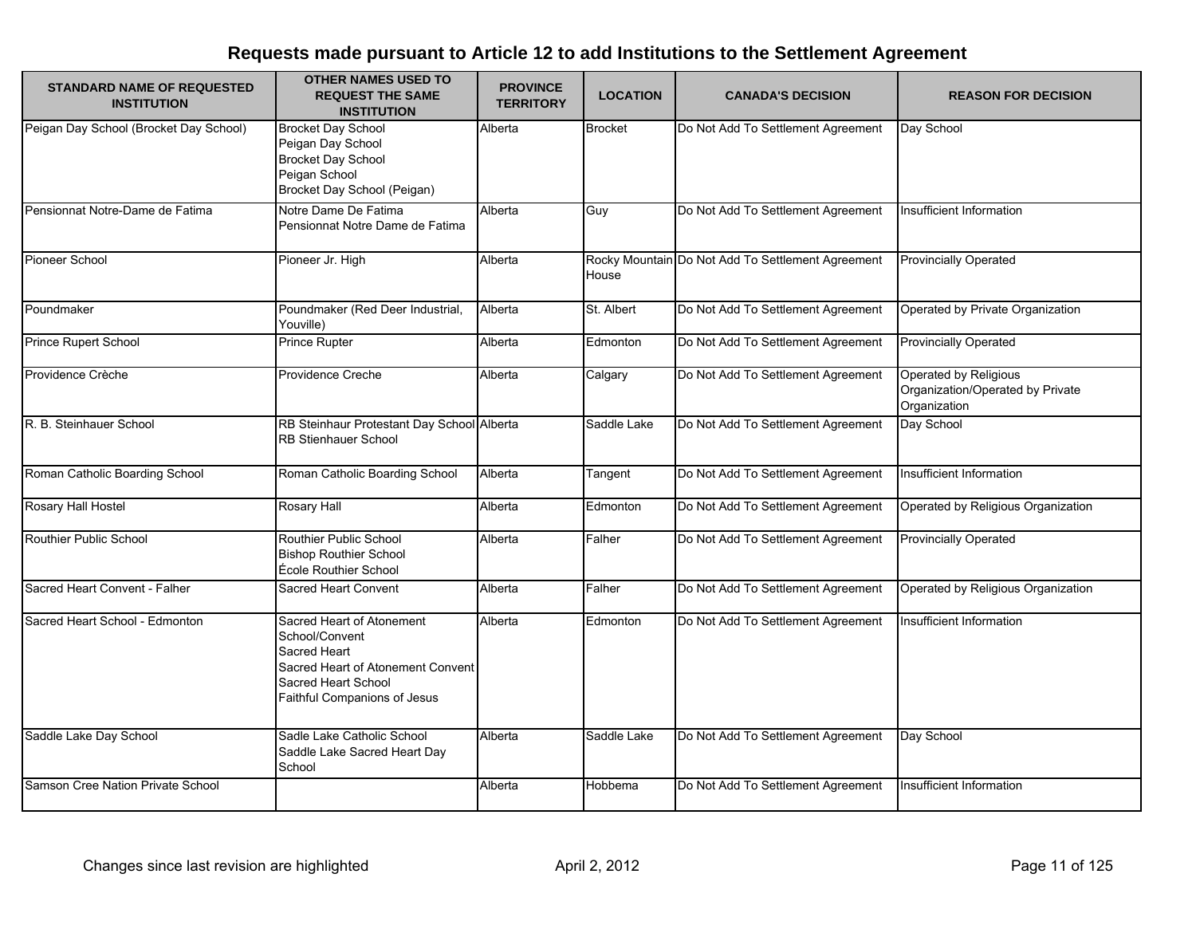# Requests made pursuant to Article 12 to add Institutions to the Settlement Agreement

| STANDARD NAME OF REQUESTED INSTITUTION | OTHER NAMES USED TO REQUEST THE SAME INSTITUTION | PROVINCE TERRITORY | LOCATION | CANADA'S DECISION | REASON FOR DECISION |
|---|---|---|---|---|---|
| Peigan Day School (Brocket Day School) | Brocket Day School<br>Peigan Day School<br>Brocket Day School<br>Peigan School<br>Brocket Day School (Peigan) | Alberta | Brocket | Do Not Add To Settlement Agreement | Day School |
| Pensionnat Notre-Dame de Fatima | Notre Dame De Fatima<br>Pensionnat Notre Dame de Fatima | Alberta | Guy | Do Not Add To Settlement Agreement | Insufficient Information |
| Pioneer School | Pioneer Jr. High | Alberta | Rocky Mountain House | Do Not Add To Settlement Agreement | Provincially Operated |
| Poundmaker | Poundmaker (Red Deer Industrial, Youville) | Alberta | St. Albert | Do Not Add To Settlement Agreement | Operated by Private Organization |
| Prince Rupert School | Prince Rupter | Alberta | Edmonton | Do Not Add To Settlement Agreement | Provincially Operated |
| Providence Crèche | Providence Creche | Alberta | Calgary | Do Not Add To Settlement Agreement | Operated by Religious Organization/Operated by Private Organization |
| R. B. Steinhauer School | RB Steinhaur Protestant Day School<br>RB Stienhauer School | Alberta | Saddle Lake | Do Not Add To Settlement Agreement | Day School |
| Roman Catholic Boarding School | Roman Catholic Boarding School | Alberta | Tangent | Do Not Add To Settlement Agreement | Insufficient Information |
| Rosary Hall Hostel | Rosary Hall | Alberta | Edmonton | Do Not Add To Settlement Agreement | Operated by Religious Organization |
| Routhier Public School | Routhier Public School<br>Bishop Routhier School<br>École Routhier School | Alberta | Falher | Do Not Add To Settlement Agreement | Provincially Operated |
| Sacred Heart Convent - Falher | Sacred Heart Convent | Alberta | Falher | Do Not Add To Settlement Agreement | Operated by Religious Organization |
| Sacred Heart School - Edmonton | Sacred Heart of Atonement School/Convent<br>Sacred Heart<br>Sacred Heart of Atonement Convent<br>Sacred Heart School<br>Faithful Companions of Jesus | Alberta | Edmonton | Do Not Add To Settlement Agreement | Insufficient Information |
| Saddle Lake Day School | Sadle Lake Catholic School<br>Saddle Lake Sacred Heart Day School | Alberta | Saddle Lake | Do Not Add To Settlement Agreement | Day School |
| Samson Cree Nation Private School | | Alberta | Hobbema | Do Not Add To Settlement Agreement | Insufficient Information |

Changes since last revision are highlighted

April 2, 2012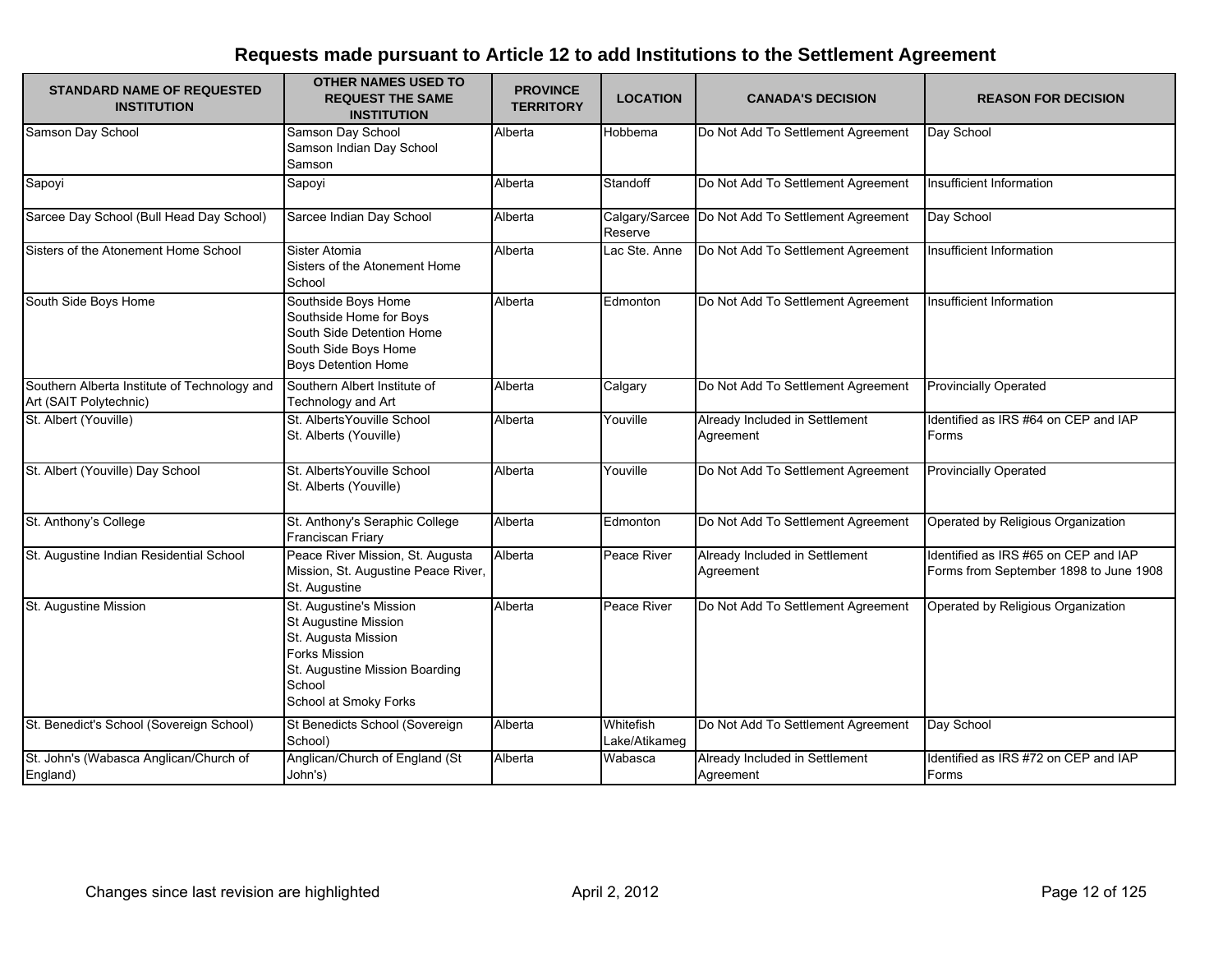## Requests made pursuant to Article 12 to add Institutions to the Settlement Agreement

| STANDARD NAME OF REQUESTED INSTITUTION | OTHER NAMES USED TO REQUEST THE SAME INSTITUTION | PROVINCE TERRITORY | LOCATION | CANADA'S DECISION | REASON FOR DECISION |
|---|---|---|---|---|---|
| Samson Day School | Samson Day School<br>Samson Indian Day School<br>Samson | Alberta | Hobbema | Do Not Add To Settlement Agreement | Day School |
| Sapoyi | Sapoyi | Alberta | Standoff | Do Not Add To Settlement Agreement | Insufficient Information |
| Sarcee Day School (Bull Head Day School) | Sarcee Indian Day School | Alberta | Calgary/Sarcee Reserve | Do Not Add To Settlement Agreement | Day School |
| Sisters of the Atonement Home School | Sister Atomia<br>Sisters of the Atonement Home School | Alberta | Lac Ste. Anne | Do Not Add To Settlement Agreement | Insufficient Information |
| South Side Boys Home | Southside Boys Home<br>Southside Home for Boys<br>South Side Detention Home<br>South Side Boys Home<br>Boys Detention Home | Alberta | Edmonton | Do Not Add To Settlement Agreement | Insufficient Information |
| Southern Alberta Institute of Technology and Art (SAIT Polytechnic) | Southern Albert Institute of Technology and Art | Alberta | Calgary | Do Not Add To Settlement Agreement | Provincially Operated |
| St. Albert (Youville) | St. AlbertsYouville School<br>St. Alberts (Youville) | Alberta | Youville | Already Included in Settlement Agreement | Identified as IRS #64 on CEP and IAP Forms |
| St. Albert (Youville) Day School | St. AlbertsYouville School<br>St. Alberts (Youville) | Alberta | Youville | Do Not Add To Settlement Agreement | Provincially Operated |
| St. Anthony's College | St. Anthony's Seraphic College<br>Franciscan Friary | Alberta | Edmonton | Do Not Add To Settlement Agreement | Operated by Religious Organization |
| St. Augustine Indian Residential School | Peace River Mission, St. Augusta Mission, St. Augustine Peace River, St. Augustine | Alberta | Peace River | Already Included in Settlement Agreement | Identified as IRS #65 on CEP and IAP Forms from September 1898 to June 1908 |
| St. Augustine Mission | St. Augustine's Mission<br>St Augustine Mission<br>St. Augusta Mission<br>Forks Mission<br>St. Augustine Mission Boarding School<br>School at Smoky Forks | Alberta | Peace River | Do Not Add To Settlement Agreement | Operated by Religious Organization |
| St. Benedict's School (Sovereign School) | St Benedicts School (Sovereign School) | Alberta | Whitefish Lake/Atikameg | Do Not Add To Settlement Agreement | Day School |
| St. John's (Wabasca Anglican/Church of England) | Anglican/Church of England (St John's) | Alberta | Wabasca | Already Included in Settlement Agreement | Identified as IRS #72 on CEP and IAP Forms |

Changes since last revision are highlighted April 2, 2012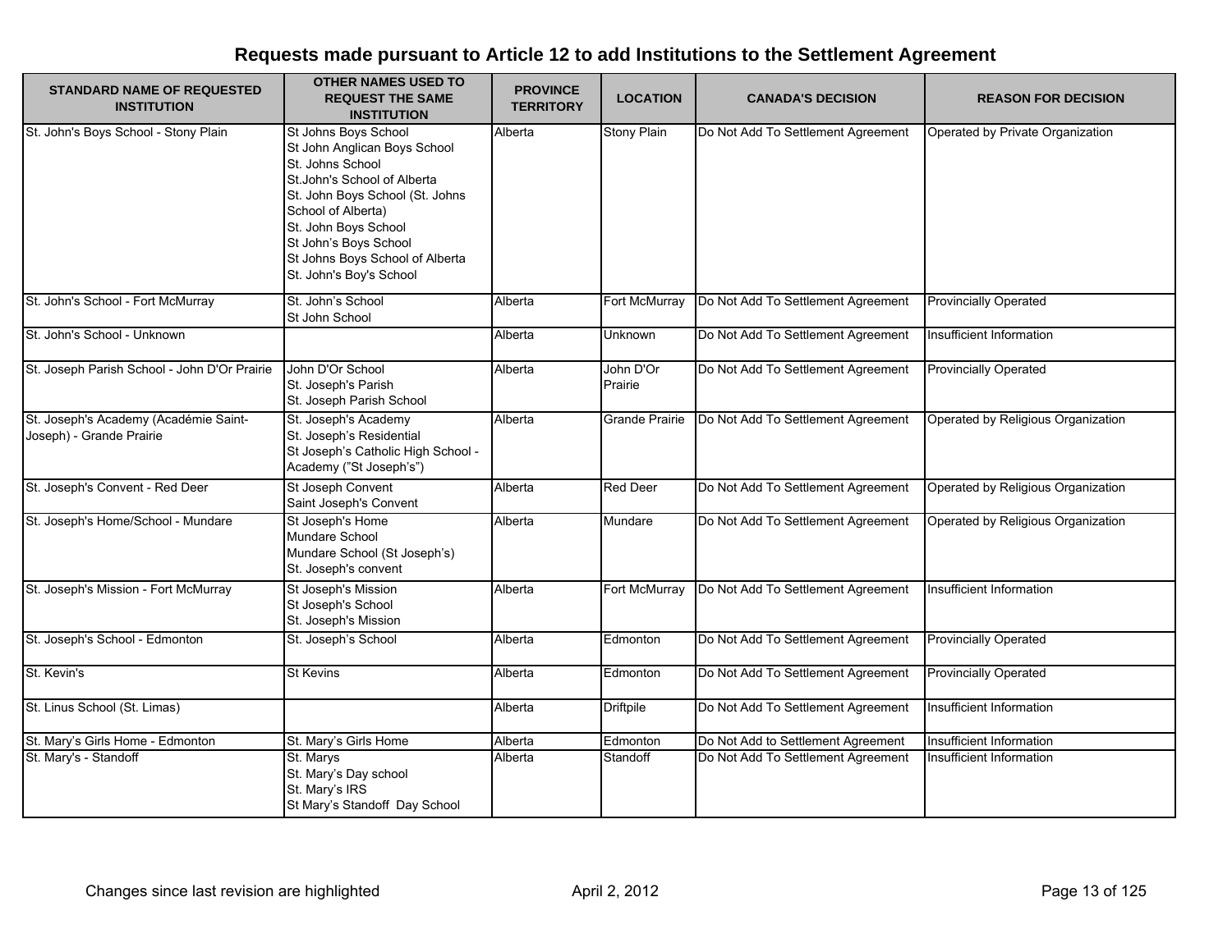## Requests made pursuant to Article 12 to add Institutions to the Settlement Agreement

| STANDARD NAME OF REQUESTED INSTITUTION | OTHER NAMES USED TO REQUEST THE SAME INSTITUTION | PROVINCE TERRITORY | LOCATION | CANADA'S DECISION | REASON FOR DECISION |
|---|---|---|---|---|---|
| St. John's Boys School - Stony Plain | St Johns Boys School<br>St John Anglican Boys School<br>St. Johns School<br>St.John's School of Alberta<br>St. John Boys School (St. Johns School of Alberta)<br>St. John Boys School<br>St John's Boys School<br>St Johns Boys School of Alberta<br>St. John's Boy's School | Alberta | Stony Plain | Do Not Add To Settlement Agreement | Operated by Private Organization |
| St. John's School - Fort McMurray | St. John's School<br>St John School | Alberta | Fort McMurray | Do Not Add To Settlement Agreement | Provincially Operated |
| St. John's School - Unknown | | Alberta | Unknown | Do Not Add To Settlement Agreement | Insufficient Information |
| St. Joseph Parish School - John D'Or Prairie | John D'Or School<br>St. Joseph's Parish<br>St. Joseph Parish School | Alberta | John D'Or Prairie | Do Not Add To Settlement Agreement | Provincially Operated |
| St. Joseph's Academy (Académie Saint-Joseph) - Grande Prairie | St. Joseph's Academy<br>St. Joseph's Residential<br>St Joseph's Catholic High School - Academy ("St Joseph's") | Alberta | Grande Prairie | Do Not Add To Settlement Agreement | Operated by Religious Organization |
| St. Joseph's Convent - Red Deer | St Joseph Convent<br>Saint Joseph's Convent | Alberta | Red Deer | Do Not Add To Settlement Agreement | Operated by Religious Organization |
| St. Joseph's Home/School - Mundare | St Joseph's Home<br>Mundare School<br>Mundare School (St Joseph's)<br>St. Joseph's convent | Alberta | Mundare | Do Not Add To Settlement Agreement | Operated by Religious Organization |
| St. Joseph's Mission - Fort McMurray | St Joseph's Mission<br>St Joseph's School<br>St. Joseph's Mission | Alberta | Fort McMurray | Do Not Add To Settlement Agreement | Insufficient Information |
| St. Joseph's School - Edmonton | St. Joseph's School | Alberta | Edmonton | Do Not Add To Settlement Agreement | Provincially Operated |
| St. Kevin's | St Kevins | Alberta | Edmonton | Do Not Add To Settlement Agreement | Provincially Operated |
| St. Linus School (St. Limas) | | Alberta | Driftpile | Do Not Add To Settlement Agreement | Insufficient Information |
| St. Mary's Girls Home - Edmonton | St. Mary's Girls Home | Alberta | Edmonton | Do Not Add to Settlement Agreement | Insufficient Information |
| St. Mary's - Standoff | St. Marys<br>St. Mary's Day school<br>St. Mary's IRS<br>St Mary's Standoff Day School | Alberta | Standoff | Do Not Add To Settlement Agreement | Insufficient Information |

Changes since last revision are highlighted    April 2, 2012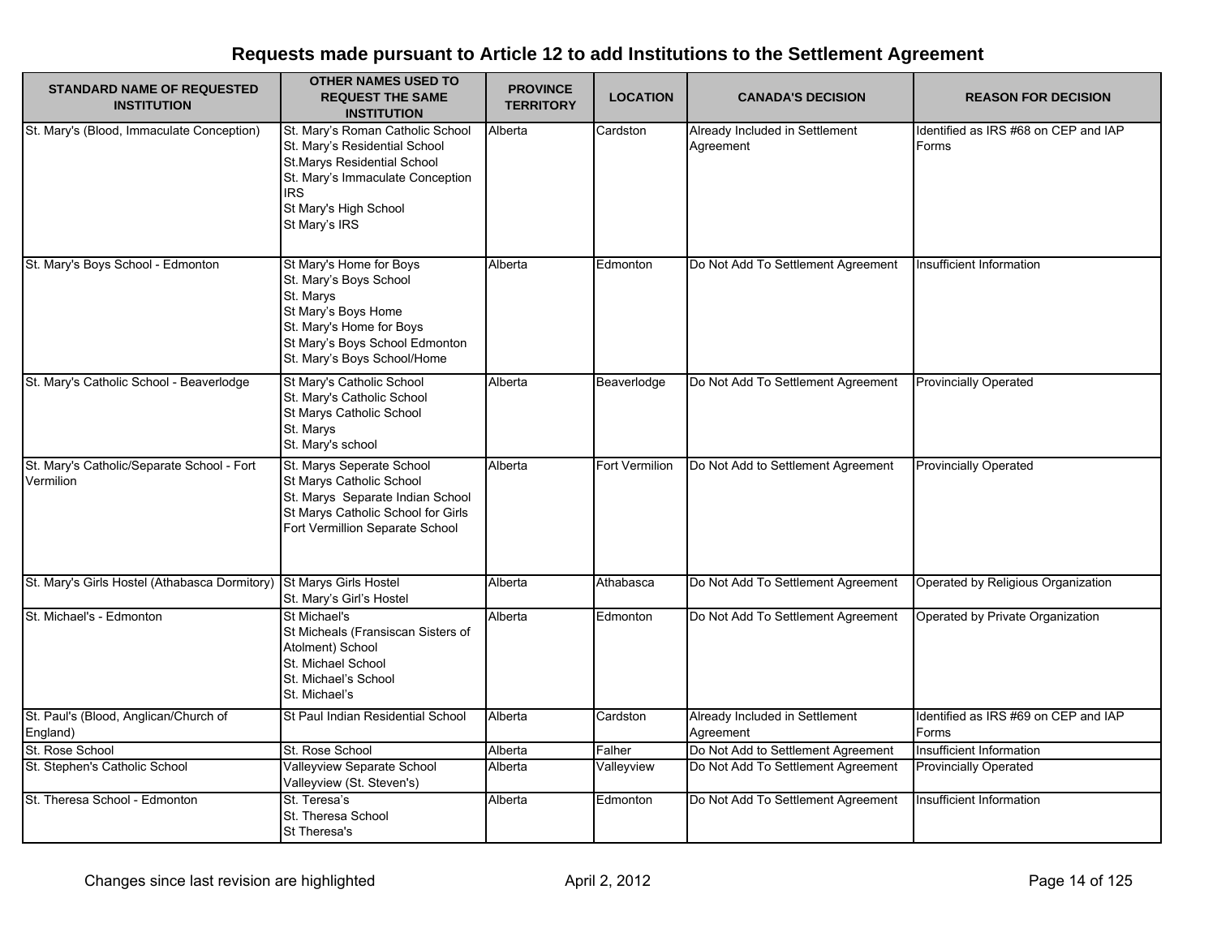## Requests made pursuant to Article 12 to add Institutions to the Settlement Agreement

| STANDARD NAME OF REQUESTED INSTITUTION | OTHER NAMES USED TO REQUEST THE SAME INSTITUTION | PROVINCE TERRITORY | LOCATION | CANADA'S DECISION | REASON FOR DECISION |
|---|---|---|---|---|---|
| St. Mary's (Blood, Immaculate Conception) | St. Mary's Roman Catholic School<br>St. Mary's Residential School<br>St.Marys Residential School<br>St. Mary's Immaculate Conception IRS<br>St Mary's High School<br>St Mary's IRS | Alberta | Cardston | Already Included in Settlement Agreement | Identified as IRS #68 on CEP and IAP Forms |
| St. Mary's Boys School - Edmonton | St Mary's Home for Boys<br>St. Mary's Boys School<br>St. Marys<br>St Mary's Boys Home<br>St. Mary's Home for Boys<br>St Mary's Boys School Edmonton<br>St. Mary's Boys School/Home | Alberta | Edmonton | Do Not Add To Settlement Agreement | Insufficient Information |
| St. Mary's Catholic School - Beaverlodge | St Mary's Catholic School<br>St. Mary's Catholic School<br>St Marys Catholic School<br>St. Marys<br>St. Mary's school | Alberta | Beaverlodge | Do Not Add To Settlement Agreement | Provincially Operated |
| St. Mary's Catholic/Separate School - Fort Vermilion | St. Marys Seperate School<br>St Marys Catholic School<br>St. Marys Separate Indian School<br>St Marys Catholic School for Girls<br>Fort Vermillion Separate School | Alberta | Fort Vermilion | Do Not Add to Settlement Agreement | Provincially Operated |
| St. Mary's Girls Hostel (Athabasca Dormitory) | St Marys Girls Hostel<br>St. Mary's Girl's Hostel | Alberta | Athabasca | Do Not Add To Settlement Agreement | Operated by Religious Organization |
| St. Michael's - Edmonton | St Michael's<br>St Micheals (Fransiscan Sisters of Atolment) School<br>St. Michael School<br>St. Michael's School<br>St. Michael's | Alberta | Edmonton | Do Not Add To Settlement Agreement | Operated by Private Organization |
| St. Paul's (Blood, Anglican/Church of England) | St Paul Indian Residential School | Alberta | Cardston | Already Included in Settlement Agreement | Identified as IRS #69 on CEP and IAP Forms |
| St. Rose School | St. Rose School | Alberta | Falher | Do Not Add to Settlement Agreement | Insufficient Information |
| St. Stephen's Catholic School | Valleyview Separate School<br>Valleyview (St. Steven's) | Alberta | Valleyview | Do Not Add To Settlement Agreement | Provincially Operated |
| St. Theresa School - Edmonton | St. Teresa's<br>St. Theresa School<br>St Theresa's | Alberta | Edmonton | Do Not Add To Settlement Agreement | Insufficient Information |

Changes since last revision are highlighted

April 2, 2012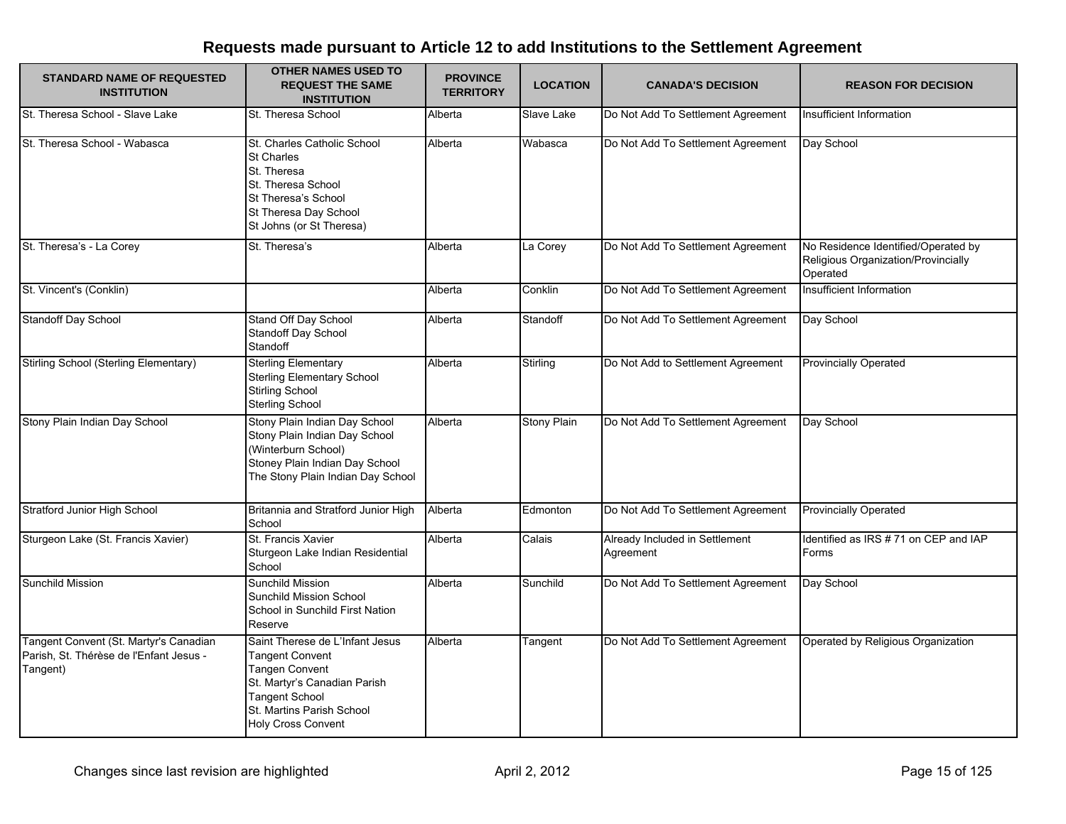# Requests made pursuant to Article 12 to add Institutions to the Settlement Agreement

| STANDARD NAME OF REQUESTED INSTITUTION | OTHER NAMES USED TO REQUEST THE SAME INSTITUTION | PROVINCE TERRITORY | LOCATION | CANADA'S DECISION | REASON FOR DECISION |
|---|---|---|---|---|---|
| St. Theresa School - Slave Lake | St. Theresa School | Alberta | Slave Lake | Do Not Add To Settlement Agreement | Insufficient Information |
| St. Theresa School - Wabasca | St. Charles Catholic School<br>St Charles<br>St. Theresa<br>St. Theresa School<br>St Theresa's School<br>St Theresa Day School<br>St Johns (or St Theresa) | Alberta | Wabasca | Do Not Add To Settlement Agreement | Day School |
| St. Theresa's - La Corey | St. Theresa's | Alberta | La Corey | Do Not Add To Settlement Agreement | No Residence Identified/Operated by Religious Organization/Provincially Operated |
| St. Vincent's (Conklin) | | Alberta | Conklin | Do Not Add To Settlement Agreement | Insufficient Information |
| Standoff Day School | Stand Off Day School<br>Standoff Day School<br>Standoff | Alberta | Standoff | Do Not Add To Settlement Agreement | Day School |
| Stirling School (Sterling Elementary) | Sterling Elementary<br>Sterling Elementary School<br>Stirling School<br>Sterling School | Alberta | Stirling | Do Not Add to Settlement Agreement | Provincially Operated |
| Stony Plain Indian Day School | Stony Plain Indian Day School<br>Stony Plain Indian Day School (Winterburn School)<br>Stoney Plain Indian Day School<br>The Stony Plain Indian Day School | Alberta | Stony Plain | Do Not Add To Settlement Agreement | Day School |
| Stratford Junior High School | Britannia and Stratford Junior High School | Alberta | Edmonton | Do Not Add To Settlement Agreement | Provincially Operated |
| Sturgeon Lake (St. Francis Xavier) | St. Francis Xavier<br>Sturgeon Lake Indian Residential School | Alberta | Calais | Already Included in Settlement Agreement | Identified as IRS # 71 on CEP and IAP Forms |
| Sunchild Mission | Sunchild Mission<br>Sunchild Mission School<br>School in Sunchild First Nation Reserve | Alberta | Sunchild | Do Not Add To Settlement Agreement | Day School |
| Tangent Convent (St. Martyr's Canadian Parish, St. Thérèse de l'Enfant Jesus - Tangent) | Saint Therese de L'Infant Jesus<br>Tangent Convent<br>Tangen Convent<br>St. Martyr's Canadian Parish<br>Tangent School<br>St. Martins Parish School<br>Holy Cross Convent | Alberta | Tangent | Do Not Add To Settlement Agreement | Operated by Religious Organization |

Changes since last revision are highlighted — April 2, 2012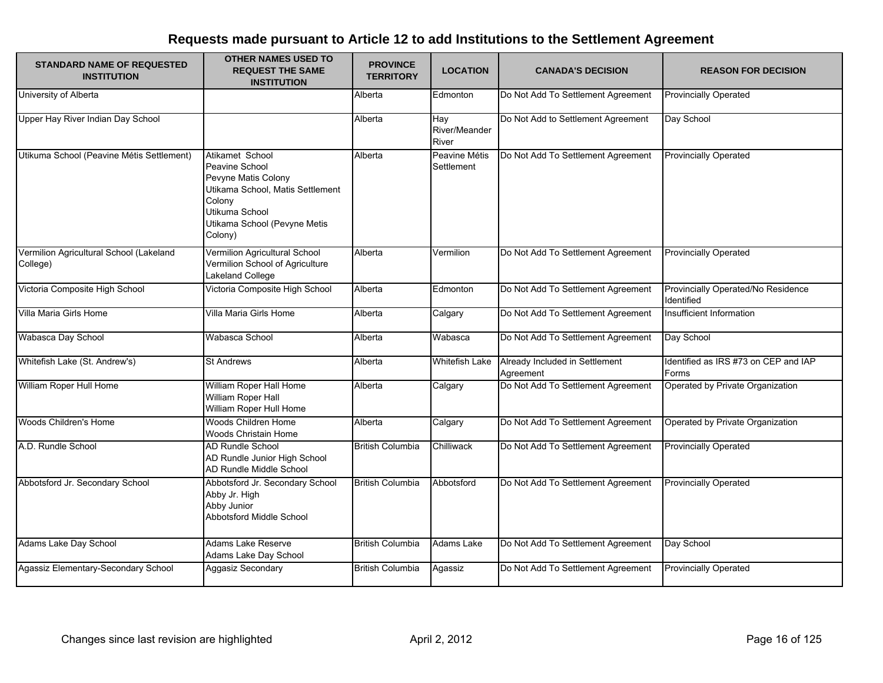## Requests made pursuant to Article 12 to add Institutions to the Settlement Agreement

| STANDARD NAME OF REQUESTED INSTITUTION | OTHER NAMES USED TO REQUEST THE SAME INSTITUTION | PROVINCE TERRITORY | LOCATION | CANADA'S DECISION | REASON FOR DECISION |
|---|---|---|---|---|---|
| University of Alberta | | Alberta | Edmonton | Do Not Add To Settlement Agreement | Provincially Operated |
| Upper Hay River Indian Day School | | Alberta | Hay River/Meander River | Do Not Add to Settlement Agreement | Day School |
| Utikuma School (Peavine Métis Settlement) | Atikamet School<br>Peavine School<br>Pevyne Matis Colony<br>Utikama School, Matis Settlement Colony<br>Utikuma School<br>Utikama School (Pevyne Metis Colony) | Alberta | Peavine Métis Settlement | Do Not Add To Settlement Agreement | Provincially Operated |
| Vermilion Agricultural School (Lakeland College) | Vermilion Agricultural School<br>Vermilion School of Agriculture<br>Lakeland College | Alberta | Vermilion | Do Not Add To Settlement Agreement | Provincially Operated |
| Victoria Composite High School | Victoria Composite High School | Alberta | Edmonton | Do Not Add To Settlement Agreement | Provincially Operated/No Residence Identified |
| Villa Maria Girls Home | Villa Maria Girls Home | Alberta | Calgary | Do Not Add To Settlement Agreement | Insufficient Information |
| Wabasca Day School | Wabasca School | Alberta | Wabasca | Do Not Add To Settlement Agreement | Day School |
| Whitefish Lake (St. Andrew's) | St Andrews | Alberta | Whitefish Lake | Already Included in Settlement Agreement | Identified as IRS #73 on CEP and IAP Forms |
| William Roper Hull Home | William Roper Hall Home<br>William Roper Hall<br>William Roper Hull Home | Alberta | Calgary | Do Not Add To Settlement Agreement | Operated by Private Organization |
| Woods Children's Home | Woods Children Home<br>Woods Christain Home | Alberta | Calgary | Do Not Add To Settlement Agreement | Operated by Private Organization |
| A.D. Rundle School | AD Rundle School<br>AD Rundle Junior High School<br>AD Rundle Middle School | British Columbia | Chilliwack | Do Not Add To Settlement Agreement | Provincially Operated |
| Abbotsford Jr. Secondary School | Abbotsford Jr. Secondary School<br>Abby Jr. High<br>Abby Junior<br>Abbotsford Middle School | British Columbia | Abbotsford | Do Not Add To Settlement Agreement | Provincially Operated |
| Adams Lake Day School | Adams Lake Reserve<br>Adams Lake Day School | British Columbia | Adams Lake | Do Not Add To Settlement Agreement | Day School |
| Agassiz Elementary-Secondary School | Aggasiz Secondary | British Columbia | Agassiz | Do Not Add To Settlement Agreement | Provincially Operated |

Changes since last revision are highlighted

April 2, 2012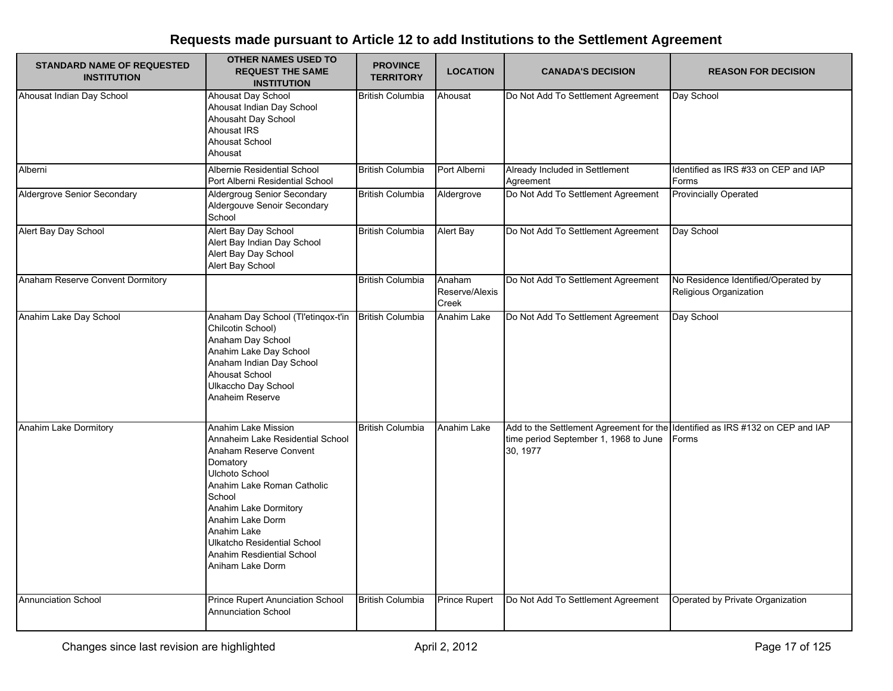## Requests made pursuant to Article 12 to add Institutions to the Settlement Agreement

| STANDARD NAME OF REQUESTED INSTITUTION | OTHER NAMES USED TO REQUEST THE SAME INSTITUTION | PROVINCE TERRITORY | LOCATION | CANADA'S DECISION | REASON FOR DECISION |
|---|---|---|---|---|---|
| Ahousat Indian Day School | Ahousat Day School<br>Ahousat Indian Day School<br>Ahousaht Day School<br>Ahousat IRS<br>Ahousat School<br>Ahousat | British Columbia | Ahousat | Do Not Add To Settlement Agreement | Day School |
| Alberni | Albernie Residential School<br>Port Alberni Residential School | British Columbia | Port Alberni | Already Included in Settlement Agreement | Identified as IRS #33 on CEP and IAP Forms |
| Aldergrove Senior Secondary | Aldergroug Senior Secondary<br>Aldergouve Senoir Secondary School | British Columbia | Aldergrove | Do Not Add To Settlement Agreement | Provincially Operated |
| Alert Bay Day School | Alert Bay Day School<br>Alert Bay Indian Day School<br>Alert Bay Day School<br>Alert Bay School | British Columbia | Alert Bay | Do Not Add To Settlement Agreement | Day School |
| Anaham Reserve Convent Dormitory | | British Columbia | Anaham Reserve/Alexis Creek | Do Not Add To Settlement Agreement | No Residence Identified/Operated by Religious Organization |
| Anahim Lake Day School | Anaham Day School (Tl'etinqox-t'in Chilcotin School)<br>Anaham Day School<br>Anahim Lake Day School<br>Anaham Indian Day School<br>Ahousat School<br>Ulkaccho Day School<br>Anaheim Reserve | British Columbia | Anahim Lake | Do Not Add To Settlement Agreement | Day School |
| Anahim Lake Dormitory | Anahim Lake Mission<br>Annaheim Lake Residential School<br>Anaham Reserve Convent Domatory<br>Ulchoto School<br>Anahim Lake Roman Catholic School<br>Anahim Lake Dormitory<br>Anahim Lake Dorm<br>Anahim Lake<br>Ulkatcho Residential School<br>Anahim Resdiential School<br>Aniham Lake Dorm | British Columbia | Anahim Lake | Add to the Settlement Agreement for the time period September 1, 1968 to June 30, 1977 | Identified as IRS #132 on CEP and IAP Forms |
| Annunciation School | Prince Rupert Anunciation School<br>Annunciation School | British Columbia | Prince Rupert | Do Not Add To Settlement Agreement | Operated by Private Organization |

Changes since last revision are highlighted

April 2, 2012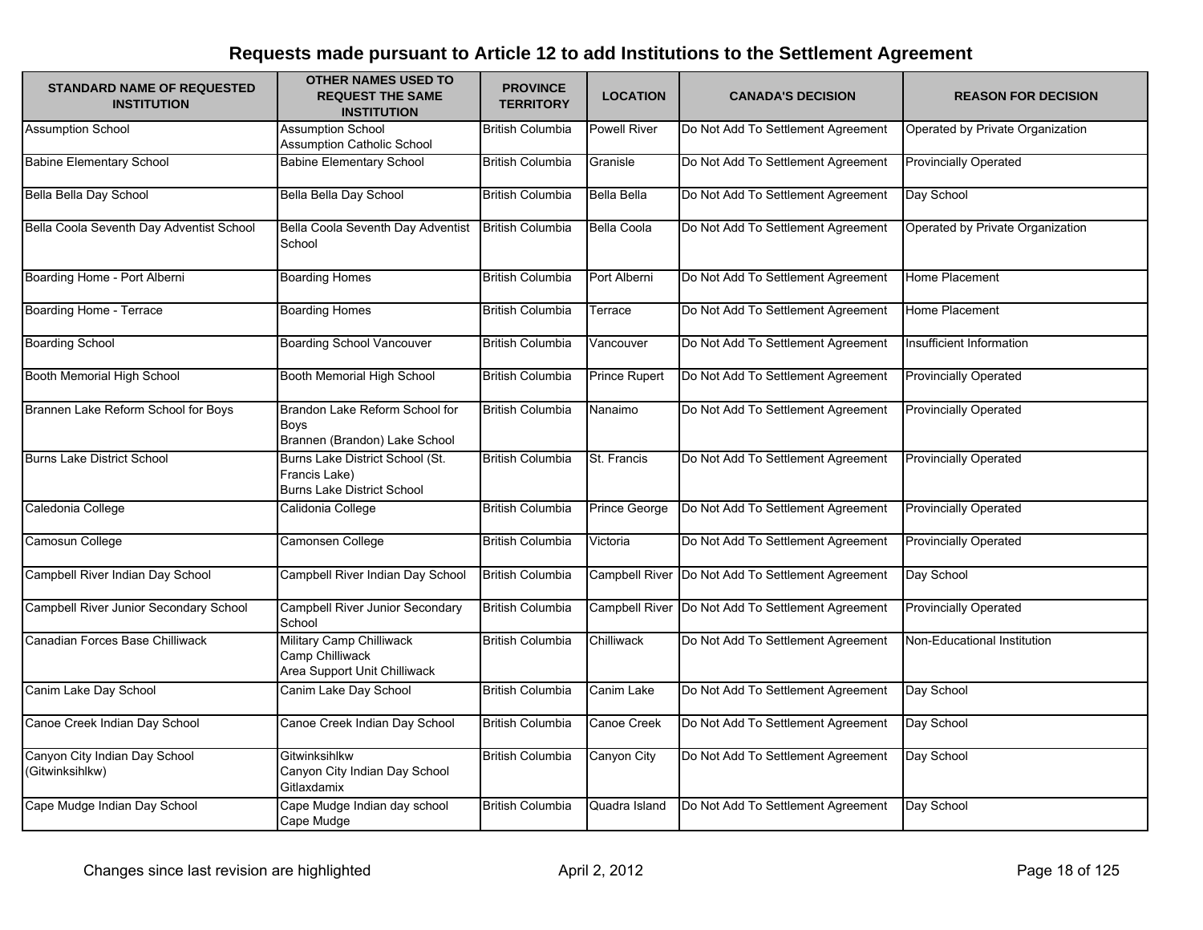# Requests made pursuant to Article 12 to add Institutions to the Settlement Agreement

| STANDARD NAME OF REQUESTED INSTITUTION | OTHER NAMES USED TO REQUEST THE SAME INSTITUTION | PROVINCE TERRITORY | LOCATION | CANADA'S DECISION | REASON FOR DECISION |
|---|---|---|---|---|---|
| Assumption School | Assumption School<br>Assumption Catholic School | British Columbia | Powell River | Do Not Add To Settlement Agreement | Operated by Private Organization |
| Babine Elementary School | Babine Elementary School | British Columbia | Granisle | Do Not Add To Settlement Agreement | Provincially Operated |
| Bella Bella Day School | Bella Bella Day School | British Columbia | Bella Bella | Do Not Add To Settlement Agreement | Day School |
| Bella Coola Seventh Day Adventist School | Bella Coola Seventh Day Adventist School | British Columbia | Bella Coola | Do Not Add To Settlement Agreement | Operated by Private Organization |
| Boarding Home - Port Alberni | Boarding Homes | British Columbia | Port Alberni | Do Not Add To Settlement Agreement | Home Placement |
| Boarding Home - Terrace | Boarding Homes | British Columbia | Terrace | Do Not Add To Settlement Agreement | Home Placement |
| Boarding School | Boarding School Vancouver | British Columbia | Vancouver | Do Not Add To Settlement Agreement | Insufficient Information |
| Booth Memorial High School | Booth Memorial High School | British Columbia | Prince Rupert | Do Not Add To Settlement Agreement | Provincially Operated |
| Brannen Lake Reform School for Boys | Brandon Lake Reform School for Boys<br>Brannen (Brandon) Lake School | British Columbia | Nanaimo | Do Not Add To Settlement Agreement | Provincially Operated |
| Burns Lake District School | Burns Lake District School (St. Francis Lake)<br>Burns Lake District School | British Columbia | St. Francis | Do Not Add To Settlement Agreement | Provincially Operated |
| Caledonia College | Calidonia College | British Columbia | Prince George | Do Not Add To Settlement Agreement | Provincially Operated |
| Camosun College | Camonsen College | British Columbia | Victoria | Do Not Add To Settlement Agreement | Provincially Operated |
| Campbell River Indian Day School | Campbell River Indian Day School | British Columbia | Campbell River | Do Not Add To Settlement Agreement | Day School |
| Campbell River Junior Secondary School | Campbell River Junior Secondary School | British Columbia | Campbell River | Do Not Add To Settlement Agreement | Provincially Operated |
| Canadian Forces Base Chilliwack | Military Camp Chilliwack<br>Camp Chilliwack<br>Area Support Unit Chilliwack | British Columbia | Chilliwack | Do Not Add To Settlement Agreement | Non-Educational Institution |
| Canim Lake Day School | Canim Lake Day School | British Columbia | Canim Lake | Do Not Add To Settlement Agreement | Day School |
| Canoe Creek Indian Day School | Canoe Creek Indian Day School | British Columbia | Canoe Creek | Do Not Add To Settlement Agreement | Day School |
| Canyon City Indian Day School (Gitwinksihlkw) | Gitwinksihlkw<br>Canyon City Indian Day School<br>Gitlaxdamix | British Columbia | Canyon City | Do Not Add To Settlement Agreement | Day School |
| Cape Mudge Indian Day School | Cape Mudge Indian day school<br>Cape Mudge | British Columbia | Quadra Island | Do Not Add To Settlement Agreement | Day School |

Changes since last revision are highlighted | April 2, 2012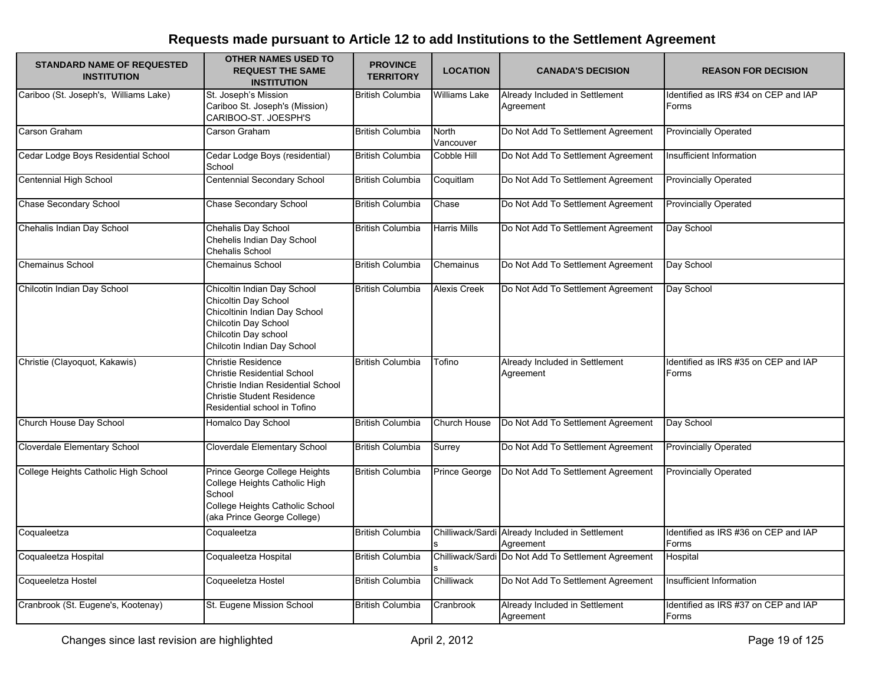# Requests made pursuant to Article 12 to add Institutions to the Settlement Agreement

| STANDARD NAME OF REQUESTED INSTITUTION | OTHER NAMES USED TO REQUEST THE SAME INSTITUTION | PROVINCE TERRITORY | LOCATION | CANADA'S DECISION | REASON FOR DECISION |
|---|---|---|---|---|---|
| Cariboo (St. Joseph's, Williams Lake) | St. Joseph's Mission<br>Cariboo St. Joseph's (Mission)<br>CARIBOO-ST. JOESPH'S | British Columbia | Williams Lake | Already Included in Settlement Agreement | Identified as IRS #34 on CEP and IAP Forms |
| Carson Graham | Carson Graham | British Columbia | North Vancouver | Do Not Add To Settlement Agreement | Provincially Operated |
| Cedar Lodge Boys Residential School | Cedar Lodge Boys (residential) School | British Columbia | Cobble Hill | Do Not Add To Settlement Agreement | Insufficient Information |
| Centennial High School | Centennial Secondary School | British Columbia | Coquitlam | Do Not Add To Settlement Agreement | Provincially Operated |
| Chase Secondary School | Chase Secondary School | British Columbia | Chase | Do Not Add To Settlement Agreement | Provincially Operated |
| Chehalis Indian Day School | Chehalis Day School<br>Chehelis Indian Day School<br>Chehalis School | British Columbia | Harris Mills | Do Not Add To Settlement Agreement | Day School |
| Chemainus School | Chemainus School | British Columbia | Chemainus | Do Not Add To Settlement Agreement | Day School |
| Chilcotin Indian Day School | Chicoltin Indian Day School<br>Chicoltin Day School<br>Chicoltinin Indian Day School<br>Chilcotin Day School<br>Chilcotin Day school<br>Chilcotin Indian Day School | British Columbia | Alexis Creek | Do Not Add To Settlement Agreement | Day School |
| Christie (Clayoquot, Kakawis) | Christie Residence<br>Christie Residential School<br>Christie Indian Residential School<br>Christie Student Residence<br>Residential school in Tofino | British Columbia | Tofino | Already Included in Settlement Agreement | Identified as IRS #35 on CEP and IAP Forms |
| Church House Day School | Homalco Day School | British Columbia | Church House | Do Not Add To Settlement Agreement | Day School |
| Cloverdale Elementary School | Cloverdale Elementary School | British Columbia | Surrey | Do Not Add To Settlement Agreement | Provincially Operated |
| College Heights Catholic High School | Prince George College Heights<br>College Heights Catholic High School<br>College Heights Catholic School (aka Prince George College) | British Columbia | Prince George | Do Not Add To Settlement Agreement | Provincially Operated |
| Coqualeetza | Coqualeetza | British Columbia | Chilliwack/Sardis | Already Included in Settlement Agreement | Identified as IRS #36 on CEP and IAP Forms |
| Coqualeetza Hospital | Coqualeetza Hospital | British Columbia | Chilliwack/Sardis | Do Not Add To Settlement Agreement | Hospital |
| Coqueeletza Hostel | Coqueeletza Hostel | British Columbia | Chilliwack | Do Not Add To Settlement Agreement | Insufficient Information |
| Cranbrook (St. Eugene's, Kootenay) | St. Eugene Mission School | British Columbia | Cranbrook | Already Included in Settlement Agreement | Identified as IRS #37 on CEP and IAP Forms |

Changes since last revision are highlighted | April 2, 2012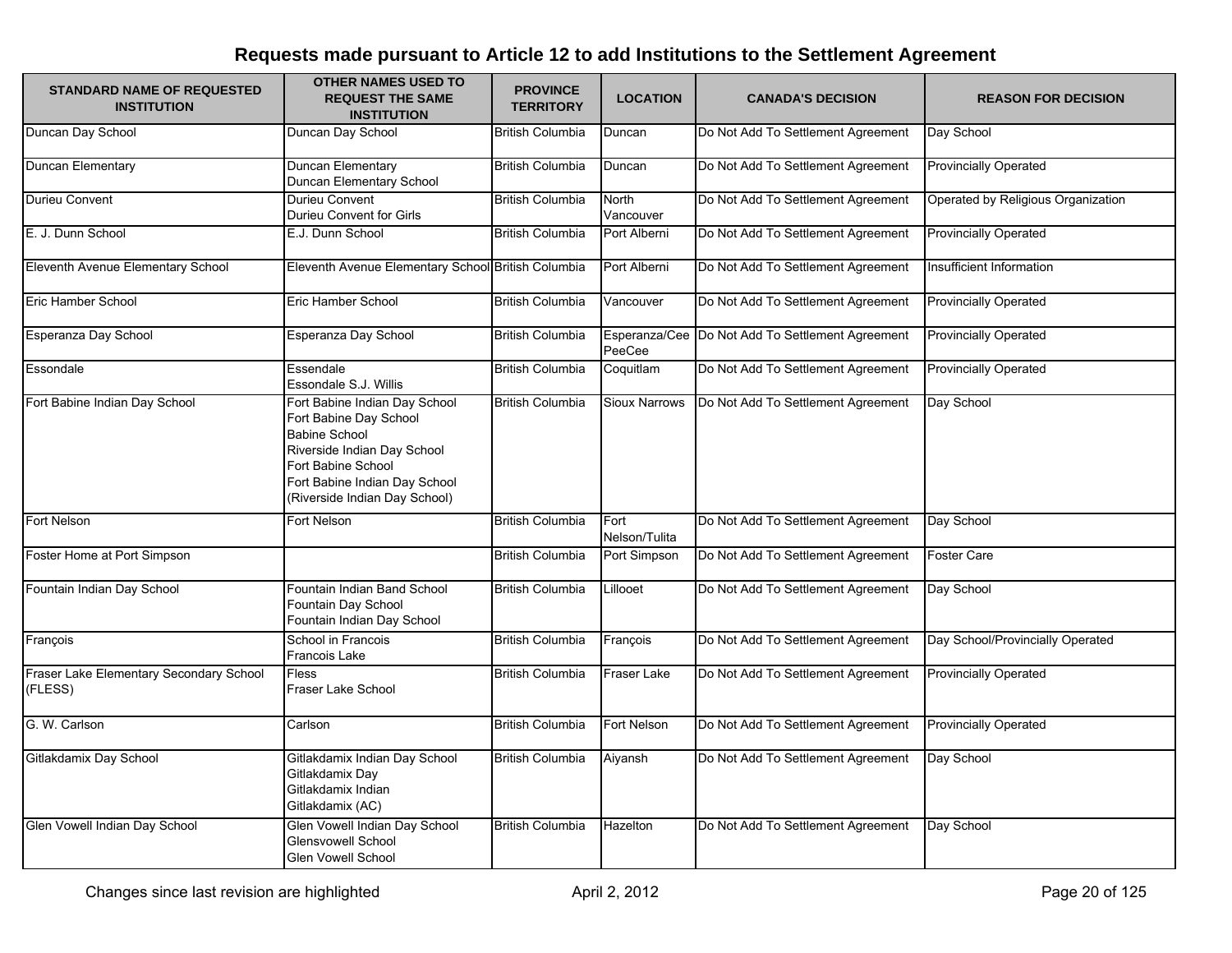## Requests made pursuant to Article 12 to add Institutions to the Settlement Agreement

| STANDARD NAME OF REQUESTED INSTITUTION | OTHER NAMES USED TO REQUEST THE SAME INSTITUTION | PROVINCE TERRITORY | LOCATION | CANADA'S DECISION | REASON FOR DECISION |
|---|---|---|---|---|---|
| Duncan Day School | Duncan Day School | British Columbia | Duncan | Do Not Add To Settlement Agreement | Day School |
| Duncan Elementary | Duncan Elementary<br>Duncan Elementary School | British Columbia | Duncan | Do Not Add To Settlement Agreement | Provincially Operated |
| Durieu Convent | Durieu Convent<br>Durieu Convent for Girls | British Columbia | North Vancouver | Do Not Add To Settlement Agreement | Operated by Religious Organization |
| E. J. Dunn School | E.J. Dunn School | British Columbia | Port Alberni | Do Not Add To Settlement Agreement | Provincially Operated |
| Eleventh Avenue Elementary School | Eleventh Avenue Elementary School | British Columbia | Port Alberni | Do Not Add To Settlement Agreement | Insufficient Information |
| Eric Hamber School | Eric Hamber School | British Columbia | Vancouver | Do Not Add To Settlement Agreement | Provincially Operated |
| Esperanza Day School | Esperanza Day School | British Columbia | Esperanza/Cee PeeCee | Do Not Add To Settlement Agreement | Provincially Operated |
| Essondale | Essendale<br>Essondale S.J. Willis | British Columbia | Coquitlam | Do Not Add To Settlement Agreement | Provincially Operated |
| Fort Babine Indian Day School | Fort Babine Indian Day School<br>Fort Babine Day School<br>Babine School<br>Riverside Indian Day School<br>Fort Babine School<br>Fort Babine Indian Day School (Riverside Indian Day School) | British Columbia | Sioux Narrows | Do Not Add To Settlement Agreement | Day School |
| Fort Nelson | Fort Nelson | British Columbia | Fort Nelson/Tulita | Do Not Add To Settlement Agreement | Day School |
| Foster Home at Port Simpson | | British Columbia | Port Simpson | Do Not Add To Settlement Agreement | Foster Care |
| Fountain Indian Day School | Fountain Indian Band School<br>Fountain Day School<br>Fountain Indian Day School | British Columbia | Lillooet | Do Not Add To Settlement Agreement | Day School |
| François | School in Francois<br>Francois Lake | British Columbia | François | Do Not Add To Settlement Agreement | Day School/Provincially Operated |
| Fraser Lake Elementary Secondary School (FLESS) | Fless<br>Fraser Lake School | British Columbia | Fraser Lake | Do Not Add To Settlement Agreement | Provincially Operated |
| G. W. Carlson | Carlson | British Columbia | Fort Nelson | Do Not Add To Settlement Agreement | Provincially Operated |
| Gitlakdamix Day School | Gitlakdamix Indian Day School<br>Gitlakdamix Day<br>Gitlakdamix Indian<br>Gitlakdamix (AC) | British Columbia | Aiyansh | Do Not Add To Settlement Agreement | Day School |
| Glen Vowell Indian Day School | Glen Vowell Indian Day School<br>Glensvowell School<br>Glen Vowell School | British Columbia | Hazelton | Do Not Add To Settlement Agreement | Day School |

Changes since last revision are highlighted

April 2, 2012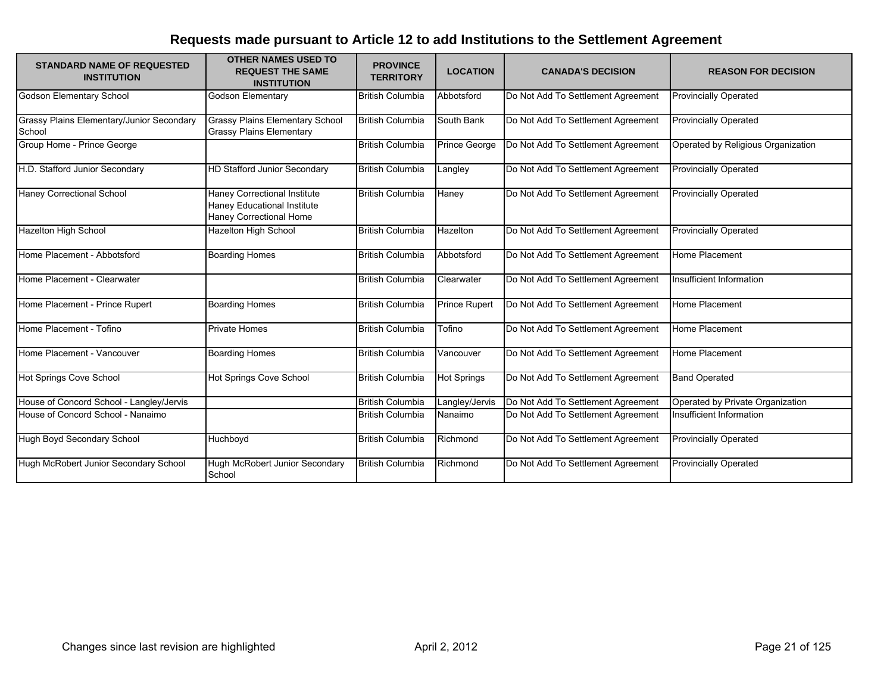## Requests made pursuant to Article 12 to add Institutions to the Settlement Agreement

| STANDARD NAME OF REQUESTED INSTITUTION | OTHER NAMES USED TO REQUEST THE SAME INSTITUTION | PROVINCE TERRITORY | LOCATION | CANADA'S DECISION | REASON FOR DECISION |
|---|---|---|---|---|---|
| Godson Elementary School | Godson Elementary | British Columbia | Abbotsford | Do Not Add To Settlement Agreement | Provincially Operated |
| Grassy Plains Elementary/Junior Secondary School | Grassy Plains Elementary School<br>Grassy Plains Elementary | British Columbia | South Bank | Do Not Add To Settlement Agreement | Provincially Operated |
| Group Home - Prince George | | British Columbia | Prince George | Do Not Add To Settlement Agreement | Operated by Religious Organization |
| H.D. Stafford Junior Secondary | HD Stafford Junior Secondary | British Columbia | Langley | Do Not Add To Settlement Agreement | Provincially Operated |
| Haney Correctional School | Haney Correctional Institute<br>Haney Educational Institute<br>Haney Correctional Home | British Columbia | Haney | Do Not Add To Settlement Agreement | Provincially Operated |
| Hazelton High School | Hazelton High School | British Columbia | Hazelton | Do Not Add To Settlement Agreement | Provincially Operated |
| Home Placement - Abbotsford | Boarding Homes | British Columbia | Abbotsford | Do Not Add To Settlement Agreement | Home Placement |
| Home Placement - Clearwater | | British Columbia | Clearwater | Do Not Add To Settlement Agreement | Insufficient Information |
| Home Placement - Prince Rupert | Boarding Homes | British Columbia | Prince Rupert | Do Not Add To Settlement Agreement | Home Placement |
| Home Placement - Tofino | Private Homes | British Columbia | Tofino | Do Not Add To Settlement Agreement | Home Placement |
| Home Placement - Vancouver | Boarding Homes | British Columbia | Vancouver | Do Not Add To Settlement Agreement | Home Placement |
| Hot Springs Cove School | Hot Springs Cove School | British Columbia | Hot Springs | Do Not Add To Settlement Agreement | Band Operated |
| House of Concord School - Langley/Jervis | | British Columbia | Langley/Jervis | Do Not Add To Settlement Agreement | Operated by Private Organization |
| House of Concord School - Nanaimo | | British Columbia | Nanaimo | Do Not Add To Settlement Agreement | Insufficient Information |
| Hugh Boyd Secondary School | Huchboyd | British Columbia | Richmond | Do Not Add To Settlement Agreement | Provincially Operated |
| Hugh McRobert Junior Secondary School | Hugh McRobert Junior Secondary School | British Columbia | Richmond | Do Not Add To Settlement Agreement | Provincially Operated |

Changes since last revision are highlighted

April 2, 2012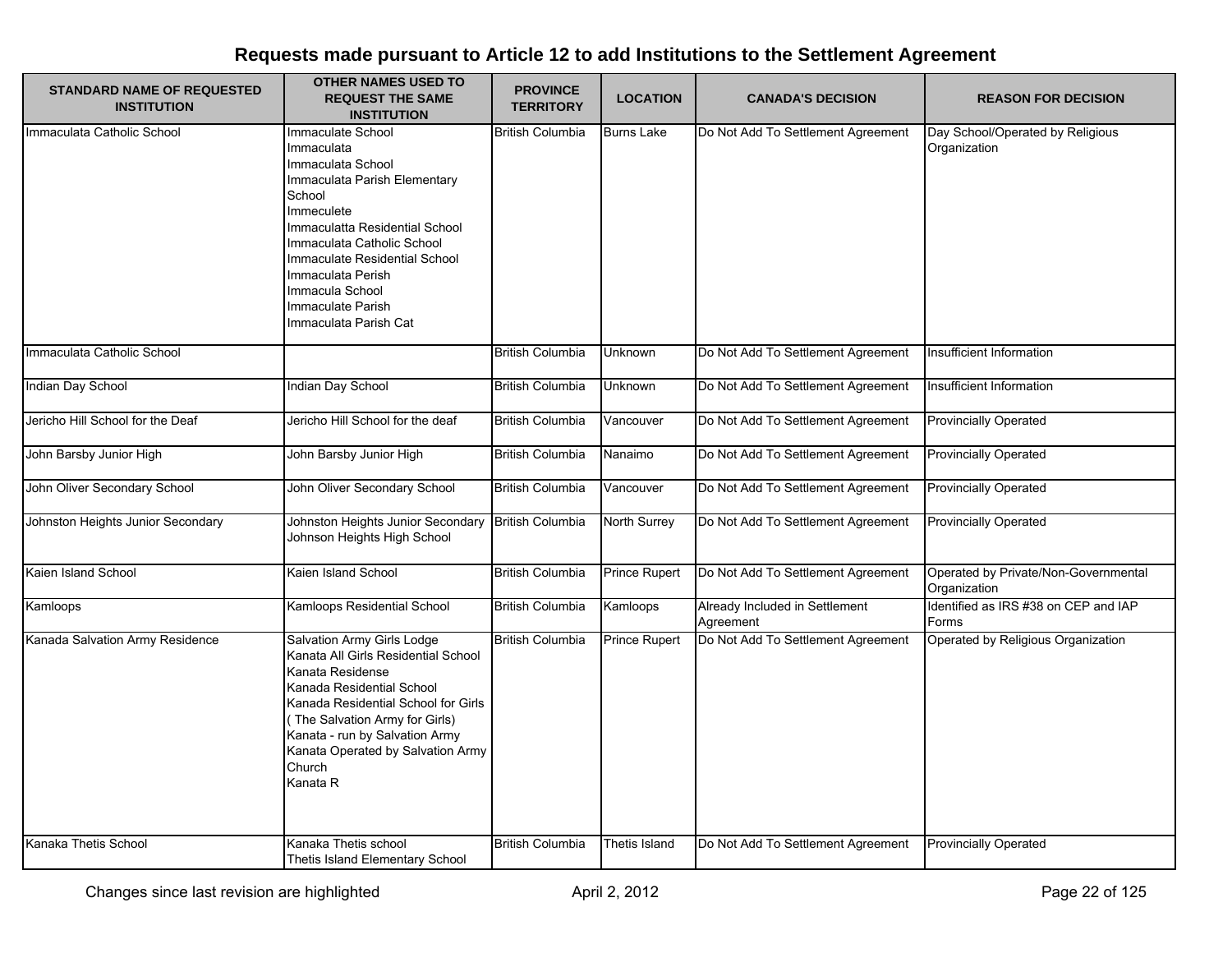# Requests made pursuant to Article 12 to add Institutions to the Settlement Agreement

| STANDARD NAME OF REQUESTED INSTITUTION | OTHER NAMES USED TO REQUEST THE SAME INSTITUTION | PROVINCE TERRITORY | LOCATION | CANADA'S DECISION | REASON FOR DECISION |
|---|---|---|---|---|---|
| Immaculata Catholic School | Immaculate School<br>Immaculata<br>Immaculata School<br>Immaculata Parish Elementary School<br>Immeculete<br>Immaculatta Residential School<br>Immaculata Catholic School<br>Immaculate Residential School<br>Immaculata Perish<br>Immacula School<br>Immaculate Parish<br>Immaculata Parish Cat | British Columbia | Burns Lake | Do Not Add To Settlement Agreement | Day School/Operated by Religious Organization |
| Immaculata Catholic School | | British Columbia | Unknown | Do Not Add To Settlement Agreement | Insufficient Information |
| Indian Day School | Indian Day School | British Columbia | Unknown | Do Not Add To Settlement Agreement | Insufficient Information |
| Jericho Hill School for the Deaf | Jericho Hill School for the deaf | British Columbia | Vancouver | Do Not Add To Settlement Agreement | Provincially Operated |
| John Barsby Junior High | John Barsby Junior High | British Columbia | Nanaimo | Do Not Add To Settlement Agreement | Provincially Operated |
| John Oliver Secondary School | John Oliver Secondary School | British Columbia | Vancouver | Do Not Add To Settlement Agreement | Provincially Operated |
| Johnston Heights Junior Secondary | Johnston Heights Junior Secondary<br>Johnson Heights High School | British Columbia | North Surrey | Do Not Add To Settlement Agreement | Provincially Operated |
| Kaien Island School | Kaien Island School | British Columbia | Prince Rupert | Do Not Add To Settlement Agreement | Operated by Private/Non-Governmental Organization |
| Kamloops | Kamloops Residential School | British Columbia | Kamloops | Already Included in Settlement Agreement | Identified as IRS #38 on CEP and IAP Forms |
| Kanada Salvation Army Residence | Salvation Army Girls Lodge<br>Kanata All Girls Residential School<br>Kanata Residense<br>Kanada Residential School<br>Kanada Residential School for Girls ( The Salvation Army for Girls)<br>Kanata - run by Salvation Army<br>Kanata Operated by Salvation Army Church<br>Kanata R | British Columbia | Prince Rupert | Do Not Add To Settlement Agreement | Operated by Religious Organization |
| Kanaka Thetis School | Kanaka Thetis school<br>Thetis Island Elementary School | British Columbia | Thetis Island | Do Not Add To Settlement Agreement | Provincially Operated |

Changes since last revision are highlighted

April 2, 2012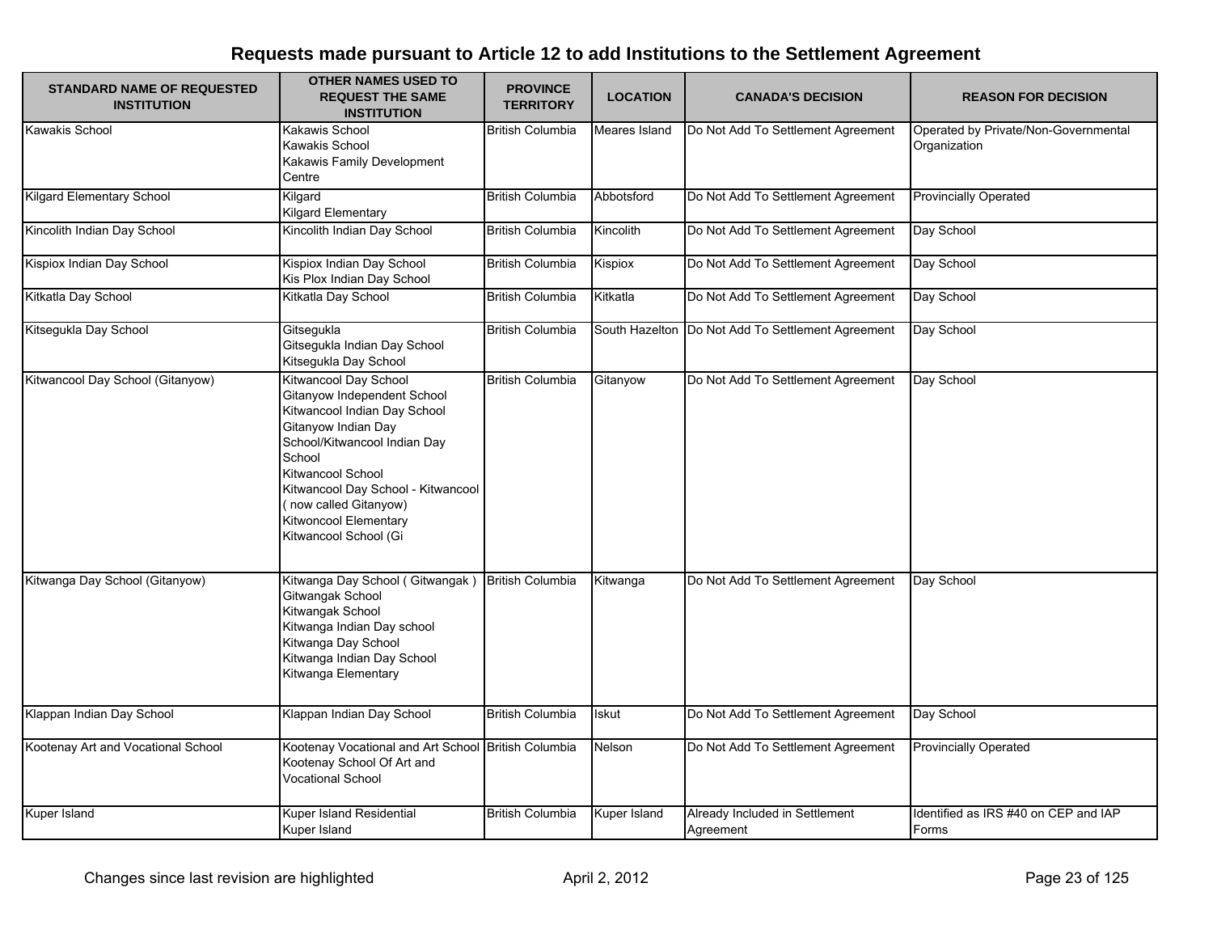## Requests made pursuant to Article 12 to add Institutions to the Settlement Agreement

| STANDARD NAME OF REQUESTED INSTITUTION | OTHER NAMES USED TO REQUEST THE SAME INSTITUTION | PROVINCE TERRITORY | LOCATION | CANADA'S DECISION | REASON FOR DECISION |
|---|---|---|---|---|---|
| Kawakis School | Kakawis School<br>Kawakis School<br>Kakawis Family Development Centre | British Columbia | Meares Island | Do Not Add To Settlement Agreement | Operated by Private/Non-Governmental Organization |
| Kilgard Elementary School | Kilgard<br>Kilgard Elementary | British Columbia | Abbotsford | Do Not Add To Settlement Agreement | Provincially Operated |
| Kincolith Indian Day School | Kincolith Indian Day School | British Columbia | Kincolith | Do Not Add To Settlement Agreement | Day School |
| Kispiox Indian Day School | Kispiox Indian Day School<br>Kis Plox Indian Day School | British Columbia | Kispiox | Do Not Add To Settlement Agreement | Day School |
| Kitkatla Day School | Kitkatla Day School | British Columbia | Kitkatla | Do Not Add To Settlement Agreement | Day School |
| Kitsegukla Day School | Gitsegukla<br>Gitsegukla Indian Day School<br>Kitsegukla Day School | British Columbia | South Hazelton | Do Not Add To Settlement Agreement | Day School |
| Kitwancool Day School (Gitanyow) | Kitwancool Day School<br>Gitanyow Independent School<br>Kitwancool Indian Day School<br>Gitanyow Indian Day School/Kitwancool Indian Day School<br>Kitwancool School<br>Kitwancool Day School - Kitwancool ( now called Gitanyow)<br>Kitwoncool Elementary<br>Kitwancool School (Gi | British Columbia | Gitanyow | Do Not Add To Settlement Agreement | Day School |
| Kitwanga Day School (Gitanyow) | Kitwanga Day School ( Gitwangak )<br>Gitwangak School<br>Kitwangak School<br>Kitwanga Indian Day school<br>Kitwanga Day School<br>Kitwanga Indian Day School<br>Kitwanga Elementary | British Columbia | Kitwanga | Do Not Add To Settlement Agreement | Day School |
| Klappan Indian Day School | Klappan Indian Day School | British Columbia | Iskut | Do Not Add To Settlement Agreement | Day School |
| Kootenay Art and Vocational School | Kootenay Vocational and Art School<br>Kootenay School Of Art and Vocational School | British Columbia | Nelson | Do Not Add To Settlement Agreement | Provincially Operated |
| Kuper Island | Kuper Island Residential<br>Kuper Island | British Columbia | Kuper Island | Already Included in Settlement Agreement | Identified as IRS #40 on CEP and IAP Forms |

Changes since last revision are highlighted

April 2, 2012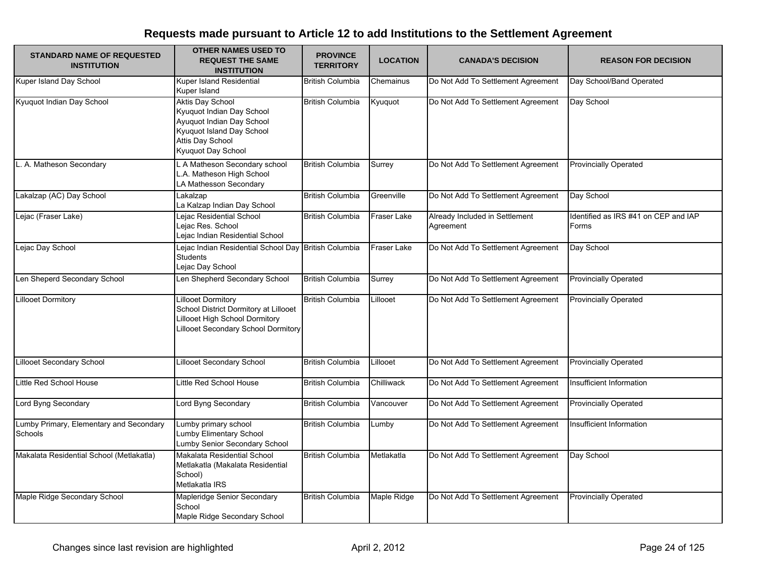# Requests made pursuant to Article 12 to add Institutions to the Settlement Agreement

| STANDARD NAME OF REQUESTED INSTITUTION | OTHER NAMES USED TO REQUEST THE SAME INSTITUTION | PROVINCE TERRITORY | LOCATION | CANADA'S DECISION | REASON FOR DECISION |
|---|---|---|---|---|---|
| Kuper Island Day School | Kuper Island Residential<br>Kuper Island | British Columbia | Chemainus | Do Not Add To Settlement Agreement | Day School/Band Operated |
| Kyuquot Indian Day School | Aktis Day School<br>Kyuquot Indian Day School<br>Ayuquot Indian Day School<br>Kyuquot Island Day School<br>Attis Day School<br>Kyuquot Day School | British Columbia | Kyuquot | Do Not Add To Settlement Agreement | Day School |
| L. A. Matheson Secondary | L A Matheson Secondary school<br>L.A. Matheson High School<br>LA Mathesson Secondary | British Columbia | Surrey | Do Not Add To Settlement Agreement | Provincially Operated |
| Lakalzap (AC) Day School | Lakalzap<br>La Kalzap Indian Day School | British Columbia | Greenville | Do Not Add To Settlement Agreement | Day School |
| Lejac (Fraser Lake) | Lejac Residential School<br>Lejac Res. School<br>Lejac Indian Residential School | British Columbia | Fraser Lake | Already Included in Settlement Agreement | Identified as IRS #41 on CEP and IAP Forms |
| Lejac Day School | Lejac Indian Residential School Day Students<br>Lejac Day School | British Columbia | Fraser Lake | Do Not Add To Settlement Agreement | Day School |
| Len Sheperd Secondary School | Len Shepherd Secondary School | British Columbia | Surrey | Do Not Add To Settlement Agreement | Provincially Operated |
| Lillooet Dormitory | Lillooet Dormitory<br>School District Dormitory at Lillooet<br>Lillooet High School Dormitory<br>Lillooet Secondary School Dormitory | British Columbia | Lillooet | Do Not Add To Settlement Agreement | Provincially Operated |
| Lillooet Secondary School | Lillooet Secondary School | British Columbia | Lillooet | Do Not Add To Settlement Agreement | Provincially Operated |
| Little Red School House | Little Red School House | British Columbia | Chilliwack | Do Not Add To Settlement Agreement | Insufficient Information |
| Lord Byng Secondary | Lord Byng Secondary | British Columbia | Vancouver | Do Not Add To Settlement Agreement | Provincially Operated |
| Lumby Primary, Elementary and Secondary Schools | Lumby primary school<br>Lumby Elimentary School<br>Lumby Senior Secondary School | British Columbia | Lumby | Do Not Add To Settlement Agreement | Insufficient Information |
| Makalata Residential School (Metlakatla) | Makalata Residential School<br>Metlakatla (Makalata Residential School)<br>Metlakatla IRS | British Columbia | Metlakatla | Do Not Add To Settlement Agreement | Day School |
| Maple Ridge Secondary School | Mapleridge Senior Secondary School<br>Maple Ridge Secondary School | British Columbia | Maple Ridge | Do Not Add To Settlement Agreement | Provincially Operated |

Changes since last revision are highlighted

April 2, 2012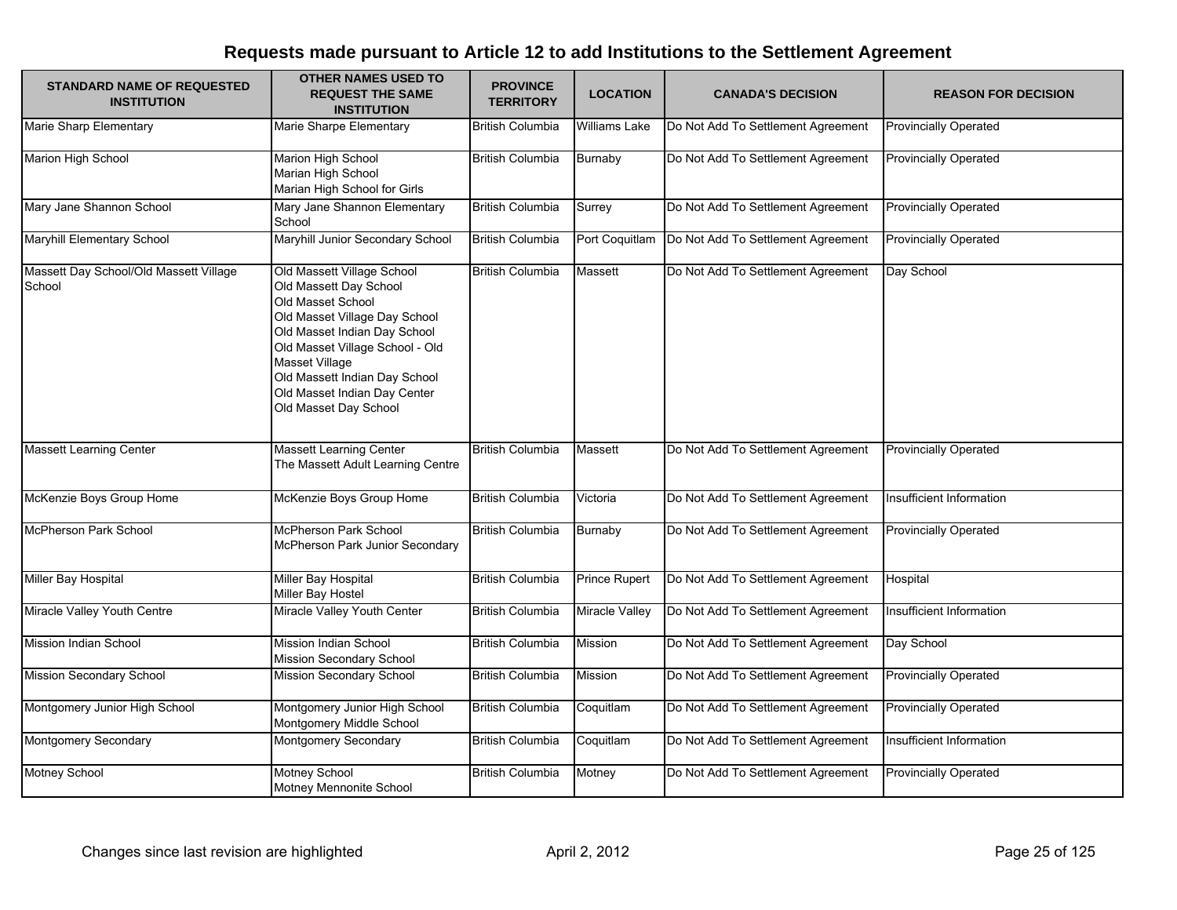## Requests made pursuant to Article 12 to add Institutions to the Settlement Agreement

| STANDARD NAME OF REQUESTED INSTITUTION | OTHER NAMES USED TO REQUEST THE SAME INSTITUTION | PROVINCE TERRITORY | LOCATION | CANADA'S DECISION | REASON FOR DECISION |
|---|---|---|---|---|---|
| Marie Sharp Elementary | Marie Sharpe Elementary | British Columbia | Williams Lake | Do Not Add To Settlement Agreement | Provincially Operated |
| Marion High School | Marion High School<br>Marian High School<br>Marian High School for Girls | British Columbia | Burnaby | Do Not Add To Settlement Agreement | Provincially Operated |
| Mary Jane Shannon School | Mary Jane Shannon Elementary School | British Columbia | Surrey | Do Not Add To Settlement Agreement | Provincially Operated |
| Maryhill Elementary School | Maryhill Junior Secondary School | British Columbia | Port Coquitlam | Do Not Add To Settlement Agreement | Provincially Operated |
| Massett Day School/Old Massett Village School | Old Massett Village School<br>Old Massett Day School<br>Old Masset School<br>Old Masset Village Day School<br>Old Masset Indian Day School<br>Old Masset Village School - Old Masset Village<br>Old Massett Indian Day School<br>Old Masset Indian Day Center<br>Old Masset Day School | British Columbia | Massett | Do Not Add To Settlement Agreement | Day School |
| Massett Learning Center | Massett Learning Center<br>The Massett Adult Learning Centre | British Columbia | Massett | Do Not Add To Settlement Agreement | Provincially Operated |
| McKenzie Boys Group Home | McKenzie Boys Group Home | British Columbia | Victoria | Do Not Add To Settlement Agreement | Insufficient Information |
| McPherson Park School | McPherson Park School<br>McPherson Park Junior Secondary | British Columbia | Burnaby | Do Not Add To Settlement Agreement | Provincially Operated |
| Miller Bay Hospital | Miller Bay Hospital<br>Miller Bay Hostel | British Columbia | Prince Rupert | Do Not Add To Settlement Agreement | Hospital |
| Miracle Valley Youth Centre | Miracle Valley Youth Center | British Columbia | Miracle Valley | Do Not Add To Settlement Agreement | Insufficient Information |
| Mission Indian School | Mission Indian School<br>Mission Secondary School | British Columbia | Mission | Do Not Add To Settlement Agreement | Day School |
| Mission Secondary School | Mission Secondary School | British Columbia | Mission | Do Not Add To Settlement Agreement | Provincially Operated |
| Montgomery Junior High School | Montgomery Junior High School<br>Montgomery Middle School | British Columbia | Coquitlam | Do Not Add To Settlement Agreement | Provincially Operated |
| Montgomery Secondary | Montgomery Secondary | British Columbia | Coquitlam | Do Not Add To Settlement Agreement | Insufficient Information |
| Motney School | Motney School<br>Motney Mennonite School | British Columbia | Motney | Do Not Add To Settlement Agreement | Provincially Operated |

Changes since last revision are highlighted April 2, 2012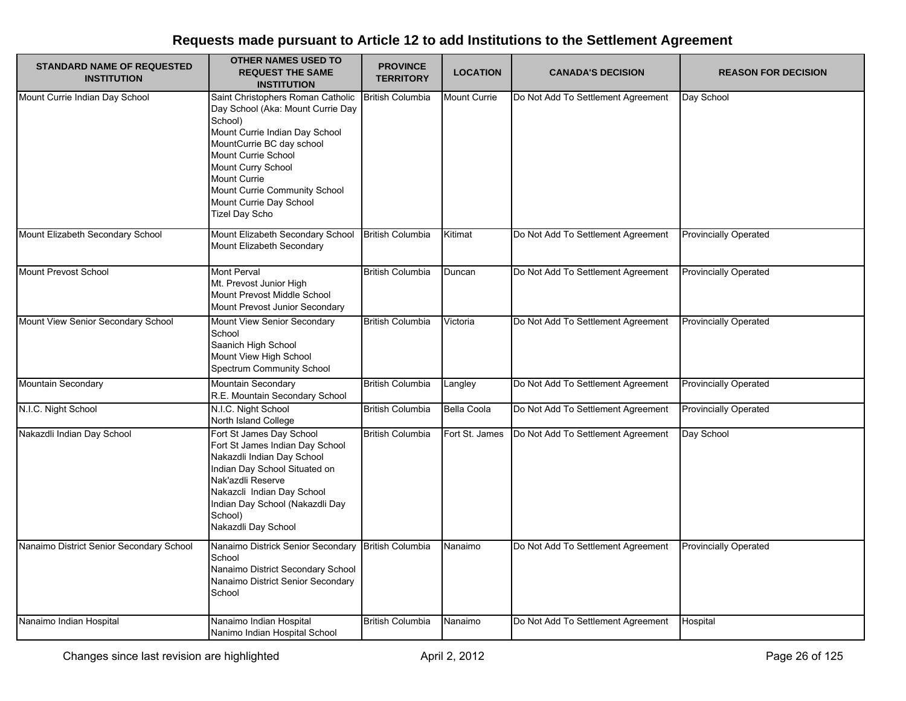## Requests made pursuant to Article 12 to add Institutions to the Settlement Agreement

| STANDARD NAME OF REQUESTED INSTITUTION | OTHER NAMES USED TO REQUEST THE SAME INSTITUTION | PROVINCE TERRITORY | LOCATION | CANADA'S DECISION | REASON FOR DECISION |
|---|---|---|---|---|---|
| Mount Currie Indian Day School | Saint Christophers Roman Catholic Day School (Aka: Mount Currie Day School)<br>Mount Currie Indian Day School<br>MountCurrie BC day school<br>Mount Currie School<br>Mount Curry School<br>Mount Currie<br>Mount Currie Community School<br>Mount Currie Day School<br>Tizel Day Scho | British Columbia | Mount Currie | Do Not Add To Settlement Agreement | Day School |
| Mount Elizabeth Secondary School | Mount Elizabeth Secondary School<br>Mount Elizabeth Secondary | British Columbia | Kitimat | Do Not Add To Settlement Agreement | Provincially Operated |
| Mount Prevost School | Mont Perval<br>Mt. Prevost Junior High<br>Mount Prevost Middle School<br>Mount Prevost Junior Secondary | British Columbia | Duncan | Do Not Add To Settlement Agreement | Provincially Operated |
| Mount View Senior Secondary School | Mount View Senior Secondary School<br>Saanich High School<br>Mount View High School<br>Spectrum Community School | British Columbia | Victoria | Do Not Add To Settlement Agreement | Provincially Operated |
| Mountain Secondary | Mountain Secondary<br>R.E. Mountain Secondary School | British Columbia | Langley | Do Not Add To Settlement Agreement | Provincially Operated |
| N.I.C. Night School | N.I.C. Night School<br>North Island College | British Columbia | Bella Coola | Do Not Add To Settlement Agreement | Provincially Operated |
| Nakazdli Indian Day School | Fort St James Day School<br>Fort St James Indian Day School<br>Nakazdli Indian Day School<br>Indian Day School Situated on Nak'azdli Reserve<br>Nakazcli Indian Day School<br>Indian Day School (Nakazdli Day School)<br>Nakazdli Day School | British Columbia | Fort St. James | Do Not Add To Settlement Agreement | Day School |
| Nanaimo District Senior Secondary School | Nanaimo Districk Senior Secondary School<br>Nanaimo District Secondary School<br>Nanaimo District Senior Secondary School | British Columbia | Nanaimo | Do Not Add To Settlement Agreement | Provincially Operated |
| Nanaimo Indian Hospital | Nanaimo Indian Hospital<br>Nanimo Indian Hospital School | British Columbia | Nanaimo | Do Not Add To Settlement Agreement | Hospital |

Changes since last revision are highlighted

April 2, 2012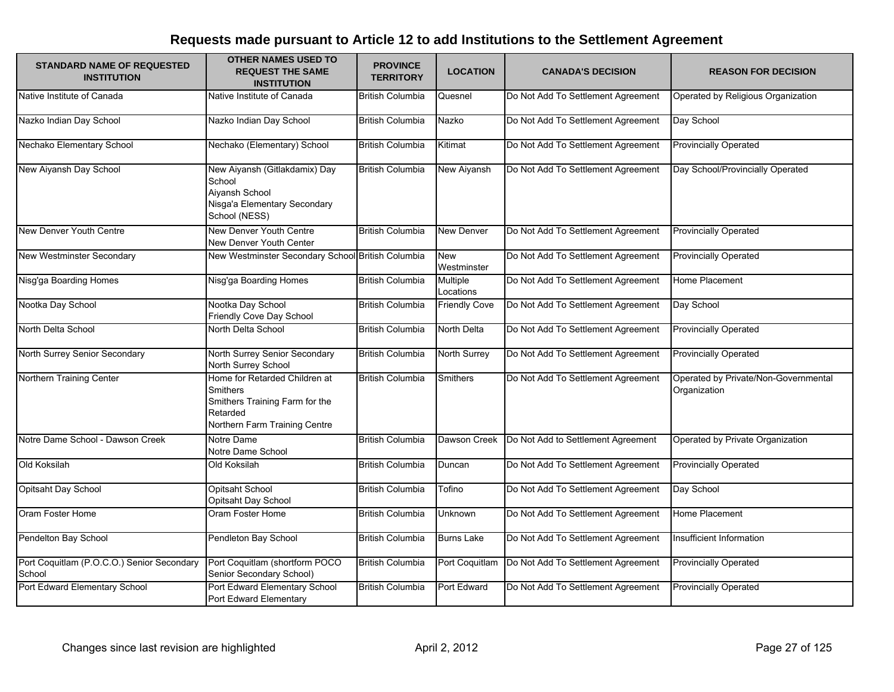## Requests made pursuant to Article 12 to add Institutions to the Settlement Agreement

| STANDARD NAME OF REQUESTED INSTITUTION | OTHER NAMES USED TO REQUEST THE SAME INSTITUTION | PROVINCE TERRITORY | LOCATION | CANADA'S DECISION | REASON FOR DECISION |
|---|---|---|---|---|---|
| Native Institute of Canada | Native Institute of Canada | British Columbia | Quesnel | Do Not Add To Settlement Agreement | Operated by Religious Organization |
| Nazko Indian Day School | Nazko Indian Day School | British Columbia | Nazko | Do Not Add To Settlement Agreement | Day School |
| Nechako Elementary School | Nechako (Elementary) School | British Columbia | Kitimat | Do Not Add To Settlement Agreement | Provincially Operated |
| New Aiyansh Day School | New Aiyansh (Gitlakdamix) Day School<br>Aiyansh School<br>Nisga'a Elementary Secondary School (NESS) | British Columbia | New Aiyansh | Do Not Add To Settlement Agreement | Day School/Provincially Operated |
| New Denver Youth Centre | New Denver Youth Centre<br>New Denver Youth Center | British Columbia | New Denver | Do Not Add To Settlement Agreement | Provincially Operated |
| New Westminster Secondary | New Westminster Secondary School | British Columbia | New Westminster | Do Not Add To Settlement Agreement | Provincially Operated |
| Nisg'ga Boarding Homes | Nisg'ga Boarding Homes | British Columbia | Multiple Locations | Do Not Add To Settlement Agreement | Home Placement |
| Nootka Day School | Nootka Day School<br>Friendly Cove Day School | British Columbia | Friendly Cove | Do Not Add To Settlement Agreement | Day School |
| North Delta School | North Delta School | British Columbia | North Delta | Do Not Add To Settlement Agreement | Provincially Operated |
| North Surrey Senior Secondary | North Surrey Senior Secondary<br>North Surrey School | British Columbia | North Surrey | Do Not Add To Settlement Agreement | Provincially Operated |
| Northern Training Center | Home for Retarded Children at Smithers<br>Smithers Training Farm for the Retarded<br>Northern Farm Training Centre | British Columbia | Smithers | Do Not Add To Settlement Agreement | Operated by Private/Non-Governmental Organization |
| Notre Dame School - Dawson Creek | Notre Dame<br>Notre Dame School | British Columbia | Dawson Creek | Do Not Add to Settlement Agreement | Operated by Private Organization |
| Old Koksilah | Old Koksilah | British Columbia | Duncan | Do Not Add To Settlement Agreement | Provincially Operated |
| Opitsaht Day School | Opitsaht School<br>Opitsaht Day School | British Columbia | Tofino | Do Not Add To Settlement Agreement | Day School |
| Oram Foster Home | Oram Foster Home | British Columbia | Unknown | Do Not Add To Settlement Agreement | Home Placement |
| Pendelton Bay School | Pendleton Bay School | British Columbia | Burns Lake | Do Not Add To Settlement Agreement | Insufficient Information |
| Port Coquitlam (P.O.C.O.) Senior Secondary School | Port Coquitlam (shortform POCO Senior Secondary School) | British Columbia | Port Coquitlam | Do Not Add To Settlement Agreement | Provincially Operated |
| Port Edward Elementary School | Port Edward Elementary School<br>Port Edward Elementary | British Columbia | Port Edward | Do Not Add To Settlement Agreement | Provincially Operated |

Changes since last revision are highlighted

April 2, 2012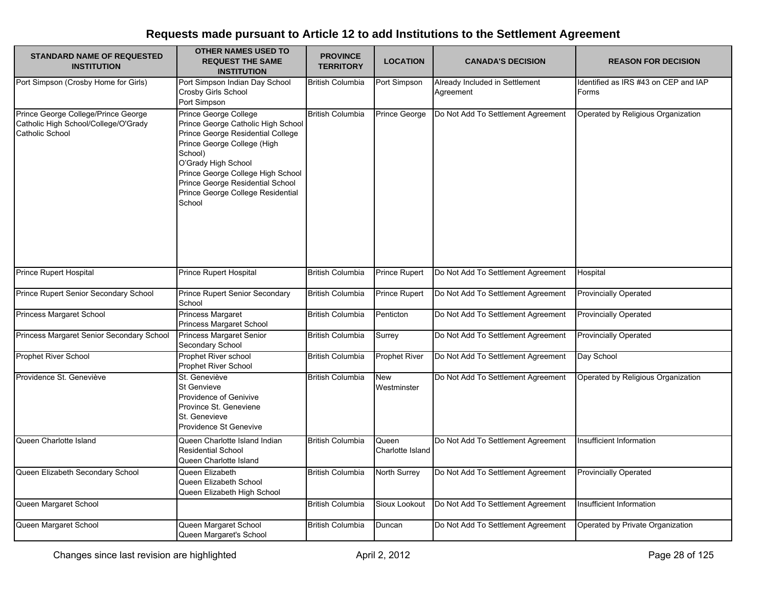# Requests made pursuant to Article 12 to add Institutions to the Settlement Agreement

| STANDARD NAME OF REQUESTED INSTITUTION | OTHER NAMES USED TO REQUEST THE SAME INSTITUTION | PROVINCE TERRITORY | LOCATION | CANADA'S DECISION | REASON FOR DECISION |
|---|---|---|---|---|---|
| Port Simpson (Crosby Home for Girls) | Port Simpson Indian Day School<br>Crosby Girls School<br>Port Simpson | British Columbia | Port Simpson | Already Included in Settlement Agreement | Identified as IRS #43 on CEP and IAP Forms |
| Prince George College/Prince George Catholic High School/College/O'Grady Catholic School | Prince George College<br>Prince George Catholic High School<br>Prince George Residential College<br>Prince George College (High School)<br>O'Grady High School<br>Prince George College High School<br>Prince George Residential School<br>Prince George College Residential School | British Columbia | Prince George | Do Not Add To Settlement Agreement | Operated by Religious Organization |
| Prince Rupert Hospital | Prince Rupert Hospital | British Columbia | Prince Rupert | Do Not Add To Settlement Agreement | Hospital |
| Prince Rupert Senior Secondary School | Prince Rupert Senior Secondary School | British Columbia | Prince Rupert | Do Not Add To Settlement Agreement | Provincially Operated |
| Princess Margaret School | Princess Margaret<br>Princess Margaret School | British Columbia | Penticton | Do Not Add To Settlement Agreement | Provincially Operated |
| Princess Margaret Senior Secondary School | Princess Margaret Senior Secondary School | British Columbia | Surrey | Do Not Add To Settlement Agreement | Provincially Operated |
| Prophet River School | Prophet River school<br>Prophet River School | British Columbia | Prophet River | Do Not Add To Settlement Agreement | Day School |
| Providence St. Geneviève | St. Geneviève<br>St Genvieve<br>Providence of Genivive<br>Province St. Geneviene<br>St. Genevieve<br>Providence St Genevive | British Columbia | New Westminster | Do Not Add To Settlement Agreement | Operated by Religious Organization |
| Queen Charlotte Island | Queen Charlotte Island Indian Residential School<br>Queen Charlotte Island | British Columbia | Queen Charlotte Island | Do Not Add To Settlement Agreement | Insufficient Information |
| Queen Elizabeth Secondary School | Queen Elizabeth<br>Queen Elizabeth School<br>Queen Elizabeth High School | British Columbia | North Surrey | Do Not Add To Settlement Agreement | Provincially Operated |
| Queen Margaret School | | British Columbia | Sioux Lookout | Do Not Add To Settlement Agreement | Insufficient Information |
| Queen Margaret School | Queen Margaret School<br>Queen Margaret's School | British Columbia | Duncan | Do Not Add To Settlement Agreement | Operated by Private Organization |

Changes since last revision are highlighted — April 2, 2012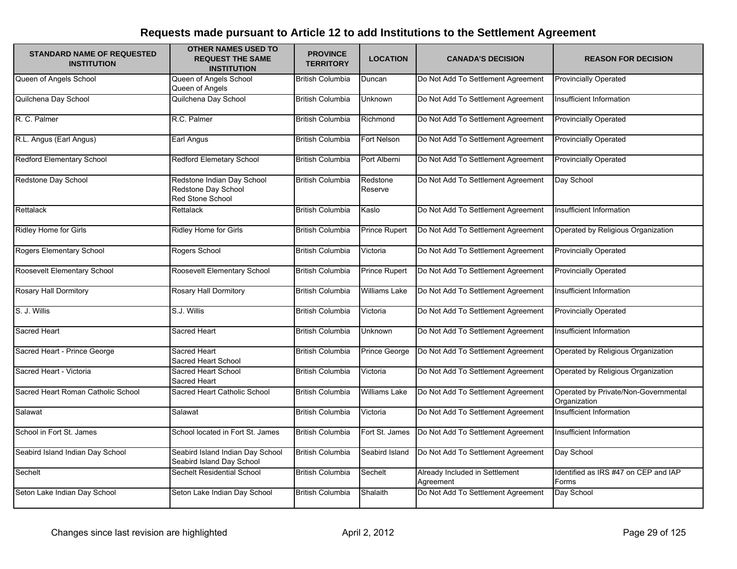# Requests made pursuant to Article 12 to add Institutions to the Settlement Agreement

| STANDARD NAME OF REQUESTED INSTITUTION | OTHER NAMES USED TO REQUEST THE SAME INSTITUTION | PROVINCE TERRITORY | LOCATION | CANADA'S DECISION | REASON FOR DECISION |
|---|---|---|---|---|---|
| Queen of Angels School | Queen of Angels School<br>Queen of Angels | British Columbia | Duncan | Do Not Add To Settlement Agreement | Provincially Operated |
| Quilchena Day School | Quilchena Day School | British Columbia | Unknown | Do Not Add To Settlement Agreement | Insufficient Information |
| R. C. Palmer | R.C. Palmer | British Columbia | Richmond | Do Not Add To Settlement Agreement | Provincially Operated |
| R.L. Angus (Earl Angus) | Earl Angus | British Columbia | Fort Nelson | Do Not Add To Settlement Agreement | Provincially Operated |
| Redford Elementary School | Redford Elemetary School | British Columbia | Port Alberni | Do Not Add To Settlement Agreement | Provincially Operated |
| Redstone Day School | Redstone Indian Day School<br>Redstone Day School<br>Red Stone School | British Columbia | Redstone Reserve | Do Not Add To Settlement Agreement | Day School |
| Rettalack | Rettalack | British Columbia | Kaslo | Do Not Add To Settlement Agreement | Insufficient Information |
| Ridley Home for Girls | Ridley Home for Girls | British Columbia | Prince Rupert | Do Not Add To Settlement Agreement | Operated by Religious Organization |
| Rogers Elementary School | Rogers School | British Columbia | Victoria | Do Not Add To Settlement Agreement | Provincially Operated |
| Roosevelt Elementary School | Roosevelt Elementary School | British Columbia | Prince Rupert | Do Not Add To Settlement Agreement | Provincially Operated |
| Rosary Hall Dormitory | Rosary Hall Dormitory | British Columbia | Williams Lake | Do Not Add To Settlement Agreement | Insufficient Information |
| S. J. Willis | S.J. Willis | British Columbia | Victoria | Do Not Add To Settlement Agreement | Provincially Operated |
| Sacred Heart | Sacred Heart | British Columbia | Unknown | Do Not Add To Settlement Agreement | Insufficient Information |
| Sacred Heart - Prince George | Sacred Heart<br>Sacred Heart School | British Columbia | Prince George | Do Not Add To Settlement Agreement | Operated by Religious Organization |
| Sacred Heart - Victoria | Sacred Heart School<br>Sacred Heart | British Columbia | Victoria | Do Not Add To Settlement Agreement | Operated by Religious Organization |
| Sacred Heart Roman Catholic School | Sacred Heart Catholic School | British Columbia | Williams Lake | Do Not Add To Settlement Agreement | Operated by Private/Non-Governmental Organization |
| Salawat | Salawat | British Columbia | Victoria | Do Not Add To Settlement Agreement | Insufficient Information |
| School in Fort St. James | School located in Fort St. James | British Columbia | Fort St. James | Do Not Add To Settlement Agreement | Insufficient Information |
| Seabird Island Indian Day School | Seabird Island Indian Day School<br>Seabird Island Day School | British Columbia | Seabird Island | Do Not Add To Settlement Agreement | Day School |
| Sechelt | Sechelt Residential School | British Columbia | Sechelt | Already Included in Settlement Agreement | Identified as IRS #47 on CEP and IAP Forms |
| Seton Lake Indian Day School | Seton Lake Indian Day School | British Columbia | Shalaith | Do Not Add To Settlement Agreement | Day School |

Changes since last revision are highlighted

April 2, 2012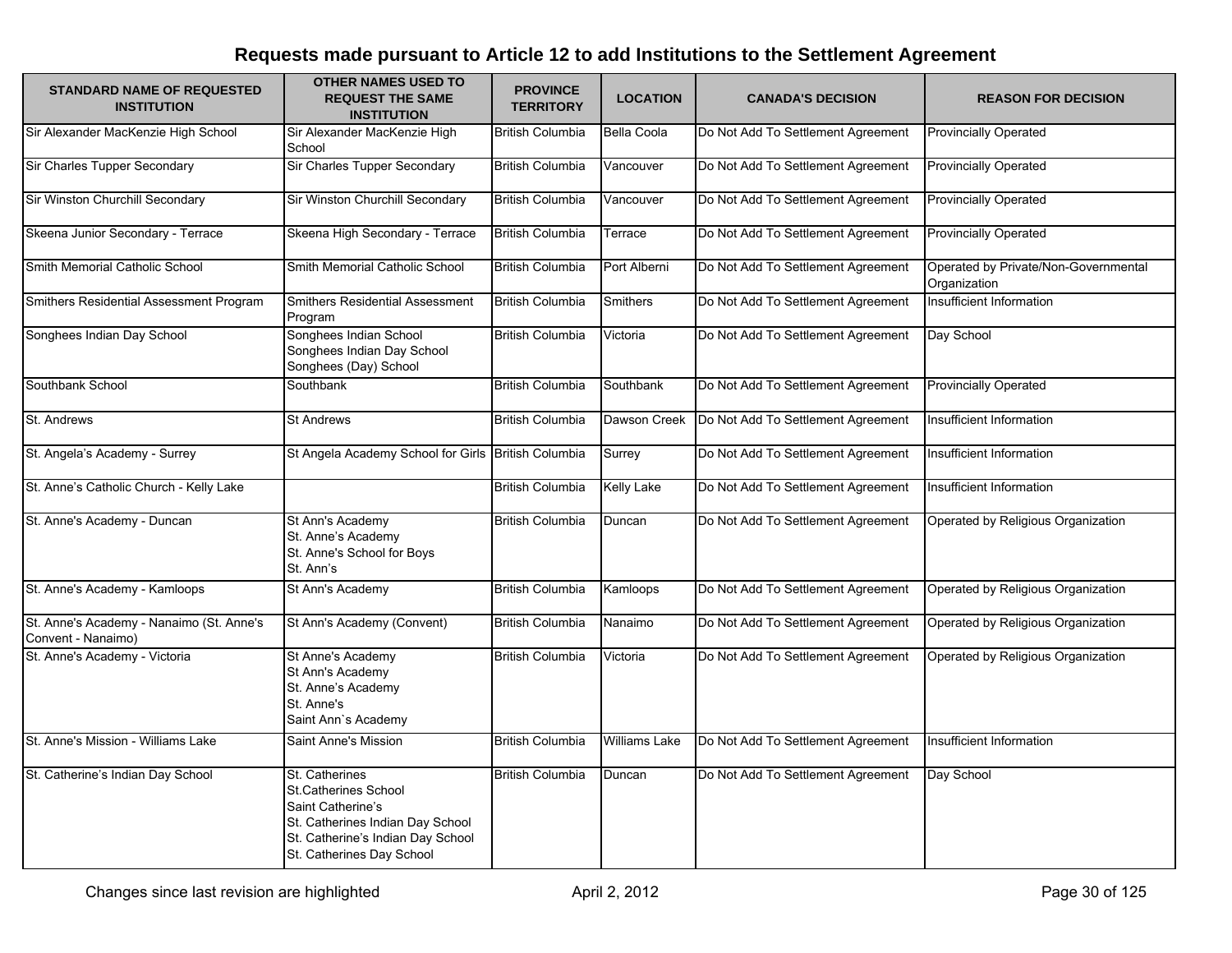# Requests made pursuant to Article 12 to add Institutions to the Settlement Agreement

| STANDARD NAME OF REQUESTED INSTITUTION | OTHER NAMES USED TO REQUEST THE SAME INSTITUTION | PROVINCE TERRITORY | LOCATION | CANADA'S DECISION | REASON FOR DECISION |
|---|---|---|---|---|---|
| Sir Alexander MacKenzie High School | Sir Alexander MacKenzie High School | British Columbia | Bella Coola | Do Not Add To Settlement Agreement | Provincially Operated |
| Sir Charles Tupper Secondary | Sir Charles Tupper Secondary | British Columbia | Vancouver | Do Not Add To Settlement Agreement | Provincially Operated |
| Sir Winston Churchill Secondary | Sir Winston Churchill Secondary | British Columbia | Vancouver | Do Not Add To Settlement Agreement | Provincially Operated |
| Skeena Junior Secondary - Terrace | Skeena High Secondary - Terrace | British Columbia | Terrace | Do Not Add To Settlement Agreement | Provincially Operated |
| Smith Memorial Catholic School | Smith Memorial Catholic School | British Columbia | Port Alberni | Do Not Add To Settlement Agreement | Operated by Private/Non-Governmental Organization |
| Smithers Residential Assessment Program | Smithers Residential Assessment Program | British Columbia | Smithers | Do Not Add To Settlement Agreement | Insufficient Information |
| Songhees Indian Day School | Songhees Indian School<br>Songhees Indian Day School<br>Songhees (Day) School | British Columbia | Victoria | Do Not Add To Settlement Agreement | Day School |
| Southbank School | Southbank | British Columbia | Southbank | Do Not Add To Settlement Agreement | Provincially Operated |
| St. Andrews | St Andrews | British Columbia | Dawson Creek | Do Not Add To Settlement Agreement | Insufficient Information |
| St. Angela's Academy - Surrey | St Angela Academy School for Girls | British Columbia | Surrey | Do Not Add To Settlement Agreement | Insufficient Information |
| St. Anne's Catholic Church - Kelly Lake | | British Columbia | Kelly Lake | Do Not Add To Settlement Agreement | Insufficient Information |
| St. Anne's Academy - Duncan | St Ann's Academy<br>St. Anne's Academy<br>St. Anne's School for Boys<br>St. Ann's | British Columbia | Duncan | Do Not Add To Settlement Agreement | Operated by Religious Organization |
| St. Anne's Academy - Kamloops | St Ann's Academy | British Columbia | Kamloops | Do Not Add To Settlement Agreement | Operated by Religious Organization |
| St. Anne's Academy - Nanaimo (St. Anne's Convent - Nanaimo) | St Ann's Academy (Convent) | British Columbia | Nanaimo | Do Not Add To Settlement Agreement | Operated by Religious Organization |
| St. Anne's Academy - Victoria | St Anne's Academy<br>St Ann's Academy<br>St. Anne's Academy<br>St. Anne's<br>Saint Ann`s Academy | British Columbia | Victoria | Do Not Add To Settlement Agreement | Operated by Religious Organization |
| St. Anne's Mission - Williams Lake | Saint Anne's Mission | British Columbia | Williams Lake | Do Not Add To Settlement Agreement | Insufficient Information |
| St. Catherine's Indian Day School | St. Catherines<br>St.Catherines School<br>Saint Catherine's<br>St. Catherines Indian Day School<br>St. Catherine's Indian Day School<br>St. Catherines Day School | British Columbia | Duncan | Do Not Add To Settlement Agreement | Day School |

Changes since last revision are highlighted

April 2, 2012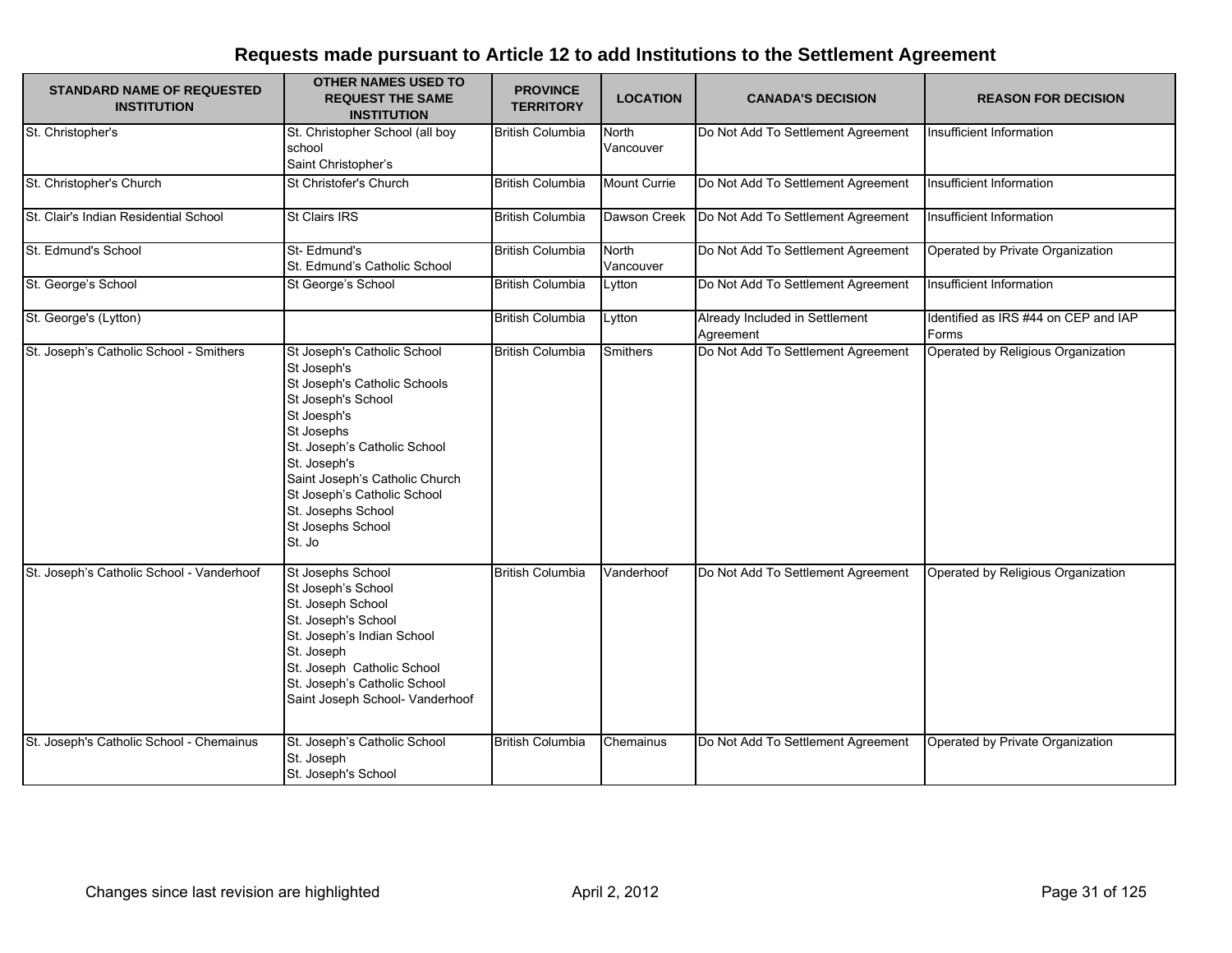# Requests made pursuant to Article 12 to add Institutions to the Settlement Agreement

| STANDARD NAME OF REQUESTED INSTITUTION | OTHER NAMES USED TO REQUEST THE SAME INSTITUTION | PROVINCE TERRITORY | LOCATION | CANADA'S DECISION | REASON FOR DECISION |
|---|---|---|---|---|---|
| St. Christopher's | St. Christopher School (all boy school<br>Saint Christopher's | British Columbia | North Vancouver | Do Not Add To Settlement Agreement | Insufficient Information |
| St. Christopher's Church | St Christofer's Church | British Columbia | Mount Currie | Do Not Add To Settlement Agreement | Insufficient Information |
| St. Clair's Indian Residential School | St Clairs IRS | British Columbia | Dawson Creek | Do Not Add To Settlement Agreement | Insufficient Information |
| St. Edmund's School | St- Edmund's<br>St. Edmund's Catholic School | British Columbia | North Vancouver | Do Not Add To Settlement Agreement | Operated by Private Organization |
| St. George's School | St George's School | British Columbia | Lytton | Do Not Add To Settlement Agreement | Insufficient Information |
| St. George's (Lytton) | | British Columbia | Lytton | Already Included in Settlement Agreement | Identified as IRS #44 on CEP and IAP Forms |
| St. Joseph's Catholic School - Smithers | St Joseph's Catholic School<br>St Joseph's<br>St Joseph's Catholic Schools<br>St Joseph's School<br>St Joesph's<br>St Josephs<br>St. Joseph's Catholic School<br>St. Joseph's<br>Saint Joseph's Catholic Church<br>St Joseph's Catholic School<br>St. Josephs School<br>St Josephs School<br>St. Jo | British Columbia | Smithers | Do Not Add To Settlement Agreement | Operated by Religious Organization |
| St. Joseph's Catholic School - Vanderhoof | St Josephs School<br>St Joseph's School<br>St. Joseph School<br>St. Joseph's School<br>St. Joseph's Indian School<br>St. Joseph<br>St. Joseph Catholic School<br>St. Joseph's Catholic School<br>Saint Joseph School- Vanderhoof | British Columbia | Vanderhoof | Do Not Add To Settlement Agreement | Operated by Religious Organization |
| St. Joseph's Catholic School - Chemainus | St. Joseph's Catholic School<br>St. Joseph<br>St. Joseph's School | British Columbia | Chemainus | Do Not Add To Settlement Agreement | Operated by Private Organization |

Changes since last revision are highlighted

April 2, 2012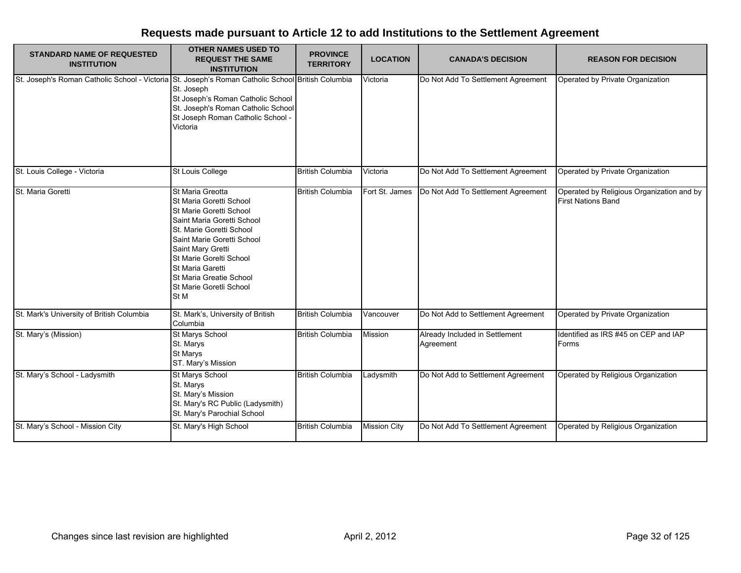# Requests made pursuant to Article 12 to add Institutions to the Settlement Agreement

| STANDARD NAME OF REQUESTED INSTITUTION | OTHER NAMES USED TO REQUEST THE SAME INSTITUTION | PROVINCE TERRITORY | LOCATION | CANADA'S DECISION | REASON FOR DECISION |
|---|---|---|---|---|---|
| St. Joseph's Roman Catholic School - Victoria | St. Joseph's Roman Catholic School<br>St. Joseph<br>St Joseph's Roman Catholic School<br>St. Joseph's Roman Catholic School<br>St Joseph Roman Catholic School - Victoria | British Columbia | Victoria | Do Not Add To Settlement Agreement | Operated by Private Organization |
| St. Louis College - Victoria | St Louis College | British Columbia | Victoria | Do Not Add To Settlement Agreement | Operated by Private Organization |
| St. Maria Goretti | St Maria Greotta<br>St Maria Goretti School<br>St Marie Goretti School<br>Saint Maria Goretti School<br>St. Marie Goretti School<br>Saint Marie Goretti School<br>Saint Mary Gretti<br>St Marie Gorelti School<br>St Maria Garetti<br>St Maria Greatie School<br>St Marie Goretli School<br>St M | British Columbia | Fort St. James | Do Not Add To Settlement Agreement | Operated by Religious Organization and by First Nations Band |
| St. Mark's University of British Columbia | St. Mark's, University of British Columbia | British Columbia | Vancouver | Do Not Add to Settlement Agreement | Operated by Private Organization |
| St. Mary's (Mission) | St Marys School<br>St. Marys<br>St Marys<br>ST. Mary's Mission | British Columbia | Mission | Already Included in Settlement Agreement | Identified as IRS #45 on CEP and IAP Forms |
| St. Mary's School - Ladysmith | St Marys School<br>St. Marys<br>St. Mary's Mission<br>St. Mary's RC Public (Ladysmith)<br>St. Mary's Parochial School | British Columbia | Ladysmith | Do Not Add to Settlement Agreement | Operated by Religious Organization |
| St. Mary's School - Mission City | St. Mary's High School | British Columbia | Mission City | Do Not Add To Settlement Agreement | Operated by Religious Organization |

Changes since last revision are highlighted April 2, 2012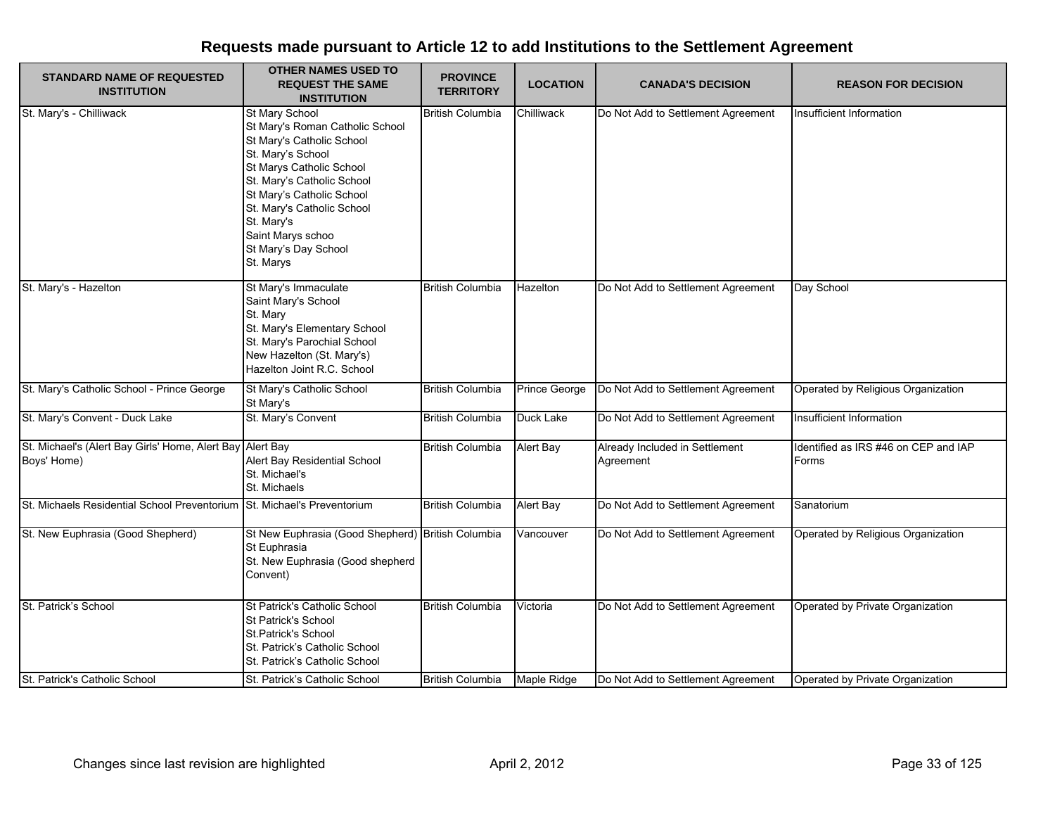# Requests made pursuant to Article 12 to add Institutions to the Settlement Agreement

| STANDARD NAME OF REQUESTED INSTITUTION | OTHER NAMES USED TO REQUEST THE SAME INSTITUTION | PROVINCE TERRITORY | LOCATION | CANADA'S DECISION | REASON FOR DECISION |
|---|---|---|---|---|---|
| St. Mary's - Chilliwack | St Mary School<br>St Mary's Roman Catholic School<br>St Mary's Catholic School<br>St. Mary's School<br>St Marys Catholic School<br>St. Mary's Catholic School<br>St Mary's Catholic School<br>St. Mary's Catholic School<br>St. Mary's<br>Saint Marys schoo<br>St Mary's Day School<br>St. Marys | British Columbia | Chilliwack | Do Not Add to Settlement Agreement | Insufficient Information |
| St. Mary's - Hazelton | St Mary's Immaculate<br>Saint Mary's School<br>St. Mary<br>St. Mary's Elementary School<br>St. Mary's Parochial School<br>New Hazelton (St. Mary's)<br>Hazelton Joint R.C. School | British Columbia | Hazelton | Do Not Add to Settlement Agreement | Day School |
| St. Mary's Catholic School - Prince George | St Mary's Catholic School<br>St Mary's | British Columbia | Prince George | Do Not Add to Settlement Agreement | Operated by Religious Organization |
| St. Mary's Convent - Duck Lake | St. Mary's Convent | British Columbia | Duck Lake | Do Not Add to Settlement Agreement | Insufficient Information |
| St. Michael's (Alert Bay Girls' Home, Alert Bay Boys' Home) | Alert Bay<br>Alert Bay Residential School<br>St. Michael's<br>St. Michaels | British Columbia | Alert Bay | Already Included in Settlement Agreement | Identified as IRS #46 on CEP and IAP Forms |
| St. Michaels Residential School Preventorium | St. Michael's Preventorium | British Columbia | Alert Bay | Do Not Add to Settlement Agreement | Sanatorium |
| St. New Euphrasia (Good Shepherd) | St New Euphrasia (Good Shepherd)<br>St Euphrasia<br>St. New Euphrasia (Good shepherd Convent) | British Columbia | Vancouver | Do Not Add to Settlement Agreement | Operated by Religious Organization |
| St. Patrick's School | St Patrick's Catholic School<br>St Patrick's School<br>St.Patrick's School<br>St. Patrick's Catholic School<br>St. Patrick's Catholic School | British Columbia | Victoria | Do Not Add to Settlement Agreement | Operated by Private Organization |
| St. Patrick's Catholic School | St. Patrick's Catholic School | British Columbia | Maple Ridge | Do Not Add to Settlement Agreement | Operated by Private Organization |

Changes since last revision are highlighted

April 2, 2012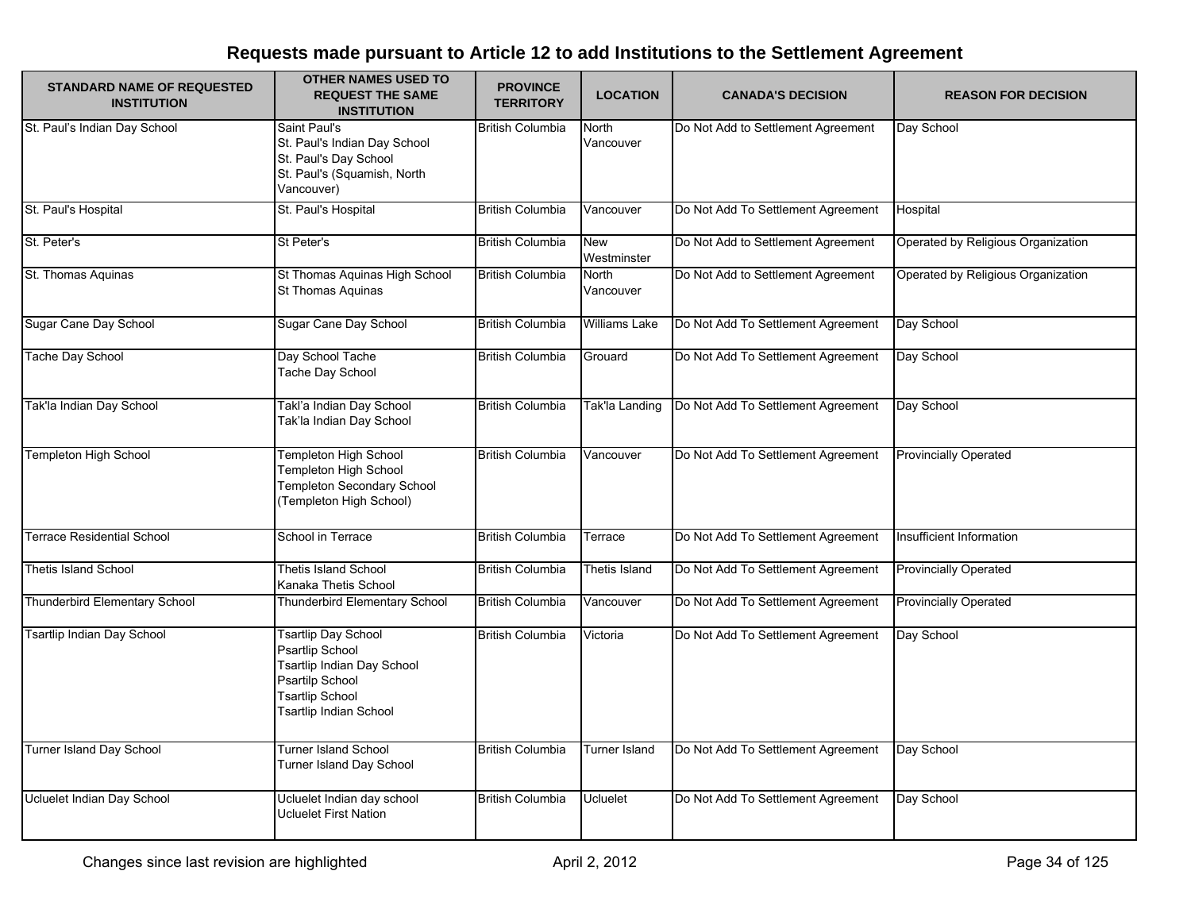# Requests made pursuant to Article 12 to add Institutions to the Settlement Agreement

| STANDARD NAME OF REQUESTED INSTITUTION | OTHER NAMES USED TO REQUEST THE SAME INSTITUTION | PROVINCE TERRITORY | LOCATION | CANADA'S DECISION | REASON FOR DECISION |
|---|---|---|---|---|---|
| St. Paul’s Indian Day School | Saint Paul's<br>St. Paul's Indian Day School<br>St. Paul's Day School<br>St. Paul's (Squamish, North Vancouver) | British Columbia | North Vancouver | Do Not Add to Settlement Agreement | Day School |
| St. Paul's Hospital | St. Paul's Hospital | British Columbia | Vancouver | Do Not Add To Settlement Agreement | Hospital |
| St. Peter's | St Peter's | British Columbia | New Westminster | Do Not Add to Settlement Agreement | Operated by Religious Organization |
| St. Thomas Aquinas | St Thomas Aquinas High School<br>St Thomas Aquinas | British Columbia | North Vancouver | Do Not Add to Settlement Agreement | Operated by Religious Organization |
| Sugar Cane Day School | Sugar Cane Day School | British Columbia | Williams Lake | Do Not Add To Settlement Agreement | Day School |
| Tache Day School | Day School Tache<br>Tache Day School | British Columbia | Grouard | Do Not Add To Settlement Agreement | Day School |
| Tak'la Indian Day School | Takl’a Indian Day School<br>Tak’la Indian Day School | British Columbia | Tak'la Landing | Do Not Add To Settlement Agreement | Day School |
| Templeton High School | Templeton High School<br>Templeton High School<br>Templeton Secondary School<br>(Templeton High School) | British Columbia | Vancouver | Do Not Add To Settlement Agreement | Provincially Operated |
| Terrace Residential School | School in Terrace | British Columbia | Terrace | Do Not Add To Settlement Agreement | Insufficient Information |
| Thetis Island School | Thetis Island School<br>Kanaka Thetis School | British Columbia | Thetis Island | Do Not Add To Settlement Agreement | Provincially Operated |
| Thunderbird Elementary School | Thunderbird Elementary School | British Columbia | Vancouver | Do Not Add To Settlement Agreement | Provincially Operated |
| Tsartlip Indian Day School | Tsartlip Day School<br>Psartlip School<br>Tsartlip Indian Day School<br>Psartilp School<br>Tsartlip School<br>Tsartlip Indian School | British Columbia | Victoria | Do Not Add To Settlement Agreement | Day School |
| Turner Island Day School | Turner Island School<br>Turner Island Day School | British Columbia | Turner Island | Do Not Add To Settlement Agreement | Day School |
| Ucluelet Indian Day School | Ucluelet Indian day school<br>Ucluelet First Nation | British Columbia | Ucluelet | Do Not Add To Settlement Agreement | Day School |

Changes since last revision are highlighted

April 2, 2012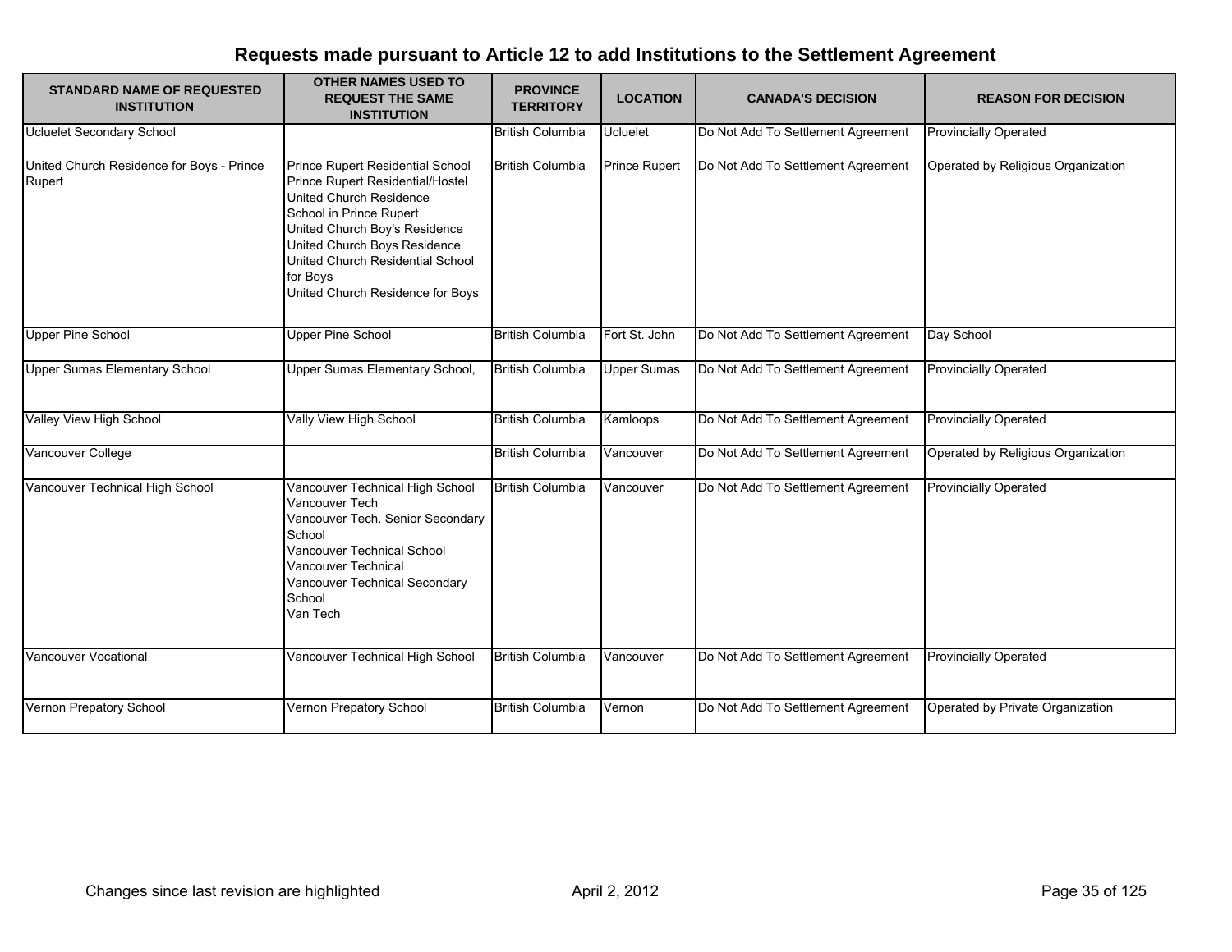# Requests made pursuant to Article 12 to add Institutions to the Settlement Agreement

| STANDARD NAME OF REQUESTED INSTITUTION | OTHER NAMES USED TO REQUEST THE SAME INSTITUTION | PROVINCE TERRITORY | LOCATION | CANADA'S DECISION | REASON FOR DECISION |
|---|---|---|---|---|---|
| Ucluelet Secondary School | | British Columbia | Ucluelet | Do Not Add To Settlement Agreement | Provincially Operated |
| United Church Residence for Boys - Prince Rupert | Prince Rupert Residential School<br>Prince Rupert Residential/Hostel<br>United Church Residence<br>School in Prince Rupert<br>United Church Boy's Residence<br>United Church Boys Residence<br>United Church Residential School for Boys<br>United Church Residence for Boys | British Columbia | Prince Rupert | Do Not Add To Settlement Agreement | Operated by Religious Organization |
| Upper Pine School | Upper Pine School | British Columbia | Fort St. John | Do Not Add To Settlement Agreement | Day School |
| Upper Sumas Elementary School | Upper Sumas Elementary School, | British Columbia | Upper Sumas | Do Not Add To Settlement Agreement | Provincially Operated |
| Valley View High School | Vally View High School | British Columbia | Kamloops | Do Not Add To Settlement Agreement | Provincially Operated |
| Vancouver College | | British Columbia | Vancouver | Do Not Add To Settlement Agreement | Operated by Religious Organization |
| Vancouver Technical High School | Vancouver Technical High School<br>Vancouver Tech<br>Vancouver Tech. Senior Secondary School<br>Vancouver Technical School<br>Vancouver Technical<br>Vancouver Technical Secondary School<br>Van Tech | British Columbia | Vancouver | Do Not Add To Settlement Agreement | Provincially Operated |
| Vancouver Vocational | Vancouver Technical High School | British Columbia | Vancouver | Do Not Add To Settlement Agreement | Provincially Operated |
| Vernon Prepatory School | Vernon Prepatory School | British Columbia | Vernon | Do Not Add To Settlement Agreement | Operated by Private Organization |

Changes since last revision are highlighted

April 2, 2012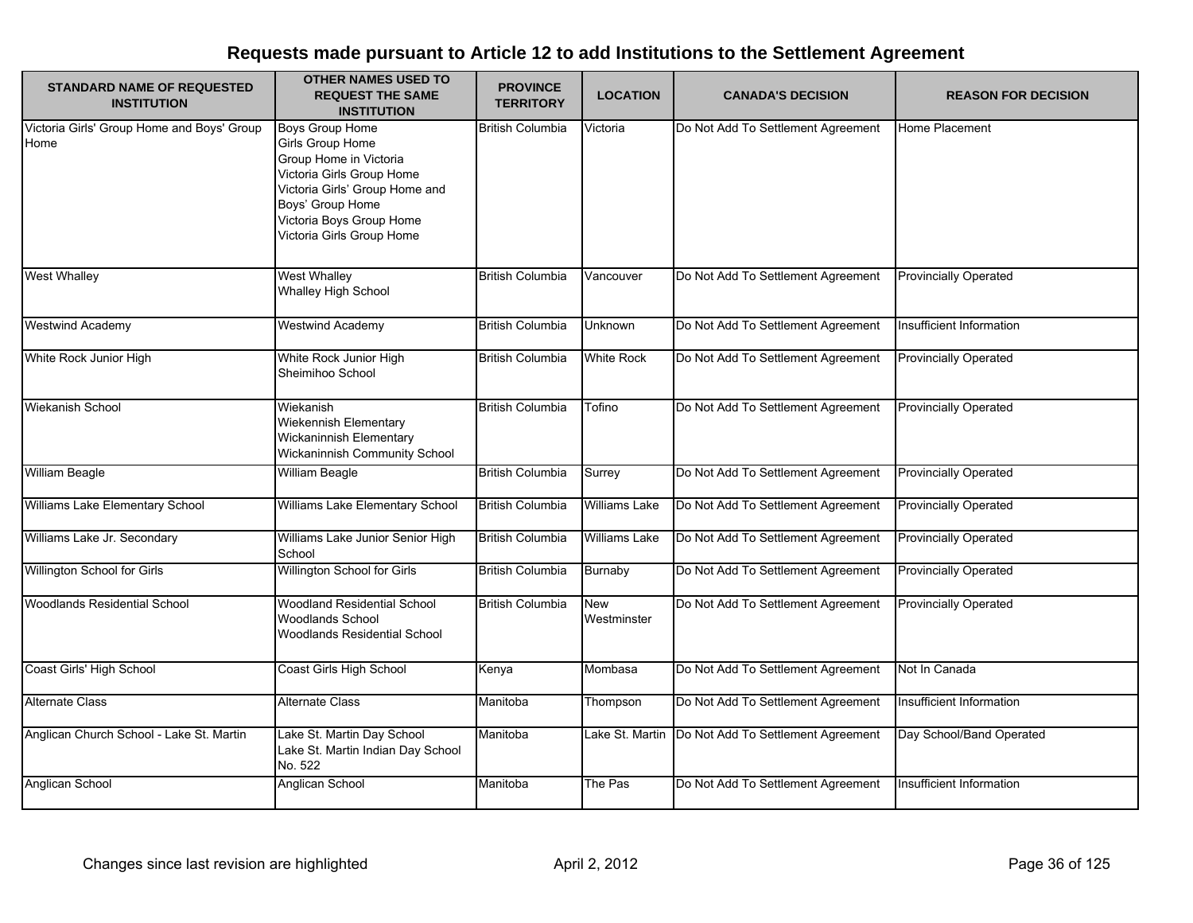# Requests made pursuant to Article 12 to add Institutions to the Settlement Agreement

| STANDARD NAME OF REQUESTED INSTITUTION | OTHER NAMES USED TO REQUEST THE SAME INSTITUTION | PROVINCE TERRITORY | LOCATION | CANADA'S DECISION | REASON FOR DECISION |
|---|---|---|---|---|---|
| Victoria Girls' Group Home and Boys' Group Home | Boys Group Home<br>Girls Group Home<br>Group Home in Victoria<br>Victoria Girls Group Home<br>Victoria Girls' Group Home and Boys' Group Home<br>Victoria Boys Group Home<br>Victoria Girls Group Home | British Columbia | Victoria | Do Not Add To Settlement Agreement | Home Placement |
| West Whalley | West Whalley<br>Whalley High School | British Columbia | Vancouver | Do Not Add To Settlement Agreement | Provincially Operated |
| Westwind Academy | Westwind Academy | British Columbia | Unknown | Do Not Add To Settlement Agreement | Insufficient Information |
| White Rock Junior High | White Rock Junior High<br>Sheimihoo School | British Columbia | White Rock | Do Not Add To Settlement Agreement | Provincially Operated |
| Wiekanish School | Wiekanish<br>Wiekennish Elementary<br>Wickaninnish Elementary<br>Wickaninnish Community School | British Columbia | Tofino | Do Not Add To Settlement Agreement | Provincially Operated |
| William Beagle | William Beagle | British Columbia | Surrey | Do Not Add To Settlement Agreement | Provincially Operated |
| Williams Lake Elementary School | Williams Lake Elementary School | British Columbia | Williams Lake | Do Not Add To Settlement Agreement | Provincially Operated |
| Williams Lake Jr. Secondary | Williams Lake Junior Senior High School | British Columbia | Williams Lake | Do Not Add To Settlement Agreement | Provincially Operated |
| Willington School for Girls | Willington School for Girls | British Columbia | Burnaby | Do Not Add To Settlement Agreement | Provincially Operated |
| Woodlands Residential School | Woodland Residential School<br>Woodlands School<br>Woodlands Residential School | British Columbia | New Westminster | Do Not Add To Settlement Agreement | Provincially Operated |
| Coast Girls' High School | Coast Girls High School | Kenya | Mombasa | Do Not Add To Settlement Agreement | Not In Canada |
| Alternate Class | Alternate Class | Manitoba | Thompson | Do Not Add To Settlement Agreement | Insufficient Information |
| Anglican Church School - Lake St. Martin | Lake St. Martin Day School<br>Lake St. Martin Indian Day School No. 522 | Manitoba | Lake St. Martin | Do Not Add To Settlement Agreement | Day School/Band Operated |
| Anglican School | Anglican School | Manitoba | The Pas | Do Not Add To Settlement Agreement | Insufficient Information |

Changes since last revision are highlighted

April 2, 2012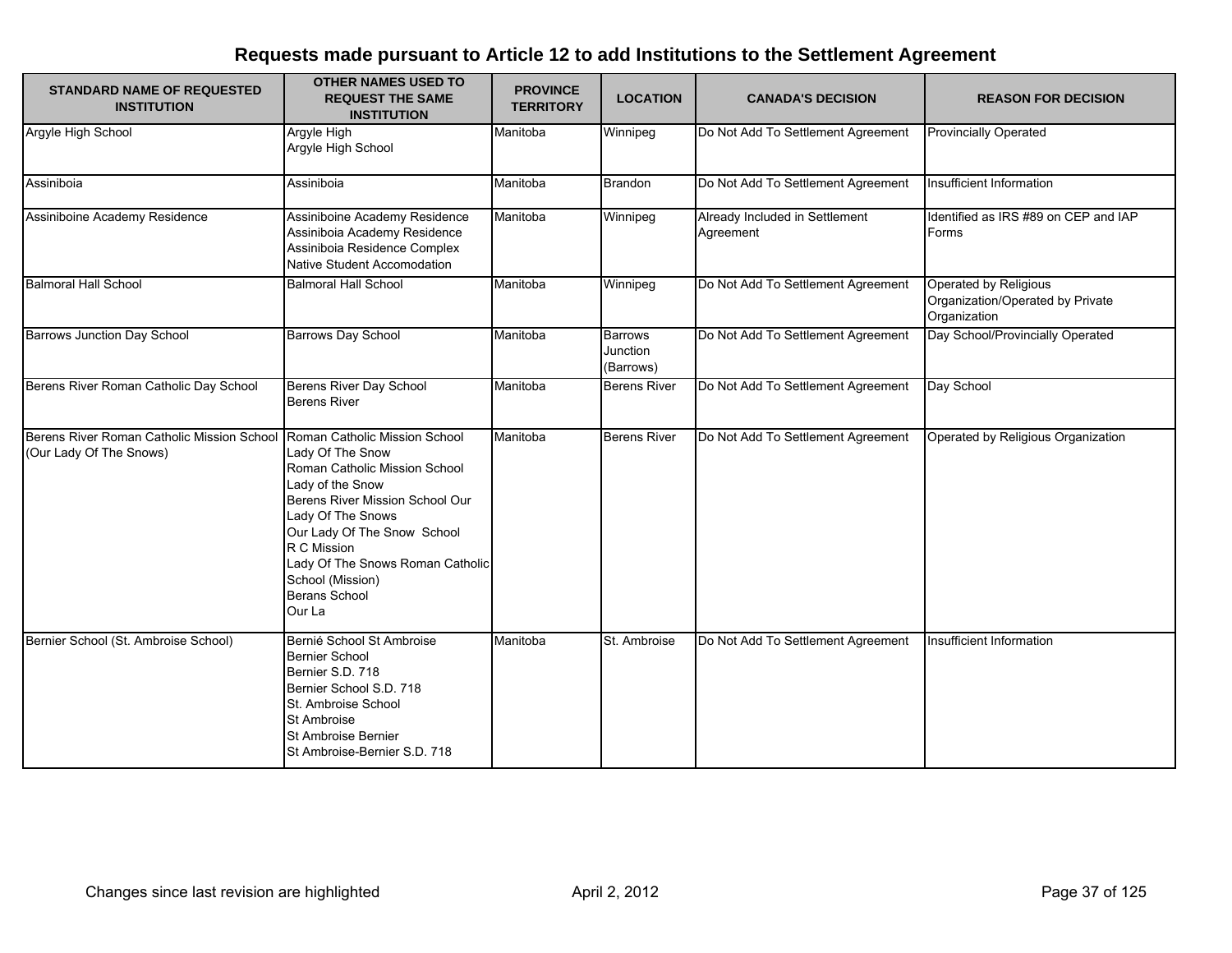# Requests made pursuant to Article 12 to add Institutions to the Settlement Agreement

| STANDARD NAME OF REQUESTED INSTITUTION | OTHER NAMES USED TO REQUEST THE SAME INSTITUTION | PROVINCE TERRITORY | LOCATION | CANADA'S DECISION | REASON FOR DECISION |
|---|---|---|---|---|---|
| Argyle High School | Argyle High<br>Argyle High School | Manitoba | Winnipeg | Do Not Add To Settlement Agreement | Provincially Operated |
| Assiniboia | Assiniboia | Manitoba | Brandon | Do Not Add To Settlement Agreement | Insufficient Information |
| Assiniboine Academy Residence | Assiniboine Academy Residence<br>Assiniboia Academy Residence<br>Assiniboia Residence Complex<br>Native Student Accomodation | Manitoba | Winnipeg | Already Included in Settlement Agreement | Identified as IRS #89 on CEP and IAP Forms |
| Balmoral Hall School | Balmoral Hall School | Manitoba | Winnipeg | Do Not Add To Settlement Agreement | Operated by Religious Organization/Operated by Private Organization |
| Barrows Junction Day School | Barrows Day School | Manitoba | Barrows Junction (Barrows) | Do Not Add To Settlement Agreement | Day School/Provincially Operated |
| Berens River Roman Catholic Day School | Berens River Day School<br>Berens River | Manitoba | Berens River | Do Not Add To Settlement Agreement | Day School |
| Berens River Roman Catholic Mission School (Our Lady Of The Snows) | Roman Catholic Mission School<br>Lady Of The Snow<br>Roman Catholic Mission School<br>Lady of the Snow<br>Berens River Mission School Our Lady Of The Snows<br>Our Lady Of The Snow School<br>R C Mission<br>Lady Of The Snows Roman Catholic School (Mission)<br>Berans School<br>Our La | Manitoba | Berens River | Do Not Add To Settlement Agreement | Operated by Religious Organization |
| Bernier School (St. Ambroise School) | Bernié School St Ambroise<br>Bernier School<br>Bernier S.D. 718<br>Bernier School S.D. 718<br>St. Ambroise School<br>St Ambroise<br>St Ambroise Bernier<br>St Ambroise-Bernier S.D. 718 | Manitoba | St. Ambroise | Do Not Add To Settlement Agreement | Insufficient Information |

Changes since last revision are highlighted April 2, 2012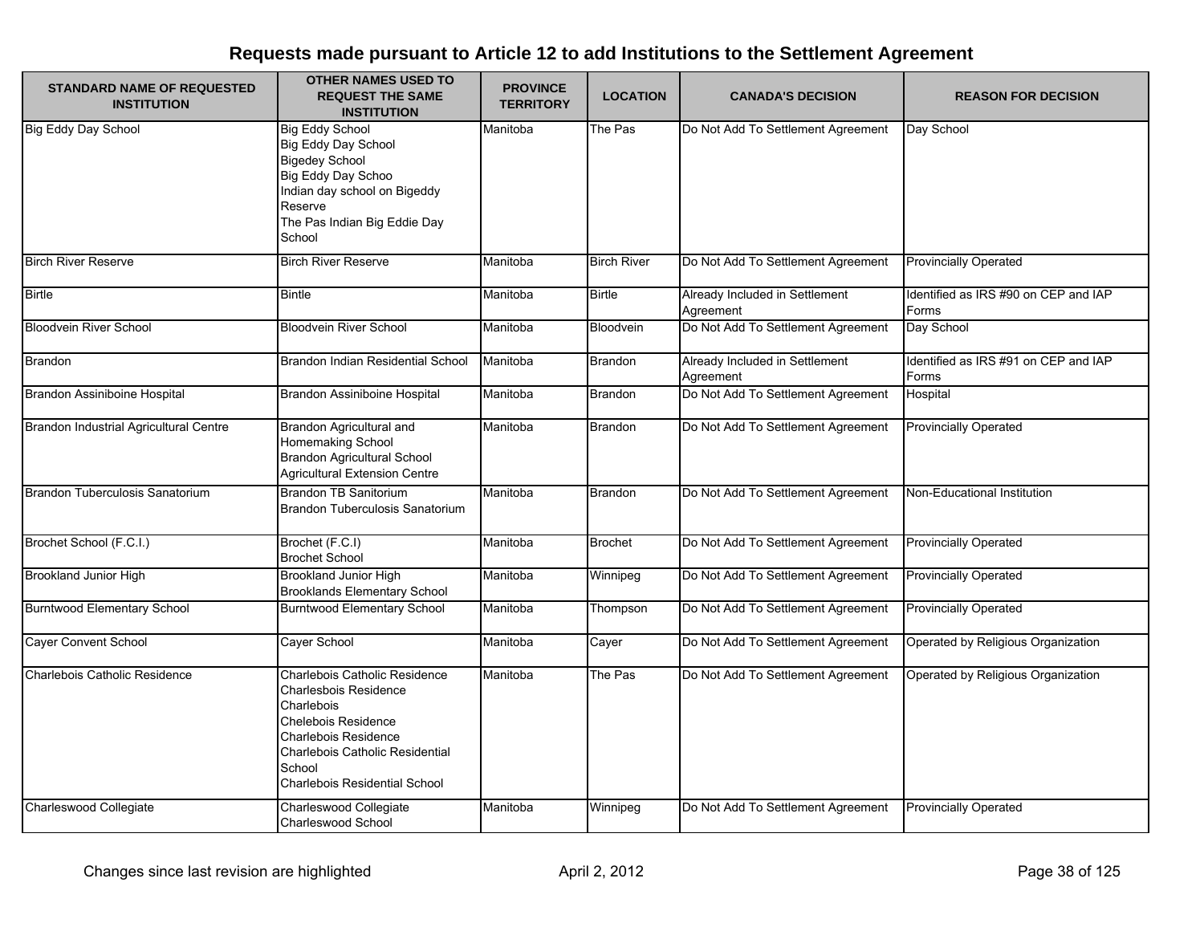# Requests made pursuant to Article 12 to add Institutions to the Settlement Agreement

| STANDARD NAME OF REQUESTED INSTITUTION | OTHER NAMES USED TO REQUEST THE SAME INSTITUTION | PROVINCE TERRITORY | LOCATION | CANADA'S DECISION | REASON FOR DECISION |
|---|---|---|---|---|---|
| Big Eddy Day School | Big Eddy School<br>Big Eddy Day School<br>Bigedey School<br>Big Eddy Day Schoo<br>Indian day school on Bigeddy Reserve<br>The Pas Indian Big Eddie Day School | Manitoba | The Pas | Do Not Add To Settlement Agreement | Day School |
| Birch River Reserve | Birch River Reserve | Manitoba | Birch River | Do Not Add To Settlement Agreement | Provincially Operated |
| Birtle | Bintle | Manitoba | Birtle | Already Included in Settlement Agreement | Identified as IRS #90 on CEP and IAP Forms |
| Bloodvein River School | Bloodvein River School | Manitoba | Bloodvein | Do Not Add To Settlement Agreement | Day School |
| Brandon | Brandon Indian Residential School | Manitoba | Brandon | Already Included in Settlement Agreement | Identified as IRS #91 on CEP and IAP Forms |
| Brandon Assiniboine Hospital | Brandon Assiniboine Hospital | Manitoba | Brandon | Do Not Add To Settlement Agreement | Hospital |
| Brandon Industrial Agricultural Centre | Brandon Agricultural and Homemaking School<br>Brandon Agricultural School<br>Agricultural Extension Centre | Manitoba | Brandon | Do Not Add To Settlement Agreement | Provincially Operated |
| Brandon Tuberculosis Sanatorium | Brandon TB Sanitorium<br>Brandon Tuberculosis Sanatorium | Manitoba | Brandon | Do Not Add To Settlement Agreement | Non-Educational Institution |
| Brochet School (F.C.I.) | Brochet (F.C.I)<br>Brochet School | Manitoba | Brochet | Do Not Add To Settlement Agreement | Provincially Operated |
| Brookland Junior High | Brookland Junior High<br>Brooklands Elementary School | Manitoba | Winnipeg | Do Not Add To Settlement Agreement | Provincially Operated |
| Burntwood Elementary School | Burntwood Elementary School | Manitoba | Thompson | Do Not Add To Settlement Agreement | Provincially Operated |
| Cayer Convent School | Cayer School | Manitoba | Cayer | Do Not Add To Settlement Agreement | Operated by Religious Organization |
| Charlebois Catholic Residence | Charlebois Catholic Residence<br>Charlesbois Residence<br>Charlebois<br>Chelebois Residence<br>Charlebois Residence<br>Charlebois Catholic Residential School<br>Charlebois Residential School | Manitoba | The Pas | Do Not Add To Settlement Agreement | Operated by Religious Organization |
| Charleswood Collegiate | Charleswood Collegiate<br>Charleswood School | Manitoba | Winnipeg | Do Not Add To Settlement Agreement | Provincially Operated |

Changes since last revision are highlighted — April 2, 2012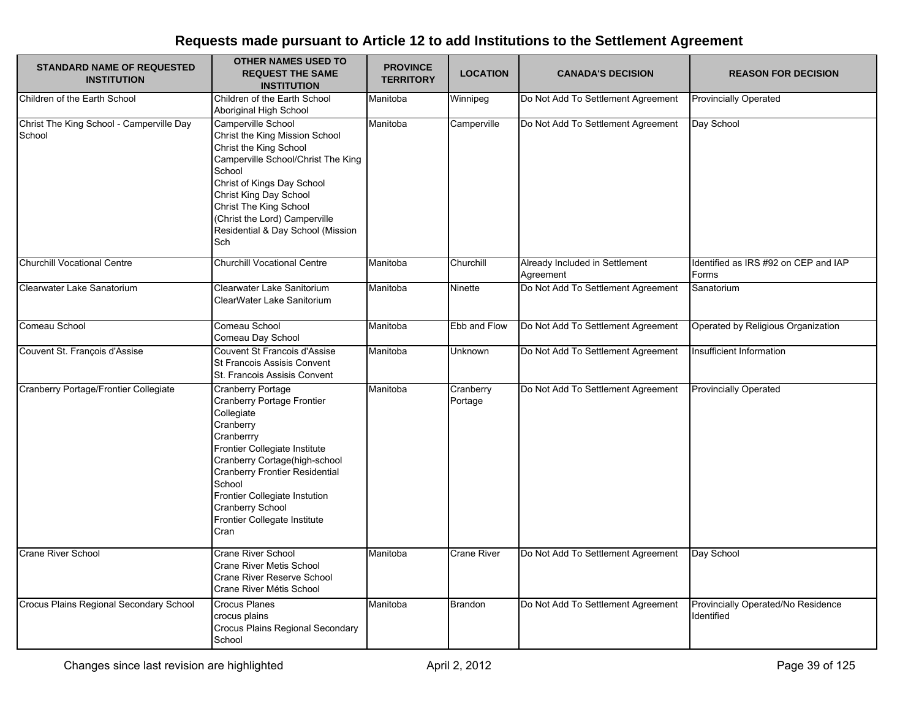## Requests made pursuant to Article 12 to add Institutions to the Settlement Agreement

| STANDARD NAME OF REQUESTED INSTITUTION | OTHER NAMES USED TO REQUEST THE SAME INSTITUTION | PROVINCE TERRITORY | LOCATION | CANADA'S DECISION | REASON FOR DECISION |
|---|---|---|---|---|---|
| Children of the Earth School | Children of the Earth School<br>Aboriginal High School | Manitoba | Winnipeg | Do Not Add To Settlement Agreement | Provincially Operated |
| Christ The King School - Camperville Day School | Camperville School<br>Christ the King Mission School<br>Christ the King School<br>Camperville School/Christ The King School<br>Christ of Kings Day School<br>Christ King Day School<br>Christ The King School<br>(Christ the Lord) Camperville Residential & Day School (Mission Sch | Manitoba | Camperville | Do Not Add To Settlement Agreement | Day School |
| Churchill Vocational Centre | Churchill Vocational Centre | Manitoba | Churchill | Already Included in Settlement Agreement | Identified as IRS #92 on CEP and IAP Forms |
| Clearwater Lake Sanatorium | Clearwater Lake Sanitorium<br>ClearWater Lake Sanitorium | Manitoba | Ninette | Do Not Add To Settlement Agreement | Sanatorium |
| Comeau School | Comeau School<br>Comeau Day School | Manitoba | Ebb and Flow | Do Not Add To Settlement Agreement | Operated by Religious Organization |
| Couvent St. François d'Assise | Couvent St Francois d'Assise<br>St Francois Assisis Convent<br>St. Francois Assisis Convent | Manitoba | Unknown | Do Not Add To Settlement Agreement | Insufficient Information |
| Cranberry Portage/Frontier Collegiate | Cranberry Portage<br>Cranberry Portage Frontier Collegiate<br>Cranberry<br>Cranberrry<br>Frontier Collegiate Institute<br>Cranberry Cortage(high-school<br>Cranberry Frontier Residential School<br>Frontier Collegiate Instution<br>Cranberry School<br>Frontier Collegate Institute<br>Cran | Manitoba | Cranberry Portage | Do Not Add To Settlement Agreement | Provincially Operated |
| Crane River School | Crane River School<br>Crane River Metis School<br>Crane River Reserve School<br>Crane River Métis School | Manitoba | Crane River | Do Not Add To Settlement Agreement | Day School |
| Crocus Plains Regional Secondary School | Crocus Planes<br>crocus plains<br>Crocus Plains Regional Secondary School | Manitoba | Brandon | Do Not Add To Settlement Agreement | Provincially Operated/No Residence Identified |

Changes since last revision are highlighted

April 2, 2012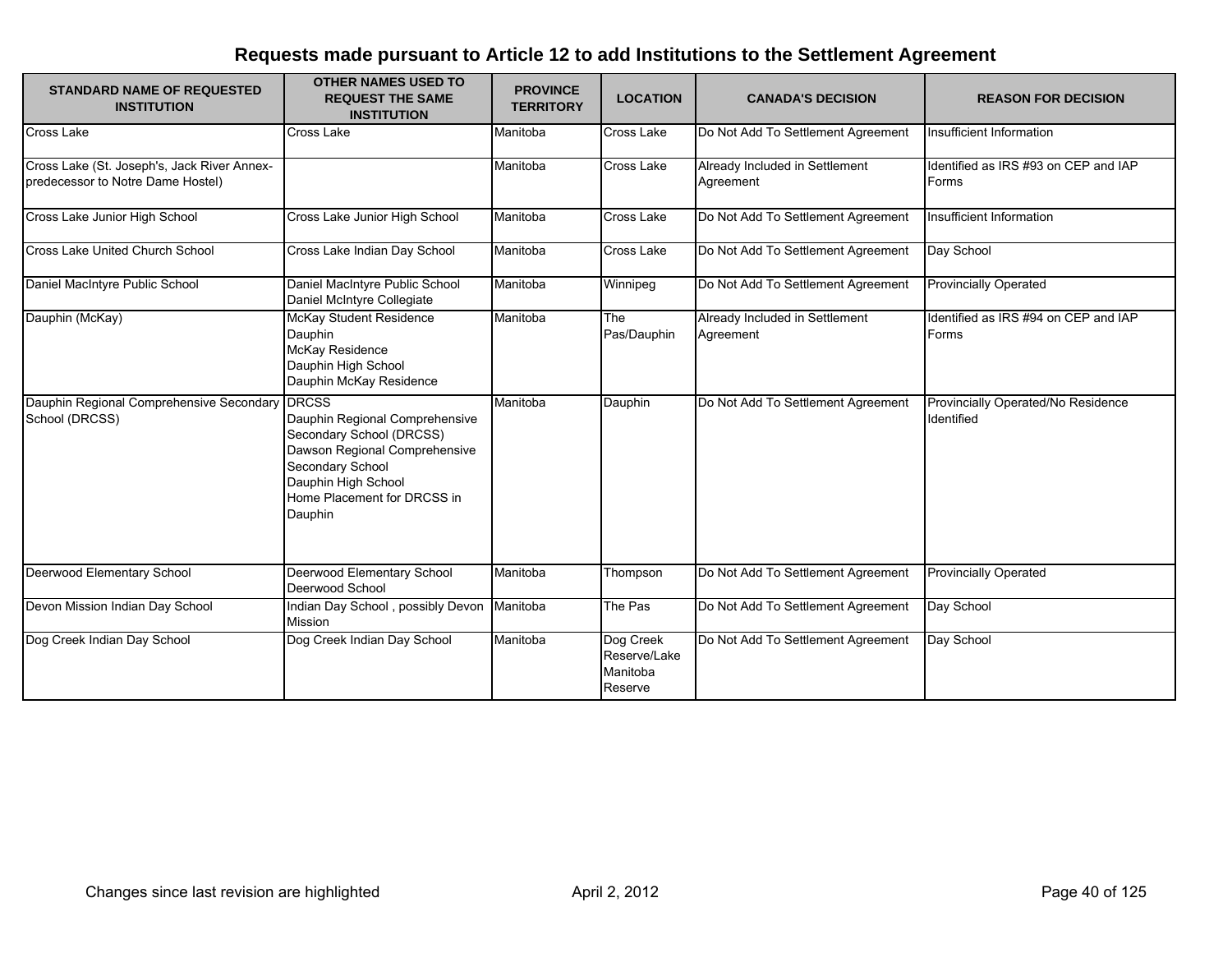## Requests made pursuant to Article 12 to add Institutions to the Settlement Agreement

| STANDARD NAME OF REQUESTED INSTITUTION | OTHER NAMES USED TO REQUEST THE SAME INSTITUTION | PROVINCE TERRITORY | LOCATION | CANADA'S DECISION | REASON FOR DECISION |
|---|---|---|---|---|---|
| Cross Lake | Cross Lake | Manitoba | Cross Lake | Do Not Add To Settlement Agreement | Insufficient Information |
| Cross Lake (St. Joseph's, Jack River Annex-predecessor to Notre Dame Hostel) | | Manitoba | Cross Lake | Already Included in Settlement Agreement | Identified as IRS #93 on CEP and IAP Forms |
| Cross Lake Junior High School | Cross Lake Junior High School | Manitoba | Cross Lake | Do Not Add To Settlement Agreement | Insufficient Information |
| Cross Lake United Church School | Cross Lake Indian Day School | Manitoba | Cross Lake | Do Not Add To Settlement Agreement | Day School |
| Daniel MacIntyre Public School | Daniel MacIntyre Public School<br>Daniel McIntyre Collegiate | Manitoba | Winnipeg | Do Not Add To Settlement Agreement | Provincially Operated |
| Dauphin (McKay) | McKay Student Residence<br>Dauphin<br>McKay Residence<br>Dauphin High School<br>Dauphin McKay Residence | Manitoba | The Pas/Dauphin | Already Included in Settlement Agreement | Identified as IRS #94 on CEP and IAP Forms |
| Dauphin Regional Comprehensive Secondary School (DRCSS) | DRCSS<br>Dauphin Regional Comprehensive Secondary School (DRCSS)<br>Dawson Regional Comprehensive Secondary School<br>Dauphin High School<br>Home Placement for DRCSS in Dauphin | Manitoba | Dauphin | Do Not Add To Settlement Agreement | Provincially Operated/No Residence Identified |
| Deerwood Elementary School | Deerwood Elementary School<br>Deerwood School | Manitoba | Thompson | Do Not Add To Settlement Agreement | Provincially Operated |
| Devon Mission Indian Day School | Indian Day School , possibly Devon Mission | Manitoba | The Pas | Do Not Add To Settlement Agreement | Day School |
| Dog Creek Indian Day School | Dog Creek Indian Day School | Manitoba | Dog Creek Reserve/Lake Manitoba Reserve | Do Not Add To Settlement Agreement | Day School |

Changes since last revision are highlighted

April 2, 2012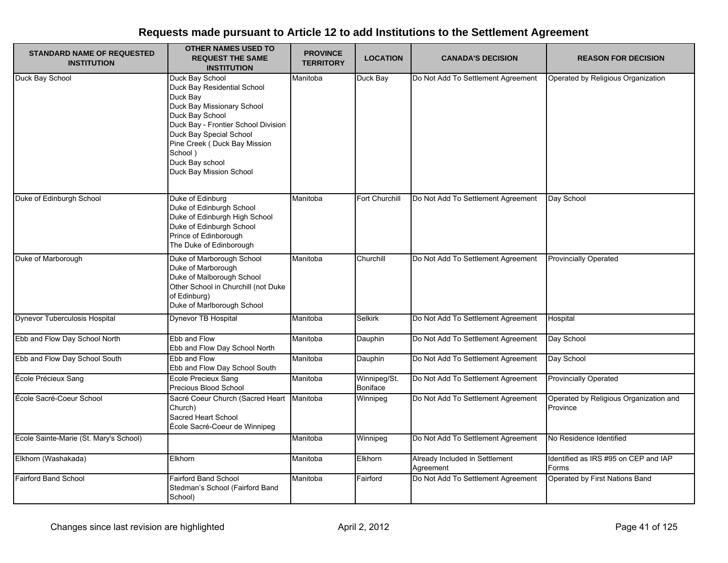## Requests made pursuant to Article 12 to add Institutions to the Settlement Agreement

| STANDARD NAME OF REQUESTED INSTITUTION | OTHER NAMES USED TO REQUEST THE SAME INSTITUTION | PROVINCE TERRITORY | LOCATION | CANADA'S DECISION | REASON FOR DECISION |
|---|---|---|---|---|---|
| Duck Bay School | Duck Bay School<br>Duck Bay Residential School<br>Duck Bay<br>Duck Bay Missionary School<br>Duck Bay School<br>Duck Bay - Frontier School Division<br>Duck Bay Special School<br>Pine Creek ( Duck Bay Mission School )<br>Duck Bay school<br>Duck Bay Mission School | Manitoba | Duck Bay | Do Not Add To Settlement Agreement | Operated by Religious Organization |
| Duke of Edinburgh School | Duke of Edinburg<br>Duke of Edinburgh School<br>Duke of Edinburgh High School<br>Duke of Edinburgh School<br>Prince of Edinborough<br>The Duke of Edinborough | Manitoba | Fort Churchill | Do Not Add To Settlement Agreement | Day School |
| Duke of Marborough | Duke of Marborough School<br>Duke of Marborough<br>Duke of Malborough School<br>Other School in Churchill (not Duke of Edinburg)<br>Duke of Marlborough School | Manitoba | Churchill | Do Not Add To Settlement Agreement | Provincially Operated |
| Dynevor Tuberculosis Hospital | Dynevor TB Hospital | Manitoba | Selkirk | Do Not Add To Settlement Agreement | Hospital |
| Ebb and Flow Day School North | Ebb and Flow<br>Ebb and Flow Day School North | Manitoba | Dauphin | Do Not Add To Settlement Agreement | Day School |
| Ebb and Flow Day School South | Ebb and Flow<br>Ebb and Flow Day School South | Manitoba | Dauphin | Do Not Add To Settlement Agreement | Day School |
| École Précieux Sang | Ecole Precieux Sang<br>Precious Blood School | Manitoba | Winnipeg/St. Boniface | Do Not Add To Settlement Agreement | Provincially Operated |
| École Sacré-Coeur School | Sacré Coeur Church (Sacred Heart Church)<br>Sacred Heart School<br>École Sacré-Coeur de Winnipeg | Manitoba | Winnipeg | Do Not Add To Settlement Agreement | Operated by Religious Organization and Province |
| Ecole Sainte-Marie (St. Mary's School) | | Manitoba | Winnipeg | Do Not Add To Settlement Agreement | No Residence Identified |
| Elkhorn (Washakada) | Elkhorn | Manitoba | Elkhorn | Already Included in Settlement Agreement | Identified as IRS #95 on CEP and IAP Forms |
| Fairford Band School | Fairford Band School<br>Stedman's School (Fairford Band School) | Manitoba | Fairford | Do Not Add To Settlement Agreement | Operated by First Nations Band |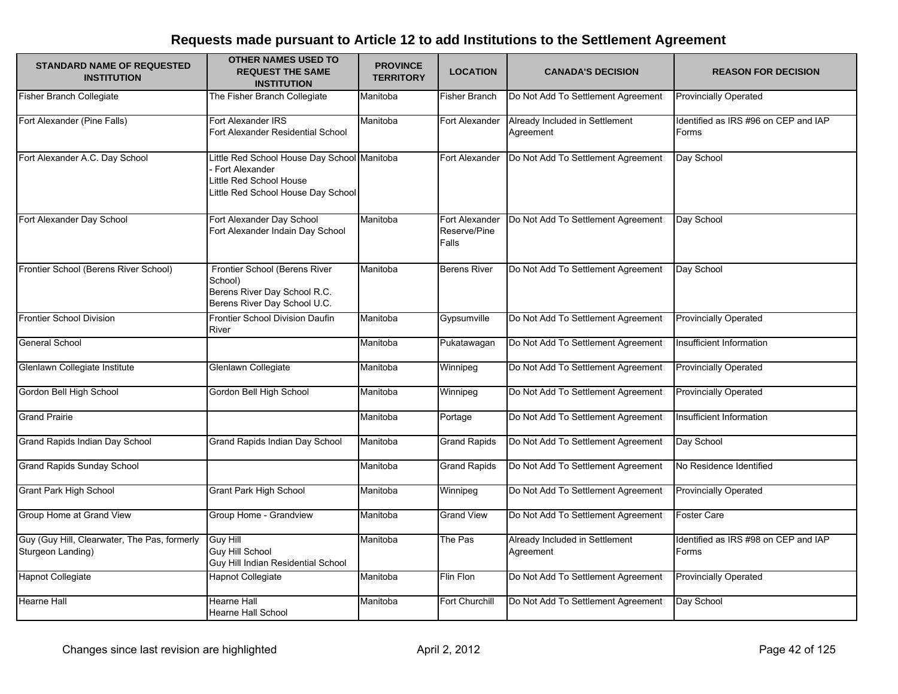# Requests made pursuant to Article 12 to add Institutions to the Settlement Agreement

| STANDARD NAME OF REQUESTED INSTITUTION | OTHER NAMES USED TO REQUEST THE SAME INSTITUTION | PROVINCE TERRITORY | LOCATION | CANADA'S DECISION | REASON FOR DECISION |
|---|---|---|---|---|---|
| Fisher Branch Collegiate | The Fisher Branch Collegiate | Manitoba | Fisher Branch | Do Not Add To Settlement Agreement | Provincially Operated |
| Fort Alexander (Pine Falls) | Fort Alexander IRS<br>Fort Alexander Residential School | Manitoba | Fort Alexander | Already Included in Settlement Agreement | Identified as IRS #96 on CEP and IAP Forms |
| Fort Alexander A.C. Day School | Little Red School House Day School - Fort Alexander<br>Little Red School House<br>Little Red School House Day School | Manitoba | Fort Alexander | Do Not Add To Settlement Agreement | Day School |
| Fort Alexander Day School | Fort Alexander Day School<br>Fort Alexander Indain Day School | Manitoba | Fort Alexander Reserve/Pine Falls | Do Not Add To Settlement Agreement | Day School |
| Frontier School (Berens River School) | Frontier School (Berens River School)<br>Berens River Day School R.C.<br>Berens River Day School U.C. | Manitoba | Berens River | Do Not Add To Settlement Agreement | Day School |
| Frontier School Division | Frontier School Division Daufin River | Manitoba | Gypsumville | Do Not Add To Settlement Agreement | Provincially Operated |
| General School | | Manitoba | Pukatawagan | Do Not Add To Settlement Agreement | Insufficient Information |
| Glenlawn Collegiate Institute | Glenlawn Collegiate | Manitoba | Winnipeg | Do Not Add To Settlement Agreement | Provincially Operated |
| Gordon Bell High School | Gordon Bell High School | Manitoba | Winnipeg | Do Not Add To Settlement Agreement | Provincially Operated |
| Grand Prairie | | Manitoba | Portage | Do Not Add To Settlement Agreement | Insufficient Information |
| Grand Rapids Indian Day School | Grand Rapids Indian Day School | Manitoba | Grand Rapids | Do Not Add To Settlement Agreement | Day School |
| Grand Rapids Sunday School | | Manitoba | Grand Rapids | Do Not Add To Settlement Agreement | No Residence Identified |
| Grant Park High School | Grant Park High School | Manitoba | Winnipeg | Do Not Add To Settlement Agreement | Provincially Operated |
| Group Home at Grand View | Group Home - Grandview | Manitoba | Grand View | Do Not Add To Settlement Agreement | Foster Care |
| Guy (Guy Hill, Clearwater, The Pas, formerly Sturgeon Landing) | Guy Hill<br>Guy Hill School<br>Guy Hill Indian Residential School | Manitoba | The Pas | Already Included in Settlement Agreement | Identified as IRS #98 on CEP and IAP Forms |
| Hapnot Collegiate | Hapnot Collegiate | Manitoba | Flin Flon | Do Not Add To Settlement Agreement | Provincially Operated |
| Hearne Hall | Hearne Hall<br>Hearne Hall School | Manitoba | Fort Churchill | Do Not Add To Settlement Agreement | Day School |

Changes since last revision are highlighted April 2, 2012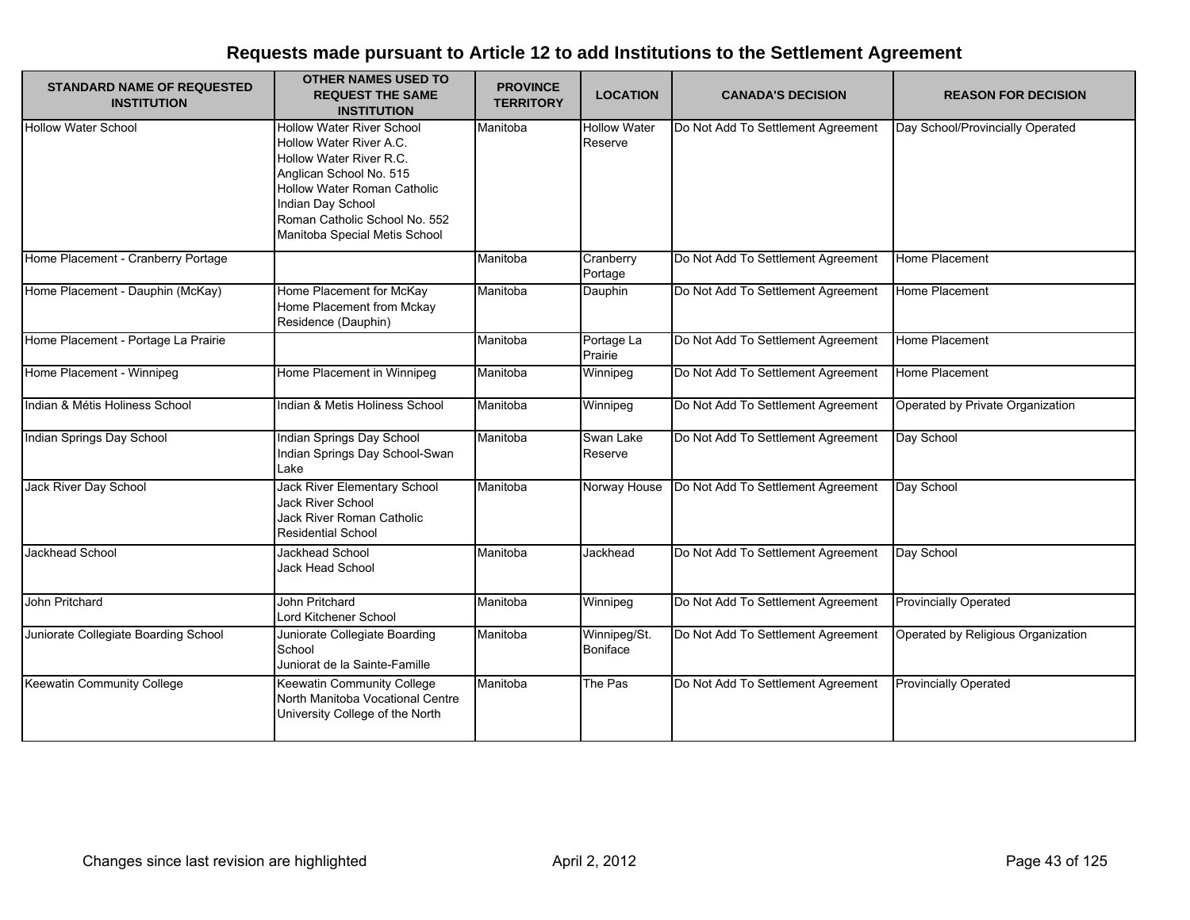# Requests made pursuant to Article 12 to add Institutions to the Settlement Agreement

| STANDARD NAME OF REQUESTED INSTITUTION | OTHER NAMES USED TO REQUEST THE SAME INSTITUTION | PROVINCE TERRITORY | LOCATION | CANADA'S DECISION | REASON FOR DECISION |
|---|---|---|---|---|---|
| Hollow Water School | Hollow Water River School<br>Hollow Water River A.C.<br>Hollow Water River R.C.<br>Anglican School No. 515<br>Hollow Water Roman Catholic Indian Day School<br>Roman Catholic School No. 552<br>Manitoba Special Metis School | Manitoba | Hollow Water Reserve | Do Not Add To Settlement Agreement | Day School/Provincially Operated |
| Home Placement - Cranberry Portage | | Manitoba | Cranberry Portage | Do Not Add To Settlement Agreement | Home Placement |
| Home Placement - Dauphin (McKay) | Home Placement for McKay<br>Home Placement from Mckay Residence (Dauphin) | Manitoba | Dauphin | Do Not Add To Settlement Agreement | Home Placement |
| Home Placement - Portage La Prairie | | Manitoba | Portage La Prairie | Do Not Add To Settlement Agreement | Home Placement |
| Home Placement - Winnipeg | Home Placement in Winnipeg | Manitoba | Winnipeg | Do Not Add To Settlement Agreement | Home Placement |
| Indian & Métis Holiness School | Indian & Metis Holiness School | Manitoba | Winnipeg | Do Not Add To Settlement Agreement | Operated by Private Organization |
| Indian Springs Day School | Indian Springs Day School<br>Indian Springs Day School-Swan Lake | Manitoba | Swan Lake Reserve | Do Not Add To Settlement Agreement | Day School |
| Jack River Day School | Jack River Elementary School<br>Jack River School<br>Jack River Roman Catholic Residential School | Manitoba | Norway House | Do Not Add To Settlement Agreement | Day School |
| Jackhead School | Jackhead School<br>Jack Head School | Manitoba | Jackhead | Do Not Add To Settlement Agreement | Day School |
| John Pritchard | John Pritchard<br>Lord Kitchener School | Manitoba | Winnipeg | Do Not Add To Settlement Agreement | Provincially Operated |
| Juniorate Collegiate Boarding School | Juniorate Collegiate Boarding School<br>Juniorat de la Sainte-Famille | Manitoba | Winnipeg/St. Boniface | Do Not Add To Settlement Agreement | Operated by Religious Organization |
| Keewatin Community College | Keewatin Community College<br>North Manitoba Vocational Centre<br>University College of the North | Manitoba | The Pas | Do Not Add To Settlement Agreement | Provincially Operated |

Changes since last revision are highlighted

April 2, 2012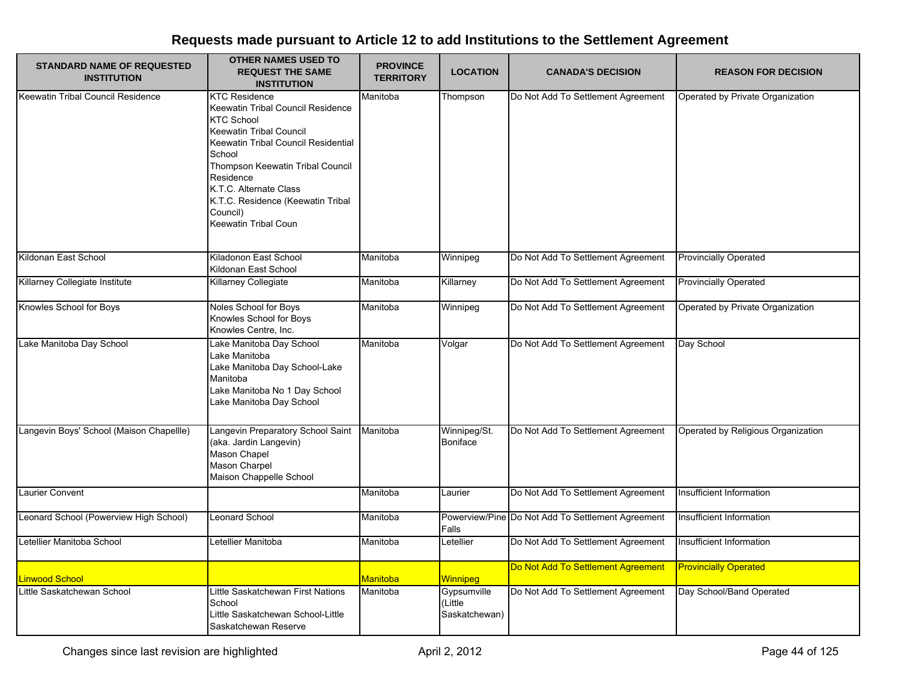# Requests made pursuant to Article 12 to add Institutions to the Settlement Agreement

| STANDARD NAME OF REQUESTED INSTITUTION | OTHER NAMES USED TO REQUEST THE SAME INSTITUTION | PROVINCE TERRITORY | LOCATION | CANADA'S DECISION | REASON FOR DECISION |
|---|---|---|---|---|---|
| Keewatin Tribal Council Residence | KTC Residence<br>Keewatin Tribal Council Residence<br>KTC School<br>Keewatin Tribal Council<br>Keewatin Tribal Council Residential School<br>Thompson Keewatin Tribal Council Residence<br>K.T.C. Alternate Class<br>K.T.C. Residence (Keewatin Tribal Council)<br>Keewatin Tribal Coun | Manitoba | Thompson | Do Not Add To Settlement Agreement | Operated by Private Organization |
| Kildonan East School | Kiladonon East School<br>Kildonan East School | Manitoba | Winnipeg | Do Not Add To Settlement Agreement | Provincially Operated |
| Killarney Collegiate Institute | Killarney Collegiate | Manitoba | Killarney | Do Not Add To Settlement Agreement | Provincially Operated |
| Knowles School for Boys | Noles School for Boys<br>Knowles School for Boys<br>Knowles Centre, Inc. | Manitoba | Winnipeg | Do Not Add To Settlement Agreement | Operated by Private Organization |
| Lake Manitoba Day School | Lake Manitoba Day School<br>Lake Manitoba<br>Lake Manitoba Day School-Lake Manitoba<br>Lake Manitoba No 1 Day School<br>Lake Manitoba Day School | Manitoba | Volgar | Do Not Add To Settlement Agreement | Day School |
| Langevin Boys' School (Maison Chapellle) | Langevin Preparatory School Saint (aka. Jardin Langevin)<br>Mason Chapel<br>Mason Charpel<br>Maison Chappelle School | Manitoba | Winnipeg/St. Boniface | Do Not Add To Settlement Agreement | Operated by Religious Organization |
| Laurier Convent | | Manitoba | Laurier | Do Not Add To Settlement Agreement | Insufficient Information |
| Leonard School (Powerview High School) | Leonard School | Manitoba | Powerview/Pine Falls | Do Not Add To Settlement Agreement | Insufficient Information |
| Letellier Manitoba School | Letellier Manitoba | Manitoba | Letellier | Do Not Add To Settlement Agreement | Insufficient Information |
| Linwood School | | Manitoba | Winnipeg | Do Not Add To Settlement Agreement | Provincially Operated |
| Little Saskatchewan School | Little Saskatchewan First Nations School<br>Little Saskatchewan School-Little Saskatchewan Reserve | Manitoba | Gypsumville (Little Saskatchewan) | Do Not Add To Settlement Agreement | Day School/Band Operated |

Changes since last revision are highlighted

April 2, 2012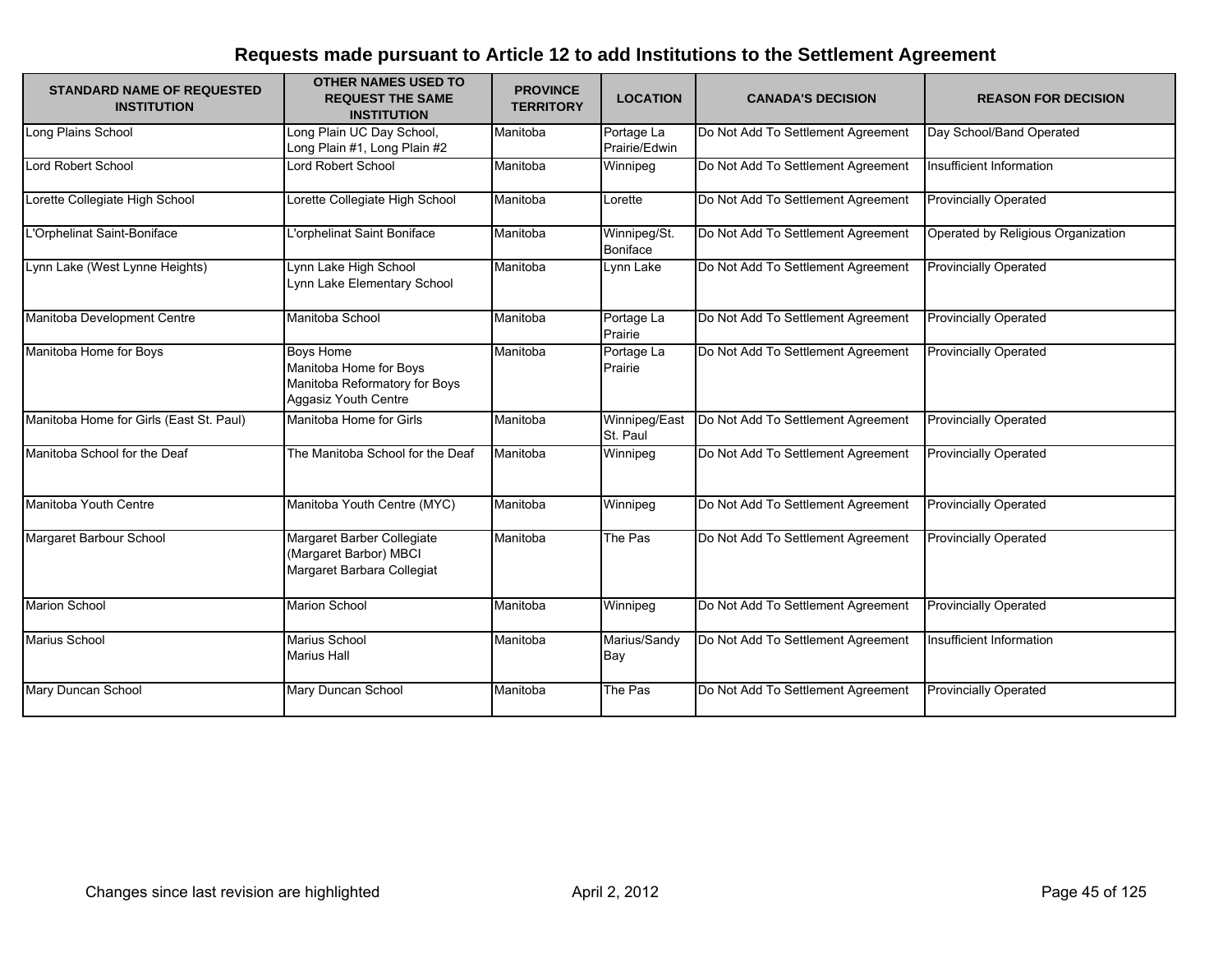## Requests made pursuant to Article 12 to add Institutions to the Settlement Agreement

| STANDARD NAME OF REQUESTED INSTITUTION | OTHER NAMES USED TO REQUEST THE SAME INSTITUTION | PROVINCE TERRITORY | LOCATION | CANADA'S DECISION | REASON FOR DECISION |
|---|---|---|---|---|---|
| Long Plains School | Long Plain UC Day School, Long Plain #1, Long Plain #2 | Manitoba | Portage La Prairie/Edwin | Do Not Add To Settlement Agreement | Day School/Band Operated |
| Lord Robert School | Lord Robert School | Manitoba | Winnipeg | Do Not Add To Settlement Agreement | Insufficient Information |
| Lorette Collegiate High School | Lorette Collegiate High School | Manitoba | Lorette | Do Not Add To Settlement Agreement | Provincially Operated |
| L'Orphelinat Saint-Boniface | L'orphelinat Saint Boniface | Manitoba | Winnipeg/St. Boniface | Do Not Add To Settlement Agreement | Operated by Religious Organization |
| Lynn Lake (West Lynne Heights) | Lynn Lake High School<br>Lynn Lake Elementary School | Manitoba | Lynn Lake | Do Not Add To Settlement Agreement | Provincially Operated |
| Manitoba Development Centre | Manitoba School | Manitoba | Portage La Prairie | Do Not Add To Settlement Agreement | Provincially Operated |
| Manitoba Home for Boys | Boys Home<br>Manitoba Home for Boys<br>Manitoba Reformatory for Boys<br>Aggasiz Youth Centre | Manitoba | Portage La Prairie | Do Not Add To Settlement Agreement | Provincially Operated |
| Manitoba Home for Girls (East St. Paul) | Manitoba Home for Girls | Manitoba | Winnipeg/East St. Paul | Do Not Add To Settlement Agreement | Provincially Operated |
| Manitoba School for the Deaf | The Manitoba School for the Deaf | Manitoba | Winnipeg | Do Not Add To Settlement Agreement | Provincially Operated |
| Manitoba Youth Centre | Manitoba Youth Centre (MYC) | Manitoba | Winnipeg | Do Not Add To Settlement Agreement | Provincially Operated |
| Margaret Barbour School | Margaret Barber Collegiate<br>(Margaret Barbor) MBCI<br>Margaret Barbara Collegiat | Manitoba | The Pas | Do Not Add To Settlement Agreement | Provincially Operated |
| Marion School | Marion School | Manitoba | Winnipeg | Do Not Add To Settlement Agreement | Provincially Operated |
| Marius School | Marius School<br>Marius Hall | Manitoba | Marius/Sandy Bay | Do Not Add To Settlement Agreement | Insufficient Information |
| Mary Duncan School | Mary Duncan School | Manitoba | The Pas | Do Not Add To Settlement Agreement | Provincially Operated |

Changes since last revision are highlighted April 2, 2012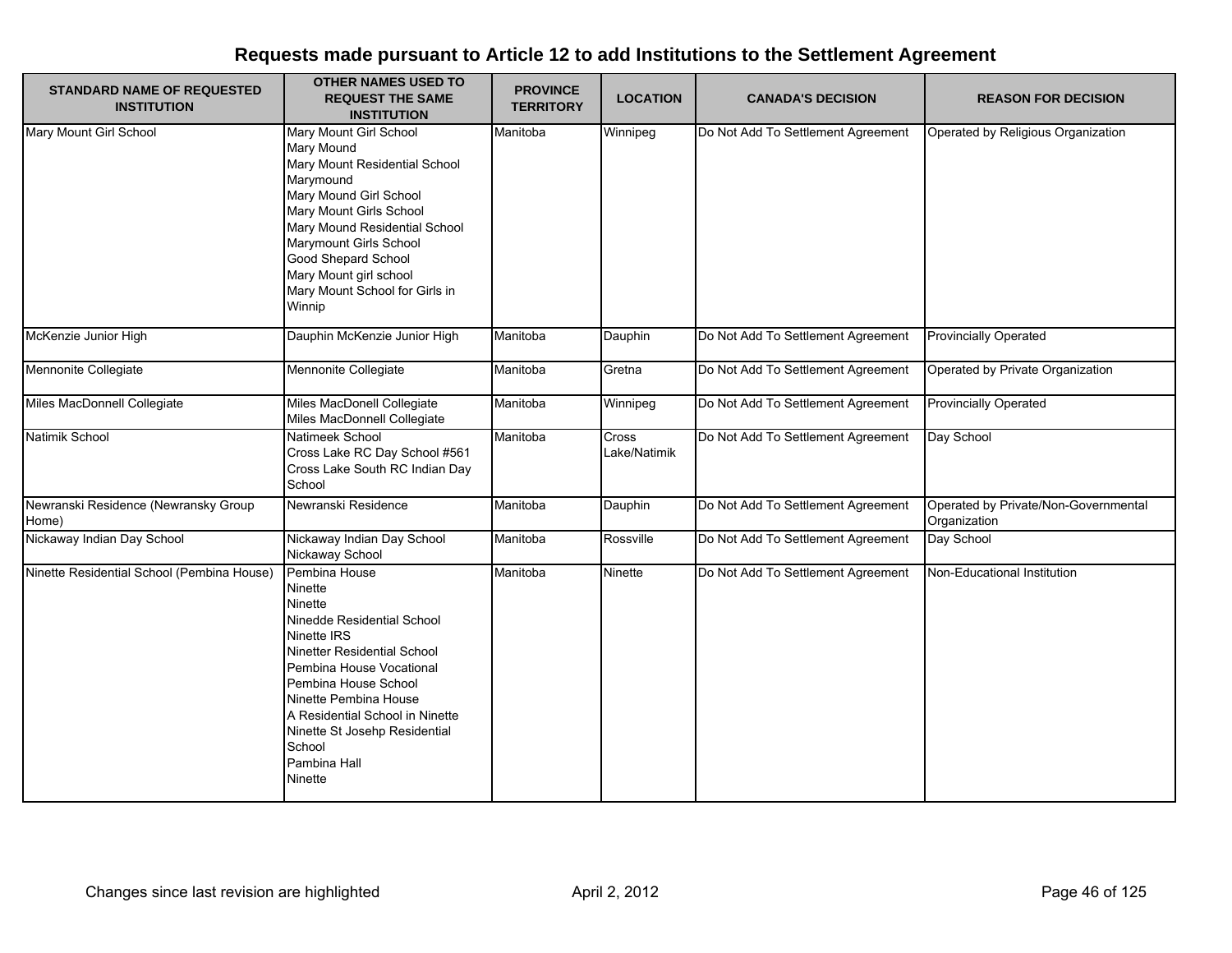## Requests made pursuant to Article 12 to add Institutions to the Settlement Agreement

| STANDARD NAME OF REQUESTED INSTITUTION | OTHER NAMES USED TO REQUEST THE SAME INSTITUTION | PROVINCE TERRITORY | LOCATION | CANADA'S DECISION | REASON FOR DECISION |
|---|---|---|---|---|---|
| Mary Mount Girl School | Mary Mount Girl School<br>Mary Mound<br>Mary Mount Residential School<br>Marymound<br>Mary Mound Girl School<br>Mary Mount Girls School<br>Mary Mound Residential School<br>Marymount Girls School<br>Good Shepard School<br>Mary Mount girl school<br>Mary Mount School for Girls in Winnip | Manitoba | Winnipeg | Do Not Add To Settlement Agreement | Operated by Religious Organization |
| McKenzie Junior High | Dauphin McKenzie Junior High | Manitoba | Dauphin | Do Not Add To Settlement Agreement | Provincially Operated |
| Mennonite Collegiate | Mennonite Collegiate | Manitoba | Gretna | Do Not Add To Settlement Agreement | Operated by Private Organization |
| Miles MacDonnell Collegiate | Miles MacDonell Collegiate<br>Miles MacDonnell Collegiate | Manitoba | Winnipeg | Do Not Add To Settlement Agreement | Provincially Operated |
| Natimik School | Natimeek School<br>Cross Lake RC Day School #561<br>Cross Lake South RC Indian Day School | Manitoba | Cross Lake/Natimik | Do Not Add To Settlement Agreement | Day School |
| Newranski Residence (Newransky Group Home) | Newranski Residence | Manitoba | Dauphin | Do Not Add To Settlement Agreement | Operated by Private/Non-Governmental Organization |
| Nickaway Indian Day School | Nickaway Indian Day School<br>Nickaway School | Manitoba | Rossville | Do Not Add To Settlement Agreement | Day School |
| Ninette Residential School (Pembina House) | Pembina House<br>Ninette<br>Ninette<br>Ninedde Residential School<br>Ninette IRS<br>Ninetter Residential School<br>Pembina House Vocational<br>Pembina House School<br>Ninette Pembina House<br>A Residential School in Ninette<br>Ninette St Josehp Residential School<br>Pambina Hall<br>Ninette | Manitoba | Ninette | Do Not Add To Settlement Agreement | Non-Educational Institution |

Changes since last revision are highlighted

April 2, 2012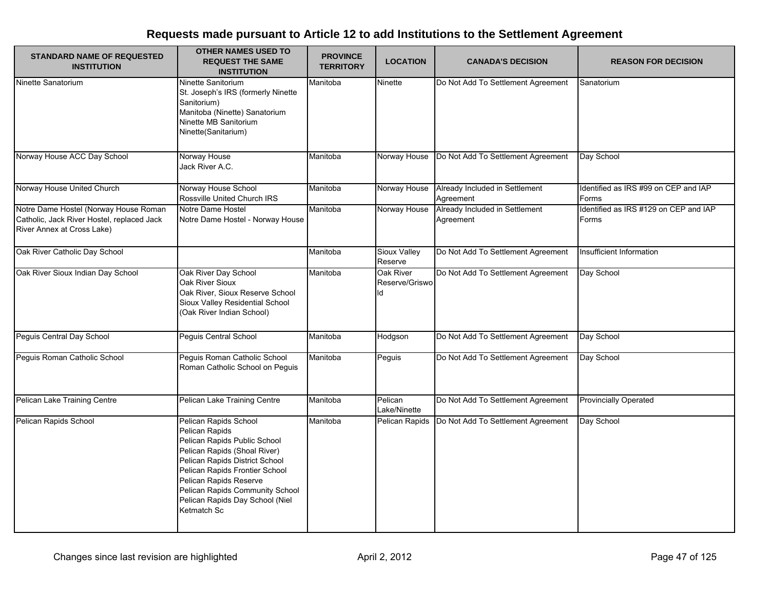## Requests made pursuant to Article 12 to add Institutions to the Settlement Agreement

| STANDARD NAME OF REQUESTED INSTITUTION | OTHER NAMES USED TO REQUEST THE SAME INSTITUTION | PROVINCE TERRITORY | LOCATION | CANADA'S DECISION | REASON FOR DECISION |
|---|---|---|---|---|---|
| Ninette Sanatorium | Ninette Sanitorium<br>St. Joseph's IRS (formerly Ninette Sanitorium)<br>Manitoba (Ninette) Sanatorium<br>Ninette MB Sanitorium<br>Ninette(Sanitarium) | Manitoba | Ninette | Do Not Add To Settlement Agreement | Sanatorium |
| Norway House ACC Day School | Norway House<br>Jack River A.C. | Manitoba | Norway House | Do Not Add To Settlement Agreement | Day School |
| Norway House United Church | Norway House School<br>Rossville United Church IRS | Manitoba | Norway House | Already Included in Settlement Agreement | Identified as IRS #99 on CEP and IAP Forms |
| Notre Dame Hostel (Norway House Roman Catholic, Jack River Hostel, replaced Jack River Annex at Cross Lake) | Notre Dame Hostel<br>Notre Dame Hostel - Norway House | Manitoba | Norway House | Already Included in Settlement Agreement | Identified as IRS #129 on CEP and IAP Forms |
| Oak River Catholic Day School | | Manitoba | Sioux Valley Reserve | Do Not Add To Settlement Agreement | Insufficient Information |
| Oak River Sioux Indian Day School | Oak River Day School<br>Oak River Sioux<br>Oak River, Sioux Reserve School<br>Sioux Valley Residential School (Oak River Indian School) | Manitoba | Oak River Reserve/Griswold | Do Not Add To Settlement Agreement | Day School |
| Peguis Central Day School | Peguis Central School | Manitoba | Hodgson | Do Not Add To Settlement Agreement | Day School |
| Peguis Roman Catholic School | Peguis Roman Catholic School<br>Roman Catholic School on Peguis | Manitoba | Peguis | Do Not Add To Settlement Agreement | Day School |
| Pelican Lake Training Centre | Pelican Lake Training Centre | Manitoba | Pelican Lake/Ninette | Do Not Add To Settlement Agreement | Provincially Operated |
| Pelican Rapids School | Pelican Rapids School<br>Pelican Rapids<br>Pelican Rapids Public School<br>Pelican Rapids (Shoal River)<br>Pelican Rapids District School<br>Pelican Rapids Frontier School<br>Pelican Rapids Reserve<br>Pelican Rapids Community School<br>Pelican Rapids Day School (Niel Ketmatch Sc | Manitoba | Pelican Rapids | Do Not Add To Settlement Agreement | Day School |

Changes since last revision are highlighted — April 2, 2012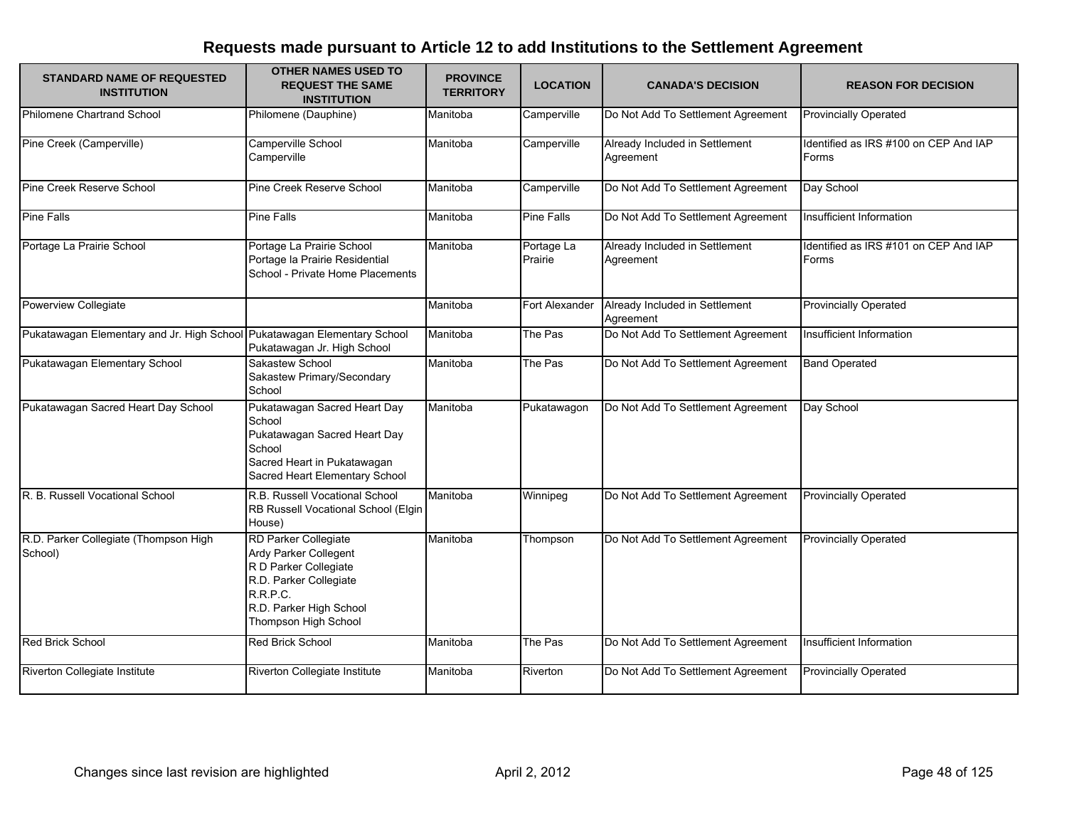# Requests made pursuant to Article 12 to add Institutions to the Settlement Agreement

| STANDARD NAME OF REQUESTED INSTITUTION | OTHER NAMES USED TO REQUEST THE SAME INSTITUTION | PROVINCE TERRITORY | LOCATION | CANADA'S DECISION | REASON FOR DECISION |
|---|---|---|---|---|---|
| Philomene Chartrand School | Philomene (Dauphine) | Manitoba | Camperville | Do Not Add To Settlement Agreement | Provincially Operated |
| Pine Creek (Camperville) | Camperville School<br>Camperville | Manitoba | Camperville | Already Included in Settlement Agreement | Identified as IRS #100 on CEP And IAP Forms |
| Pine Creek Reserve School | Pine Creek Reserve School | Manitoba | Camperville | Do Not Add To Settlement Agreement | Day School |
| Pine Falls | Pine Falls | Manitoba | Pine Falls | Do Not Add To Settlement Agreement | Insufficient Information |
| Portage La Prairie School | Portage La Prairie School<br>Portage la Prairie Residential School - Private Home Placements | Manitoba | Portage La Prairie | Already Included in Settlement Agreement | Identified as IRS #101 on CEP And IAP Forms |
| Powerview Collegiate | | Manitoba | Fort Alexander | Already Included in Settlement Agreement | Provincially Operated |
| Pukatawagan Elementary and Jr. High School | Pukatawagan Elementary School<br>Pukatawagan Jr. High School | Manitoba | The Pas | Do Not Add To Settlement Agreement | Insufficient Information |
| Pukatawagan Elementary School | Sakastew School<br>Sakastew Primary/Secondary School | Manitoba | The Pas | Do Not Add To Settlement Agreement | Band Operated |
| Pukatawagan Sacred Heart Day School | Pukatawagan Sacred Heart Day School<br>Pukatawagan Sacred Heart Day School<br>Sacred Heart in Pukatawagan<br>Sacred Heart Elementary School | Manitoba | Pukatawagon | Do Not Add To Settlement Agreement | Day School |
| R. B. Russell Vocational School | R.B. Russell Vocational School<br>RB Russell Vocational School (Elgin House) | Manitoba | Winnipeg | Do Not Add To Settlement Agreement | Provincially Operated |
| R.D. Parker Collegiate (Thompson High School) | RD Parker Collegiate<br>Ardy Parker Collegent<br>R D Parker Collegiate<br>R.D. Parker Collegiate<br>R.R.P.C.<br>R.D. Parker High School<br>Thompson High School | Manitoba | Thompson | Do Not Add To Settlement Agreement | Provincially Operated |
| Red Brick School | Red Brick School | Manitoba | The Pas | Do Not Add To Settlement Agreement | Insufficient Information |
| Riverton Collegiate Institute | Riverton Collegiate Institute | Manitoba | Riverton | Do Not Add To Settlement Agreement | Provincially Operated |

Changes since last revision are highlighted

April 2, 2012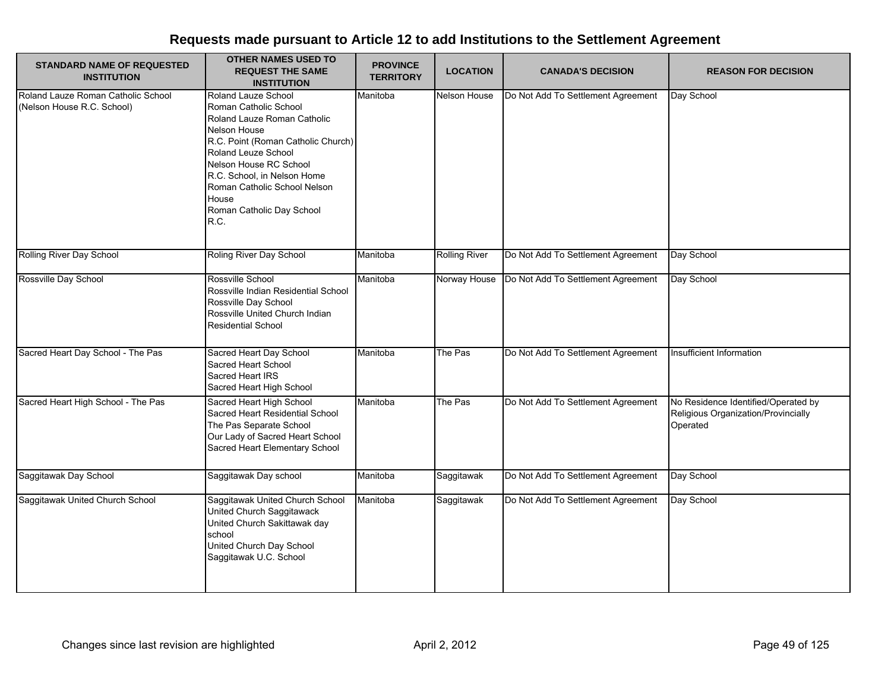## Requests made pursuant to Article 12 to add Institutions to the Settlement Agreement

| STANDARD NAME OF REQUESTED INSTITUTION | OTHER NAMES USED TO REQUEST THE SAME INSTITUTION | PROVINCE TERRITORY | LOCATION | CANADA'S DECISION | REASON FOR DECISION |
|---|---|---|---|---|---|
| Roland Lauze Roman Catholic School (Nelson House R.C. School) | Roland Lauze School<br>Roman Catholic School<br>Roland Lauze Roman Catholic Nelson House<br>R.C. Point (Roman Catholic Church)<br>Roland Leuze School<br>Nelson House RC School<br>R.C. School, in Nelson Home<br>Roman Catholic School Nelson House<br>Roman Catholic Day School<br>R.C. | Manitoba | Nelson House | Do Not Add To Settlement Agreement | Day School |
| Rolling River Day School | Roling River Day School | Manitoba | Rolling River | Do Not Add To Settlement Agreement | Day School |
| Rossville Day School | Rossville School<br>Rossville Indian Residential School<br>Rossville Day School<br>Rossville United Church Indian Residential School | Manitoba | Norway House | Do Not Add To Settlement Agreement | Day School |
| Sacred Heart Day School - The Pas | Sacred Heart Day School<br>Sacred Heart School<br>Sacred Heart IRS<br>Sacred Heart High School | Manitoba | The Pas | Do Not Add To Settlement Agreement | Insufficient Information |
| Sacred Heart High School - The Pas | Sacred Heart High School<br>Sacred Heart Residential School<br>The Pas Separate School<br>Our Lady of Sacred Heart School<br>Sacred Heart Elementary School | Manitoba | The Pas | Do Not Add To Settlement Agreement | No Residence Identified/Operated by Religious Organization/Provincially Operated |
| Saggitawak Day School | Saggitawak Day school | Manitoba | Saggitawak | Do Not Add To Settlement Agreement | Day School |
| Saggitawak United Church School | Saggitawak United Church School<br>United Church Saggitawack<br>United Church Sakittawak day school<br>United Church Day School<br>Saggitawak U.C. School | Manitoba | Saggitawak | Do Not Add To Settlement Agreement | Day School |

Changes since last revision are highlighted

April 2, 2012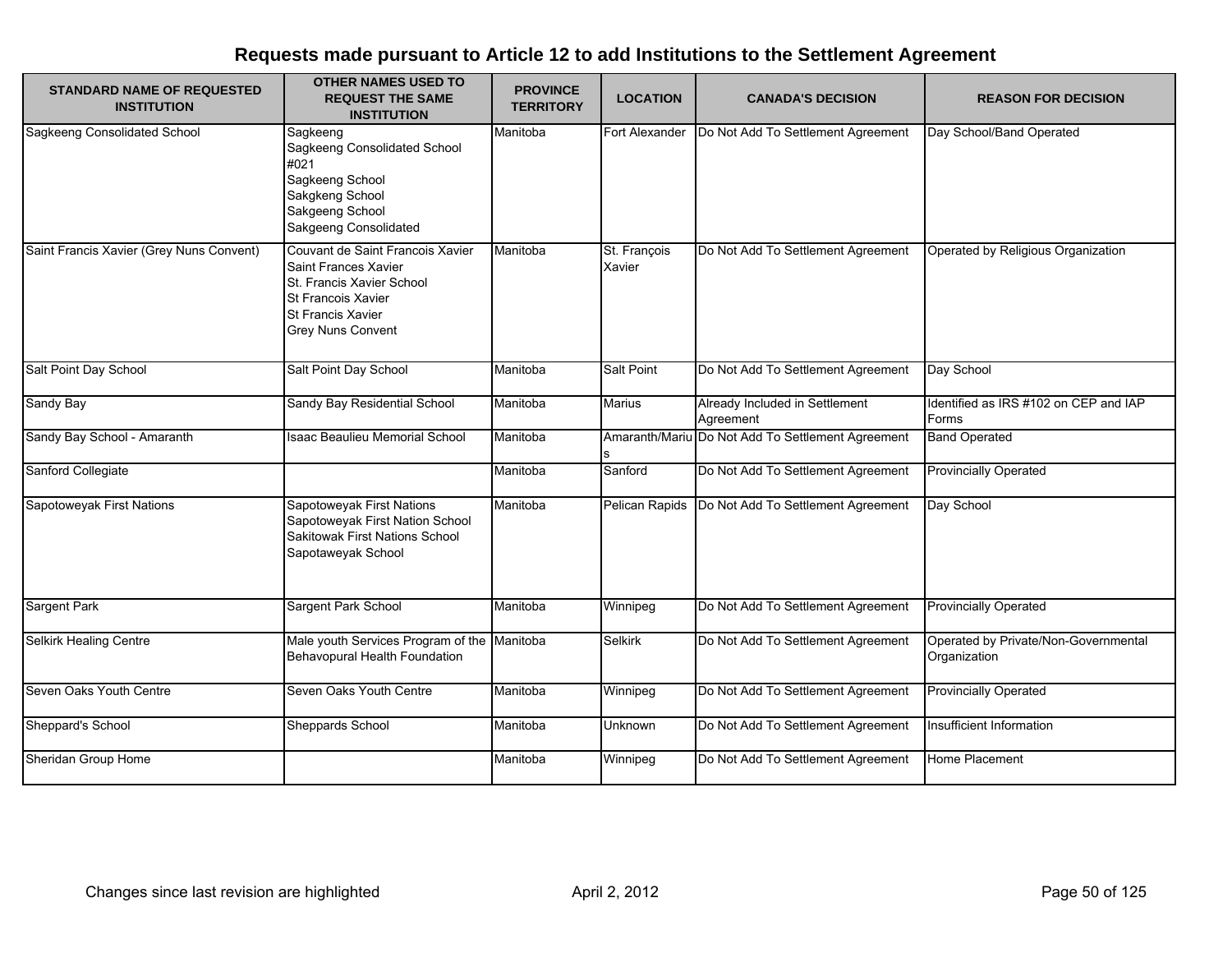# Requests made pursuant to Article 12 to add Institutions to the Settlement Agreement

| STANDARD NAME OF REQUESTED INSTITUTION | OTHER NAMES USED TO REQUEST THE SAME INSTITUTION | PROVINCE TERRITORY | LOCATION | CANADA'S DECISION | REASON FOR DECISION |
|---|---|---|---|---|---|
| Sagkeeng Consolidated School | Sagkeeng<br>Sagkeeng Consolidated School #021<br>Sagkgeeng School<br>Sakgkeng School<br>Sakgeeng School<br>Sakgeeng Consolidated | Manitoba | Fort Alexander | Do Not Add To Settlement Agreement | Day School/Band Operated |
| Saint Francis Xavier (Grey Nuns Convent) | Couvant de Saint Francois Xavier<br>Saint Frances Xavier<br>St. Francis Xavier School<br>St Francois Xavier<br>St Francis Xavier<br>Grey Nuns Convent | Manitoba | St. François Xavier | Do Not Add To Settlement Agreement | Operated by Religious Organization |
| Salt Point Day School | Salt Point Day School | Manitoba | Salt Point | Do Not Add To Settlement Agreement | Day School |
| Sandy Bay | Sandy Bay Residential School | Manitoba | Marius | Already Included in Settlement Agreement | Identified as IRS #102 on CEP and IAP Forms |
| Sandy Bay School - Amaranth | Isaac Beaulieu Memorial School | Manitoba | Amaranth/Marius | Do Not Add To Settlement Agreement | Band Operated |
| Sanford Collegiate | | Manitoba | Sanford | Do Not Add To Settlement Agreement | Provincially Operated |
| Sapotoweyak First Nations | Sapotoweyak First Nations<br>Sapotoweyak First Nation School<br>Sakitowak First Nations School<br>Sapotaweyak School | Manitoba | Pelican Rapids | Do Not Add To Settlement Agreement | Day School |
| Sargent Park | Sargent Park School | Manitoba | Winnipeg | Do Not Add To Settlement Agreement | Provincially Operated |
| Selkirk Healing Centre | Male youth Services Program of the Behavopural Health Foundation | Manitoba | Selkirk | Do Not Add To Settlement Agreement | Operated by Private/Non-Governmental Organization |
| Seven Oaks Youth Centre | Seven Oaks Youth Centre | Manitoba | Winnipeg | Do Not Add To Settlement Agreement | Provincially Operated |
| Sheppard's School | Sheppards School | Manitoba | Unknown | Do Not Add To Settlement Agreement | Insufficient Information |
| Sheridan Group Home | | Manitoba | Winnipeg | Do Not Add To Settlement Agreement | Home Placement |

Changes since last revision are highlighted

April 2, 2012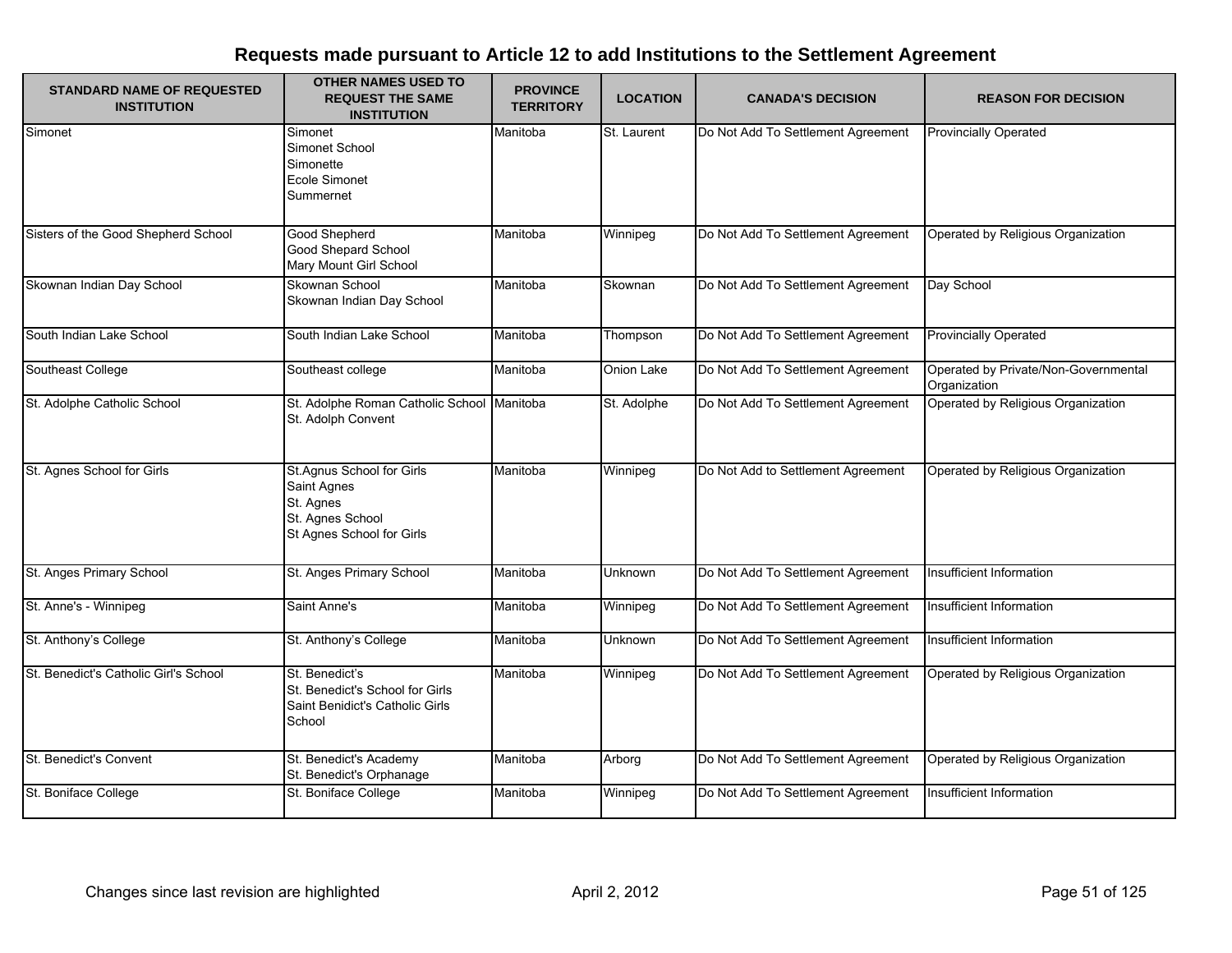# Requests made pursuant to Article 12 to add Institutions to the Settlement Agreement

| STANDARD NAME OF REQUESTED INSTITUTION | OTHER NAMES USED TO REQUEST THE SAME INSTITUTION | PROVINCE TERRITORY | LOCATION | CANADA'S DECISION | REASON FOR DECISION |
|---|---|---|---|---|---|
| Simonet | Simonet<br>Simonet School<br>Simonette<br>Ecole Simonet<br>Summernet | Manitoba | St. Laurent | Do Not Add To Settlement Agreement | Provincially Operated |
| Sisters of the Good Shepherd School | Good Shepherd<br>Good Shepard School<br>Mary Mount Girl School | Manitoba | Winnipeg | Do Not Add To Settlement Agreement | Operated by Religious Organization |
| Skownan Indian Day School | Skownan School<br>Skownan Indian Day School | Manitoba | Skownan | Do Not Add To Settlement Agreement | Day School |
| South Indian Lake School | South Indian Lake School | Manitoba | Thompson | Do Not Add To Settlement Agreement | Provincially Operated |
| Southeast College | Southeast college | Manitoba | Onion Lake | Do Not Add To Settlement Agreement | Operated by Private/Non-Governmental Organization |
| St. Adolphe Catholic School | St. Adolphe Roman Catholic School<br>St. Adolph Convent | Manitoba | St. Adolphe | Do Not Add To Settlement Agreement | Operated by Religious Organization |
| St. Agnes School for Girls | St.Agnus School for Girls<br>Saint Agnes<br>St. Agnes<br>St. Agnes School<br>St Agnes School for Girls | Manitoba | Winnipeg | Do Not Add to Settlement Agreement | Operated by Religious Organization |
| St. Anges Primary School | St. Anges Primary School | Manitoba | Unknown | Do Not Add To Settlement Agreement | Insufficient Information |
| St. Anne's - Winnipeg | Saint Anne's | Manitoba | Winnipeg | Do Not Add To Settlement Agreement | Insufficient Information |
| St. Anthony's College | St. Anthony's College | Manitoba | Unknown | Do Not Add To Settlement Agreement | Insufficient Information |
| St. Benedict's Catholic Girl's School | St. Benedict's<br>St. Benedict's School for Girls<br>Saint Benidict's Catholic Girls School | Manitoba | Winnipeg | Do Not Add To Settlement Agreement | Operated by Religious Organization |
| St. Benedict's Convent | St. Benedict's Academy<br>St. Benedict's Orphanage | Manitoba | Arborg | Do Not Add To Settlement Agreement | Operated by Religious Organization |
| St. Boniface College | St. Boniface College | Manitoba | Winnipeg | Do Not Add To Settlement Agreement | Insufficient Information |

Changes since last revision are highlighted

April 2, 2012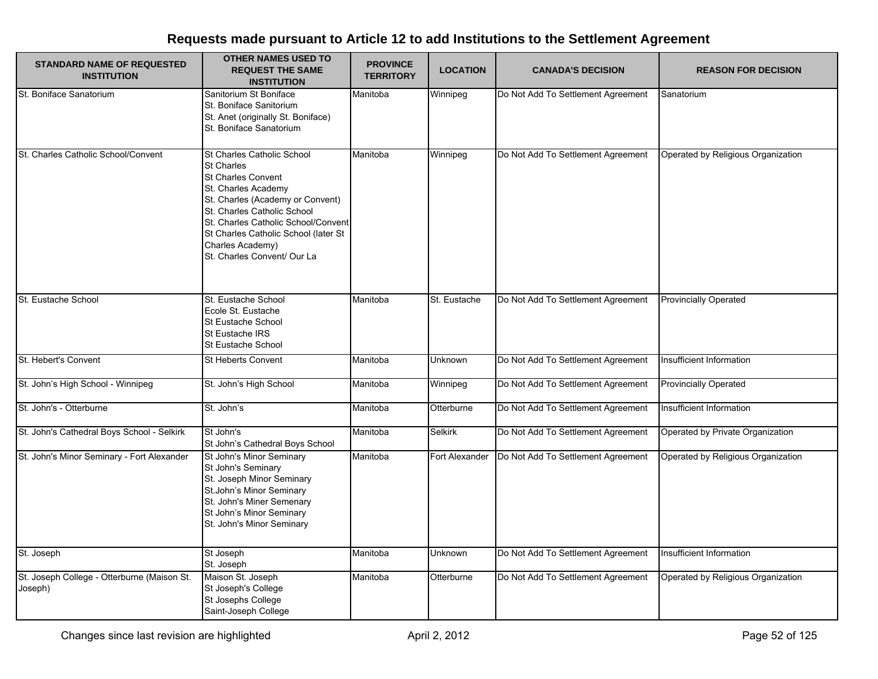## Requests made pursuant to Article 12 to add Institutions to the Settlement Agreement

| STANDARD NAME OF REQUESTED INSTITUTION | OTHER NAMES USED TO REQUEST THE SAME INSTITUTION | PROVINCE TERRITORY | LOCATION | CANADA'S DECISION | REASON FOR DECISION |
|---|---|---|---|---|---|
| St. Boniface Sanatorium | Sanitorium St Boniface<br>St. Boniface Sanitorium<br>St. Anet (originally St. Boniface)<br>St. Boniface Sanatorium | Manitoba | Winnipeg | Do Not Add To Settlement Agreement | Sanatorium |
| St. Charles Catholic School/Convent | St Charles Catholic School<br>St Charles<br>St Charles Convent<br>St. Charles Academy<br>St. Charles (Academy or Convent)<br>St. Charles Catholic School<br>St. Charles Catholic School/Convent<br>St Charles Catholic School (later St Charles Academy)<br>St. Charles Convent/ Our La | Manitoba | Winnipeg | Do Not Add To Settlement Agreement | Operated by Religious Organization |
| St. Eustache School | St. Eustache School<br>Ecole St. Eustache<br>St Eustache School<br>St Eustache IRS<br>St Eustache School | Manitoba | St. Eustache | Do Not Add To Settlement Agreement | Provincially Operated |
| St. Hebert's Convent | St Heberts Convent | Manitoba | Unknown | Do Not Add To Settlement Agreement | Insufficient Information |
| St. John's High School - Winnipeg | St. John's High School | Manitoba | Winnipeg | Do Not Add To Settlement Agreement | Provincially Operated |
| St. John's - Otterburne | St. John's | Manitoba | Otterburne | Do Not Add To Settlement Agreement | Insufficient Information |
| St. John's Cathedral Boys School - Selkirk | St John's<br>St John's Cathedral Boys School | Manitoba | Selkirk | Do Not Add To Settlement Agreement | Operated by Private Organization |
| St. John's Minor Seminary - Fort Alexander | St John's Minor Seminary<br>St John's Seminary<br>St. Joseph Minor Seminary<br>St.John's Minor Seminary<br>St. John's Miner Semenary<br>St John's Minor Seminary<br>St. John's Minor Seminary | Manitoba | Fort Alexander | Do Not Add To Settlement Agreement | Operated by Religious Organization |
| St. Joseph | St Joseph<br>St. Joseph | Manitoba | Unknown | Do Not Add To Settlement Agreement | Insufficient Information |
| St. Joseph College - Otterburne (Maison St. Joseph) | Maison St. Joseph<br>St Joseph's College<br>St Josephs College<br>Saint-Joseph College | Manitoba | Otterburne | Do Not Add To Settlement Agreement | Operated by Religious Organization |

Changes since last revision are highlighted

April 2, 2012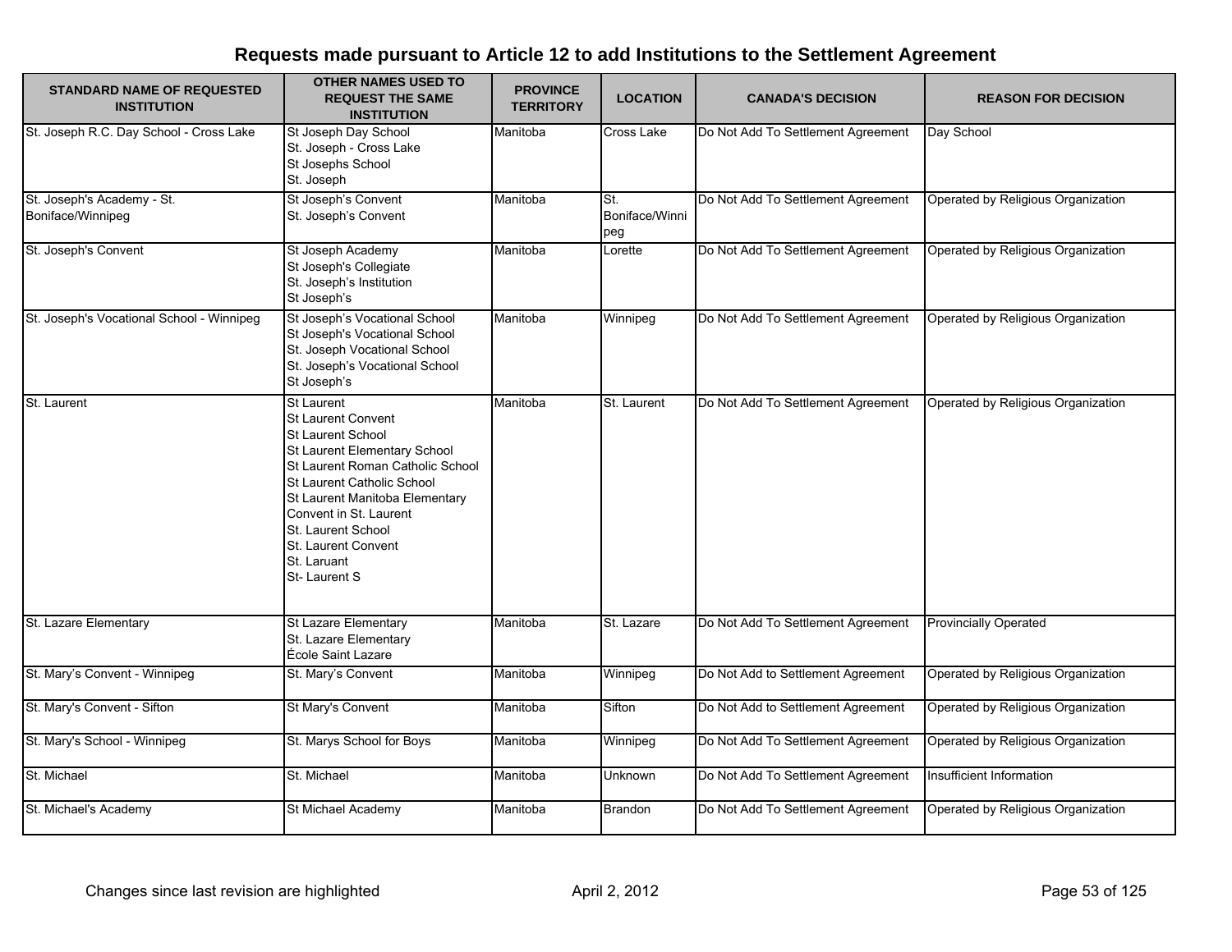## Requests made pursuant to Article 12 to add Institutions to the Settlement Agreement

| STANDARD NAME OF REQUESTED INSTITUTION | OTHER NAMES USED TO REQUEST THE SAME INSTITUTION | PROVINCE TERRITORY | LOCATION | CANADA'S DECISION | REASON FOR DECISION |
|---|---|---|---|---|---|
| St. Joseph R.C. Day School - Cross Lake | St Joseph Day School<br>St. Joseph - Cross Lake<br>St Josephs School<br>St. Joseph | Manitoba | Cross Lake | Do Not Add To Settlement Agreement | Day School |
| St. Joseph's Academy - St. Boniface/Winnipeg | St Joseph's Convent<br>St. Joseph's Convent | Manitoba | St. Boniface/Winnipeg | Do Not Add To Settlement Agreement | Operated by Religious Organization |
| St. Joseph's Convent | St Joseph Academy<br>St Joseph's Collegiate<br>St. Joseph's Institution<br>St Joseph's | Manitoba | Lorette | Do Not Add To Settlement Agreement | Operated by Religious Organization |
| St. Joseph's Vocational School - Winnipeg | St Joseph's Vocational School<br>St Joseph's Vocational School<br>St. Joseph Vocational School<br>St. Joseph's Vocational School<br>St Joseph's | Manitoba | Winnipeg | Do Not Add To Settlement Agreement | Operated by Religious Organization |
| St. Laurent | St Laurent<br>St Laurent Convent<br>St Laurent School<br>St Laurent Elementary School<br>St Laurent Roman Catholic School<br>St Laurent Catholic School<br>St Laurent Manitoba Elementary<br>Convent in St. Laurent<br>St. Laurent School<br>St. Laurent Convent<br>St. Laruant<br>St- Laurent S | Manitoba | St. Laurent | Do Not Add To Settlement Agreement | Operated by Religious Organization |
| St. Lazare Elementary | St Lazare Elementary<br>St. Lazare Elementary<br>École Saint Lazare | Manitoba | St. Lazare | Do Not Add To Settlement Agreement | Provincially Operated |
| St. Mary's Convent - Winnipeg | St. Mary's Convent | Manitoba | Winnipeg | Do Not Add to Settlement Agreement | Operated by Religious Organization |
| St. Mary's Convent - Sifton | St Mary's Convent | Manitoba | Sifton | Do Not Add to Settlement Agreement | Operated by Religious Organization |
| St. Mary's School - Winnipeg | St. Marys School for Boys | Manitoba | Winnipeg | Do Not Add To Settlement Agreement | Operated by Religious Organization |
| St. Michael | St. Michael | Manitoba | Unknown | Do Not Add To Settlement Agreement | Insufficient Information |
| St. Michael's Academy | St Michael Academy | Manitoba | Brandon | Do Not Add To Settlement Agreement | Operated by Religious Organization |

Changes since last revision are highlighted

April 2, 2012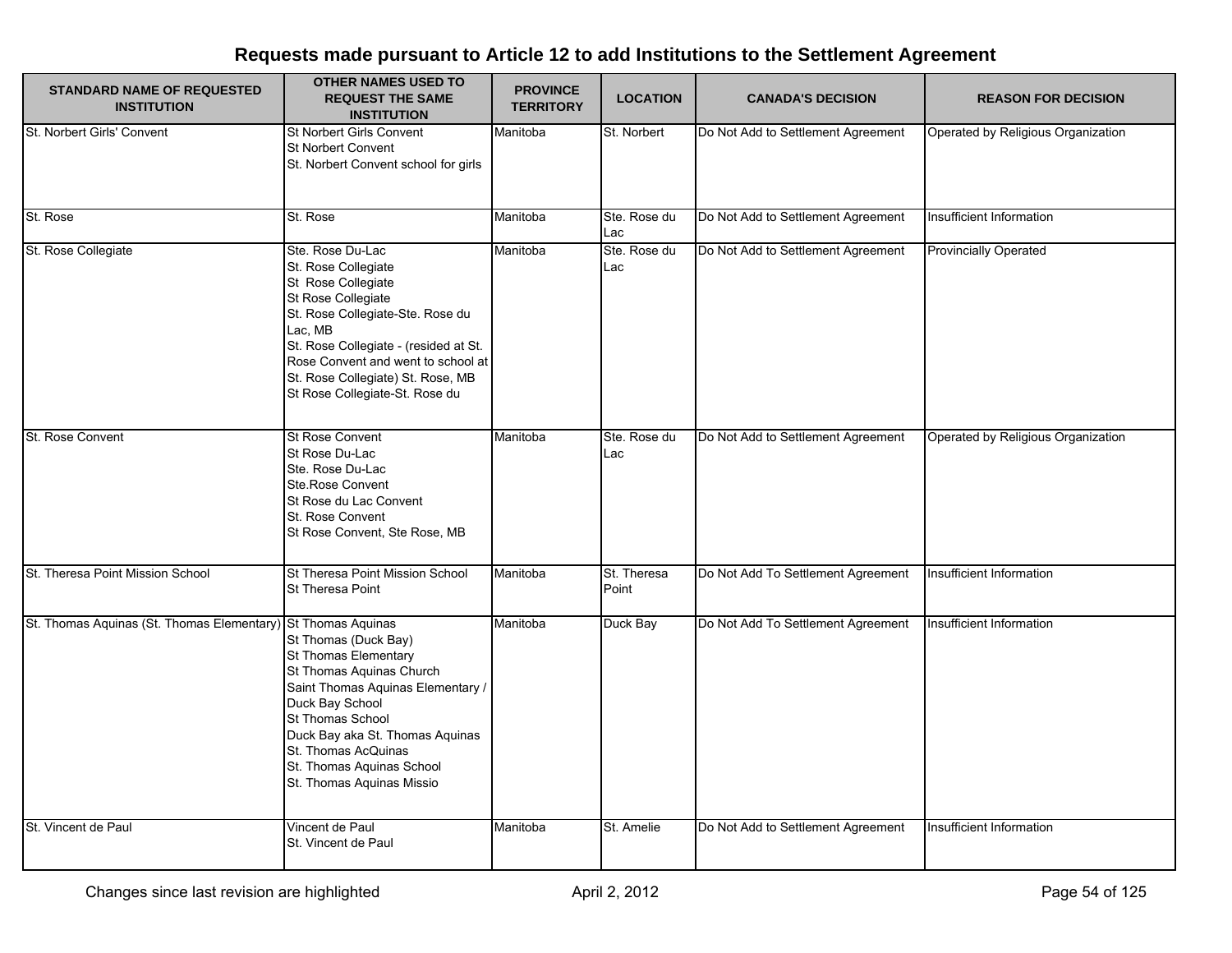# Requests made pursuant to Article 12 to add Institutions to the Settlement Agreement

| STANDARD NAME OF REQUESTED INSTITUTION | OTHER NAMES USED TO REQUEST THE SAME INSTITUTION | PROVINCE TERRITORY | LOCATION | CANADA'S DECISION | REASON FOR DECISION |
|---|---|---|---|---|---|
| St. Norbert Girls' Convent | St Norbert Girls Convent<br>St Norbert Convent<br>St. Norbert Convent school for girls | Manitoba | St. Norbert | Do Not Add to Settlement Agreement | Operated by Religious Organization |
| St. Rose | St. Rose | Manitoba | Ste. Rose du Lac | Do Not Add to Settlement Agreement | Insufficient Information |
| St. Rose Collegiate | Ste. Rose Du-Lac<br>St. Rose Collegiate<br>St  Rose Collegiate<br>St Rose Collegiate<br>St. Rose Collegiate-Ste. Rose du Lac, MB<br>St. Rose Collegiate - (resided at St. Rose Convent and went to school at St. Rose Collegiate) St. Rose, MB<br>St Rose Collegiate-St. Rose du | Manitoba | Ste. Rose du Lac | Do Not Add to Settlement Agreement | Provincially Operated |
| St. Rose Convent | St Rose Convent<br>St Rose Du-Lac<br>Ste. Rose Du-Lac<br>Ste.Rose Convent<br>St Rose du Lac Convent<br>St. Rose Convent<br>St Rose Convent, Ste Rose, MB | Manitoba | Ste. Rose du Lac | Do Not Add to Settlement Agreement | Operated by Religious Organization |
| St. Theresa Point Mission School | St Theresa Point Mission School<br>St Theresa Point | Manitoba | St. Theresa Point | Do Not Add To Settlement Agreement | Insufficient Information |
| St. Thomas Aquinas (St. Thomas Elementary) | St Thomas Aquinas<br>St Thomas (Duck Bay)<br>St Thomas Elementary<br>St Thomas Aquinas Church<br>Saint Thomas Aquinas Elementary / Duck Bay School<br>St Thomas School<br>Duck Bay aka St. Thomas Aquinas<br>St. Thomas AcQuinas<br>St. Thomas Aquinas School<br>St. Thomas Aquinas Missio | Manitoba | Duck Bay | Do Not Add To Settlement Agreement | Insufficient Information |
| St. Vincent de Paul | Vincent de Paul<br>St. Vincent de Paul | Manitoba | St. Amelie | Do Not Add to Settlement Agreement | Insufficient Information |

Changes since last revision are highlighted

April 2, 2012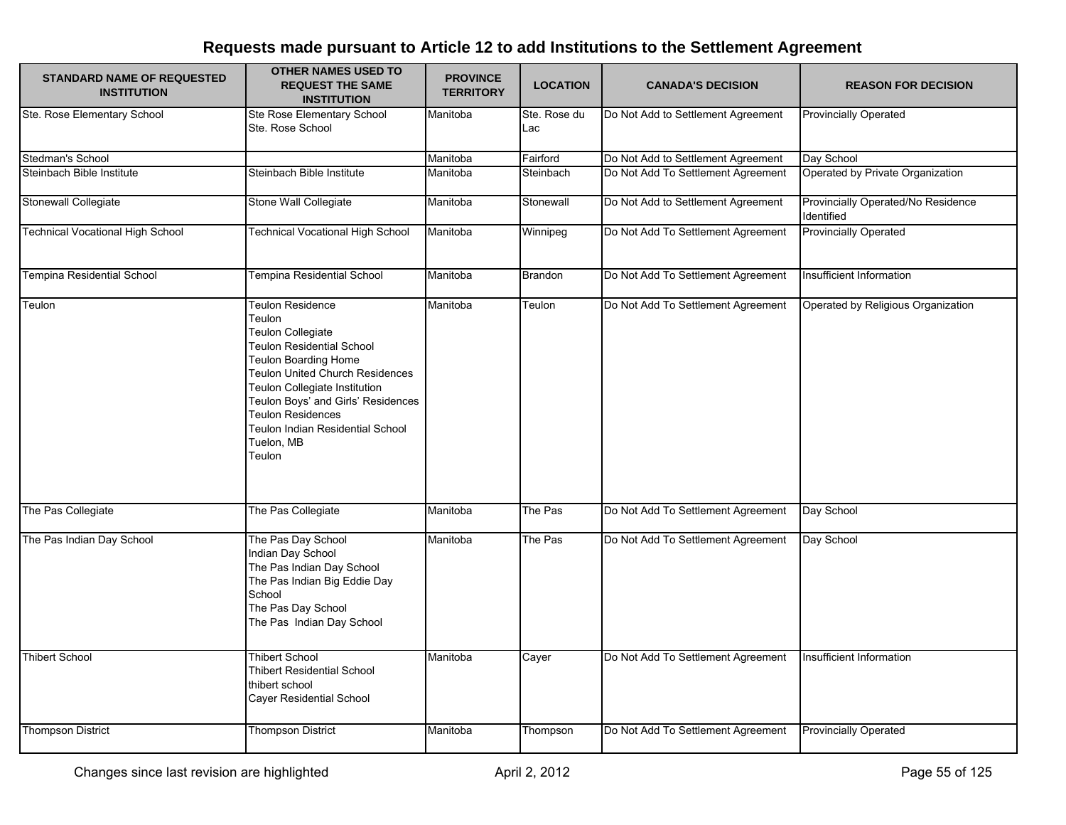# Requests made pursuant to Article 12 to add Institutions to the Settlement Agreement

| STANDARD NAME OF REQUESTED INSTITUTION | OTHER NAMES USED TO REQUEST THE SAME INSTITUTION | PROVINCE TERRITORY | LOCATION | CANADA'S DECISION | REASON FOR DECISION |
|---|---|---|---|---|---|
| Ste. Rose Elementary School | Ste Rose Elementary School<br>Ste. Rose School | Manitoba | Ste. Rose du Lac | Do Not Add to Settlement Agreement | Provincially Operated |
| Stedman's School | | Manitoba | Fairford | Do Not Add to Settlement Agreement | Day School |
| Steinbach Bible Institute | Steinbach Bible Institute | Manitoba | Steinbach | Do Not Add To Settlement Agreement | Operated by Private Organization |
| Stonewall Collegiate | Stone Wall Collegiate | Manitoba | Stonewall | Do Not Add to Settlement Agreement | Provincially Operated/No Residence Identified |
| Technical Vocational High School | Technical Vocational High School | Manitoba | Winnipeg | Do Not Add To Settlement Agreement | Provincially Operated |
| Tempina Residential School | Tempina Residential School | Manitoba | Brandon | Do Not Add To Settlement Agreement | Insufficient Information |
| Teulon | Teulon Residence<br>Teulon<br>Teulon Collegiate<br>Teulon Residential School<br>Teulon Boarding Home<br>Teulon United Church Residences<br>Teulon Collegiate Institution<br>Teulon Boys' and Girls' Residences<br>Teulon Residences<br>Teulon Indian Residential School<br>Tuelon, MB<br>Teulon | Manitoba | Teulon | Do Not Add To Settlement Agreement | Operated by Religious Organization |
| The Pas Collegiate | The Pas Collegiate | Manitoba | The Pas | Do Not Add To Settlement Agreement | Day School |
| The Pas Indian Day School | The Pas Day School<br>Indian Day School<br>The Pas Indian Day School<br>The Pas Indian Big Eddie Day School<br>The Pas Day School<br>The Pas Indian Day School | Manitoba | The Pas | Do Not Add To Settlement Agreement | Day School |
| Thibert School | Thibert School<br>Thibert Residential School<br>thibert school<br>Cayer Residential School | Manitoba | Cayer | Do Not Add To Settlement Agreement | Insufficient Information |
| Thompson District | Thompson District | Manitoba | Thompson | Do Not Add To Settlement Agreement | Provincially Operated |

Changes since last revision are highlighted

April 2, 2012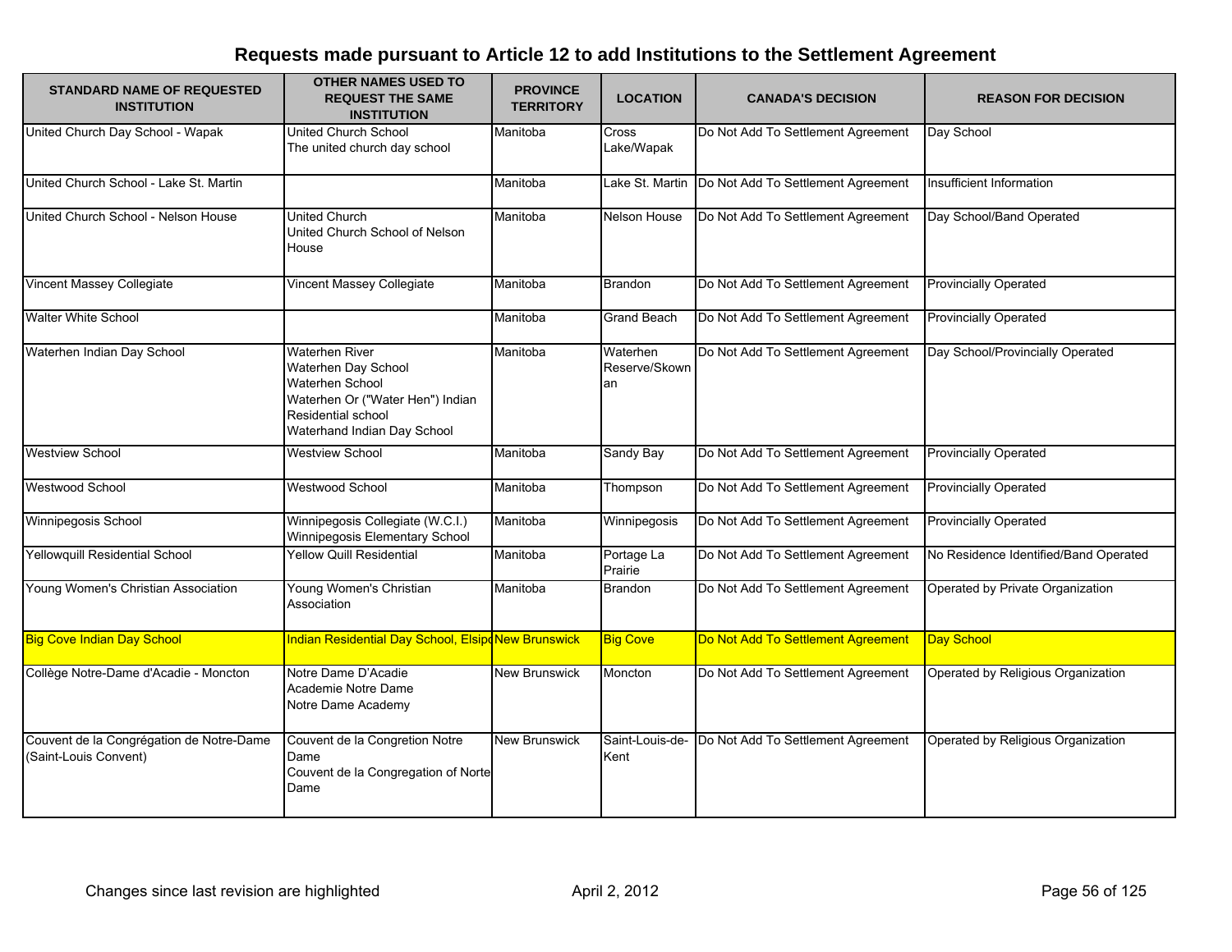# Requests made pursuant to Article 12 to add Institutions to the Settlement Agreement

| STANDARD NAME OF REQUESTED INSTITUTION | OTHER NAMES USED TO REQUEST THE SAME INSTITUTION | PROVINCE TERRITORY | LOCATION | CANADA'S DECISION | REASON FOR DECISION |
|---|---|---|---|---|---|
| United Church Day School - Wapak | United Church School<br>The united church day school | Manitoba | Cross Lake/Wapak | Do Not Add To Settlement Agreement | Day School |
| United Church School - Lake St. Martin | | Manitoba | Lake St. Martin | Do Not Add To Settlement Agreement | Insufficient Information |
| United Church School - Nelson House | United Church<br>United Church School of Nelson House | Manitoba | Nelson House | Do Not Add To Settlement Agreement | Day School/Band Operated |
| Vincent Massey Collegiate | Vincent Massey Collegiate | Manitoba | Brandon | Do Not Add To Settlement Agreement | Provincially Operated |
| Walter White School | | Manitoba | Grand Beach | Do Not Add To Settlement Agreement | Provincially Operated |
| Waterhen Indian Day School | Waterhen River<br>Waterhen Day School<br>Waterhen School<br>Waterhen Or ("Water Hen") Indian Residential school<br>Waterhand Indian Day School | Manitoba | Waterhen Reserve/Skownan | Do Not Add To Settlement Agreement | Day School/Provincially Operated |
| Westview School | Westview School | Manitoba | Sandy Bay | Do Not Add To Settlement Agreement | Provincially Operated |
| Westwood School | Westwood School | Manitoba | Thompson | Do Not Add To Settlement Agreement | Provincially Operated |
| Winnipegosis School | Winnipegosis Collegiate (W.C.I.)<br>Winnipegosis Elementary School | Manitoba | Winnipegosis | Do Not Add To Settlement Agreement | Provincially Operated |
| Yellowquill Residential School | Yellow Quill Residential | Manitoba | Portage La Prairie | Do Not Add To Settlement Agreement | No Residence Identified/Band Operated |
| Young Women's Christian Association | Young Women's Christian Association | Manitoba | Brandon | Do Not Add To Settlement Agreement | Operated by Private Organization |
| Big Cove Indian Day School | Indian Residential Day School, Elsipo | New Brunswick | Big Cove | Do Not Add To Settlement Agreement | Day School |
| Collège Notre-Dame d'Acadie - Moncton | Notre Dame D'Acadie<br>Academie Notre Dame<br>Notre Dame Academy | New Brunswick | Moncton | Do Not Add To Settlement Agreement | Operated by Religious Organization |
| Couvent de la Congrégation de Notre-Dame (Saint-Louis Convent) | Couvent de la Congretion Notre Dame<br>Couvent de la Congregation of Norte Dame | New Brunswick | Saint-Louis-de-Kent | Do Not Add To Settlement Agreement | Operated by Religious Organization |

Changes since last revision are highlighted

April 2, 2012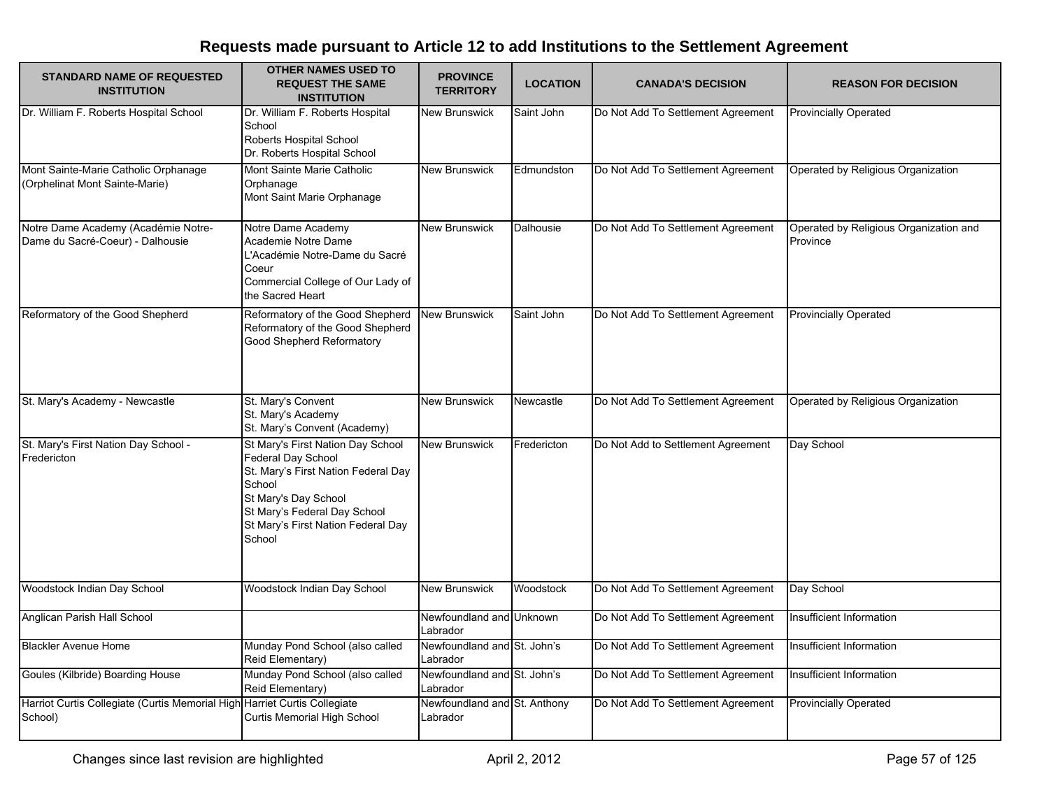# Requests made pursuant to Article 12 to add Institutions to the Settlement Agreement

| STANDARD NAME OF REQUESTED INSTITUTION | OTHER NAMES USED TO REQUEST THE SAME INSTITUTION | PROVINCE TERRITORY | LOCATION | CANADA'S DECISION | REASON FOR DECISION |
|---|---|---|---|---|---|
| Dr. William F. Roberts Hospital School | Dr. William F. Roberts Hospital School<br>Roberts Hospital School<br>Dr. Roberts Hospital School | New Brunswick | Saint John | Do Not Add To Settlement Agreement | Provincially Operated |
| Mont Sainte-Marie Catholic Orphanage (Orphelinat Mont Sainte-Marie) | Mont Sainte Marie Catholic Orphanage<br>Mont Saint Marie Orphanage | New Brunswick | Edmundston | Do Not Add To Settlement Agreement | Operated by Religious Organization |
| Notre Dame Academy (Académie Notre-Dame du Sacré-Coeur) - Dalhousie | Notre Dame Academy<br>Academie Notre Dame<br>L'Académie Notre-Dame du Sacré Coeur<br>Commercial College of Our Lady of the Sacred Heart | New Brunswick | Dalhousie | Do Not Add To Settlement Agreement | Operated by Religious Organization and Province |
| Reformatory of the Good Shepherd | Reformatory of the Good Shepherd<br>Reformatory of the Good Shepherd<br>Good Shepherd Reformatory | New Brunswick | Saint John | Do Not Add To Settlement Agreement | Provincially Operated |
| St. Mary's Academy - Newcastle | St. Mary's Convent<br>St. Mary's Academy<br>St. Mary's Convent (Academy) | New Brunswick | Newcastle | Do Not Add To Settlement Agreement | Operated by Religious Organization |
| St. Mary's First Nation Day School - Fredericton | St Mary's First Nation Day School Federal Day School<br>St. Mary's First Nation Federal Day School<br>St Mary's Day School<br>St Mary's Federal Day School<br>St Mary's First Nation Federal Day School | New Brunswick | Fredericton | Do Not Add to Settlement Agreement | Day School |
| Woodstock Indian Day School | Woodstock Indian Day School | New Brunswick | Woodstock | Do Not Add To Settlement Agreement | Day School |
| Anglican Parish Hall School | | Newfoundland and Labrador | Unknown | Do Not Add To Settlement Agreement | Insufficient Information |
| Blackler Avenue Home | Munday Pond School (also called Reid Elementary) | Newfoundland and Labrador | St. John's | Do Not Add To Settlement Agreement | Insufficient Information |
| Goules (Kilbride) Boarding House | Munday Pond School (also called Reid Elementary) | Newfoundland and Labrador | St. John's | Do Not Add To Settlement Agreement | Insufficient Information |
| Harriot Curtis Collegiate (Curtis Memorial High School) | Harriet Curtis Collegiate<br>Curtis Memorial High School | Newfoundland and Labrador | St. Anthony | Do Not Add To Settlement Agreement | Provincially Operated |

Changes since last revision are highlighted

April 2, 2012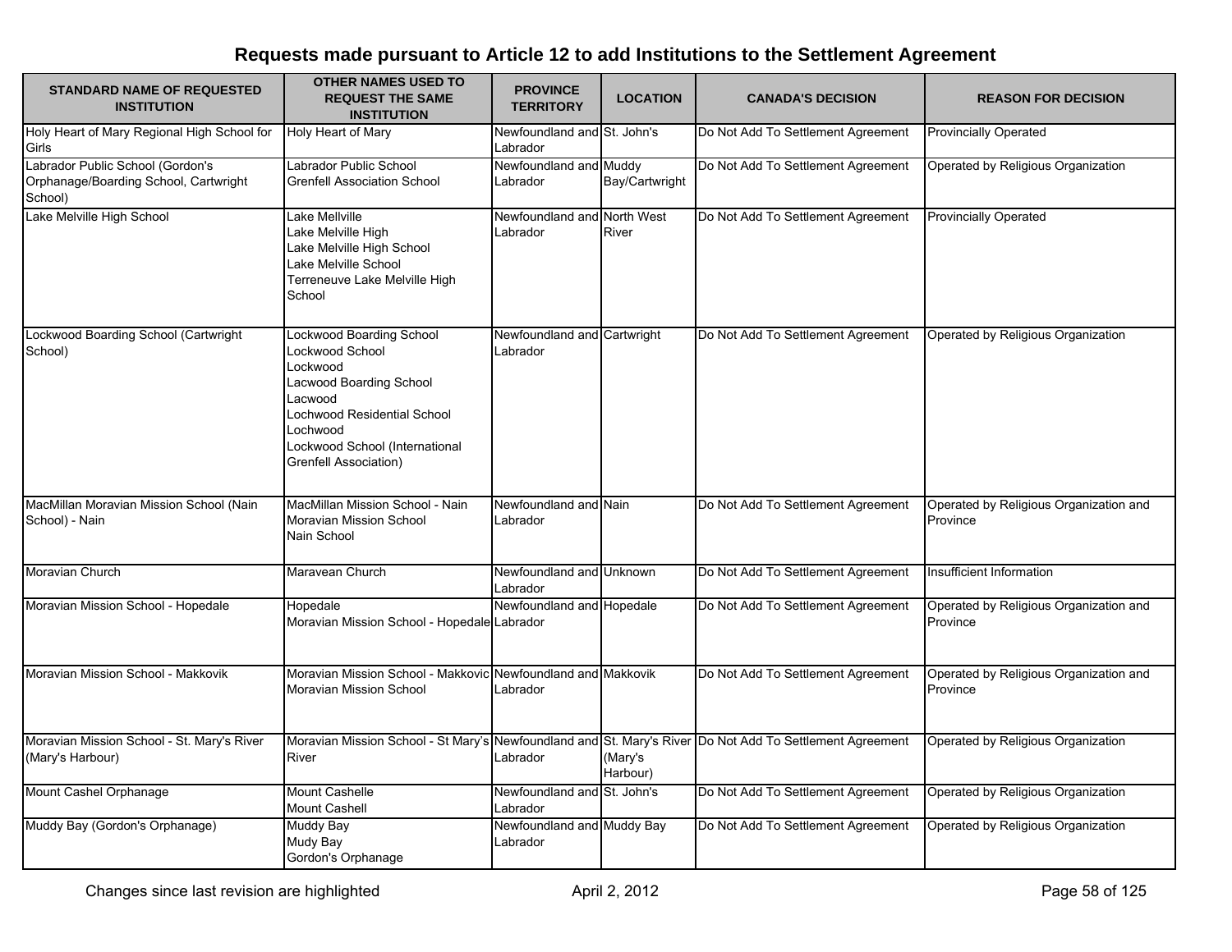## Requests made pursuant to Article 12 to add Institutions to the Settlement Agreement

| STANDARD NAME OF REQUESTED INSTITUTION | OTHER NAMES USED TO REQUEST THE SAME INSTITUTION | PROVINCE TERRITORY | LOCATION | CANADA'S DECISION | REASON FOR DECISION |
|---|---|---|---|---|---|
| Holy Heart of Mary Regional High School for Girls | Holy Heart of Mary | Newfoundland and Labrador | St. John's | Do Not Add To Settlement Agreement | Provincially Operated |
| Labrador Public School (Gordon's Orphanage/Boarding School, Cartwright School) | Labrador Public School<br>Grenfell Association School | Newfoundland and Labrador | Muddy Bay/Cartwright | Do Not Add To Settlement Agreement | Operated by Religious Organization |
| Lake Melville High School | Lake Mellville<br>Lake Melville High<br>Lake Melville High School<br>Lake Melville School<br>Terreneuve Lake Melville High School | Newfoundland and Labrador | North West River | Do Not Add To Settlement Agreement | Provincially Operated |
| Lockwood Boarding School (Cartwright School) | Lockwood Boarding School<br>Lockwood School<br>Lockwood<br>Lacwood Boarding School<br>Lacwood<br>Lochwood Residential School<br>Lochwood<br>Lockwood School (International Grenfell Association) | Newfoundland and Labrador | Cartwright | Do Not Add To Settlement Agreement | Operated by Religious Organization |
| MacMillan Moravian Mission School (Nain School) - Nain | MacMillan Mission School - Nain<br>Moravian Mission School<br>Nain School | Newfoundland and Labrador | Nain | Do Not Add To Settlement Agreement | Operated by Religious Organization and Province |
| Moravian Church | Maravean Church | Newfoundland and Labrador | Unknown | Do Not Add To Settlement Agreement | Insufficient Information |
| Moravian Mission School - Hopedale | Hopedale<br>Moravian Mission School - Hopedale | Newfoundland and Labrador | Hopedale | Do Not Add To Settlement Agreement | Operated by Religious Organization and Province |
| Moravian Mission School - Makkovik | Moravian Mission School - Makkovic<br>Moravian Mission School | Newfoundland and Labrador | Makkovik | Do Not Add To Settlement Agreement | Operated by Religious Organization and Province |
| Moravian Mission School - St. Mary's River (Mary's Harbour) | Moravian Mission School - St Mary's River | Newfoundland and Labrador | St. Mary's River (Mary's Harbour) | Do Not Add To Settlement Agreement | Operated by Religious Organization |
| Mount Cashel Orphanage | Mount Cashelle<br>Mount Cashell | Newfoundland and Labrador | St. John's | Do Not Add To Settlement Agreement | Operated by Religious Organization |
| Muddy Bay (Gordon's Orphanage) | Muddy Bay<br>Mudy Bay<br>Gordon's Orphanage | Newfoundland and Labrador | Muddy Bay | Do Not Add To Settlement Agreement | Operated by Religious Organization |

Changes since last revision are highlighted

April 2, 2012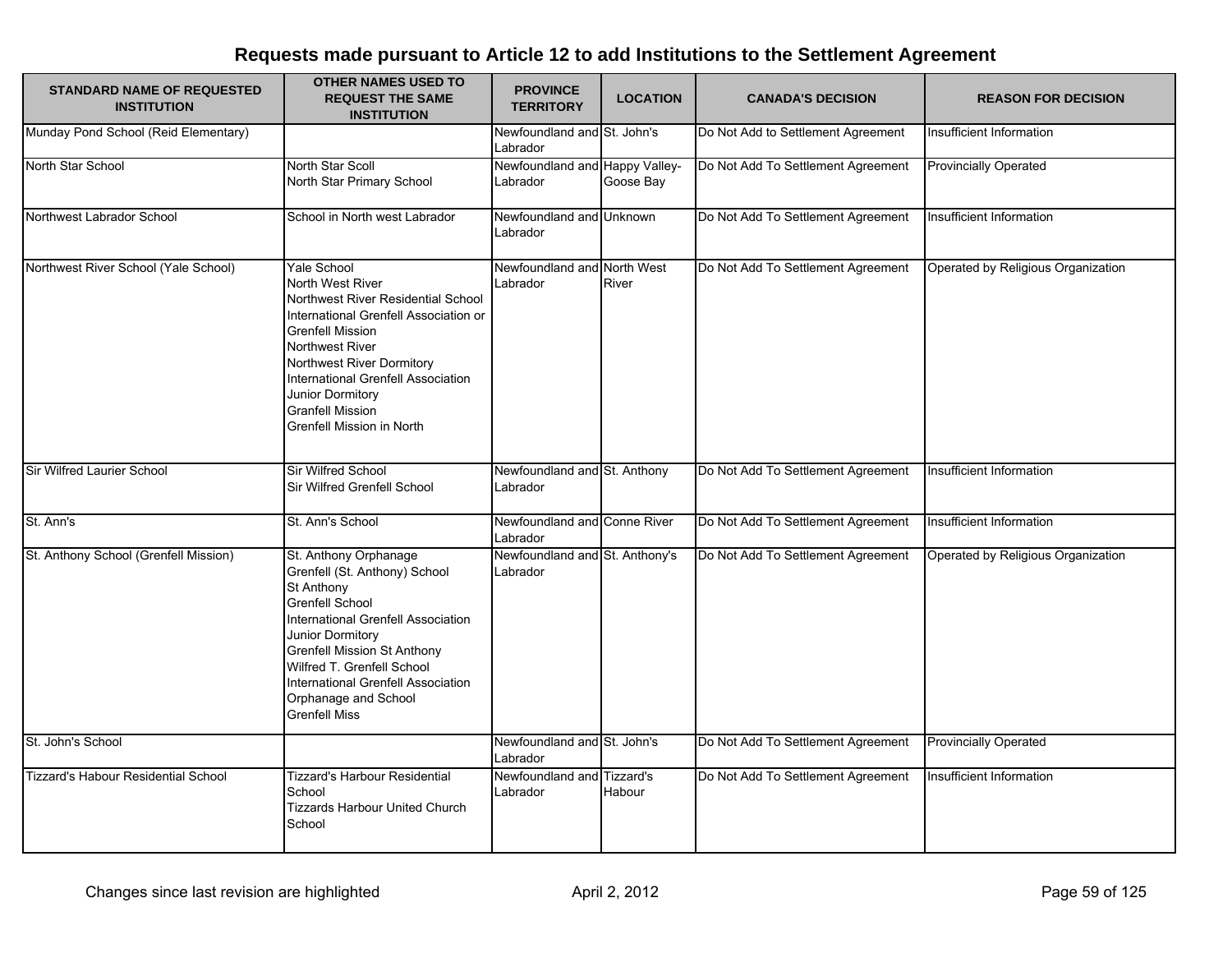## Requests made pursuant to Article 12 to add Institutions to the Settlement Agreement

| STANDARD NAME OF REQUESTED INSTITUTION | OTHER NAMES USED TO REQUEST THE SAME INSTITUTION | PROVINCE TERRITORY | LOCATION | CANADA'S DECISION | REASON FOR DECISION |
|---|---|---|---|---|---|
| Munday Pond School (Reid Elementary) | | Newfoundland and Labrador | St. John's | Do Not Add to Settlement Agreement | Insufficient Information |
| North Star School | North Star Scoll<br>North Star Primary School | Newfoundland and Labrador | Happy Valley-Goose Bay | Do Not Add To Settlement Agreement | Provincially Operated |
| Northwest Labrador School | School in North west Labrador | Newfoundland and Labrador | Unknown | Do Not Add To Settlement Agreement | Insufficient Information |
| Northwest River School (Yale School) | Yale School<br>North West River<br>Northwest River Residential School<br>International Grenfell Association or Grenfell Mission<br>Northwest River<br>Northwest River Dormitory<br>International Grenfell Association Junior Dormitory<br>Granfell Mission<br>Grenfell Mission in North | Newfoundland and Labrador | North West River | Do Not Add To Settlement Agreement | Operated by Religious Organization |
| Sir Wilfred Laurier School | Sir Wilfred School<br>Sir Wilfred Grenfell School | Newfoundland and Labrador | St. Anthony | Do Not Add To Settlement Agreement | Insufficient Information |
| St. Ann's | St. Ann's School | Newfoundland and Labrador | Conne River | Do Not Add To Settlement Agreement | Insufficient Information |
| St. Anthony School (Grenfell Mission) | St. Anthony Orphanage<br>Grenfell (St. Anthony) School<br>St Anthony<br>Grenfell School<br>International Grenfell Association Junior Dormitory<br>Grenfell Mission St Anthony<br>Wilfred T. Grenfell School<br>International Grenfell Association Orphanage and School<br>Grenfell Miss | Newfoundland and Labrador | St. Anthony's | Do Not Add To Settlement Agreement | Operated by Religious Organization |
| St. John's School | | Newfoundland and Labrador | St. John's | Do Not Add To Settlement Agreement | Provincially Operated |
| Tizzard's Habour Residential School | Tizzard's Harbour Residential School<br>Tizzards Harbour United Church School | Newfoundland and Labrador | Tizzard's Habour | Do Not Add To Settlement Agreement | Insufficient Information |

Changes since last revision are highlighted — April 2, 2012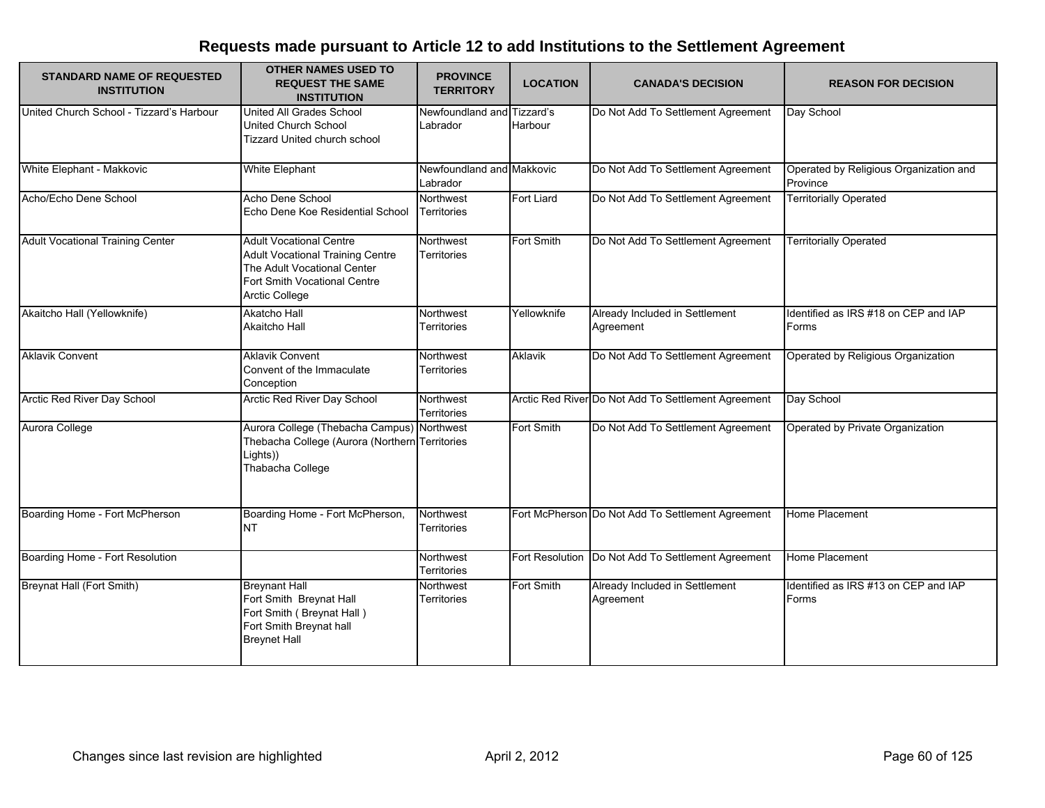# Requests made pursuant to Article 12 to add Institutions to the Settlement Agreement

| STANDARD NAME OF REQUESTED INSTITUTION | OTHER NAMES USED TO REQUEST THE SAME INSTITUTION | PROVINCE TERRITORY | LOCATION | CANADA'S DECISION | REASON FOR DECISION |
|---|---|---|---|---|---|
| United Church School - Tizzard's Harbour | United All Grades School<br>United Church School<br>Tizzard United church school | Newfoundland and Labrador | Tizzard's Harbour | Do Not Add To Settlement Agreement | Day School |
| White Elephant - Makkovic | White Elephant | Newfoundland and Labrador | Makkovic | Do Not Add To Settlement Agreement | Operated by Religious Organization and Province |
| Acho/Echo Dene School | Acho Dene School<br>Echo Dene Koe Residential School | Northwest Territories | Fort Liard | Do Not Add To Settlement Agreement | Territorially Operated |
| Adult Vocational Training Center | Adult Vocational Centre<br>Adult Vocational Training Centre<br>The Adult Vocational Center<br>Fort Smith Vocational Centre<br>Arctic College | Northwest Territories | Fort Smith | Do Not Add To Settlement Agreement | Territorially Operated |
| Akaitcho Hall (Yellowknife) | Akatcho Hall<br>Akaitcho Hall | Northwest Territories | Yellowknife | Already Included in Settlement Agreement | Identified as IRS #18 on CEP and IAP Forms |
| Aklavik Convent | Aklavik Convent<br>Convent of the Immaculate Conception | Northwest Territories | Aklavik | Do Not Add To Settlement Agreement | Operated by Religious Organization |
| Arctic Red River Day School | Arctic Red River Day School | Northwest Territories | Arctic Red River | Do Not Add To Settlement Agreement | Day School |
| Aurora College | Aurora College (Thebacha Campus)<br>Thebacha College (Aurora (Northern Lights))<br>Thabacha College | Northwest Territories | Fort Smith | Do Not Add To Settlement Agreement | Operated by Private Organization |
| Boarding Home - Fort McPherson | Boarding Home - Fort McPherson, NT | Northwest Territories | Fort McPherson | Do Not Add To Settlement Agreement | Home Placement |
| Boarding Home - Fort Resolution | | Northwest Territories | Fort Resolution | Do Not Add To Settlement Agreement | Home Placement |
| Breynat Hall (Fort Smith) | Breynant Hall<br>Fort Smith Breynat Hall<br>Fort Smith ( Breynat Hall )<br>Fort Smith Breynat hall<br>Breynet Hall | Northwest Territories | Fort Smith | Already Included in Settlement Agreement | Identified as IRS #13 on CEP and IAP Forms |

Changes since last revision are highlighted

April 2, 2012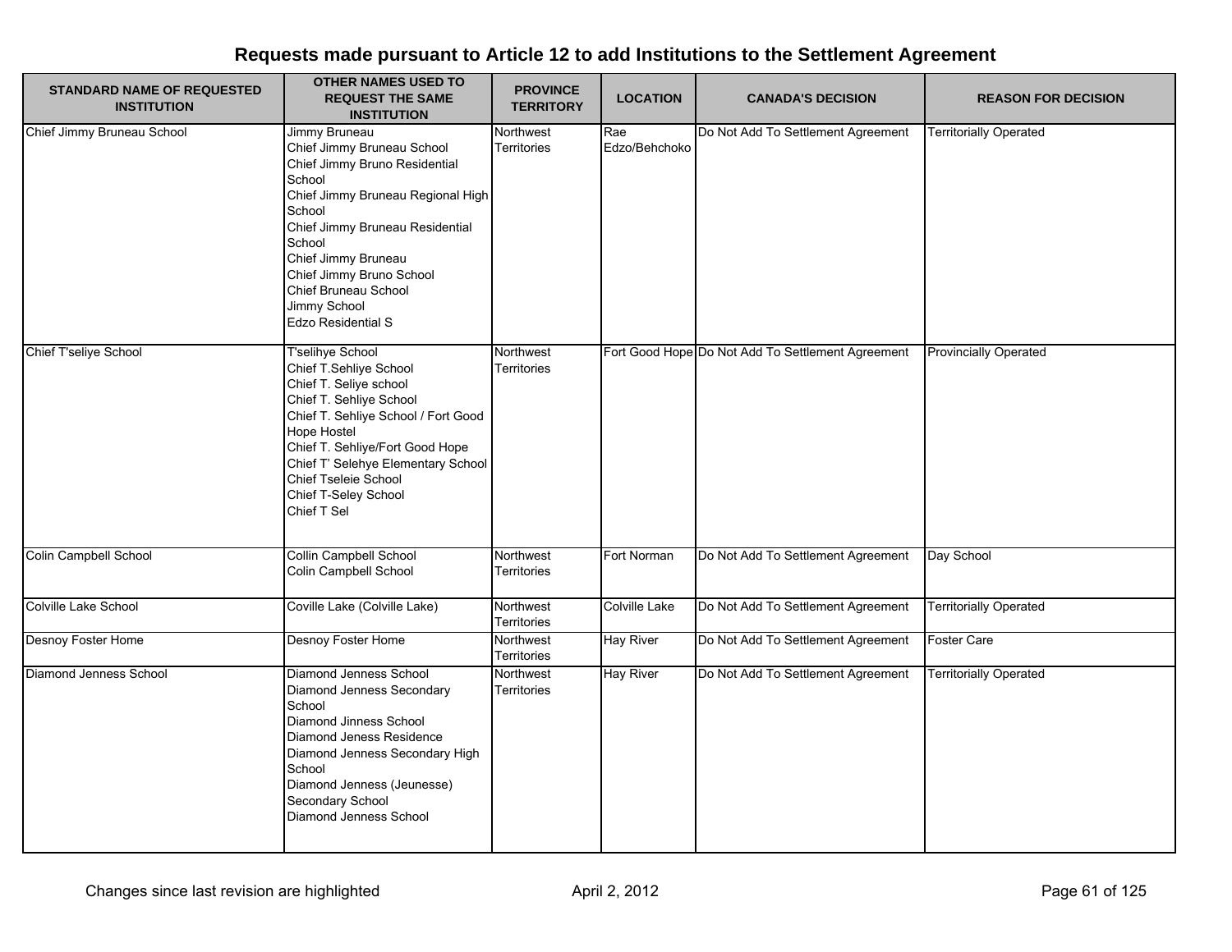## Requests made pursuant to Article 12 to add Institutions to the Settlement Agreement

| STANDARD NAME OF REQUESTED INSTITUTION | OTHER NAMES USED TO REQUEST THE SAME INSTITUTION | PROVINCE TERRITORY | LOCATION | CANADA'S DECISION | REASON FOR DECISION |
|---|---|---|---|---|---|
| Chief Jimmy Bruneau School | Jimmy Bruneau<br>Chief Jimmy Bruneau School<br>Chief Jimmy Bruno Residential School<br>Chief Jimmy Bruneau Regional High School<br>Chief Jimmy Bruneau Residential School<br>Chief Jimmy Bruneau<br>Chief Jimmy Bruno School<br>Chief Bruneau School<br>Jimmy School<br>Edzo Residential S | Northwest Territories | Rae Edzo/Behchoko | Do Not Add To Settlement Agreement | Territorially Operated |
| Chief T'seliye School | T'selihye School<br>Chief T.Sehliye School<br>Chief T. Seliye school<br>Chief T. Sehliye School<br>Chief T. Sehliye School / Fort Good Hope Hostel<br>Chief T. Sehliye/Fort Good Hope<br>Chief T' Selehye Elementary School<br>Chief Tseleie School<br>Chief T-Seley School<br>Chief T Sel | Northwest Territories | Fort Good Hope | Do Not Add To Settlement Agreement | Provincially Operated |
| Colin Campbell School | Collin Campbell School<br>Colin Campbell School | Northwest Territories | Fort Norman | Do Not Add To Settlement Agreement | Day School |
| Colville Lake School | Coville Lake (Colville Lake) | Northwest Territories | Colville Lake | Do Not Add To Settlement Agreement | Territorially Operated |
| Desnoy Foster Home | Desnoy Foster Home | Northwest Territories | Hay River | Do Not Add To Settlement Agreement | Foster Care |
| Diamond Jenness School | Diamond Jenness School<br>Diamond Jenness Secondary School<br>Diamond Jinness School<br>Diamond Jeness Residence<br>Diamond Jenness Secondary High School<br>Diamond Jenness (Jeunesse) Secondary School<br>Diamond Jenness School | Northwest Territories | Hay River | Do Not Add To Settlement Agreement | Territorially Operated |

Changes since last revision are highlighted

April 2, 2012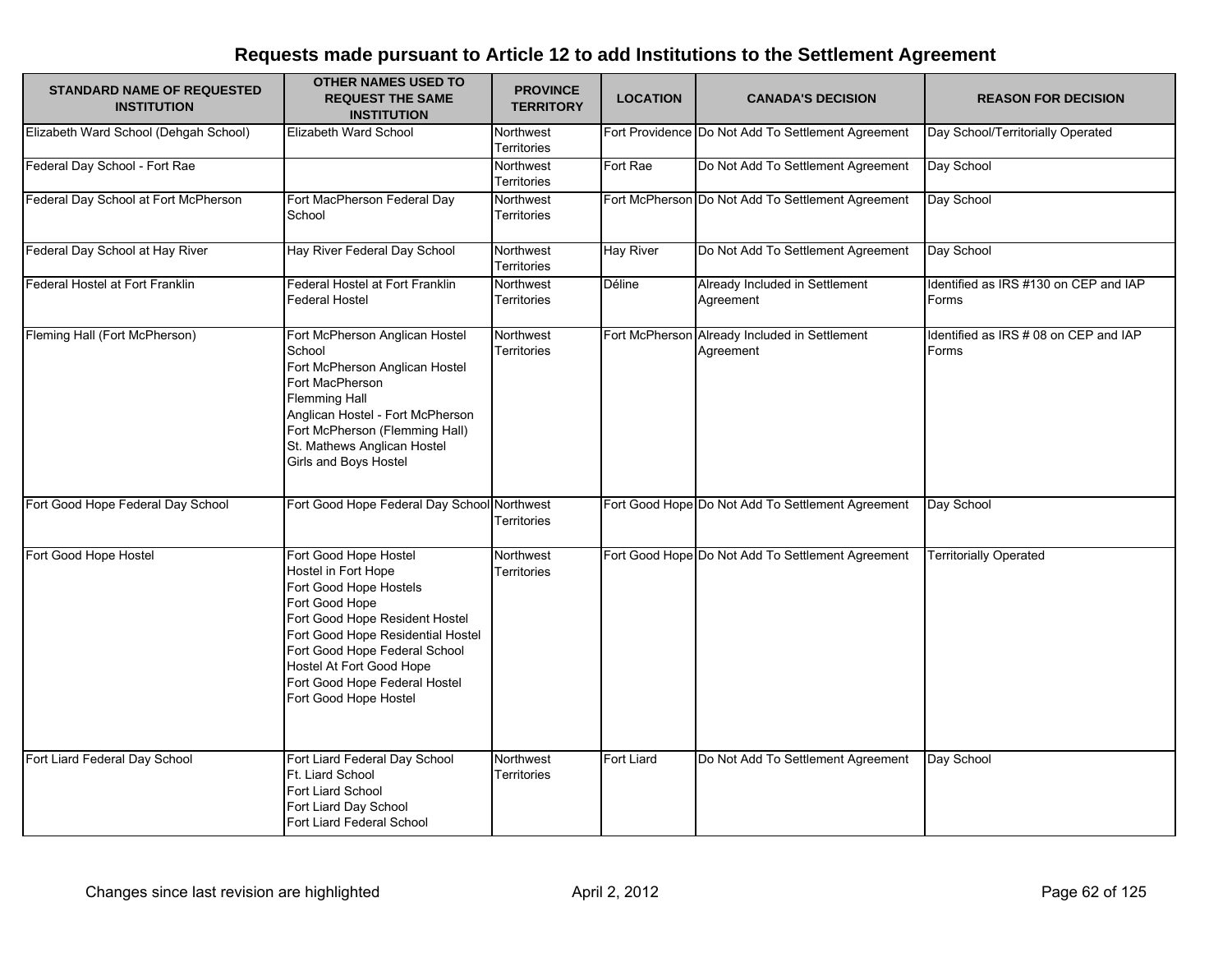# Requests made pursuant to Article 12 to add Institutions to the Settlement Agreement

| STANDARD NAME OF REQUESTED INSTITUTION | OTHER NAMES USED TO REQUEST THE SAME INSTITUTION | PROVINCE TERRITORY | LOCATION | CANADA'S DECISION | REASON FOR DECISION |
|---|---|---|---|---|---|
| Elizabeth Ward School (Dehgah School) | Elizabeth Ward School | Northwest Territories | Fort Providence | Do Not Add To Settlement Agreement | Day School/Territorially Operated |
| Federal Day School - Fort Rae | | Northwest Territories | Fort Rae | Do Not Add To Settlement Agreement | Day School |
| Federal Day School at Fort McPherson | Fort MacPherson Federal Day School | Northwest Territories | Fort McPherson | Do Not Add To Settlement Agreement | Day School |
| Federal Day School at Hay River | Hay River Federal Day School | Northwest Territories | Hay River | Do Not Add To Settlement Agreement | Day School |
| Federal Hostel at Fort Franklin | Federal Hostel at Fort Franklin<br>Federal Hostel | Northwest Territories | Déline | Already Included in Settlement Agreement | Identified as IRS #130 on CEP and IAP Forms |
| Fleming Hall (Fort McPherson) | Fort McPherson Anglican Hostel School<br>Fort McPherson Anglican Hostel<br>Fort MacPherson<br>Flemming Hall<br>Anglican Hostel - Fort McPherson<br>Fort McPherson (Flemming Hall)<br>St. Mathews Anglican Hostel<br>Girls and Boys Hostel | Northwest Territories | Fort McPherson | Already Included in Settlement Agreement | Identified as IRS # 08 on CEP and IAP Forms |
| Fort Good Hope Federal Day School | Fort Good Hope Federal Day School | Northwest Territories | Fort Good Hope | Do Not Add To Settlement Agreement | Day School |
| Fort Good Hope Hostel | Fort Good Hope Hostel<br>Hostel in Fort Hope<br>Fort Good Hope Hostels<br>Fort Good Hope<br>Fort Good Hope Resident Hostel<br>Fort Good Hope Residential Hostel<br>Fort Good Hope Federal School<br>Hostel At Fort Good Hope<br>Fort Good Hope Federal Hostel<br>Fort Good Hope Hostel | Northwest Territories | Fort Good Hope | Do Not Add To Settlement Agreement | Territorially Operated |
| Fort Liard Federal Day School | Fort Liard Federal Day School<br>Ft. Liard School<br>Fort Liard School<br>Fort Liard Day School<br>Fort Liard Federal School | Northwest Territories | Fort Liard | Do Not Add To Settlement Agreement | Day School |

Changes since last revision are highlighted

April 2, 2012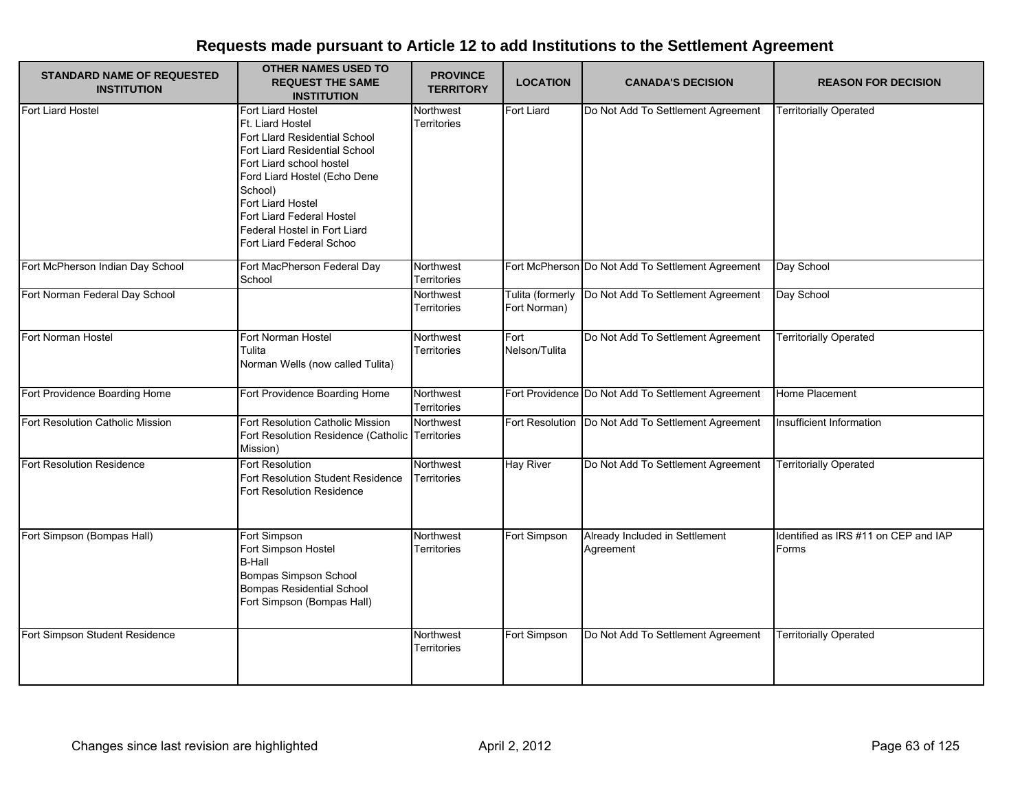## Requests made pursuant to Article 12 to add Institutions to the Settlement Agreement

| STANDARD NAME OF REQUESTED INSTITUTION | OTHER NAMES USED TO REQUEST THE SAME INSTITUTION | PROVINCE TERRITORY | LOCATION | CANADA'S DECISION | REASON FOR DECISION |
|---|---|---|---|---|---|
| Fort Liard Hostel | Fort Liard Hostel<br>Ft. Liard Hostel<br>Fort Llard Residential School<br>Fort Liard Residential School<br>Fort Liard school hostel<br>Ford Liard Hostel (Echo Dene School)<br>Fort Liard Hostel<br>Fort Liard Federal Hostel<br>Federal Hostel in Fort Liard<br>Fort Liard Federal Schoo | Northwest Territories | Fort Liard | Do Not Add To Settlement Agreement | Territorially Operated |
| Fort McPherson Indian Day School | Fort MacPherson Federal Day School | Northwest Territories | Fort McPherson | Do Not Add To Settlement Agreement | Day School |
| Fort Norman Federal Day School | | Northwest Territories | Tulita (formerly Fort Norman) | Do Not Add To Settlement Agreement | Day School |
| Fort Norman Hostel | Fort Norman Hostel<br>Tulita<br>Norman Wells (now called Tulita) | Northwest Territories | Fort Nelson/Tulita | Do Not Add To Settlement Agreement | Territorially Operated |
| Fort Providence Boarding Home | Fort Providence Boarding Home | Northwest Territories | Fort Providence | Do Not Add To Settlement Agreement | Home Placement |
| Fort Resolution Catholic Mission | Fort Resolution Catholic Mission<br>Fort Resolution Residence (Catholic Mission) | Northwest Territories | Fort Resolution | Do Not Add To Settlement Agreement | Insufficient Information |
| Fort Resolution Residence | Fort Resolution<br>Fort Resolution Student Residence<br>Fort Resolution Residence | Northwest Territories | Hay River | Do Not Add To Settlement Agreement | Territorially Operated |
| Fort Simpson (Bompas Hall) | Fort Simpson<br>Fort Simpson Hostel<br>B-Hall<br>Bompas Simpson School<br>Bompas Residential School<br>Fort Simpson (Bompas Hall) | Northwest Territories | Fort Simpson | Already Included in Settlement Agreement | Identified as IRS #11 on CEP and IAP Forms |
| Fort Simpson Student Residence | | Northwest Territories | Fort Simpson | Do Not Add To Settlement Agreement | Territorially Operated |

Changes since last revision are highlighted    April 2, 2012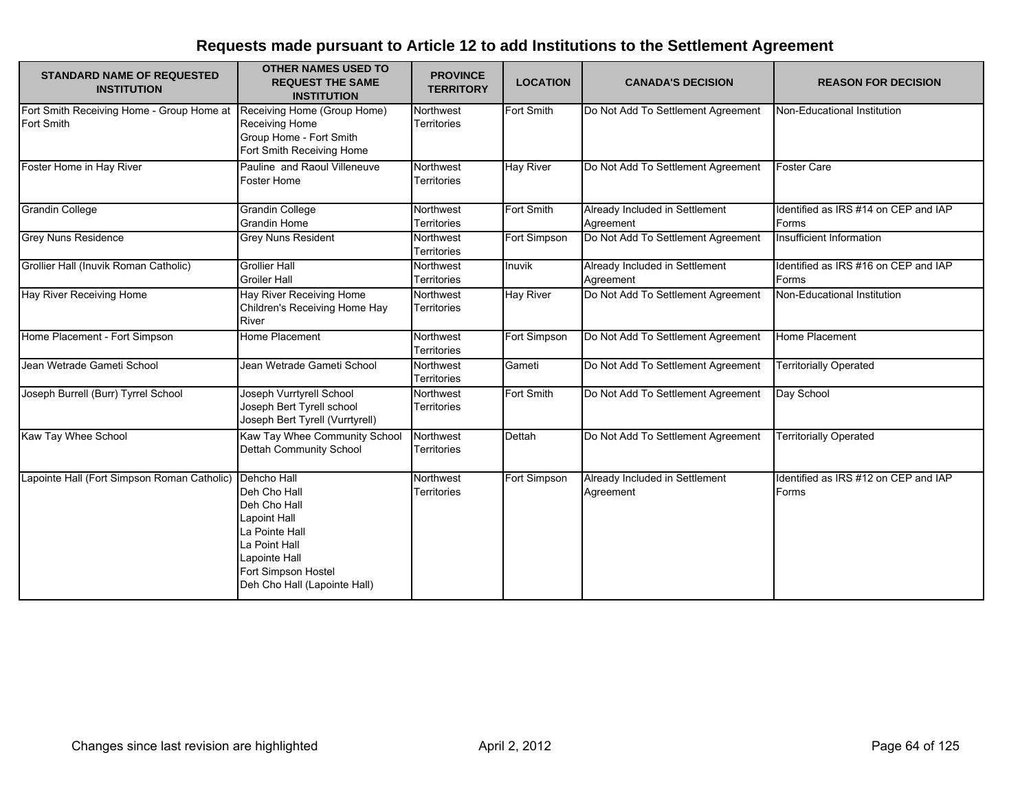# Requests made pursuant to Article 12 to add Institutions to the Settlement Agreement

| STANDARD NAME OF REQUESTED INSTITUTION | OTHER NAMES USED TO REQUEST THE SAME INSTITUTION | PROVINCE TERRITORY | LOCATION | CANADA'S DECISION | REASON FOR DECISION |
|---|---|---|---|---|---|
| Fort Smith Receiving Home - Group Home at Fort Smith | Receiving Home (Group Home)<br>Receiving Home<br>Group Home - Fort Smith<br>Fort Smith Receiving Home | Northwest Territories | Fort Smith | Do Not Add To Settlement Agreement | Non-Educational Institution |
| Foster Home in Hay River | Pauline and Raoul Villeneuve Foster Home | Northwest Territories | Hay River | Do Not Add To Settlement Agreement | Foster Care |
| Grandin College | Grandin College<br>Grandin Home | Northwest Territories | Fort Smith | Already Included in Settlement Agreement | Identified as IRS #14 on CEP and IAP Forms |
| Grey Nuns Residence | Grey Nuns Resident | Northwest Territories | Fort Simpson | Do Not Add To Settlement Agreement | Insufficient Information |
| Grollier Hall (Inuvik Roman Catholic) | Grollier Hall<br>Groiler Hall | Northwest Territories | Inuvik | Already Included in Settlement Agreement | Identified as IRS #16 on CEP and IAP Forms |
| Hay River Receiving Home | Hay River Receiving Home<br>Children's Receiving Home Hay River | Northwest Territories | Hay River | Do Not Add To Settlement Agreement | Non-Educational Institution |
| Home Placement - Fort Simpson | Home Placement | Northwest Territories | Fort Simpson | Do Not Add To Settlement Agreement | Home Placement |
| Jean Wetrade Gameti School | Jean Wetrade Gameti School | Northwest Territories | Gameti | Do Not Add To Settlement Agreement | Territorially Operated |
| Joseph Burrell (Burr) Tyrrel School | Joseph Vurrtyrell School<br>Joseph Bert Tyrell school<br>Joseph Bert Tyrell (Vurrtyrell) | Northwest Territories | Fort Smith | Do Not Add To Settlement Agreement | Day School |
| Kaw Tay Whee School | Kaw Tay Whee Community School<br>Dettah Community School | Northwest Territories | Dettah | Do Not Add To Settlement Agreement | Territorially Operated |
| Lapointe Hall (Fort Simpson Roman Catholic) | Dehcho Hall<br>Deh Cho Hall<br>Deh Cho Hall<br>Lapoint Hall<br>La Pointe Hall<br>La Point Hall<br>Lapointe Hall<br>Fort Simpson Hostel<br>Deh Cho Hall (Lapointe Hall) | Northwest Territories | Fort Simpson | Already Included in Settlement Agreement | Identified as IRS #12 on CEP and IAP Forms |

Changes since last revision are highlighted

April 2, 2012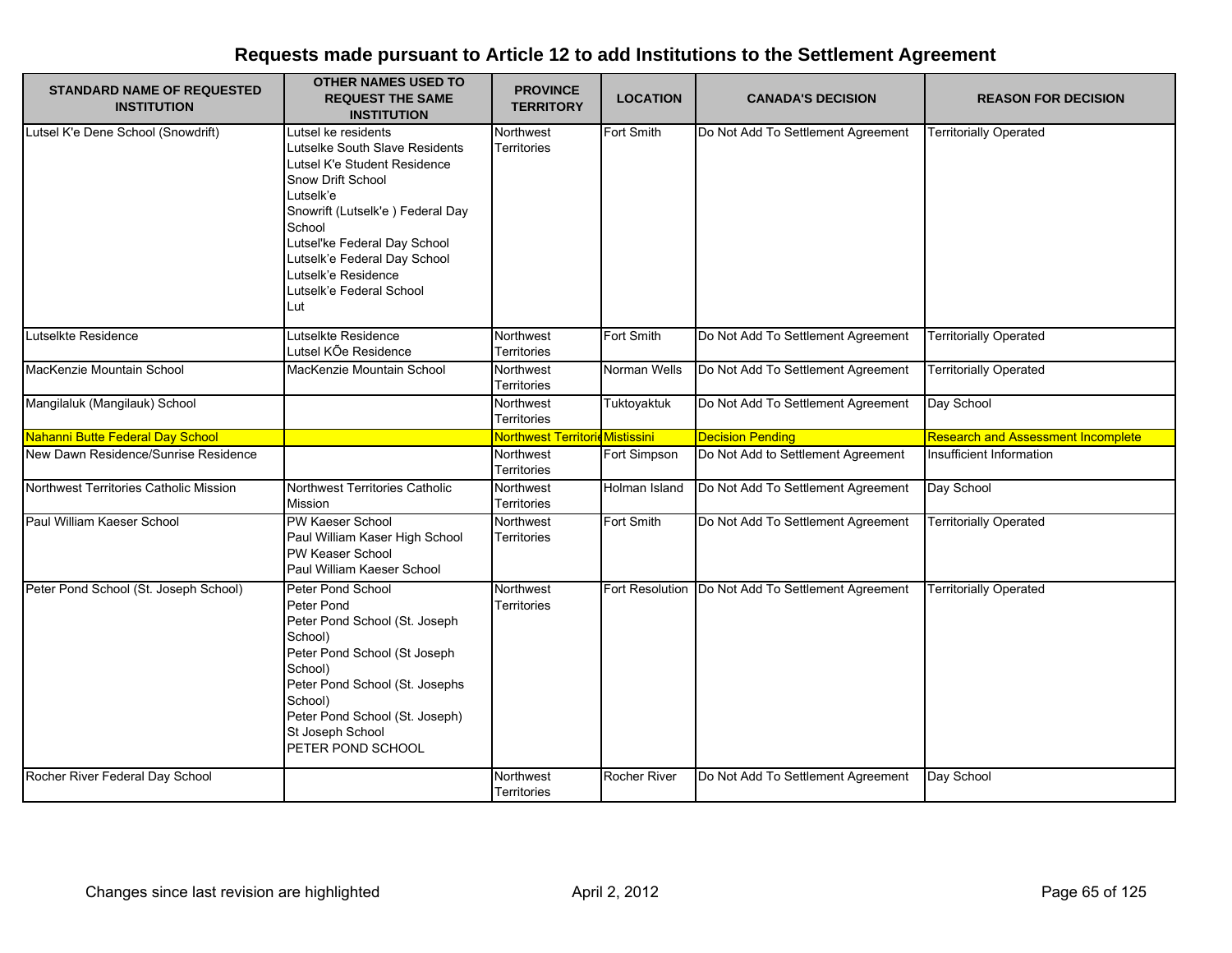# Requests made pursuant to Article 12 to add Institutions to the Settlement Agreement

| STANDARD NAME OF REQUESTED INSTITUTION | OTHER NAMES USED TO REQUEST THE SAME INSTITUTION | PROVINCE TERRITORY | LOCATION | CANADA'S DECISION | REASON FOR DECISION |
|---|---|---|---|---|---|
| Lutsel K'e Dene School (Snowdrift) | Lutsel ke residents<br>Lutselke South Slave Residents<br>Lutsel K'e Student Residence<br>Snow Drift School<br>Lutselk'e<br>Snowrift (Lutselk'e ) Federal Day School<br>Lutsel'ke Federal Day School<br>Lutselk'e Federal Day School<br>Lutselk'e Residence<br>Lutselk'e Federal School<br>Lut | Northwest Territories | Fort Smith | Do Not Add To Settlement Agreement | Territorially Operated |
| Lutselkte Residence | Lutselkte Residence<br>Lutsel KÕe Residence | Northwest Territories | Fort Smith | Do Not Add To Settlement Agreement | Territorially Operated |
| MacKenzie Mountain School | MacKenzie Mountain School | Northwest Territories | Norman Wells | Do Not Add To Settlement Agreement | Territorially Operated |
| Mangilaluk (Mangilauk) School | | Northwest Territories | Tuktoyaktuk | Do Not Add To Settlement Agreement | Day School |
| Nahanni Butte Federal Day School | | Northwest Territorie | Mistissini | Decision Pending | Research and Assessment Incomplete |
| New Dawn Residence/Sunrise Residence | | Northwest Territories | Fort Simpson | Do Not Add to Settlement Agreement | Insufficient Information |
| Northwest Territories Catholic Mission | Northwest Territories Catholic Mission | Northwest Territories | Holman Island | Do Not Add To Settlement Agreement | Day School |
| Paul William Kaeser School | PW Kaeser School<br>Paul William Kaser High School<br>PW Keaser School<br>Paul William Kaeser School | Northwest Territories | Fort Smith | Do Not Add To Settlement Agreement | Territorially Operated |
| Peter Pond School (St. Joseph School) | Peter Pond School<br>Peter Pond<br>Peter Pond School (St. Joseph School)<br>Peter Pond School (St Joseph School)<br>Peter Pond School (St. Josephs School)<br>Peter Pond School (St. Joseph)<br>St Joseph School<br>PETER POND SCHOOL | Northwest Territories | Fort Resolution | Do Not Add To Settlement Agreement | Territorially Operated |
| Rocher River Federal Day School | | Northwest Territories | Rocher River | Do Not Add To Settlement Agreement | Day School |

Changes since last revision are highlighted

April 2, 2012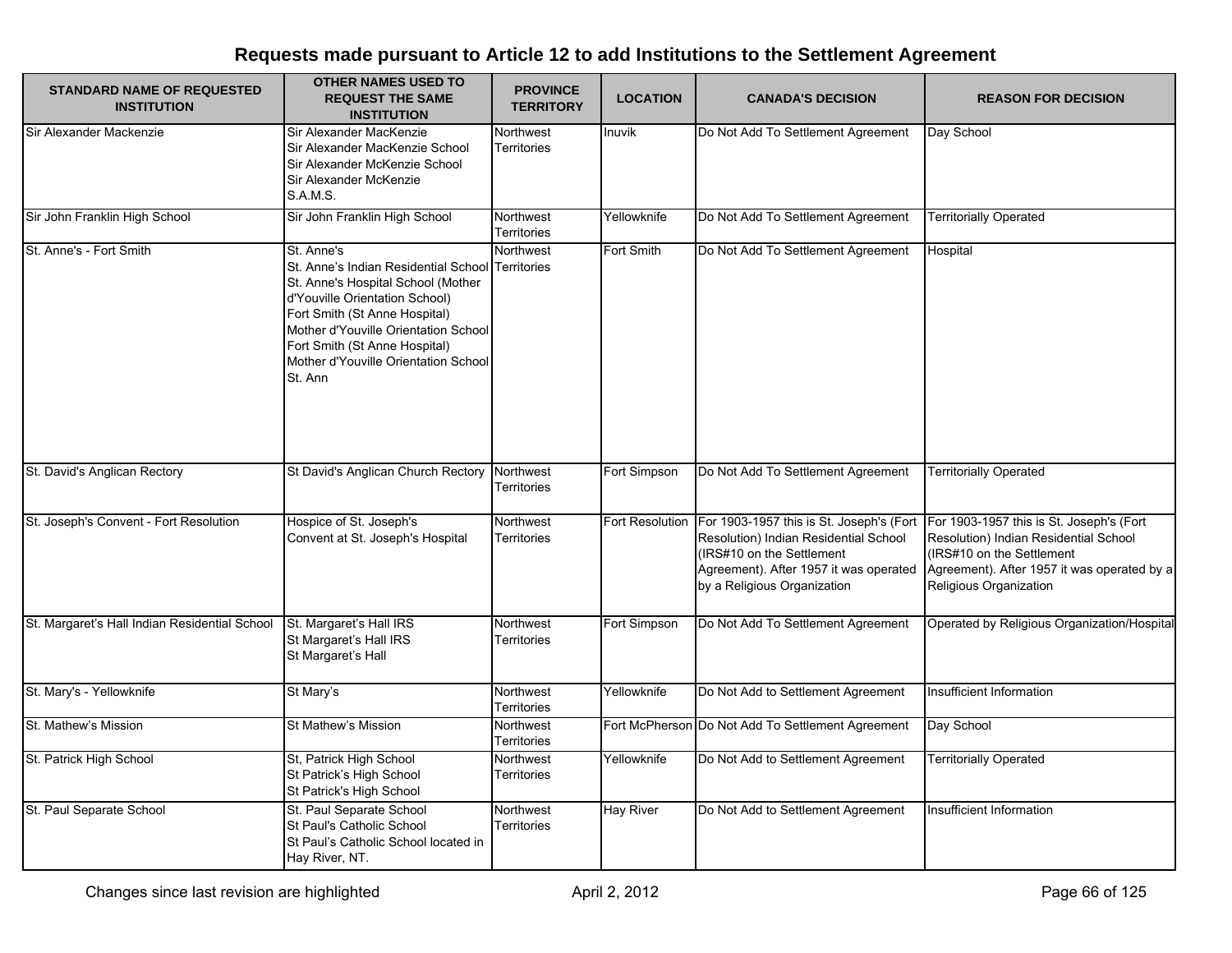# Requests made pursuant to Article 12 to add Institutions to the Settlement Agreement

| STANDARD NAME OF REQUESTED INSTITUTION | OTHER NAMES USED TO REQUEST THE SAME INSTITUTION | PROVINCE TERRITORY | LOCATION | CANADA'S DECISION | REASON FOR DECISION |
|---|---|---|---|---|---|
| Sir Alexander Mackenzie | Sir Alexander MacKenzie<br>Sir Alexander MacKenzie School<br>Sir Alexander McKenzie School<br>Sir Alexander McKenzie<br>S.A.M.S. | Northwest Territories | Inuvik | Do Not Add To Settlement Agreement | Day School |
| Sir John Franklin High School | Sir John Franklin High School | Northwest Territories | Yellowknife | Do Not Add To Settlement Agreement | Territorially Operated |
| St. Anne's - Fort Smith | St. Anne's<br>St. Anne's Indian Residential School<br>St. Anne's Hospital School (Mother d'Youville Orientation School)<br>Fort Smith (St Anne Hospital)<br>Mother d'Youville Orientation School<br>Fort Smith (St Anne Hospital)<br>Mother d'Youville Orientation School<br>St. Ann | Northwest Territories | Fort Smith | Do Not Add To Settlement Agreement | Hospital |
| St. David's Anglican Rectory | St David's Anglican Church Rectory | Northwest Territories | Fort Simpson | Do Not Add To Settlement Agreement | Territorially Operated |
| St. Joseph's Convent - Fort Resolution | Hospice of St. Joseph's<br>Convent at St. Joseph's Hospital | Northwest Territories | Fort Resolution | For 1903-1957 this is St. Joseph's (Fort Resolution) Indian Residential School (IRS#10 on the Settlement Agreement). After 1957 it was operated by a Religious Organization | For 1903-1957 this is St. Joseph's (Fort Resolution) Indian Residential School (IRS#10 on the Settlement Agreement). After 1957 it was operated by a Religious Organization |
| St. Margaret's Hall Indian Residential School | St. Margaret's Hall IRS<br>St Margaret's Hall IRS<br>St Margaret's Hall | Northwest Territories | Fort Simpson | Do Not Add To Settlement Agreement | Operated by Religious Organization/Hospital |
| St. Mary's - Yellowknife | St Mary's | Northwest Territories | Yellowknife | Do Not Add to Settlement Agreement | Insufficient Information |
| St. Mathew's Mission | St Mathew's Mission | Northwest Territories | Fort McPherson | Do Not Add To Settlement Agreement | Day School |
| St. Patrick High School | St, Patrick High School<br>St Patrick's High School<br>St Patrick's High School | Northwest Territories | Yellowknife | Do Not Add to Settlement Agreement | Territorially Operated |
| St. Paul Separate School | St. Paul Separate School<br>St Paul's Catholic School<br>St Paul's Catholic School located in Hay River, NT. | Northwest Territories | Hay River | Do Not Add to Settlement Agreement | Insufficient Information |

Changes since last revision are highlighted

April 2, 2012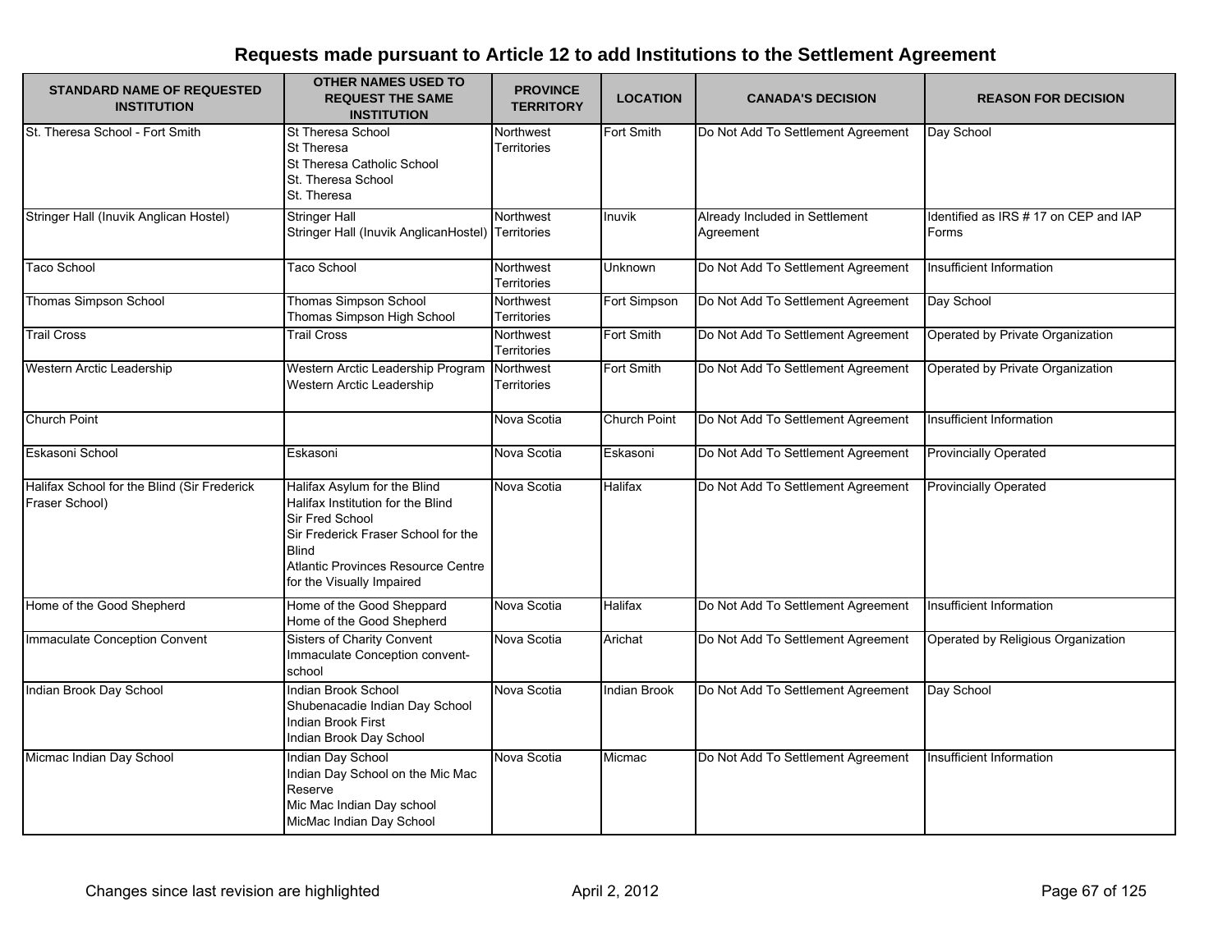## Requests made pursuant to Article 12 to add Institutions to the Settlement Agreement

| STANDARD NAME OF REQUESTED INSTITUTION | OTHER NAMES USED TO REQUEST THE SAME INSTITUTION | PROVINCE TERRITORY | LOCATION | CANADA'S DECISION | REASON FOR DECISION |
|---|---|---|---|---|---|
| St. Theresa School - Fort Smith | St Theresa School<br>St Theresa<br>St Theresa Catholic School<br>St. Theresa School<br>St. Theresa | Northwest Territories | Fort Smith | Do Not Add To Settlement Agreement | Day School |
| Stringer Hall (Inuvik Anglican Hostel) | Stringer Hall<br>Stringer Hall (Inuvik AnglicanHostel) | Northwest Territories | Inuvik | Already Included in Settlement Agreement | Identified as IRS # 17 on CEP and IAP Forms |
| Taco School | Taco School | Northwest Territories | Unknown | Do Not Add To Settlement Agreement | Insufficient Information |
| Thomas Simpson School | Thomas Simpson School<br>Thomas Simpson High School | Northwest Territories | Fort Simpson | Do Not Add To Settlement Agreement | Day School |
| Trail Cross | Trail Cross | Northwest Territories | Fort Smith | Do Not Add To Settlement Agreement | Operated by Private Organization |
| Western Arctic Leadership | Western Arctic Leadership Program<br>Western Arctic Leadership | Northwest Territories | Fort Smith | Do Not Add To Settlement Agreement | Operated by Private Organization |
| Church Point | | Nova Scotia | Church Point | Do Not Add To Settlement Agreement | Insufficient Information |
| Eskasoni School | Eskasoni | Nova Scotia | Eskasoni | Do Not Add To Settlement Agreement | Provincially Operated |
| Halifax School for the Blind (Sir Frederick Fraser School) | Halifax Asylum for the Blind<br>Halifax Institution for the Blind<br>Sir Fred School<br>Sir Frederick Fraser School for the Blind<br>Atlantic Provinces Resource Centre for the Visually Impaired | Nova Scotia | Halifax | Do Not Add To Settlement Agreement | Provincially Operated |
| Home of the Good Shepherd | Home of the Good Sheppard<br>Home of the Good Shepherd | Nova Scotia | Halifax | Do Not Add To Settlement Agreement | Insufficient Information |
| Immaculate Conception Convent | Sisters of Charity Convent<br>Immaculate Conception convent-school | Nova Scotia | Arichat | Do Not Add To Settlement Agreement | Operated by Religious Organization |
| Indian Brook Day School | Indian Brook School<br>Shubenacadie Indian Day School<br>Indian Brook First<br>Indian Brook Day School | Nova Scotia | Indian Brook | Do Not Add To Settlement Agreement | Day School |
| Micmac Indian Day School | Indian Day School<br>Indian Day School on the Mic Mac Reserve<br>Mic Mac Indian Day school<br>MicMac Indian Day School | Nova Scotia | Micmac | Do Not Add To Settlement Agreement | Insufficient Information |

Changes since last revision are highlighted

April 2, 2012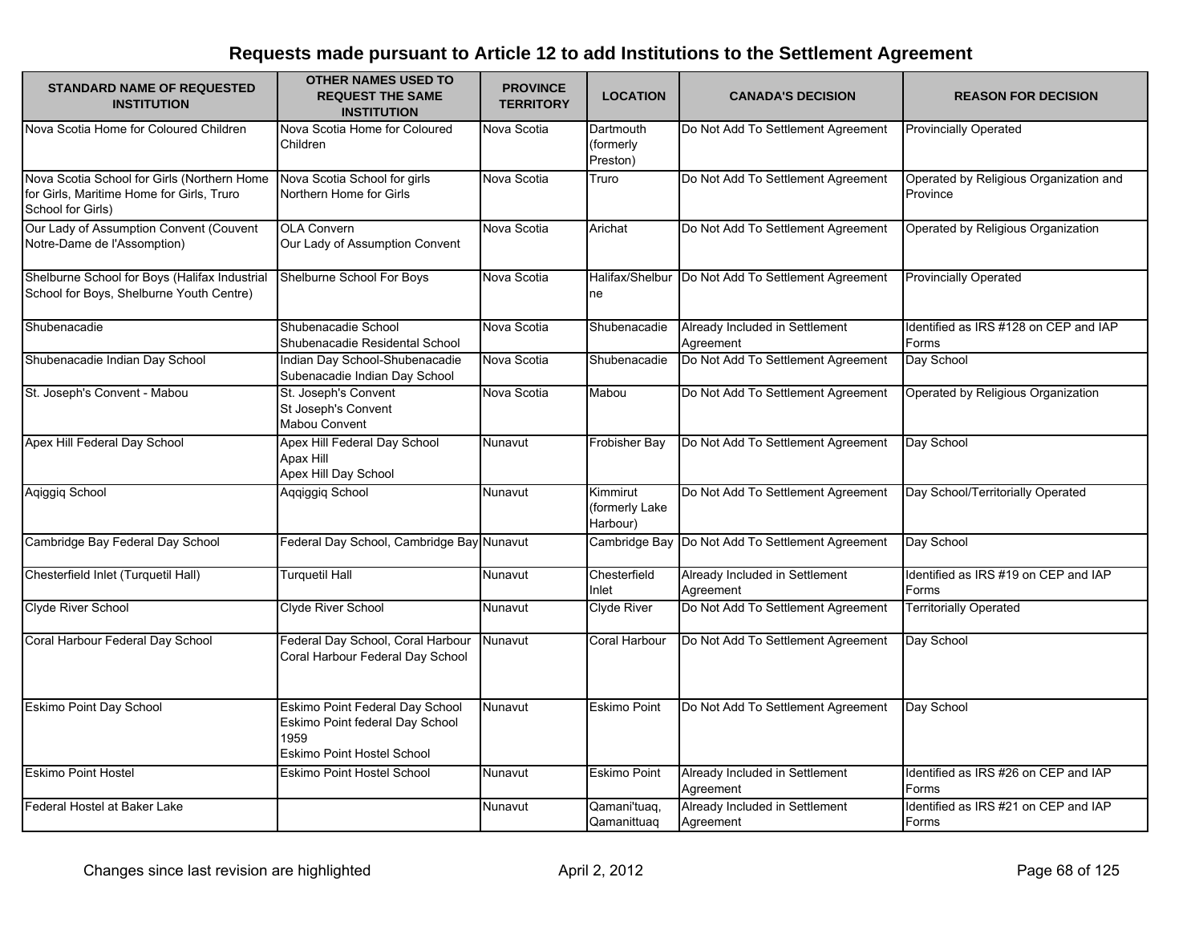# Requests made pursuant to Article 12 to add Institutions to the Settlement Agreement

| STANDARD NAME OF REQUESTED INSTITUTION | OTHER NAMES USED TO REQUEST THE SAME INSTITUTION | PROVINCE TERRITORY | LOCATION | CANADA'S DECISION | REASON FOR DECISION |
|---|---|---|---|---|---|
| Nova Scotia Home for Coloured Children | Nova Scotia Home for Coloured Children | Nova Scotia | Dartmouth (formerly Preston) | Do Not Add To Settlement Agreement | Provincially Operated |
| Nova Scotia School for Girls (Northern Home for Girls, Maritime Home for Girls, Truro School for Girls) | Nova Scotia School for girls<br>Northern Home for Girls | Nova Scotia | Truro | Do Not Add To Settlement Agreement | Operated by Religious Organization and Province |
| Our Lady of Assumption Convent (Couvent Notre-Dame de l'Assomption) | OLA Convern<br>Our Lady of Assumption Convent | Nova Scotia | Arichat | Do Not Add To Settlement Agreement | Operated by Religious Organization |
| Shelburne School for Boys (Halifax Industrial School for Boys, Shelburne Youth Centre) | Shelburne School For Boys | Nova Scotia | Halifax/Shelburne | Do Not Add To Settlement Agreement | Provincially Operated |
| Shubenacadie | Shubenacadie School<br>Shubenacadie Residental School | Nova Scotia | Shubenacadie | Already Included in Settlement Agreement | Identified as IRS #128 on CEP and IAP Forms |
| Shubenacadie Indian Day School | Indian Day School-Shubenacadie<br>Subenacadie Indian Day School | Nova Scotia | Shubenacadie | Do Not Add To Settlement Agreement | Day School |
| St. Joseph's Convent - Mabou | St. Joseph's Convent<br>St Joseph's Convent<br>Mabou Convent | Nova Scotia | Mabou | Do Not Add To Settlement Agreement | Operated by Religious Organization |
| Apex Hill Federal Day School | Apex Hill Federal Day School<br>Apax Hill<br>Apex Hill Day School | Nunavut | Frobisher Bay | Do Not Add To Settlement Agreement | Day School |
| Aqiggiq School | Aqqiggiq School | Nunavut | Kimmirut (formerly Lake Harbour) | Do Not Add To Settlement Agreement | Day School/Territorially Operated |
| Cambridge Bay Federal Day School | Federal Day School, Cambridge Bay | Nunavut | Cambridge Bay | Do Not Add To Settlement Agreement | Day School |
| Chesterfield Inlet (Turquetil Hall) | Turquetil Hall | Nunavut | Chesterfield Inlet | Already Included in Settlement Agreement | Identified as IRS #19 on CEP and IAP Forms |
| Clyde River School | Clyde River School | Nunavut | Clyde River | Do Not Add To Settlement Agreement | Territorially Operated |
| Coral Harbour Federal Day School | Federal Day School, Coral Harbour<br>Coral Harbour Federal Day School | Nunavut | Coral Harbour | Do Not Add To Settlement Agreement | Day School |
| Eskimo Point Day School | Eskimo Point Federal Day School<br>Eskimo Point federal Day School 1959<br>Eskimo Point Hostel School | Nunavut | Eskimo Point | Do Not Add To Settlement Agreement | Day School |
| Eskimo Point Hostel | Eskimo Point Hostel School | Nunavut | Eskimo Point | Already Included in Settlement Agreement | Identified as IRS #26 on CEP and IAP Forms |
| Federal Hostel at Baker Lake | | Nunavut | Qamani'tuaq, Qamanittuaq | Already Included in Settlement Agreement | Identified as IRS #21 on CEP and IAP Forms |

Changes since last revision are highlighted

April 2, 2012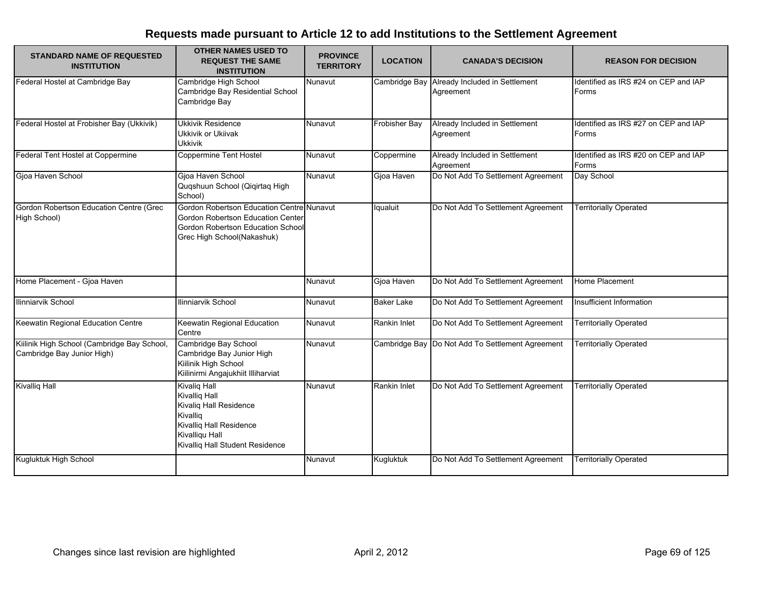## Requests made pursuant to Article 12 to add Institutions to the Settlement Agreement

| STANDARD NAME OF REQUESTED INSTITUTION | OTHER NAMES USED TO REQUEST THE SAME INSTITUTION | PROVINCE TERRITORY | LOCATION | CANADA'S DECISION | REASON FOR DECISION |
|---|---|---|---|---|---|
| Federal Hostel at Cambridge Bay | Cambridge High School<br>Cambridge Bay Residential School<br>Cambridge Bay | Nunavut | Cambridge Bay | Already Included in Settlement Agreement | Identified as IRS #24 on CEP and IAP Forms |
| Federal Hostel at Frobisher Bay (Ukkivik) | Ukkivik Residence<br>Ukkivik or Ukiivak<br>Ukkivik | Nunavut | Frobisher Bay | Already Included in Settlement Agreement | Identified as IRS #27 on CEP and IAP Forms |
| Federal Tent Hostel at Coppermine | Coppermine Tent Hostel | Nunavut | Coppermine | Already Included in Settlement Agreement | Identified as IRS #20 on CEP and IAP Forms |
| Gjoa Haven School | Gjoa Haven School<br>Quqshuun School (Qiqirtaq High School) | Nunavut | Gjoa Haven | Do Not Add To Settlement Agreement | Day School |
| Gordon Robertson Education Centre (Grec High School) | Gordon Robertson Education Centre<br>Gordon Robertson Education Center<br>Gordon Robertson Education School<br>Grec High School(Nakashuk) | Nunavut | Iqualuit | Do Not Add To Settlement Agreement | Territorially Operated |
| Home Placement - Gjoa Haven | | Nunavut | Gjoa Haven | Do Not Add To Settlement Agreement | Home Placement |
| Ilinniarvik School | Ilinniarvik School | Nunavut | Baker Lake | Do Not Add To Settlement Agreement | Insufficient Information |
| Keewatin Regional Education Centre | Keewatin Regional Education Centre | Nunavut | Rankin Inlet | Do Not Add To Settlement Agreement | Territorially Operated |
| Kiilinik High School (Cambridge Bay School, Cambridge Bay Junior High) | Cambridge Bay School<br>Cambridge Bay Junior High<br>Kiilinik High School<br>Kiilinirmi Angajukhiit Illiharviat | Nunavut | Cambridge Bay | Do Not Add To Settlement Agreement | Territorially Operated |
| Kivalliq Hall | Kivaliq Hall<br>Kivalliq Hall<br>Kivaliq Hall Residence<br>Kivalliq<br>Kivalliq Hall Residence<br>Kivalliqu Hall<br>Kivalliq Hall Student Residence | Nunavut | Rankin Inlet | Do Not Add To Settlement Agreement | Territorially Operated |
| Kugluktuk High School | | Nunavut | Kugluktuk | Do Not Add To Settlement Agreement | Territorially Operated |

Changes since last revision are highlighted April 2, 2012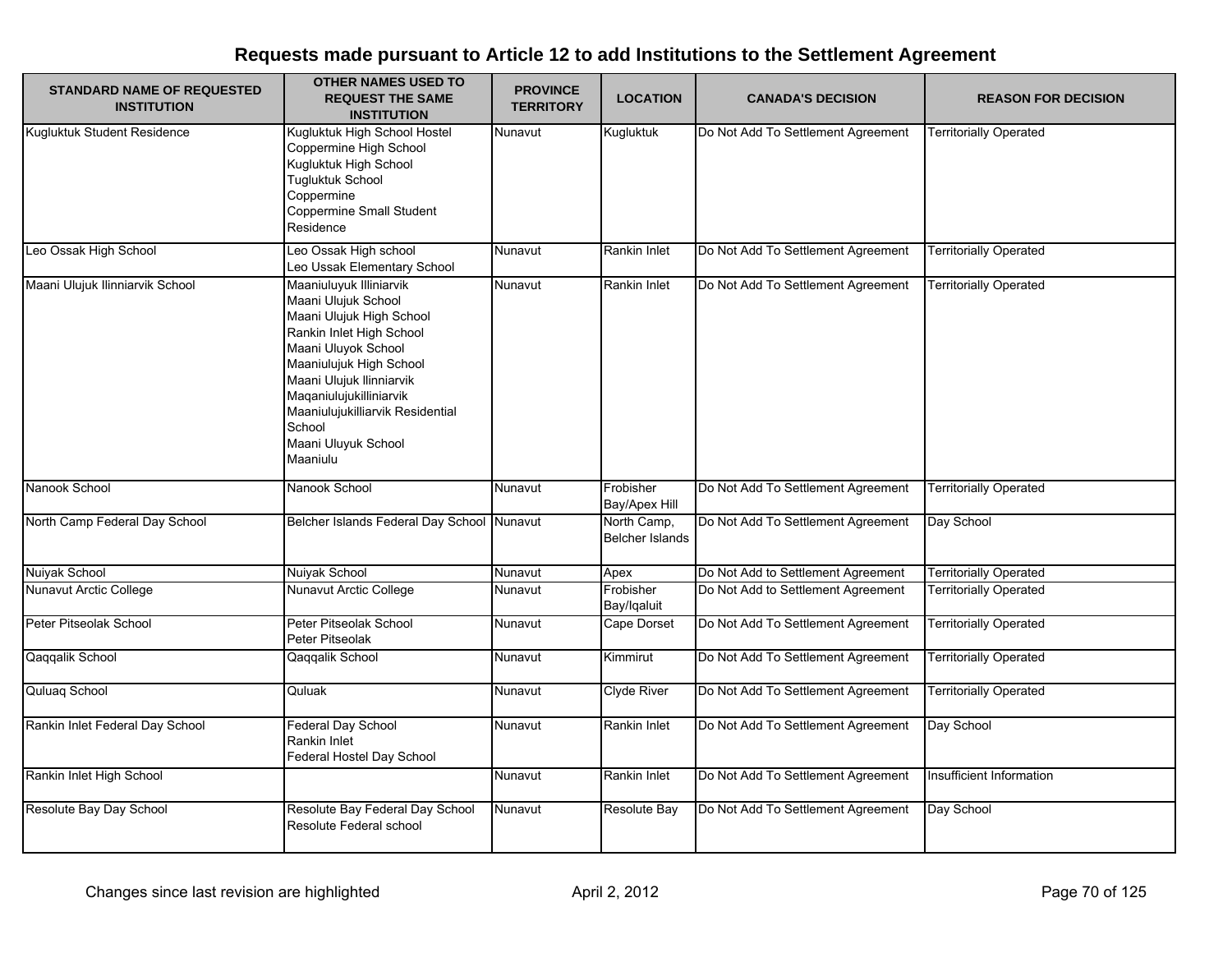# Requests made pursuant to Article 12 to add Institutions to the Settlement Agreement

| STANDARD NAME OF REQUESTED INSTITUTION | OTHER NAMES USED TO REQUEST THE SAME INSTITUTION | PROVINCE TERRITORY | LOCATION | CANADA'S DECISION | REASON FOR DECISION |
|---|---|---|---|---|---|
| Kugluktuk Student Residence | Kugluktuk High School Hostel<br>Coppermine High School<br>Kugluktuk High School<br>Tugluktuk School<br>Coppermine<br>Coppermine Small Student Residence | Nunavut | Kugluktuk | Do Not Add To Settlement Agreement | Territorially Operated |
| Leo Ossak High School | Leo Ossak High school<br>Leo Ussak Elementary School | Nunavut | Rankin Inlet | Do Not Add To Settlement Agreement | Territorially Operated |
| Maani Ulujuk Ilinniarvik School | Maaniuluyuk Illiniarvik<br>Maani Ulujuk School<br>Maani Ulujuk High School<br>Rankin Inlet High School<br>Maani Uluyok School<br>Maaniulujuk High School<br>Maani Ulujuk Ilinniarvik<br>Maqaniulujukilliniarvik<br>Maaniulujukilliarvik Residential School<br>Maani Uluyuk School<br>Maaniulu | Nunavut | Rankin Inlet | Do Not Add To Settlement Agreement | Territorially Operated |
| Nanook School | Nanook School | Nunavut | Frobisher Bay/Apex Hill | Do Not Add To Settlement Agreement | Territorially Operated |
| North Camp Federal Day School | Belcher Islands Federal Day School | Nunavut | North Camp, Belcher Islands | Do Not Add To Settlement Agreement | Day School |
| Nuiyak School | Nuiyak School | Nunavut | Apex | Do Not Add to Settlement Agreement | Territorially Operated |
| Nunavut Arctic College | Nunavut Arctic College | Nunavut | Frobisher Bay/Iqaluit | Do Not Add to Settlement Agreement | Territorially Operated |
| Peter Pitseolak School | Peter Pitseolak School<br>Peter Pitseolak | Nunavut | Cape Dorset | Do Not Add To Settlement Agreement | Territorially Operated |
| Qaqqalik School | Qaqqalik School | Nunavut | Kimmirut | Do Not Add To Settlement Agreement | Territorially Operated |
| Quluaq School | Quluak | Nunavut | Clyde River | Do Not Add To Settlement Agreement | Territorially Operated |
| Rankin Inlet Federal Day School | Federal Day School<br>Rankin Inlet<br>Federal Hostel Day School | Nunavut | Rankin Inlet | Do Not Add To Settlement Agreement | Day School |
| Rankin Inlet High School | | Nunavut | Rankin Inlet | Do Not Add To Settlement Agreement | Insufficient Information |
| Resolute Bay Day School | Resolute Bay Federal Day School<br>Resolute Federal school | Nunavut | Resolute Bay | Do Not Add To Settlement Agreement | Day School |

Changes since last revision are highlighted

April 2, 2012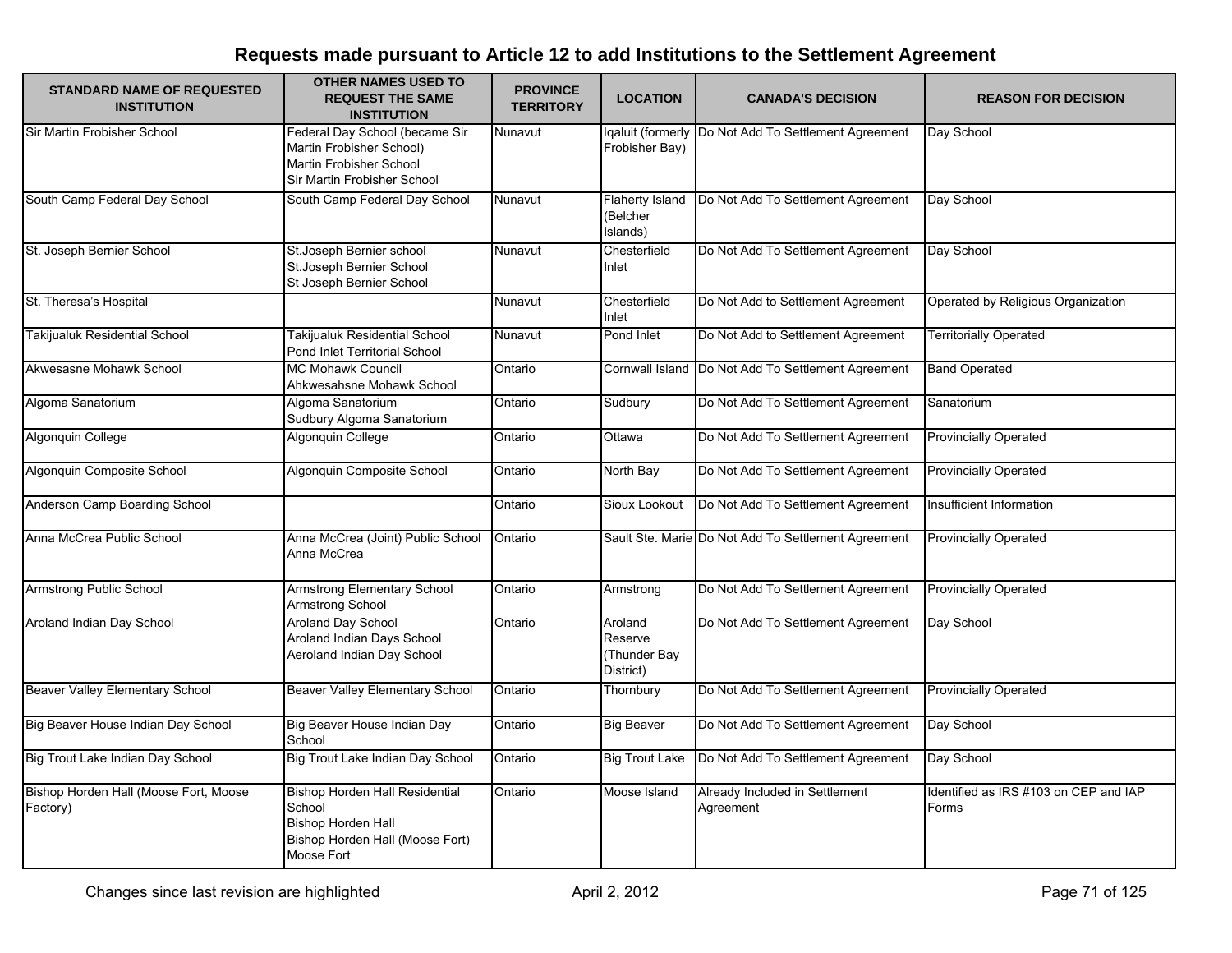# Requests made pursuant to Article 12 to add Institutions to the Settlement Agreement

| STANDARD NAME OF REQUESTED INSTITUTION | OTHER NAMES USED TO REQUEST THE SAME INSTITUTION | PROVINCE TERRITORY | LOCATION | CANADA'S DECISION | REASON FOR DECISION |
|---|---|---|---|---|---|
| Sir Martin Frobisher School | Federal Day School (became Sir Martin Frobisher School)<br>Martin Frobisher School<br>Sir Martin Frobisher School | Nunavut | Iqaluit (formerly Frobisher Bay) | Do Not Add To Settlement Agreement | Day School |
| South Camp Federal Day School | South Camp Federal Day School | Nunavut | Flaherty Island (Belcher Islands) | Do Not Add To Settlement Agreement | Day School |
| St. Joseph Bernier School | St.Joseph Bernier school<br>St.Joseph Bernier School<br>St Joseph Bernier School | Nunavut | Chesterfield Inlet | Do Not Add To Settlement Agreement | Day School |
| St. Theresa's Hospital | | Nunavut | Chesterfield Inlet | Do Not Add to Settlement Agreement | Operated by Religious Organization |
| Takijualuk Residential School | Takijualuk Residential School<br>Pond Inlet Territorial School | Nunavut | Pond Inlet | Do Not Add to Settlement Agreement | Territorially Operated |
| Akwesasne Mohawk School | MC Mohawk Council<br>Ahkwesahsne Mohawk School | Ontario | Cornwall Island | Do Not Add To Settlement Agreement | Band Operated |
| Algoma Sanatorium | Algoma Sanatorium<br>Sudbury Algoma Sanatorium | Ontario | Sudbury | Do Not Add To Settlement Agreement | Sanatorium |
| Algonquin College | Algonquin College | Ontario | Ottawa | Do Not Add To Settlement Agreement | Provincially Operated |
| Algonquin Composite School | Algonquin Composite School | Ontario | North Bay | Do Not Add To Settlement Agreement | Provincially Operated |
| Anderson Camp Boarding School | | Ontario | Sioux Lookout | Do Not Add To Settlement Agreement | Insufficient Information |
| Anna McCrea Public School | Anna McCrea (Joint) Public School<br>Anna McCrea | Ontario | Sault Ste. Marie | Do Not Add To Settlement Agreement | Provincially Operated |
| Armstrong Public School | Armstrong Elementary School<br>Armstrong School | Ontario | Armstrong | Do Not Add To Settlement Agreement | Provincially Operated |
| Aroland Indian Day School | Aroland Day School<br>Aroland Indian Days School<br>Aeroland Indian Day School | Ontario | Aroland Reserve (Thunder Bay District) | Do Not Add To Settlement Agreement | Day School |
| Beaver Valley Elementary School | Beaver Valley Elementary School | Ontario | Thornbury | Do Not Add To Settlement Agreement | Provincially Operated |
| Big Beaver House Indian Day School | Big Beaver House Indian Day School | Ontario | Big Beaver | Do Not Add To Settlement Agreement | Day School |
| Big Trout Lake Indian Day School | Big Trout Lake Indian Day School | Ontario | Big Trout Lake | Do Not Add To Settlement Agreement | Day School |
| Bishop Horden Hall (Moose Fort, Moose Factory) | Bishop Horden Hall Residential School<br>Bishop Horden Hall<br>Bishop Horden Hall (Moose Fort)<br>Moose Fort | Ontario | Moose Island | Already Included in Settlement Agreement | Identified as IRS #103 on CEP and IAP Forms |

Changes since last revision are highlighted

April 2, 2012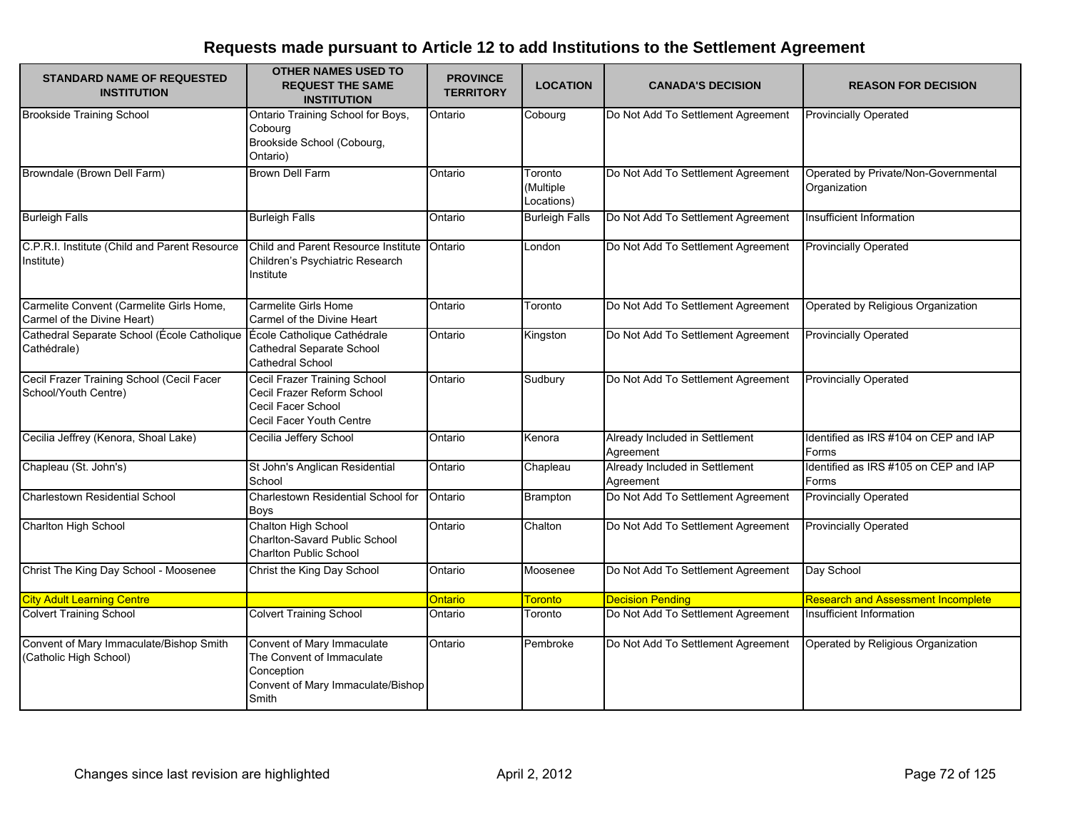# Requests made pursuant to Article 12 to add Institutions to the Settlement Agreement

| STANDARD NAME OF REQUESTED INSTITUTION | OTHER NAMES USED TO REQUEST THE SAME INSTITUTION | PROVINCE TERRITORY | LOCATION | CANADA'S DECISION | REASON FOR DECISION |
|---|---|---|---|---|---|
| Brookside Training School | Ontario Training School for Boys, Cobourg<br>Brookside School (Cobourg, Ontario) | Ontario | Cobourg | Do Not Add To Settlement Agreement | Provincially Operated |
| Browndale (Brown Dell Farm) | Brown Dell Farm | Ontario | Toronto (Multiple Locations) | Do Not Add To Settlement Agreement | Operated by Private/Non-Governmental Organization |
| Burleigh Falls | Burleigh Falls | Ontario | Burleigh Falls | Do Not Add To Settlement Agreement | Insufficient Information |
| C.P.R.I. Institute (Child and Parent Resource Institute) | Child and Parent Resource Institute<br>Children's Psychiatric Research Institute | Ontario | London | Do Not Add To Settlement Agreement | Provincially Operated |
| Carmelite Convent (Carmelite Girls Home, Carmel of the Divine Heart) | Carmelite Girls Home<br>Carmel of the Divine Heart | Ontario | Toronto | Do Not Add To Settlement Agreement | Operated by Religious Organization |
| Cathedral Separate School (École Catholique Cathédrale) | École Catholique Cathédrale<br>Cathedral Separate School<br>Cathedral School | Ontario | Kingston | Do Not Add To Settlement Agreement | Provincially Operated |
| Cecil Frazer Training School (Cecil Facer School/Youth Centre) | Cecil Frazer Training School<br>Cecil Frazer Reform School<br>Cecil Facer School<br>Cecil Facer Youth Centre | Ontario | Sudbury | Do Not Add To Settlement Agreement | Provincially Operated |
| Cecilia Jeffrey (Kenora, Shoal Lake) | Cecilia Jeffery School | Ontario | Kenora | Already Included in Settlement Agreement | Identified as IRS #104 on CEP and IAP Forms |
| Chapleau (St. John's) | St John's Anglican Residential School | Ontario | Chapleau | Already Included in Settlement Agreement | Identified as IRS #105 on CEP and IAP Forms |
| Charlestown Residential School | Charlestown Residential School for Boys | Ontario | Brampton | Do Not Add To Settlement Agreement | Provincially Operated |
| Charlton High School | Chalton High School<br>Charlton-Savard Public School<br>Charlton Public School | Ontario | Chalton | Do Not Add To Settlement Agreement | Provincially Operated |
| Christ The King Day School - Moosenee | Christ the King Day School | Ontario | Moosenee | Do Not Add To Settlement Agreement | Day School |
| City Adult Learning Centre | | Ontario | Toronto | Decision Pending | Research and Assessment Incomplete |
| Colvert Training School | Colvert Training School | Ontario | Toronto | Do Not Add To Settlement Agreement | Insufficient Information |
| Convent of Mary Immaculate/Bishop Smith (Catholic High School) | Convent of Mary Immaculate<br>The Convent of Immaculate Conception<br>Convent of Mary Immaculate/Bishop Smith | Ontario | Pembroke | Do Not Add To Settlement Agreement | Operated by Religious Organization |

Changes since last revision are highlighted

April 2, 2012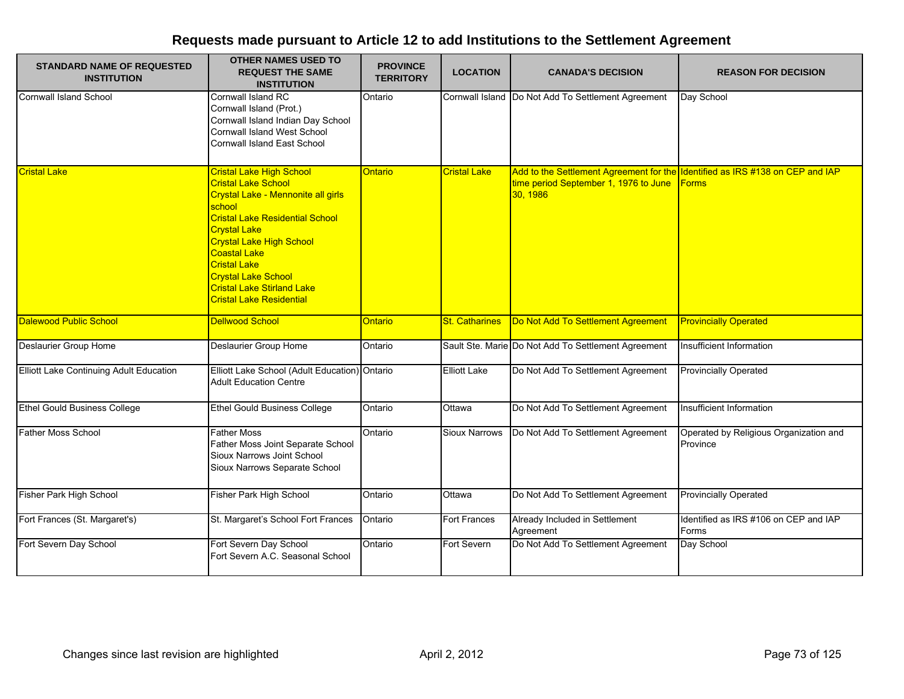# Requests made pursuant to Article 12 to add Institutions to the Settlement Agreement

| STANDARD NAME OF REQUESTED INSTITUTION | OTHER NAMES USED TO REQUEST THE SAME INSTITUTION | PROVINCE TERRITORY | LOCATION | CANADA'S DECISION | REASON FOR DECISION |
|---|---|---|---|---|---|
| Cornwall Island School | Cornwall Island RC<br>Cornwall Island (Prot.)<br>Cornwall Island Indian Day School<br>Cornwall Island West School<br>Cornwall Island East School | Ontario | Cornwall Island | Do Not Add To Settlement Agreement | Day School |
| Cristal Lake | Cristal Lake High School<br>Cristal Lake School<br>Crystal Lake - Mennonite all girls school<br>Cristal Lake Residential School<br>Crystal Lake<br>Crystal Lake High School<br>Coastal Lake<br>Cristal Lake<br>Crystal Lake School<br>Cristal Lake Stirland Lake<br>Cristal Lake Residential | Ontario | Cristal Lake | Add to the Settlement Agreement for the time period September 1, 1976 to June 30, 1986 | Identified as IRS #138 on CEP and IAP Forms |
| Dalewood Public School | Dellwood School | Ontario | St. Catharines | Do Not Add To Settlement Agreement | Provincially Operated |
| Deslaurier Group Home | Deslaurier Group Home | Ontario | Sault Ste. Marie | Do Not Add To Settlement Agreement | Insufficient Information |
| Elliott Lake Continuing Adult Education | Elliott Lake School (Adult Education)<br>Adult Education Centre | Ontario | Elliott Lake | Do Not Add To Settlement Agreement | Provincially Operated |
| Ethel Gould Business College | Ethel Gould Business College | Ontario | Ottawa | Do Not Add To Settlement Agreement | Insufficient Information |
| Father Moss School | Father Moss<br>Father Moss Joint Separate School<br>Sioux Narrows Joint School<br>Sioux Narrows Separate School | Ontario | Sioux Narrows | Do Not Add To Settlement Agreement | Operated by Religious Organization and Province |
| Fisher Park High School | Fisher Park High School | Ontario | Ottawa | Do Not Add To Settlement Agreement | Provincially Operated |
| Fort Frances (St. Margaret's) | St. Margaret's School Fort Frances | Ontario | Fort Frances | Already Included in Settlement Agreement | Identified as IRS #106 on CEP and IAP Forms |
| Fort Severn Day School | Fort Severn Day School<br>Fort Severn A.C. Seasonal School | Ontario | Fort Severn | Do Not Add To Settlement Agreement | Day School |

Changes since last revision are highlighted

April 2, 2012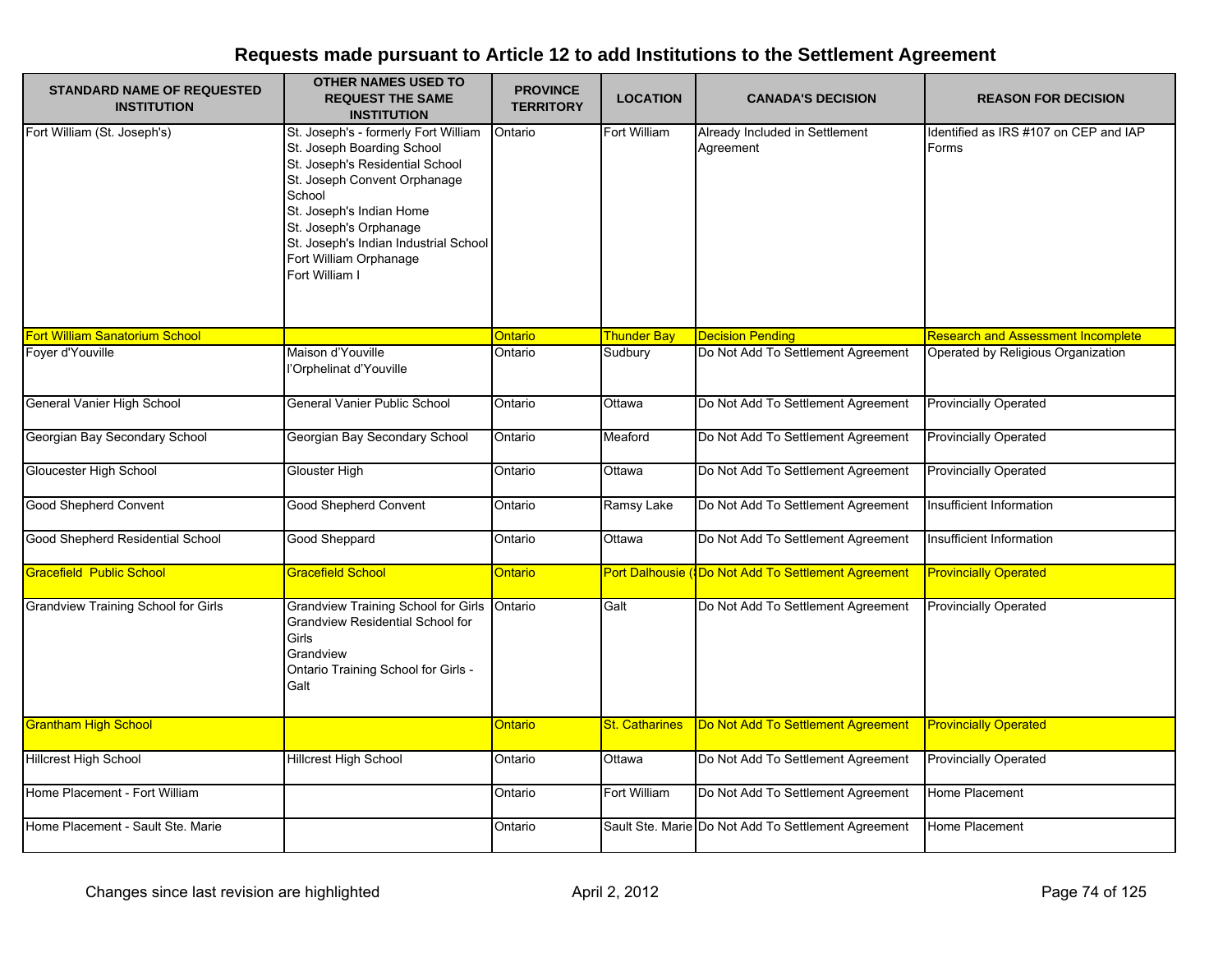# Requests made pursuant to Article 12 to add Institutions to the Settlement Agreement

| STANDARD NAME OF REQUESTED INSTITUTION | OTHER NAMES USED TO REQUEST THE SAME INSTITUTION | PROVINCE TERRITORY | LOCATION | CANADA'S DECISION | REASON FOR DECISION |
|---|---|---|---|---|---|
| Fort William (St. Joseph's) | St. Joseph's - formerly Fort William<br>St. Joseph Boarding School<br>St. Joseph's Residential School<br>St. Joseph Convent Orphanage School<br>St. Joseph's Indian Home<br>St. Joseph's Orphanage<br>St. Joseph's Indian Industrial School<br>Fort William Orphanage<br>Fort William I | Ontario | Fort William | Already Included in Settlement Agreement | Identified as IRS #107 on CEP and IAP Forms |
| Fort William Sanatorium School | | Ontario | Thunder Bay | Decision Pending | Research and Assessment Incomplete |
| Foyer d'Youville | Maison d'Youville<br>l'Orphelinat d'Youville | Ontario | Sudbury | Do Not Add To Settlement Agreement | Operated by Religious Organization |
| General Vanier High School | General Vanier Public School | Ontario | Ottawa | Do Not Add To Settlement Agreement | Provincially Operated |
| Georgian Bay Secondary School | Georgian Bay Secondary School | Ontario | Meaford | Do Not Add To Settlement Agreement | Provincially Operated |
| Gloucester High School | Glouster High | Ontario | Ottawa | Do Not Add To Settlement Agreement | Provincially Operated |
| Good Shepherd Convent | Good Shepherd Convent | Ontario | Ramsy Lake | Do Not Add To Settlement Agreement | Insufficient Information |
| Good Shepherd Residential School | Good Sheppard | Ontario | Ottawa | Do Not Add To Settlement Agreement | Insufficient Information |
| Gracefield Public School | Gracefield School | Ontario | Port Dalhousie ( | Do Not Add To Settlement Agreement | Provincially Operated |
| Grandview Training School for Girls | Grandview Training School for Girls<br>Grandview Residential School for Girls<br>Grandview<br>Ontario Training School for Girls - Galt | Ontario | Galt | Do Not Add To Settlement Agreement | Provincially Operated |
| Grantham High School | | Ontario | St. Catharines | Do Not Add To Settlement Agreement | Provincially Operated |
| Hillcrest High School | Hillcrest High School | Ontario | Ottawa | Do Not Add To Settlement Agreement | Provincially Operated |
| Home Placement - Fort William | | Ontario | Fort William | Do Not Add To Settlement Agreement | Home Placement |
| Home Placement - Sault Ste. Marie | | Ontario | Sault Ste. Marie | Do Not Add To Settlement Agreement | Home Placement |

Changes since last revision are highlighted

April 2, 2012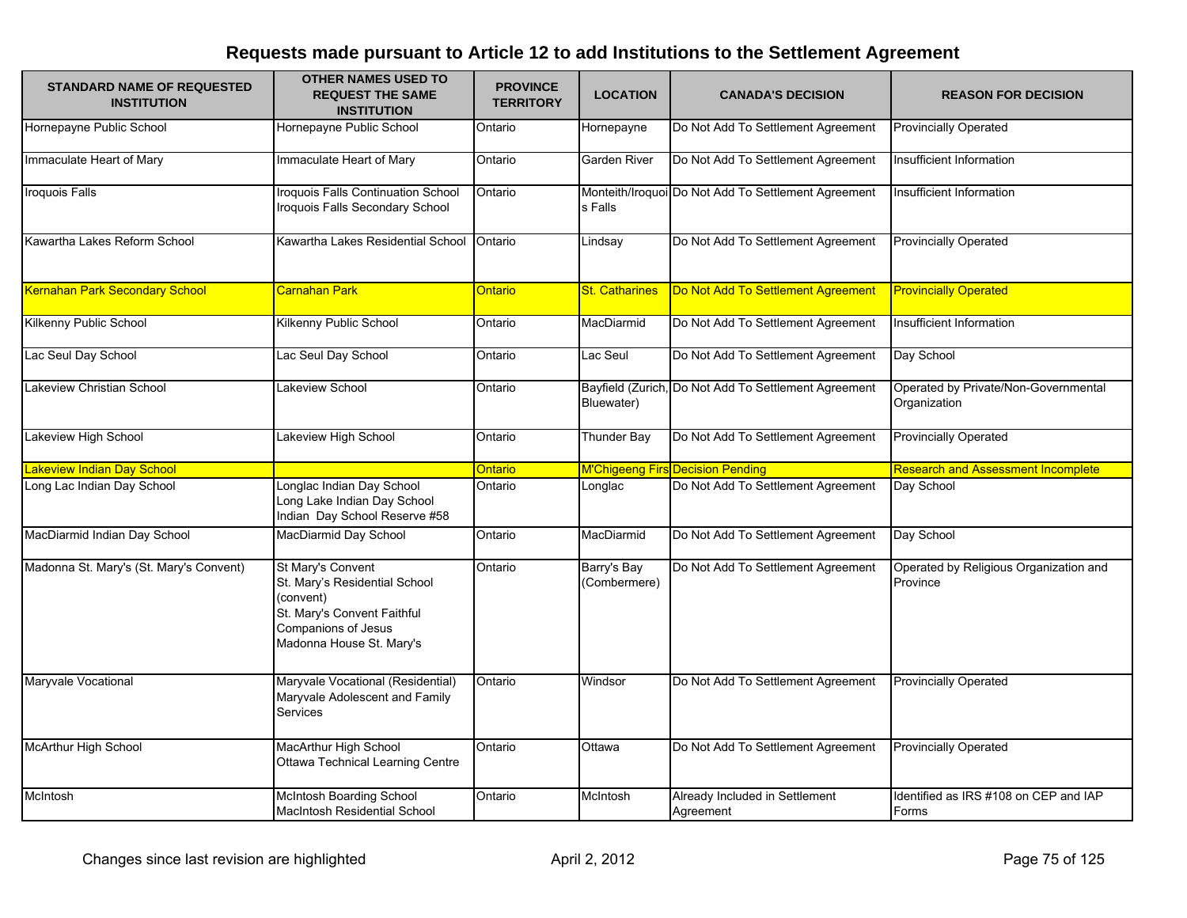# Requests made pursuant to Article 12 to add Institutions to the Settlement Agreement

| STANDARD NAME OF REQUESTED INSTITUTION | OTHER NAMES USED TO REQUEST THE SAME INSTITUTION | PROVINCE TERRITORY | LOCATION | CANADA'S DECISION | REASON FOR DECISION |
|---|---|---|---|---|---|
| Hornepayne Public School | Hornepayne Public School | Ontario | Hornepayne | Do Not Add To Settlement Agreement | Provincially Operated |
| Immaculate Heart of Mary | Immaculate Heart of Mary | Ontario | Garden River | Do Not Add To Settlement Agreement | Insufficient Information |
| Iroquois Falls | Iroquois Falls Continuation School<br>Iroquois Falls Secondary School | Ontario | Monteith/Iroquois Falls | Do Not Add To Settlement Agreement | Insufficient Information |
| Kawartha Lakes Reform School | Kawartha Lakes Residential School | Ontario | Lindsay | Do Not Add To Settlement Agreement | Provincially Operated |
| Kernahan Park Secondary School | Carnahan Park | Ontario | St. Catharines | Do Not Add To Settlement Agreement | Provincially Operated |
| Kilkenny Public School | Kilkenny Public School | Ontario | MacDiarmid | Do Not Add To Settlement Agreement | Insufficient Information |
| Lac Seul Day School | Lac Seul Day School | Ontario | Lac Seul | Do Not Add To Settlement Agreement | Day School |
| Lakeview Christian School | Lakeview School | Ontario | Bayfield (Zurich, Bluewater) | Do Not Add To Settlement Agreement | Operated by Private/Non-Governmental Organization |
| Lakeview High School | Lakeview High School | Ontario | Thunder Bay | Do Not Add To Settlement Agreement | Provincially Operated |
| Lakeview Indian Day School | | Ontario | M'Chigeeng Firs | Decision Pending | Research and Assessment Incomplete |
| Long Lac Indian Day School | Longlac Indian Day School<br>Long Lake Indian Day School<br>Indian Day School Reserve #58 | Ontario | Longlac | Do Not Add To Settlement Agreement | Day School |
| MacDiarmid Indian Day School | MacDiarmid Day School | Ontario | MacDiarmid | Do Not Add To Settlement Agreement | Day School |
| Madonna St. Mary's (St. Mary's Convent) | St Mary's Convent<br>St. Mary's Residential School (convent)<br>St. Mary's Convent Faithful Companions of Jesus<br>Madonna House St. Mary's | Ontario | Barry's Bay (Combermere) | Do Not Add To Settlement Agreement | Operated by Religious Organization and Province |
| Maryvale Vocational | Maryvale Vocational (Residential)<br>Maryvale Adolescent and Family Services | Ontario | Windsor | Do Not Add To Settlement Agreement | Provincially Operated |
| McArthur High School | MacArthur High School<br>Ottawa Technical Learning Centre | Ontario | Ottawa | Do Not Add To Settlement Agreement | Provincially Operated |
| McIntosh | McIntosh Boarding School<br>MacIntosh Residential School | Ontario | McIntosh | Already Included in Settlement Agreement | Identified as IRS #108 on CEP and IAP Forms |

Changes since last revision are highlighted

April 2, 2012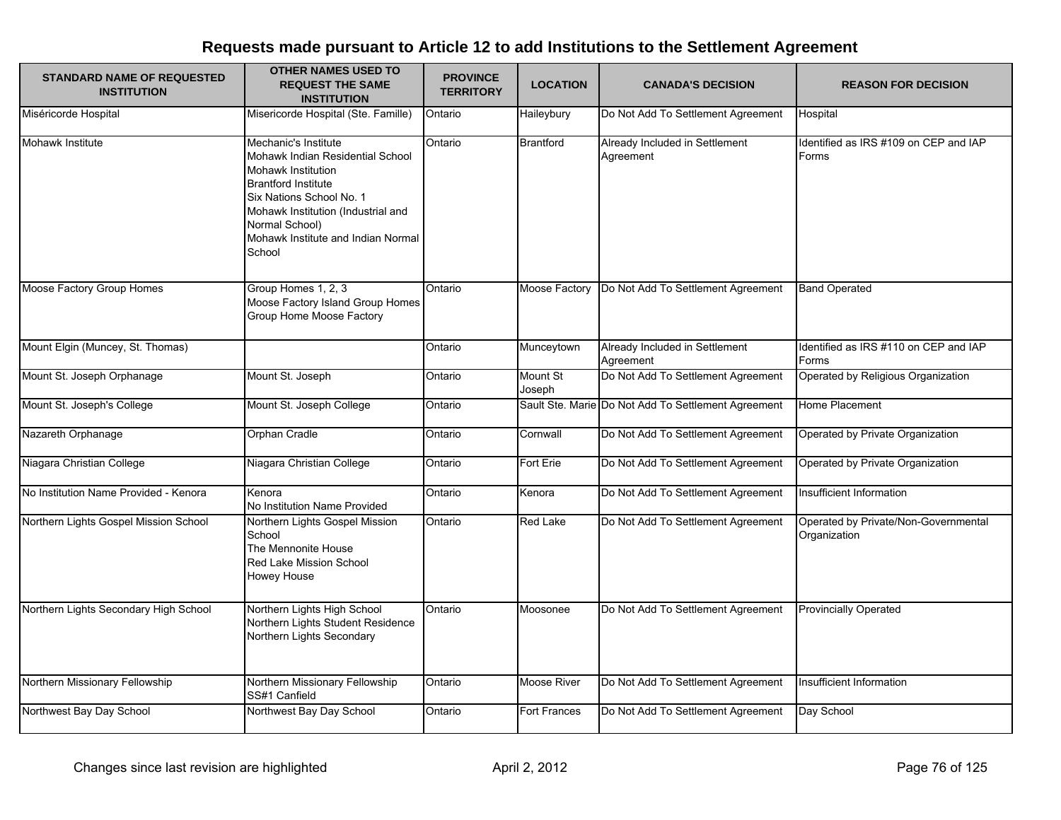# Requests made pursuant to Article 12 to add Institutions to the Settlement Agreement

| STANDARD NAME OF REQUESTED INSTITUTION | OTHER NAMES USED TO REQUEST THE SAME INSTITUTION | PROVINCE TERRITORY | LOCATION | CANADA'S DECISION | REASON FOR DECISION |
|---|---|---|---|---|---|
| Miséricorde Hospital | Misericorde Hospital (Ste. Famille) | Ontario | Haileybury | Do Not Add To Settlement Agreement | Hospital |
| Mohawk Institute | Mechanic's Institute<br>Mohawk Indian Residential School<br>Mohawk Institution<br>Brantford Institute<br>Six Nations School No. 1<br>Mohawk Institution (Industrial and Normal School)<br>Mohawk Institute and Indian Normal School | Ontario | Brantford | Already Included in Settlement Agreement | Identified as IRS #109 on CEP and IAP Forms |
| Moose Factory Group Homes | Group Homes 1, 2, 3<br>Moose Factory Island Group Homes<br>Group Home Moose Factory | Ontario | Moose Factory | Do Not Add To Settlement Agreement | Band Operated |
| Mount Elgin (Muncey, St. Thomas) | | Ontario | Munceytown | Already Included in Settlement Agreement | Identified as IRS #110 on CEP and IAP Forms |
| Mount St. Joseph Orphanage | Mount St. Joseph | Ontario | Mount St Joseph | Do Not Add To Settlement Agreement | Operated by Religious Organization |
| Mount St. Joseph's College | Mount St. Joseph College | Ontario | Sault Ste. Marie | Do Not Add To Settlement Agreement | Home Placement |
| Nazareth Orphanage | Orphan Cradle | Ontario | Cornwall | Do Not Add To Settlement Agreement | Operated by Private Organization |
| Niagara Christian College | Niagara Christian College | Ontario | Fort Erie | Do Not Add To Settlement Agreement | Operated by Private Organization |
| No Institution Name Provided - Kenora | Kenora<br>No Institution Name Provided | Ontario | Kenora | Do Not Add To Settlement Agreement | Insufficient Information |
| Northern Lights Gospel Mission School | Northern Lights Gospel Mission School<br>The Mennonite House<br>Red Lake Mission School<br>Howey House | Ontario | Red Lake | Do Not Add To Settlement Agreement | Operated by Private/Non-Governmental Organization |
| Northern Lights Secondary High School | Northern Lights High School<br>Northern Lights Student Residence<br>Northern Lights Secondary | Ontario | Moosonee | Do Not Add To Settlement Agreement | Provincially Operated |
| Northern Missionary Fellowship | Northern Missionary Fellowship SS#1 Canfield | Ontario | Moose River | Do Not Add To Settlement Agreement | Insufficient Information |
| Northwest Bay Day School | Northwest Bay Day School | Ontario | Fort Frances | Do Not Add To Settlement Agreement | Day School |

Changes since last revision are highlighted

April 2, 2012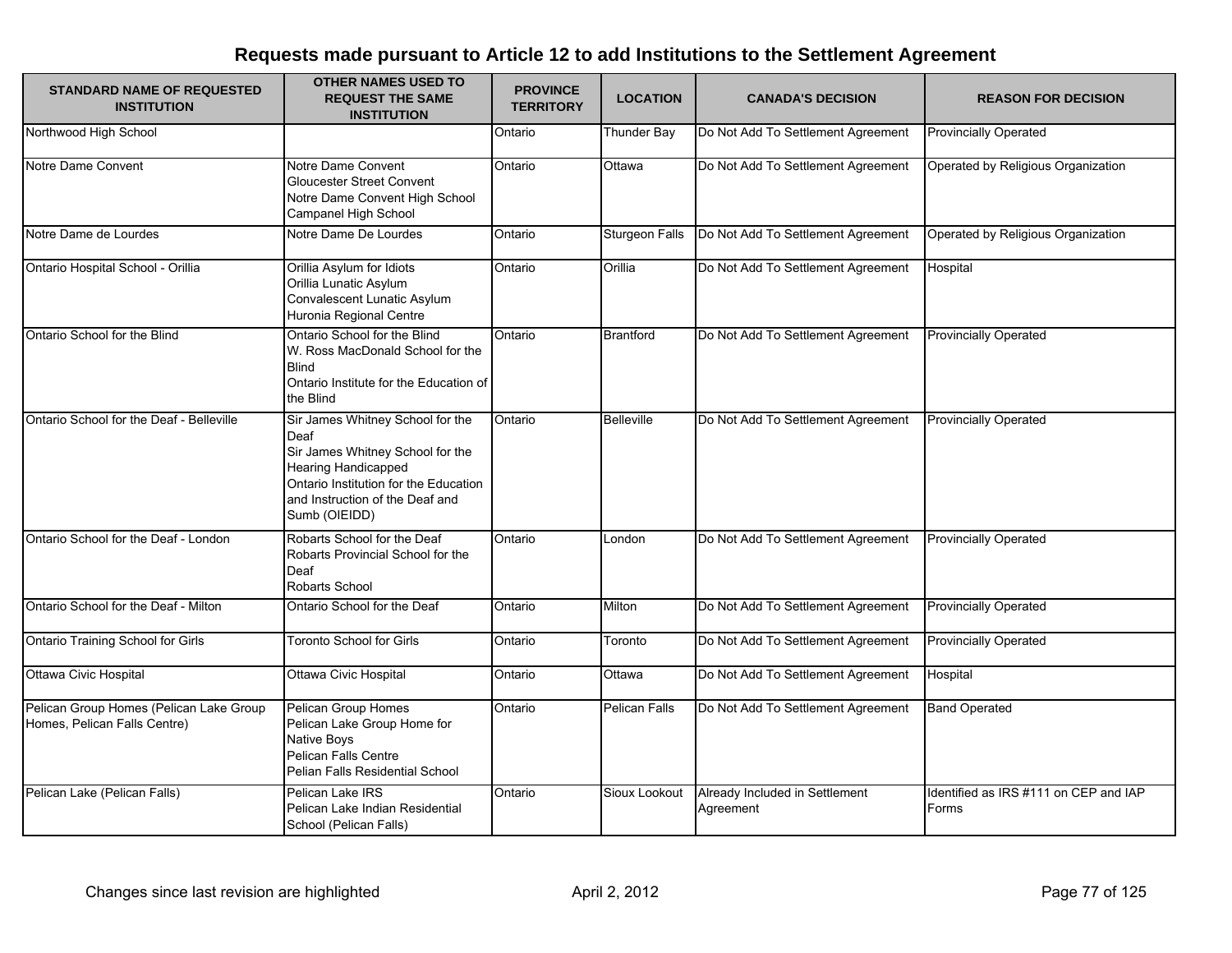# Requests made pursuant to Article 12 to add Institutions to the Settlement Agreement

| STANDARD NAME OF REQUESTED INSTITUTION | OTHER NAMES USED TO REQUEST THE SAME INSTITUTION | PROVINCE TERRITORY | LOCATION | CANADA'S DECISION | REASON FOR DECISION |
|---|---|---|---|---|---|
| Northwood High School | | Ontario | Thunder Bay | Do Not Add To Settlement Agreement | Provincially Operated |
| Notre Dame Convent | Notre Dame Convent<br>Gloucester Street Convent<br>Notre Dame Convent High School<br>Campanel High School | Ontario | Ottawa | Do Not Add To Settlement Agreement | Operated by Religious Organization |
| Notre Dame de Lourdes | Notre Dame De Lourdes | Ontario | Sturgeon Falls | Do Not Add To Settlement Agreement | Operated by Religious Organization |
| Ontario Hospital School - Orillia | Orillia Asylum for Idiots<br>Orillia Lunatic Asylum<br>Convalescent Lunatic Asylum<br>Huronia Regional Centre | Ontario | Orillia | Do Not Add To Settlement Agreement | Hospital |
| Ontario School for the Blind | Ontario School for the Blind<br>W. Ross MacDonald School for the Blind<br>Ontario Institute for the Education of the Blind | Ontario | Brantford | Do Not Add To Settlement Agreement | Provincially Operated |
| Ontario School for the Deaf - Belleville | Sir James Whitney School for the Deaf<br>Sir James Whitney School for the Hearing Handicapped<br>Ontario Institution for the Education and Instruction of the Deaf and Sumb (OIEIDD) | Ontario | Belleville | Do Not Add To Settlement Agreement | Provincially Operated |
| Ontario School for the Deaf - London | Robarts School for the Deaf<br>Robarts Provincial School for the Deaf<br>Robarts School | Ontario | London | Do Not Add To Settlement Agreement | Provincially Operated |
| Ontario School for the Deaf - Milton | Ontario School for the Deaf | Ontario | Milton | Do Not Add To Settlement Agreement | Provincially Operated |
| Ontario Training School for Girls | Toronto School for Girls | Ontario | Toronto | Do Not Add To Settlement Agreement | Provincially Operated |
| Ottawa Civic Hospital | Ottawa Civic Hospital | Ontario | Ottawa | Do Not Add To Settlement Agreement | Hospital |
| Pelican Group Homes (Pelican Lake Group Homes, Pelican Falls Centre) | Pelican Group Homes<br>Pelican Lake Group Home for Native Boys<br>Pelican Falls Centre<br>Pelian Falls Residential School | Ontario | Pelican Falls | Do Not Add To Settlement Agreement | Band Operated |
| Pelican Lake (Pelican Falls) | Pelican Lake IRS<br>Pelican Lake Indian Residential School (Pelican Falls) | Ontario | Sioux Lookout | Already Included in Settlement Agreement | Identified as IRS #111 on CEP and IAP Forms |

Changes since last revision are highlighted

April 2, 2012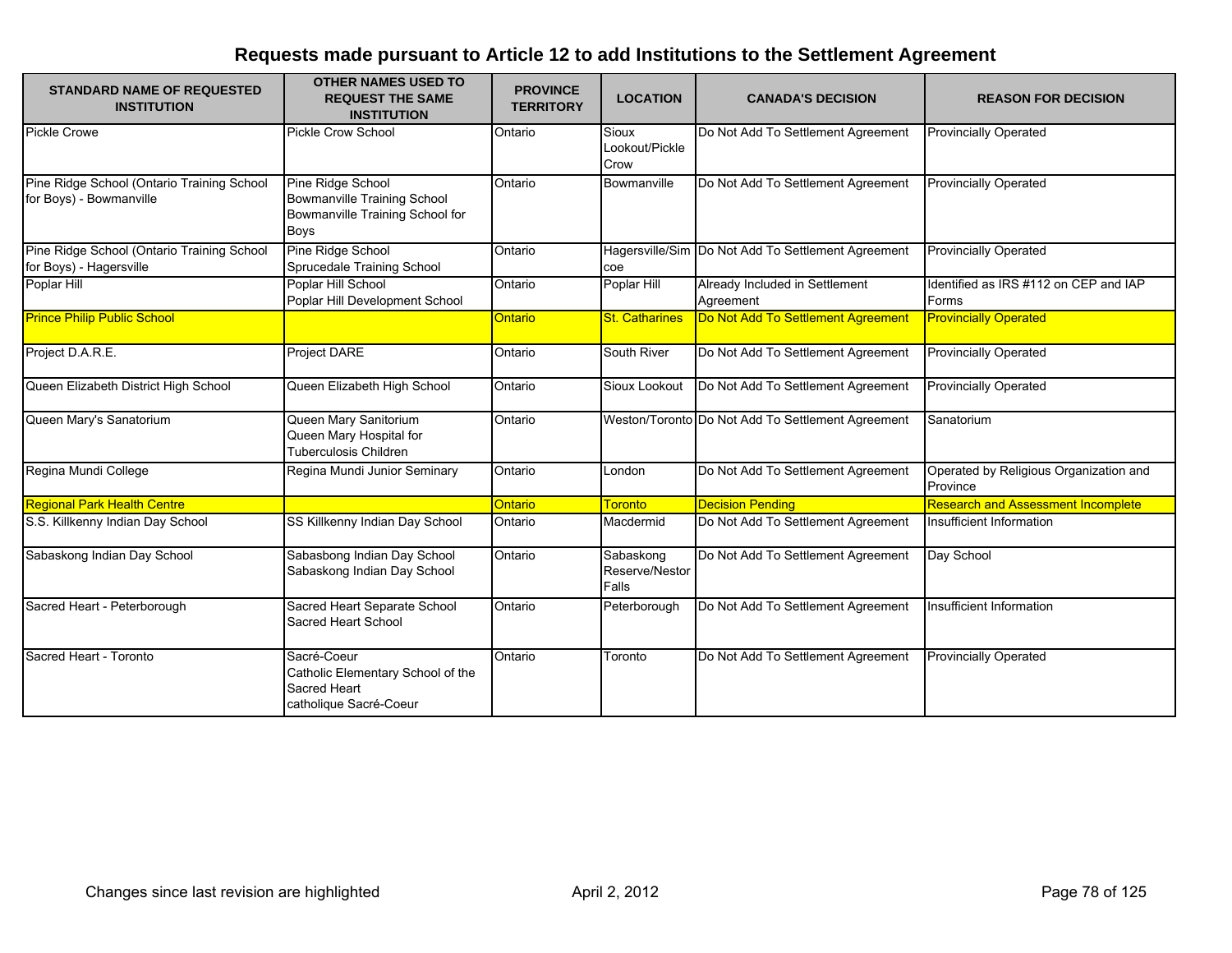# Requests made pursuant to Article 12 to add Institutions to the Settlement Agreement

| STANDARD NAME OF REQUESTED INSTITUTION | OTHER NAMES USED TO REQUEST THE SAME INSTITUTION | PROVINCE TERRITORY | LOCATION | CANADA'S DECISION | REASON FOR DECISION |
|---|---|---|---|---|---|
| Pickle Crowe | Pickle Crow School | Ontario | Sioux Lookout/Pickle Crow | Do Not Add To Settlement Agreement | Provincially Operated |
| Pine Ridge School (Ontario Training School for Boys) - Bowmanville | Pine Ridge School<br>Bowmanville Training School<br>Bowmanville Training School for Boys | Ontario | Bowmanville | Do Not Add To Settlement Agreement | Provincially Operated |
| Pine Ridge School (Ontario Training School for Boys) - Hagersville | Pine Ridge School<br>Sprucedale Training School | Ontario | Hagersville/Simcoe | Do Not Add To Settlement Agreement | Provincially Operated |
| Poplar Hill | Poplar Hill School<br>Poplar Hill Development School | Ontario | Poplar Hill | Already Included in Settlement Agreement | Identified as IRS #112 on CEP and IAP Forms |
| Prince Philip Public School | | Ontario | St. Catharines | Do Not Add To Settlement Agreement | Provincially Operated |
| Project D.A.R.E. | Project DARE | Ontario | South River | Do Not Add To Settlement Agreement | Provincially Operated |
| Queen Elizabeth District High School | Queen Elizabeth High School | Ontario | Sioux Lookout | Do Not Add To Settlement Agreement | Provincially Operated |
| Queen Mary's Sanatorium | Queen Mary Sanitorium<br>Queen Mary Hospital for Tuberculosis Children | Ontario | Weston/Toronto | Do Not Add To Settlement Agreement | Sanatorium |
| Regina Mundi College | Regina Mundi Junior Seminary | Ontario | London | Do Not Add To Settlement Agreement | Operated by Religious Organization and Province |
| Regional Park Health Centre | | Ontario | Toronto | Decision Pending | Research and Assessment Incomplete |
| S.S. Killkenny Indian Day School | SS Killkenny Indian Day School | Ontario | Macdermid | Do Not Add To Settlement Agreement | Insufficient Information |
| Sabaskong Indian Day School | Sabasbong Indian Day School<br>Sabaskong Indian Day School | Ontario | Sabaskong Reserve/Nestor Falls | Do Not Add To Settlement Agreement | Day School |
| Sacred Heart - Peterborough | Sacred Heart Separate School<br>Sacred Heart School | Ontario | Peterborough | Do Not Add To Settlement Agreement | Insufficient Information |
| Sacred Heart - Toronto | Sacré-Coeur<br>Catholic Elementary School of the Sacred Heart<br>catholique Sacré-Coeur | Ontario | Toronto | Do Not Add To Settlement Agreement | Provincially Operated |

Changes since last revision are highlighted

April 2, 2012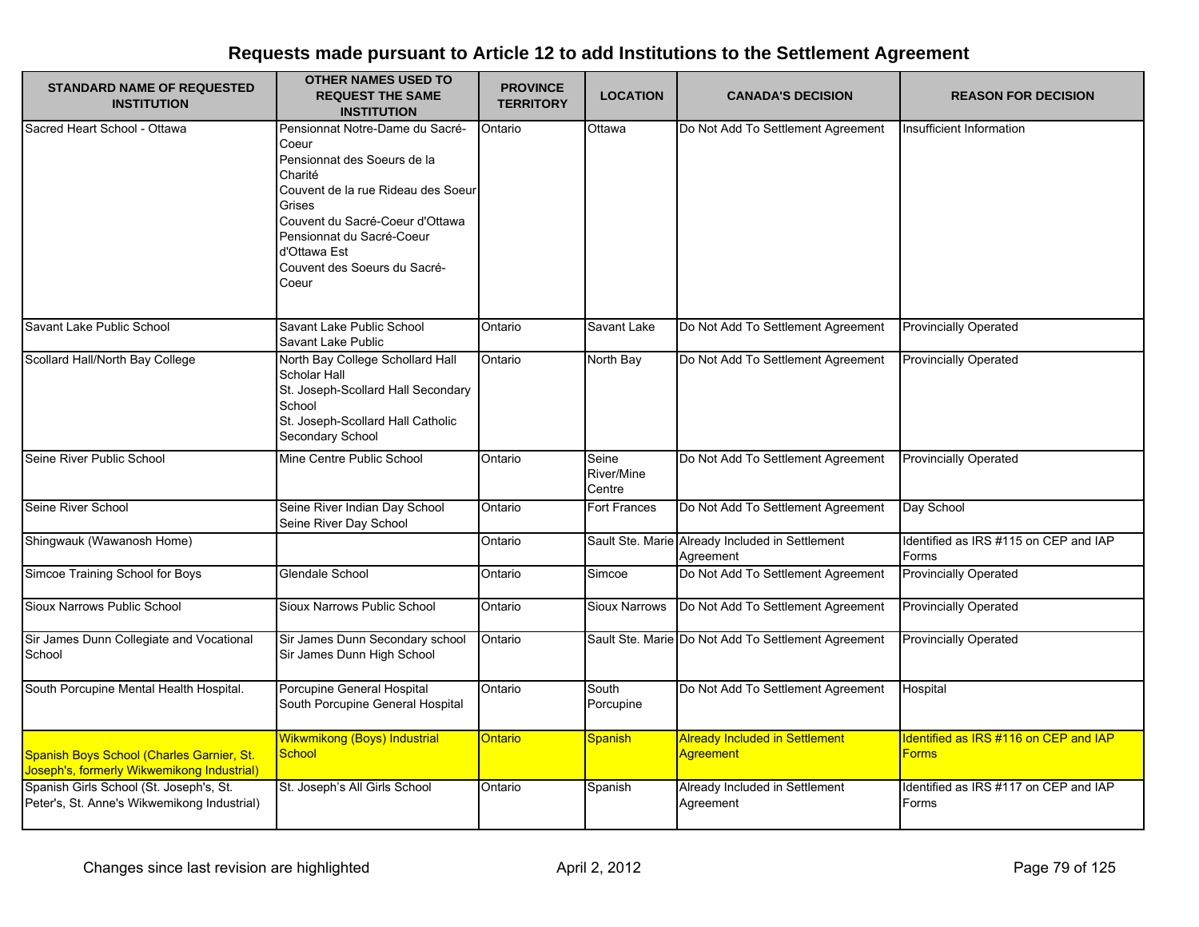# Requests made pursuant to Article 12 to add Institutions to the Settlement Agreement

| STANDARD NAME OF REQUESTED INSTITUTION | OTHER NAMES USED TO REQUEST THE SAME INSTITUTION | PROVINCE TERRITORY | LOCATION | CANADA'S DECISION | REASON FOR DECISION |
|---|---|---|---|---|---|
| Sacred Heart School - Ottawa | Pensionnat Notre-Dame du Sacré-Coeur<br>Pensionnat des Soeurs de la Charité<br>Couvent de la rue Rideau des Soeur Grises<br>Couvent du Sacré-Coeur d'Ottawa<br>Pensionnat du Sacré-Coeur d'Ottawa Est<br>Couvent des Soeurs du Sacré-Coeur | Ontario | Ottawa | Do Not Add To Settlement Agreement | Insufficient Information |
| Savant Lake Public School | Savant Lake Public School<br>Savant Lake Public | Ontario | Savant Lake | Do Not Add To Settlement Agreement | Provincially Operated |
| Scollard Hall/North Bay College | North Bay College Schollard Hall<br>Scholar Hall<br>St. Joseph-Scollard Hall Secondary School<br>St. Joseph-Scollard Hall Catholic Secondary School | Ontario | North Bay | Do Not Add To Settlement Agreement | Provincially Operated |
| Seine River Public School | Mine Centre Public School | Ontario | Seine River/Mine Centre | Do Not Add To Settlement Agreement | Provincially Operated |
| Seine River School | Seine River Indian Day School<br>Seine River Day School | Ontario | Fort Frances | Do Not Add To Settlement Agreement | Day School |
| Shingwauk (Wawanosh Home) | | Ontario | Sault Ste. Marie | Already Included in Settlement Agreement | Identified as IRS #115 on CEP and IAP Forms |
| Simcoe Training School for Boys | Glendale School | Ontario | Simcoe | Do Not Add To Settlement Agreement | Provincially Operated |
| Sioux Narrows Public School | Sioux Narrows Public School | Ontario | Sioux Narrows | Do Not Add To Settlement Agreement | Provincially Operated |
| Sir James Dunn Collegiate and Vocational School | Sir James Dunn Secondary school<br>Sir James Dunn High School | Ontario | Sault Ste. Marie | Do Not Add To Settlement Agreement | Provincially Operated |
| South Porcupine Mental Health Hospital. | Porcupine General Hospital<br>South Porcupine General Hospital | Ontario | South Porcupine | Do Not Add To Settlement Agreement | Hospital |
| Spanish Boys School (Charles Garnier, St. Joseph's, formerly Wikwemikong Industrial) | Wikwmikong (Boys) Industrial School | Ontario | Spanish | Already Included in Settlement Agreement | Identified as IRS #116 on CEP and IAP Forms |
| Spanish Girls School (St. Joseph's, St. Peter's, St. Anne's Wikwemikong Industrial) | St. Joseph's All Girls School | Ontario | Spanish | Already Included in Settlement Agreement | Identified as IRS #117 on CEP and IAP Forms |

Changes since last revision are highlighted

April 2, 2012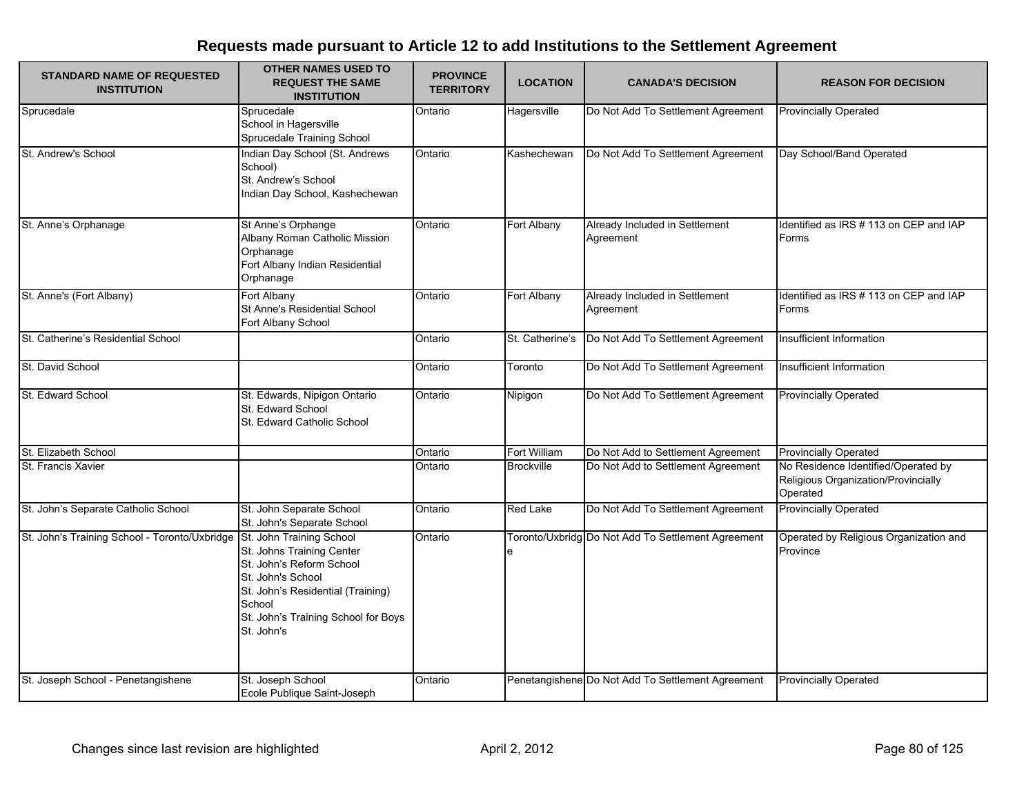# Requests made pursuant to Article 12 to add Institutions to the Settlement Agreement

| STANDARD NAME OF REQUESTED INSTITUTION | OTHER NAMES USED TO REQUEST THE SAME INSTITUTION | PROVINCE TERRITORY | LOCATION | CANADA'S DECISION | REASON FOR DECISION |
|---|---|---|---|---|---|
| Sprucedale | Sprucedale<br>School in Hagersville<br>Sprucedale Training School | Ontario | Hagersville | Do Not Add To Settlement Agreement | Provincially Operated |
| St. Andrew's School | Indian Day School (St. Andrews School)<br>St. Andrew's School<br>Indian Day School, Kashechewan | Ontario | Kashechewan | Do Not Add To Settlement Agreement | Day School/Band Operated |
| St. Anne's Orphanage | St Anne's Orphange<br>Albany Roman Catholic Mission Orphanage<br>Fort Albany Indian Residential Orphanage | Ontario | Fort Albany | Already Included in Settlement Agreement | Identified as IRS # 113 on CEP and IAP Forms |
| St. Anne's (Fort Albany) | Fort Albany<br>St Anne's Residential School<br>Fort Albany School | Ontario | Fort Albany | Already Included in Settlement Agreement | Identified as IRS # 113 on CEP and IAP Forms |
| St. Catherine's Residential School | | Ontario | St. Catherine's | Do Not Add To Settlement Agreement | Insufficient Information |
| St. David School | | Ontario | Toronto | Do Not Add To Settlement Agreement | Insufficient Information |
| St. Edward School | St. Edwards, Nipigon Ontario<br>St. Edward School<br>St. Edward Catholic School | Ontario | Nipigon | Do Not Add To Settlement Agreement | Provincially Operated |
| St. Elizabeth School | | Ontario | Fort William | Do Not Add to Settlement Agreement | Provincially Operated |
| St. Francis Xavier | | Ontario | Brockville | Do Not Add to Settlement Agreement | No Residence Identified/Operated by Religious Organization/Provincially Operated |
| St. John's Separate Catholic School | St. John Separate School<br>St. John's Separate School | Ontario | Red Lake | Do Not Add To Settlement Agreement | Provincially Operated |
| St. John's Training School - Toronto/Uxbridge | St. John Training School<br>St. Johns Training Center<br>St. John's Reform School<br>St. John's School<br>St. John's Residential (Training) School<br>St. John's Training School for Boys<br>St. John's | Ontario | Toronto/Uxbridge | Do Not Add To Settlement Agreement | Operated by Religious Organization and Province |
| St. Joseph School - Penetangishene | St. Joseph School<br>Ecole Publique Saint-Joseph | Ontario | Penetangishene | Do Not Add To Settlement Agreement | Provincially Operated |

Changes since last revision are highlighted — April 2, 2012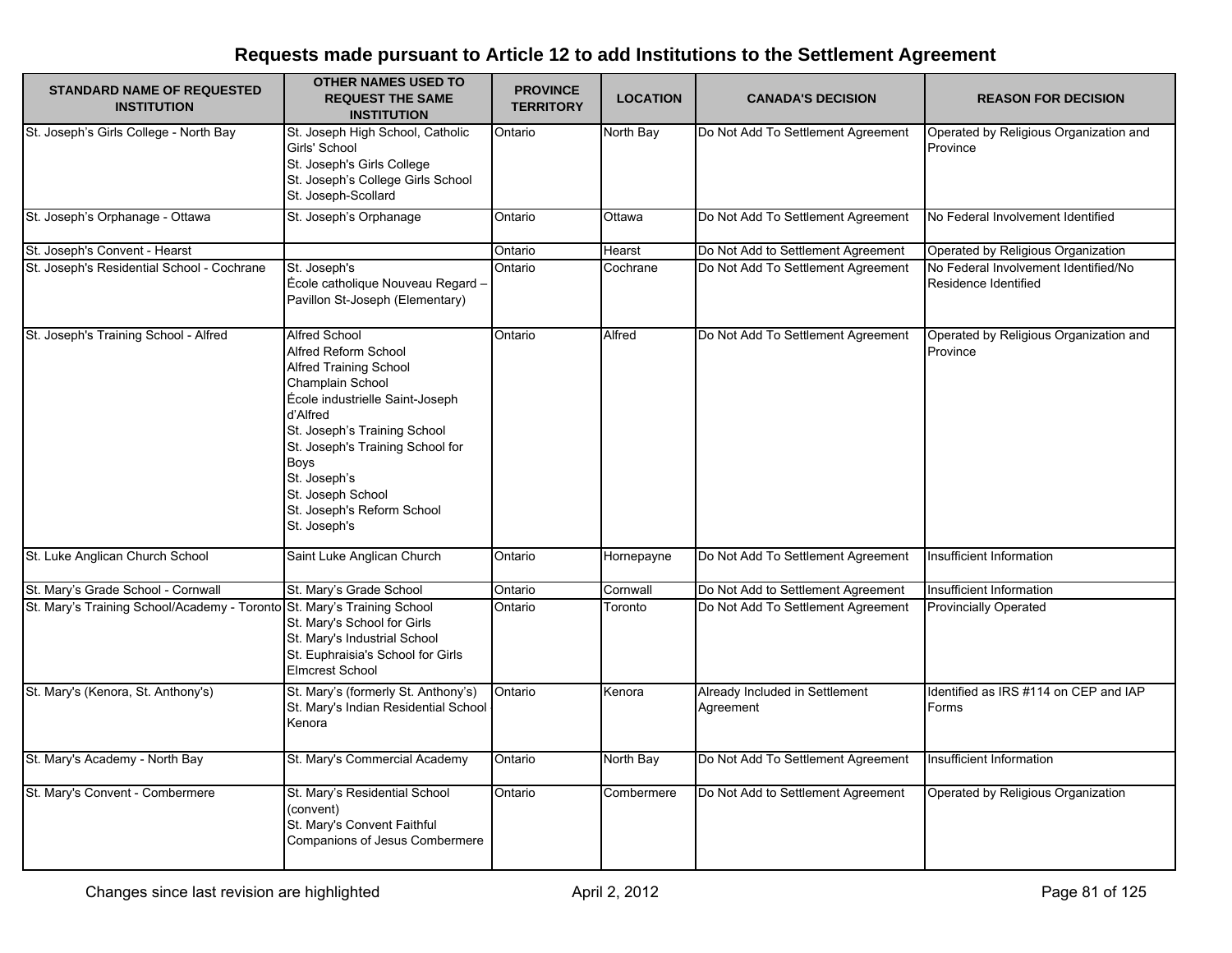# Requests made pursuant to Article 12 to add Institutions to the Settlement Agreement

| STANDARD NAME OF REQUESTED INSTITUTION | OTHER NAMES USED TO REQUEST THE SAME INSTITUTION | PROVINCE TERRITORY | LOCATION | CANADA'S DECISION | REASON FOR DECISION |
|---|---|---|---|---|---|
| St. Joseph's Girls College - North Bay | St. Joseph High School, Catholic Girls' School<br>St. Joseph's Girls College<br>St. Joseph's College Girls School<br>St. Joseph-Scollard | Ontario | North Bay | Do Not Add To Settlement Agreement | Operated by Religious Organization and Province |
| St. Joseph's Orphanage - Ottawa | St. Joseph's Orphanage | Ontario | Ottawa | Do Not Add To Settlement Agreement | No Federal Involvement Identified |
| St. Joseph's Convent - Hearst | | Ontario | Hearst | Do Not Add to Settlement Agreement | Operated by Religious Organization |
| St. Joseph's Residential School - Cochrane | St. Joseph's<br>Ècole catholique Nouveau Regard – Pavillon St-Joseph (Elementary) | Ontario | Cochrane | Do Not Add To Settlement Agreement | No Federal Involvement Identified/No Residence Identified |
| St. Joseph's Training School - Alfred | Alfred School<br>Alfred Reform School<br>Alfred Training School<br>Champlain School<br>École industrielle Saint-Joseph d'Alfred<br>St. Joseph's Training School<br>St. Joseph's Training School for Boys<br>St. Joseph's<br>St. Joseph School<br>St. Joseph's Reform School<br>St. Joseph's | Ontario | Alfred | Do Not Add To Settlement Agreement | Operated by Religious Organization and Province |
| St. Luke Anglican Church School | Saint Luke Anglican Church | Ontario | Hornepayne | Do Not Add To Settlement Agreement | Insufficient Information |
| St. Mary's Grade School - Cornwall | St. Mary's Grade School | Ontario | Cornwall | Do Not Add to Settlement Agreement | Insufficient Information |
| St. Mary's Training School/Academy - Toronto | St. Mary's Training School<br>St. Mary's School for Girls<br>St. Mary's Industrial School<br>St. Euphraisia's School for Girls<br>Elmcrest School | Ontario | Toronto | Do Not Add To Settlement Agreement | Provincially Operated |
| St. Mary's (Kenora, St. Anthony's) | St. Mary's (formerly St. Anthony's)<br>St. Mary's Indian Residential School - Kenora | Ontario | Kenora | Already Included in Settlement Agreement | Identified as IRS #114 on CEP and IAP Forms |
| St. Mary's Academy - North Bay | St. Mary's Commercial Academy | Ontario | North Bay | Do Not Add To Settlement Agreement | Insufficient Information |
| St. Mary's Convent - Combermere | St. Mary's Residential School (convent)<br>St. Mary's Convent Faithful Companions of Jesus Combermere | Ontario | Combermere | Do Not Add to Settlement Agreement | Operated by Religious Organization |

Changes since last revision are highlighted

April 2, 2012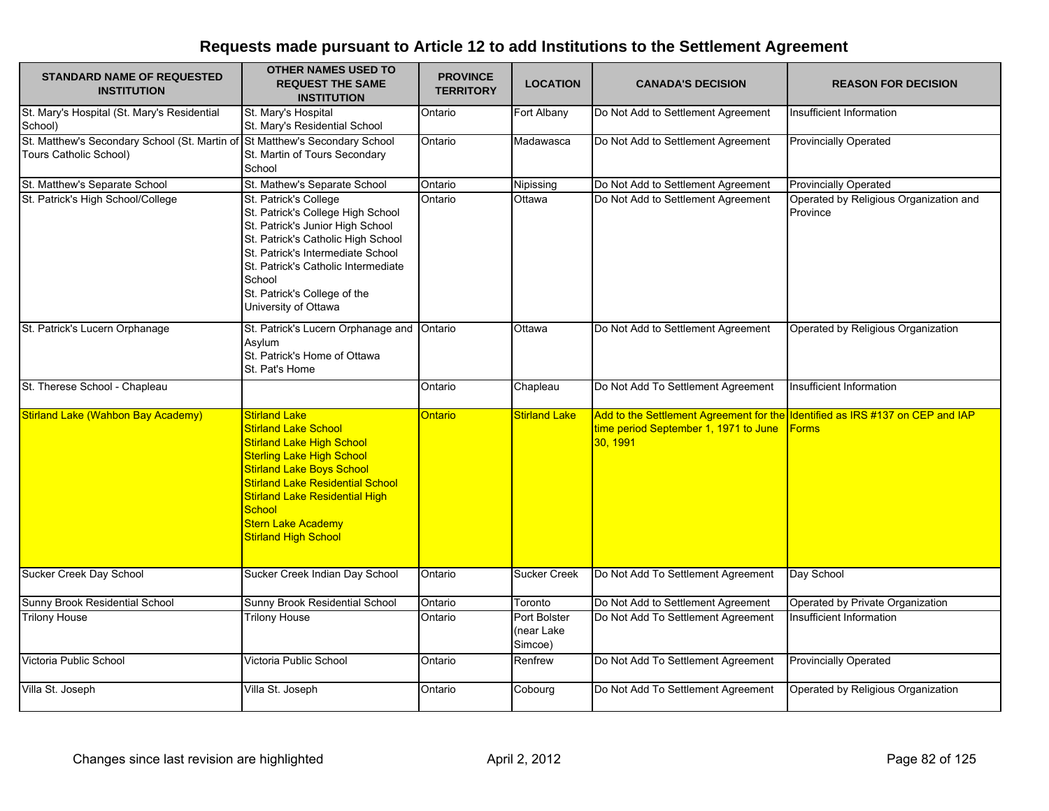# Requests made pursuant to Article 12 to add Institutions to the Settlement Agreement

| STANDARD NAME OF REQUESTED INSTITUTION | OTHER NAMES USED TO REQUEST THE SAME INSTITUTION | PROVINCE TERRITORY | LOCATION | CANADA'S DECISION | REASON FOR DECISION |
|---|---|---|---|---|---|
| St. Mary's Hospital (St. Mary's Residential School) | St. Mary's Hospital<br>St. Mary's Residential School | Ontario | Fort Albany | Do Not Add to Settlement Agreement | Insufficient Information |
| St. Matthew's Secondary School (St. Martin of Tours Catholic School) | St Matthew's Secondary School<br>St. Martin of Tours Secondary School | Ontario | Madawasca | Do Not Add to Settlement Agreement | Provincially Operated |
| St. Matthew's Separate School | St. Mathew's Separate School | Ontario | Nipissing | Do Not Add to Settlement Agreement | Provincially Operated |
| St. Patrick's High School/College | St. Patrick's College<br>St. Patrick's College High School<br>St. Patrick's Junior High School<br>St. Patrick's Catholic High School<br>St. Patrick's Intermediate School<br>St. Patrick's Catholic Intermediate School<br>St. Patrick's College of the University of Ottawa | Ontario | Ottawa | Do Not Add to Settlement Agreement | Operated by Religious Organization and Province |
| St. Patrick's Lucern Orphanage | St. Patrick's Lucern Orphanage and Asylum<br>St. Patrick's Home of Ottawa<br>St. Pat's Home | Ontario | Ottawa | Do Not Add to Settlement Agreement | Operated by Religious Organization |
| St. Therese School - Chapleau | | Ontario | Chapleau | Do Not Add To Settlement Agreement | Insufficient Information |
| Stirland Lake (Wahbon Bay Academy) | Stirland Lake<br>Stirland Lake School<br>Stirland Lake High School<br>Sterling Lake High School<br>Stirland Lake Boys School<br>Stirland Lake Residential School<br>Stirland Lake Residential High School<br>Stern Lake Academy<br>Stirland High School | Ontario | Stirland Lake | Add to the Settlement Agreement for the time period September 1, 1971 to June 30, 1991 | Identified as IRS #137 on CEP and IAP Forms |
| Sucker Creek Day School | Sucker Creek Indian Day School | Ontario | Sucker Creek | Do Not Add To Settlement Agreement | Day School |
| Sunny Brook Residential School | Sunny Brook Residential School | Ontario | Toronto | Do Not Add to Settlement Agreement | Operated by Private Organization |
| Trilony House | Trilony House | Ontario | Port Bolster (near Lake Simcoe) | Do Not Add To Settlement Agreement | Insufficient Information |
| Victoria Public School | Victoria Public School | Ontario | Renfrew | Do Not Add To Settlement Agreement | Provincially Operated |
| Villa St. Joseph | Villa St. Joseph | Ontario | Cobourg | Do Not Add To Settlement Agreement | Operated by Religious Organization |

Changes since last revision are highlighted

April 2, 2012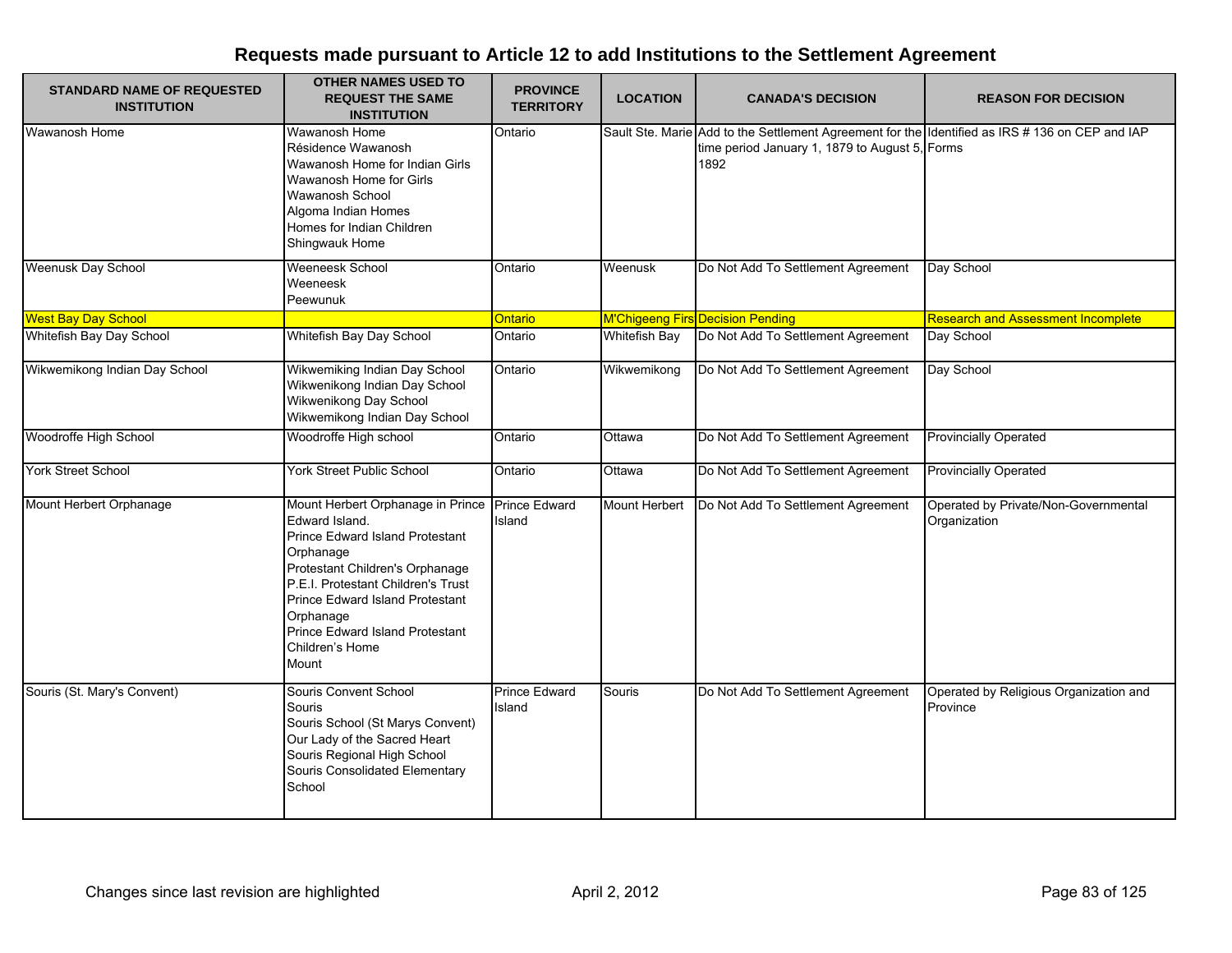# Requests made pursuant to Article 12 to add Institutions to the Settlement Agreement

| STANDARD NAME OF REQUESTED INSTITUTION | OTHER NAMES USED TO REQUEST THE SAME INSTITUTION | PROVINCE TERRITORY | LOCATION | CANADA'S DECISION | REASON FOR DECISION |
|---|---|---|---|---|---|
| Wawanosh Home | Wawanosh Home<br>Résidence Wawanosh<br>Wawanosh Home for Indian Girls<br>Wawanosh Home for Girls<br>Wawanosh School<br>Algoma Indian Homes<br>Homes for Indian Children<br>Shingwauk Home | Ontario | Sault Ste. Marie | Add to the Settlement Agreement for the time period January 1, 1879 to August 5, 1892 | Identified as IRS # 136 on CEP and IAP Forms |
| Weenusk Day School | Weeneesk School<br>Weeneesk<br>Peewunuk | Ontario | Weenusk | Do Not Add To Settlement Agreement | Day School |
| West Bay Day School | | Ontario | M'Chigeeng Firs | Decision Pending | Research and Assessment Incomplete |
| Whitefish Bay Day School | Whitefish Bay Day School | Ontario | Whitefish Bay | Do Not Add To Settlement Agreement | Day School |
| Wikwemikong Indian Day School | Wikwemiking Indian Day School<br>Wikwenikong Indian Day School<br>Wikwenikong Day School<br>Wikwemikong Indian Day School | Ontario | Wikwemikong | Do Not Add To Settlement Agreement | Day School |
| Woodroffe High School | Woodroffe High school | Ontario | Ottawa | Do Not Add To Settlement Agreement | Provincially Operated |
| York Street School | York Street Public School | Ontario | Ottawa | Do Not Add To Settlement Agreement | Provincially Operated |
| Mount Herbert Orphanage | Mount Herbert Orphanage in Prince Edward Island.<br>Prince Edward Island Protestant Orphanage<br>Protestant Children's Orphanage<br>P.E.I. Protestant Children's Trust<br>Prince Edward Island Protestant Orphanage<br>Prince Edward Island Protestant Children's Home<br>Mount | Prince Edward Island | Mount Herbert | Do Not Add To Settlement Agreement | Operated by Private/Non-Governmental Organization |
| Souris (St. Mary's Convent) | Souris Convent School<br>Souris<br>Souris School (St Marys Convent)<br>Our Lady of the Sacred Heart<br>Souris Regional High School<br>Souris Consolidated Elementary School | Prince Edward Island | Souris | Do Not Add To Settlement Agreement | Operated by Religious Organization and Province |

Changes since last revision are highlighted

April 2, 2012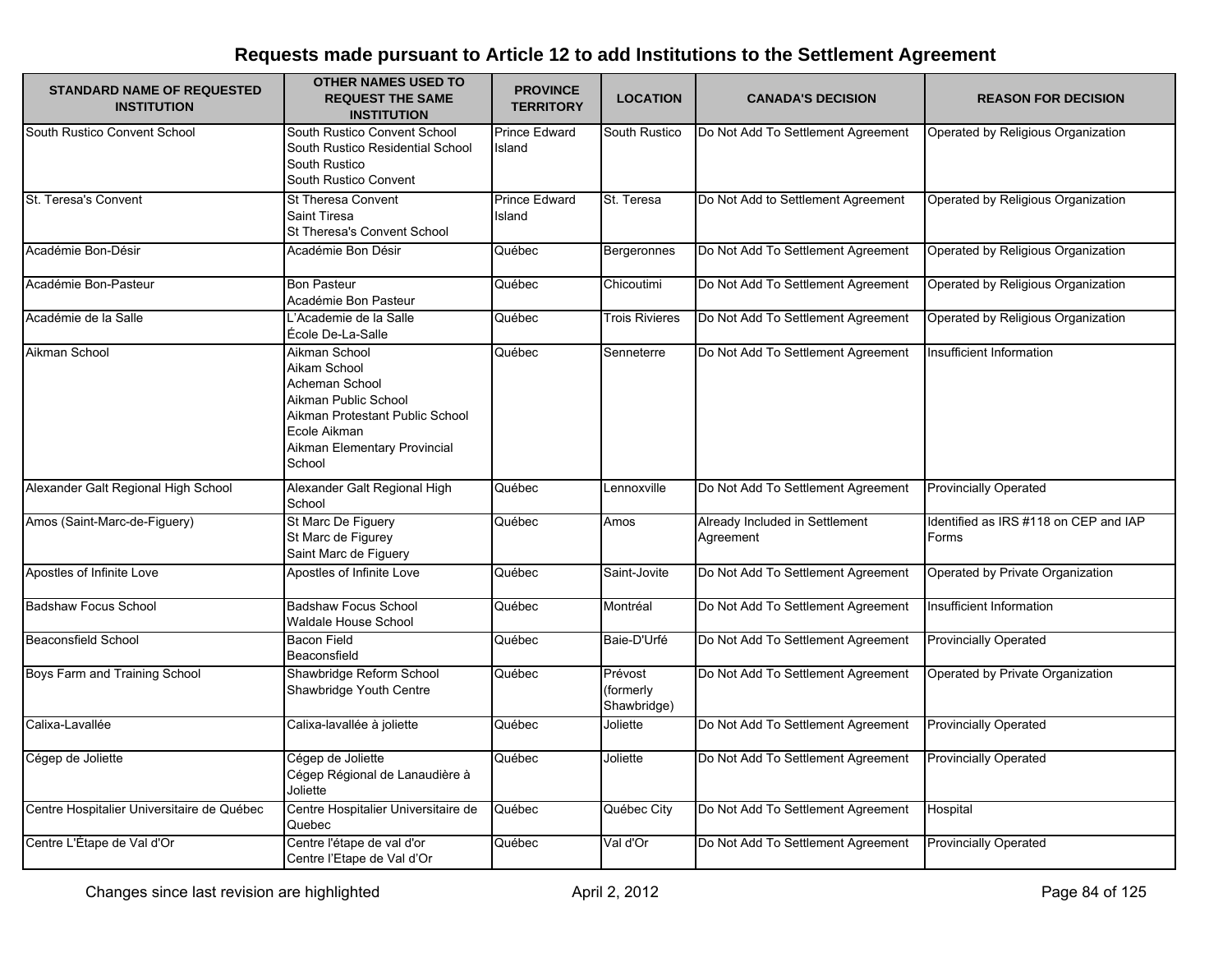## Requests made pursuant to Article 12 to add Institutions to the Settlement Agreement

| STANDARD NAME OF REQUESTED INSTITUTION | OTHER NAMES USED TO REQUEST THE SAME INSTITUTION | PROVINCE TERRITORY | LOCATION | CANADA'S DECISION | REASON FOR DECISION |
|---|---|---|---|---|---|
| South Rustico Convent School | South Rustico Convent School<br>South Rustico Residential School<br>South Rustico<br>South Rustico Convent | Prince Edward Island | South Rustico | Do Not Add To Settlement Agreement | Operated by Religious Organization |
| St. Teresa's Convent | St Theresa Convent<br>Saint Tiresa<br>St Theresa's Convent School | Prince Edward Island | St. Teresa | Do Not Add to Settlement Agreement | Operated by Religious Organization |
| Académie Bon-Désir | Académie Bon Désir | Québec | Bergeronnes | Do Not Add To Settlement Agreement | Operated by Religious Organization |
| Académie Bon-Pasteur | Bon Pasteur<br>Académie Bon Pasteur | Québec | Chicoutimi | Do Not Add To Settlement Agreement | Operated by Religious Organization |
| Académie de la Salle | L'Academie de la Salle<br>École De-La-Salle | Québec | Trois Rivieres | Do Not Add To Settlement Agreement | Operated by Religious Organization |
| Aikman School | Aikman School<br>Aikam School<br>Acheman School<br>Aikman Public School<br>Aikman Protestant Public School<br>Ecole Aikman<br>Aikman Elementary Provincial School | Québec | Senneterre | Do Not Add To Settlement Agreement | Insufficient Information |
| Alexander Galt Regional High School | Alexander Galt Regional High School | Québec | Lennoxville | Do Not Add To Settlement Agreement | Provincially Operated |
| Amos (Saint-Marc-de-Figuery) | St Marc De Figuery<br>St Marc de Figurey<br>Saint Marc de Figuery | Québec | Amos | Already Included in Settlement Agreement | Identified as IRS #118 on CEP and IAP Forms |
| Apostles of Infinite Love | Apostles of Infinite Love | Québec | Saint-Jovite | Do Not Add To Settlement Agreement | Operated by Private Organization |
| Badshaw Focus School | Badshaw Focus School<br>Waldale House School | Québec | Montréal | Do Not Add To Settlement Agreement | Insufficient Information |
| Beaconsfield School | Bacon Field<br>Beaconsfield | Québec | Baie-D'Urfé | Do Not Add To Settlement Agreement | Provincially Operated |
| Boys Farm and Training School | Shawbridge Reform School<br>Shawbridge Youth Centre | Québec | Prévost (formerly Shawbridge) | Do Not Add To Settlement Agreement | Operated by Private Organization |
| Calixa-Lavallée | Calixa-lavallée à joliette | Québec | Joliette | Do Not Add To Settlement Agreement | Provincially Operated |
| Cégep de Joliette | Cégep de Joliette<br>Cégep Régional de Lanaudière à Joliette | Québec | Joliette | Do Not Add To Settlement Agreement | Provincially Operated |
| Centre Hospitalier Universitaire de Québec | Centre Hospitalier Universitaire de Quebec | Québec | Québec City | Do Not Add To Settlement Agreement | Hospital |
| Centre L'Étape de Val d'Or | Centre l'étape de val d'or<br>Centre l'Etape de Val d'Or | Québec | Val d'Or | Do Not Add To Settlement Agreement | Provincially Operated |

Changes since last revision are highlighted — April 2, 2012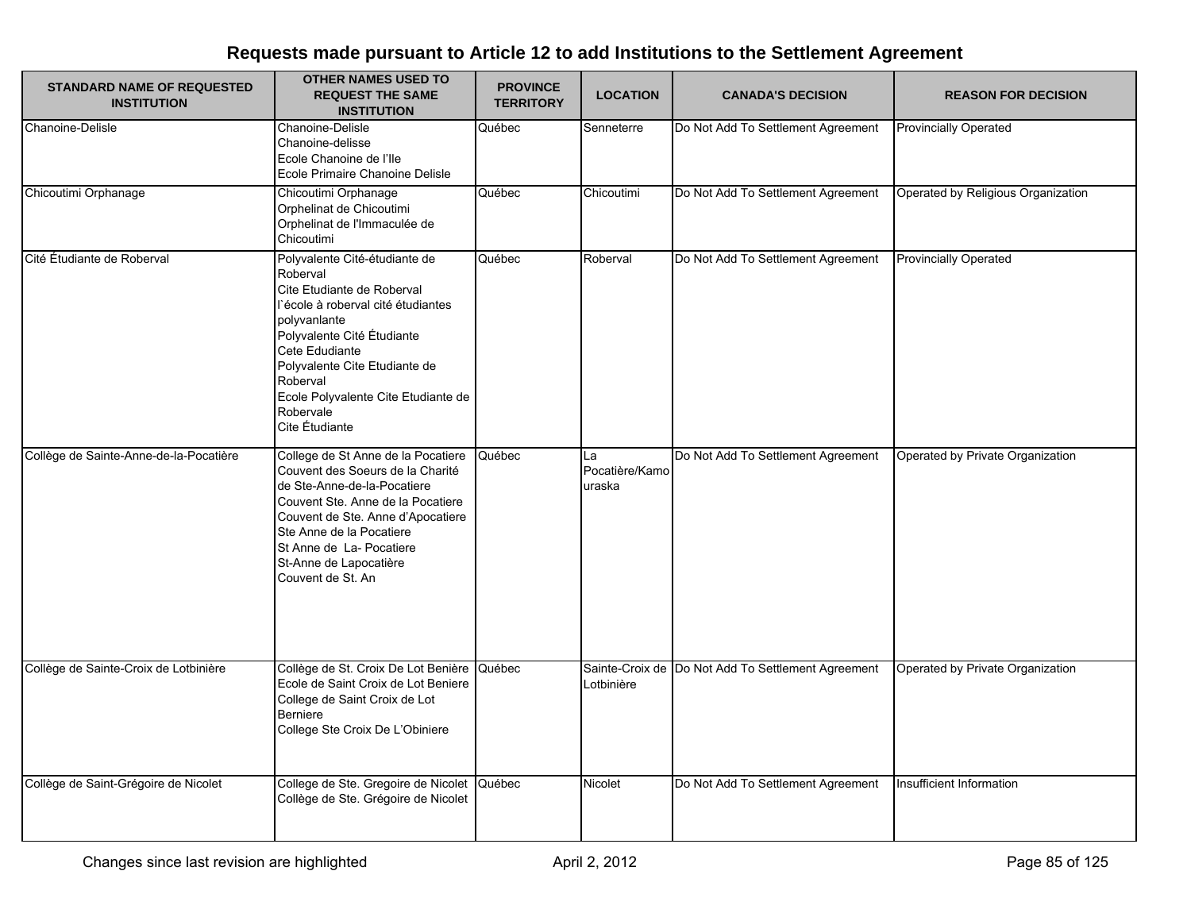## Requests made pursuant to Article 12 to add Institutions to the Settlement Agreement

| STANDARD NAME OF REQUESTED INSTITUTION | OTHER NAMES USED TO REQUEST THE SAME INSTITUTION | PROVINCE TERRITORY | LOCATION | CANADA'S DECISION | REASON FOR DECISION |
|---|---|---|---|---|---|
| Chanoine-Delisle | Chanoine-Delisle<br>Chanoine-delisse<br>Ecole Chanoine de l'Ile<br>Ecole Primaire Chanoine Delisle | Québec | Senneterre | Do Not Add To Settlement Agreement | Provincially Operated |
| Chicoutimi Orphanage | Chicoutimi Orphanage<br>Orphelinat de Chicoutimi<br>Orphelinat de l'Immaculée de Chicoutimi | Québec | Chicoutimi | Do Not Add To Settlement Agreement | Operated by Religious Organization |
| Cité Étudiante de Roberval | Polyvalente Cité-étudiante de Roberval<br>Cite Etudiante de Roberval<br>l`école à roberval cité étudiantes polyvanlante<br>Polyvalente Cité Étudiante<br>Cete Edudiante<br>Polyvalente Cite Etudiante de Roberval<br>Ecole Polyvalente Cite Etudiante de Robervale<br>Cite Étudiante | Québec | Roberval | Do Not Add To Settlement Agreement | Provincially Operated |
| Collège de Sainte-Anne-de-la-Pocatière | College de St Anne de la Pocatiere<br>Couvent des Soeurs de la Charité de Ste-Anne-de-la-Pocatiere<br>Couvent Ste. Anne de la Pocatiere<br>Couvent de Ste. Anne d'Apocatiere<br>Ste Anne de la Pocatiere<br>St Anne de La- Pocatiere<br>St-Anne de Lapocatière<br>Couvent de St. An | Québec | La Pocatière/Kamouraska | Do Not Add To Settlement Agreement | Operated by Private Organization |
| Collège de Sainte-Croix de Lotbinière | Collège de St. Croix De Lot Benière<br>Ecole de Saint Croix de Lot Beniere<br>College de Saint Croix de Lot Berniere<br>College Ste Croix De L'Obiniere | Québec | Sainte-Croix de Lotbinière | Do Not Add To Settlement Agreement | Operated by Private Organization |
| Collège de Saint-Grégoire de Nicolet | College de Ste. Gregoire de Nicolet<br>Collège de Ste. Grégoire de Nicolet | Québec | Nicolet | Do Not Add To Settlement Agreement | Insufficient Information |

Changes since last revision are highlighted

April 2, 2012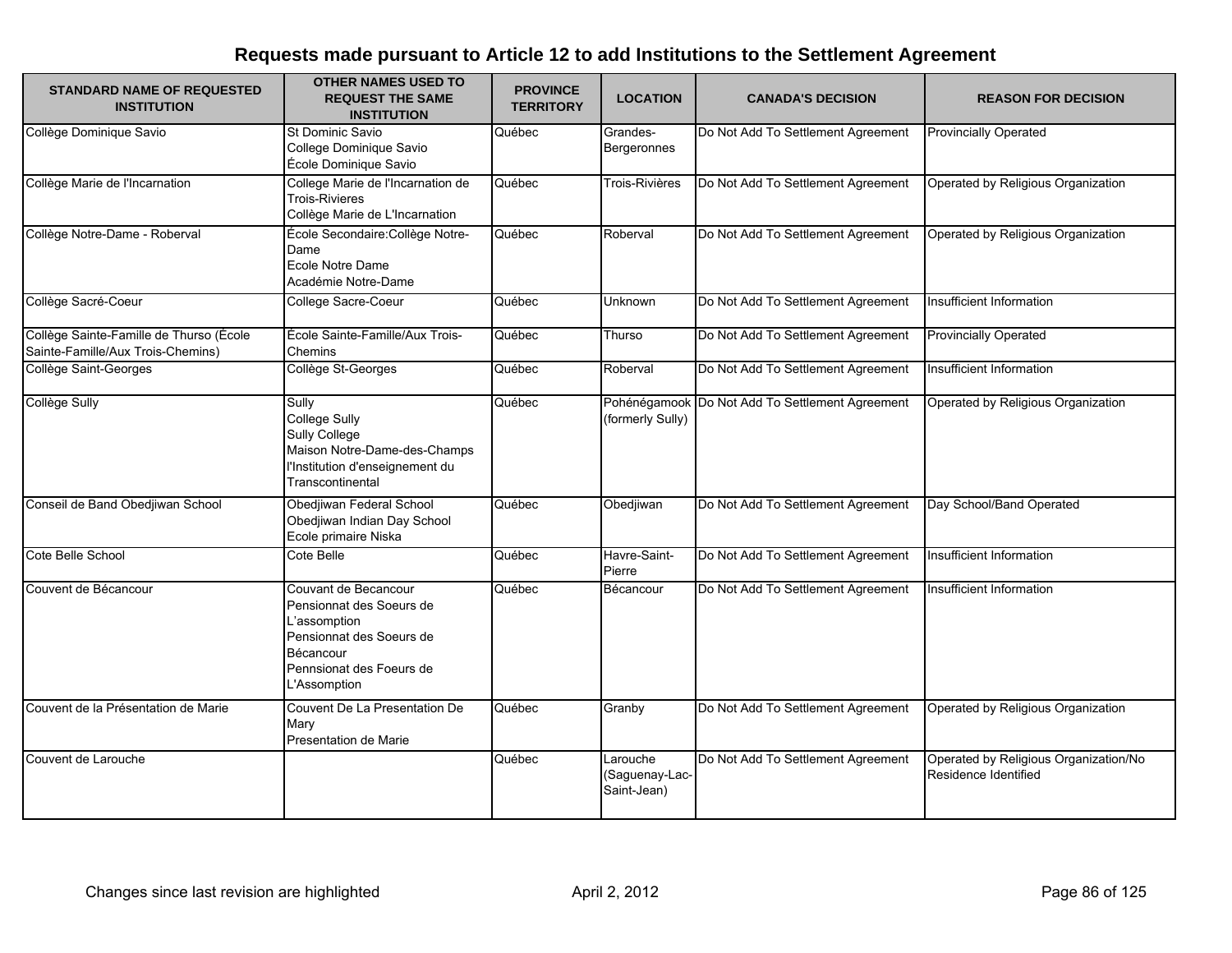## Requests made pursuant to Article 12 to add Institutions to the Settlement Agreement

| STANDARD NAME OF REQUESTED INSTITUTION | OTHER NAMES USED TO REQUEST THE SAME INSTITUTION | PROVINCE TERRITORY | LOCATION | CANADA'S DECISION | REASON FOR DECISION |
|---|---|---|---|---|---|
| Collège Dominique Savio | St Dominic Savio<br>College Dominique Savio<br>École Dominique Savio | Québec | Grandes-Bergeronnes | Do Not Add To Settlement Agreement | Provincially Operated |
| Collège Marie de l'Incarnation | College Marie de l'Incarnation de Trois-Rivieres<br>Collège Marie de L'Incarnation | Québec | Trois-Rivières | Do Not Add To Settlement Agreement | Operated by Religious Organization |
| Collège Notre-Dame - Roberval | École Secondaire:Collège Notre-Dame<br>Ecole Notre Dame<br>Académie Notre-Dame | Québec | Roberval | Do Not Add To Settlement Agreement | Operated by Religious Organization |
| Collège Sacré-Coeur | College Sacre-Coeur | Québec | Unknown | Do Not Add To Settlement Agreement | Insufficient Information |
| Collège Sainte-Famille de Thurso (École Sainte-Famille/Aux Trois-Chemins) | École Sainte-Famille/Aux Trois-Chemins | Québec | Thurso | Do Not Add To Settlement Agreement | Provincially Operated |
| Collège Saint-Georges | Collège St-Georges | Québec | Roberval | Do Not Add To Settlement Agreement | Insufficient Information |
| Collège Sully | Sully<br>College Sully<br>Sully College<br>Maison Notre-Dame-des-Champs<br>l'Institution d'enseignement du Transcontinental | Québec | Pohénégamook (formerly Sully) | Do Not Add To Settlement Agreement | Operated by Religious Organization |
| Conseil de Band Obedjiwan School | Obedjiwan Federal School<br>Obedjiwan Indian Day School<br>Ecole primaire Niska | Québec | Obedjiwan | Do Not Add To Settlement Agreement | Day School/Band Operated |
| Cote Belle School | Cote Belle | Québec | Havre-Saint-Pierre | Do Not Add To Settlement Agreement | Insufficient Information |
| Couvent de Bécancour | Couvant de Becancour<br>Pensionnat des Soeurs de L'assomption<br>Pensionnat des Soeurs de Bécancour<br>Pennsionat des Foeurs de L'Assomption | Québec | Bécancour | Do Not Add To Settlement Agreement | Insufficient Information |
| Couvent de la Présentation de Marie | Couvent De La Presentation De Mary<br>Presentation de Marie | Québec | Granby | Do Not Add To Settlement Agreement | Operated by Religious Organization |
| Couvent de Larouche | | Québec | Larouche (Saguenay-Lac-Saint-Jean) | Do Not Add To Settlement Agreement | Operated by Religious Organization/No Residence Identified |

Changes since last revision are highlighted

April 2, 2012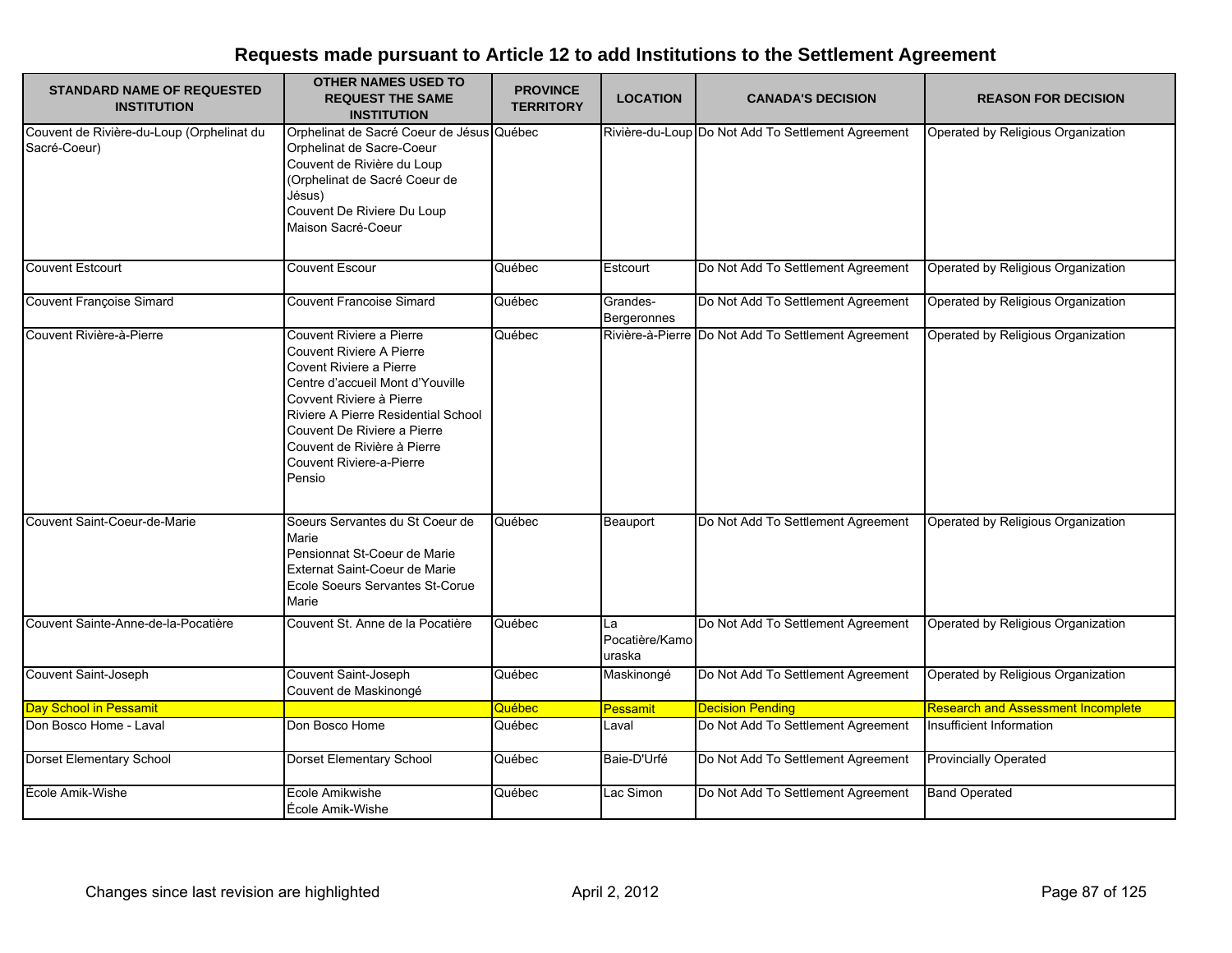# Requests made pursuant to Article 12 to add Institutions to the Settlement Agreement

| STANDARD NAME OF REQUESTED INSTITUTION | OTHER NAMES USED TO REQUEST THE SAME INSTITUTION | PROVINCE TERRITORY | LOCATION | CANADA'S DECISION | REASON FOR DECISION |
|---|---|---|---|---|---|
| Couvent de Rivière-du-Loup (Orphelinat du Sacré-Coeur) | Orphelinat de Sacré Coeur de Jésus<br>Orphelinat de Sacre-Coeur<br>Couvent de Rivière du Loup (Orphelinat de Sacré Coeur de Jésus)<br>Couvent De Riviere Du Loup<br>Maison Sacré-Coeur | Québec | Rivière-du-Loup | Do Not Add To Settlement Agreement | Operated by Religious Organization |
| Couvent Estcourt | Couvent Escour | Québec | Estcourt | Do Not Add To Settlement Agreement | Operated by Religious Organization |
| Couvent Françoise Simard | Couvent Francoise Simard | Québec | Grandes-Bergeronnes | Do Not Add To Settlement Agreement | Operated by Religious Organization |
| Couvent Rivière-à-Pierre | Couvent Riviere a Pierre<br>Couvent Riviere A Pierre<br>Covent Riviere a Pierre<br>Centre d'accueil Mont d'Youville<br>Covvent Riviere à Pierre<br>Riviere A Pierre Residential School<br>Couvent De Riviere a Pierre<br>Couvent de Rivière à Pierre<br>Couvent Riviere-a-Pierre<br>Pensio | Québec | Rivière-à-Pierre | Do Not Add To Settlement Agreement | Operated by Religious Organization |
| Couvent Saint-Coeur-de-Marie | Soeurs Servantes du St Coeur de Marie<br>Pensionnat St-Coeur de Marie<br>Externat Saint-Coeur de Marie<br>Ecole Soeurs Servantes St-Corue Marie | Québec | Beauport | Do Not Add To Settlement Agreement | Operated by Religious Organization |
| Couvent Sainte-Anne-de-la-Pocatière | Couvent St. Anne de la Pocatière | Québec | La Pocatière/Kamouraska | Do Not Add To Settlement Agreement | Operated by Religious Organization |
| Couvent Saint-Joseph | Couvent Saint-Joseph<br>Couvent de Maskinongé | Québec | Maskinongé | Do Not Add To Settlement Agreement | Operated by Religious Organization |
| Day School in Pessamit | | Québec | Pessamit | Decision Pending | Research and Assessment Incomplete |
| Don Bosco Home - Laval | Don Bosco Home | Québec | Laval | Do Not Add To Settlement Agreement | Insufficient Information |
| Dorset Elementary School | Dorset Elementary School | Québec | Baie-D'Urfé | Do Not Add To Settlement Agreement | Provincially Operated |
| École Amik-Wishe | Ecole Amikwishe<br>École Amik-Wishe | Québec | Lac Simon | Do Not Add To Settlement Agreement | Band Operated |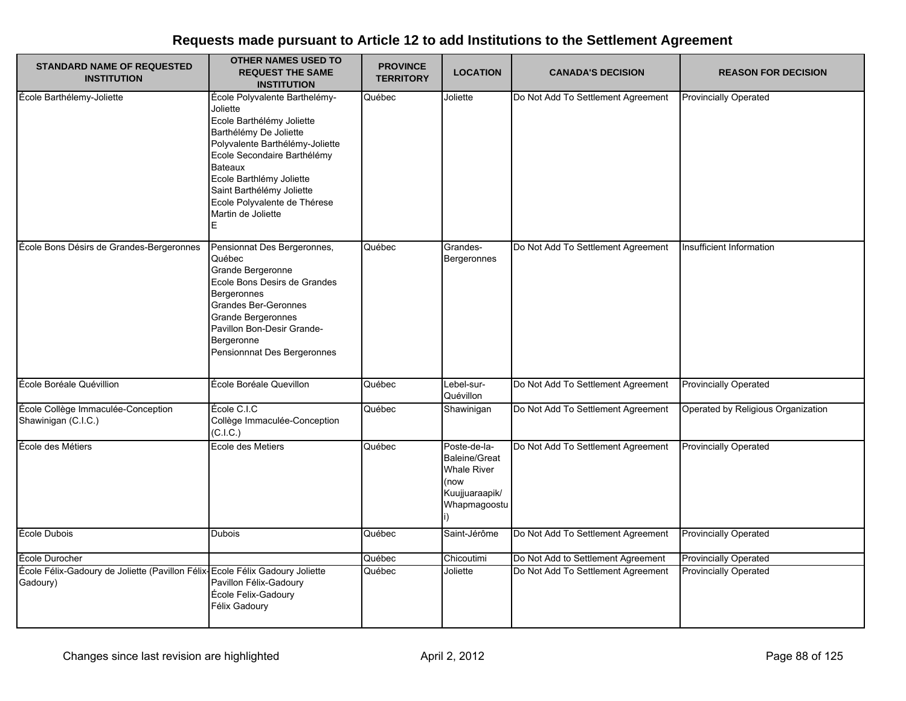## Requests made pursuant to Article 12 to add Institutions to the Settlement Agreement

| STANDARD NAME OF REQUESTED INSTITUTION | OTHER NAMES USED TO REQUEST THE SAME INSTITUTION | PROVINCE TERRITORY | LOCATION | CANADA'S DECISION | REASON FOR DECISION |
|---|---|---|---|---|---|
| École Barthélemy-Joliette | École Polyvalente Barthelémy-Joliette<br>Ecole Barthélémy Joliette<br>Barthélémy De Joliette<br>Polyvalente Barthélémy-Joliette<br>Ecole Secondaire Barthélémy Bateaux<br>Ecole Barthlémy Joliette<br>Saint Barthélémy Joliette<br>Ecole Polyvalente de Thérese Martin de Joliette<br>E | Québec | Joliette | Do Not Add To Settlement Agreement | Provincially Operated |
| École Bons Désirs de Grandes-Bergeronnes | Pensionnat Des Bergeronnes, Québec<br>Grande Bergeronne<br>Ecole Bons Desirs de Grandes Bergeronnes<br>Grandes Ber-Geronnes<br>Grande Bergeronnes<br>Pavillon Bon-Desir Grande-Bergeronne<br>Pensionnnat Des Bergeronnes | Québec | Grandes-Bergeronnes | Do Not Add To Settlement Agreement | Insufficient Information |
| École Boréale Quévillion | École Boréale Quevillon | Québec | Lebel-sur-Quévillon | Do Not Add To Settlement Agreement | Provincially Operated |
| École Collège Immaculée-Conception Shawinigan (C.I.C.) | École C.I.C<br>Collège Immaculée-Conception (C.I.C.) | Québec | Shawinigan | Do Not Add To Settlement Agreement | Operated by Religious Organization |
| École des Métiers | Ecole des Metiers | Québec | Poste-de-la-Baleine/Great Whale River (now Kuujjuaraapik/ Whapmagoostui) | Do Not Add To Settlement Agreement | Provincially Operated |
| École Dubois | Dubois | Québec | Saint-Jérôme | Do Not Add To Settlement Agreement | Provincially Operated |
| École Durocher | | Québec | Chicoutimi | Do Not Add to Settlement Agreement | Provincially Operated |
| École Félix-Gadoury de Joliette (Pavillon Félix-Gadoury) | Ecole Félix Gadoury Joliette<br>Pavillon Félix-Gadoury<br>École Felix-Gadoury<br>Félix Gadoury | Québec | Joliette | Do Not Add To Settlement Agreement | Provincially Operated |

Changes since last revision are highlighted

April 2, 2012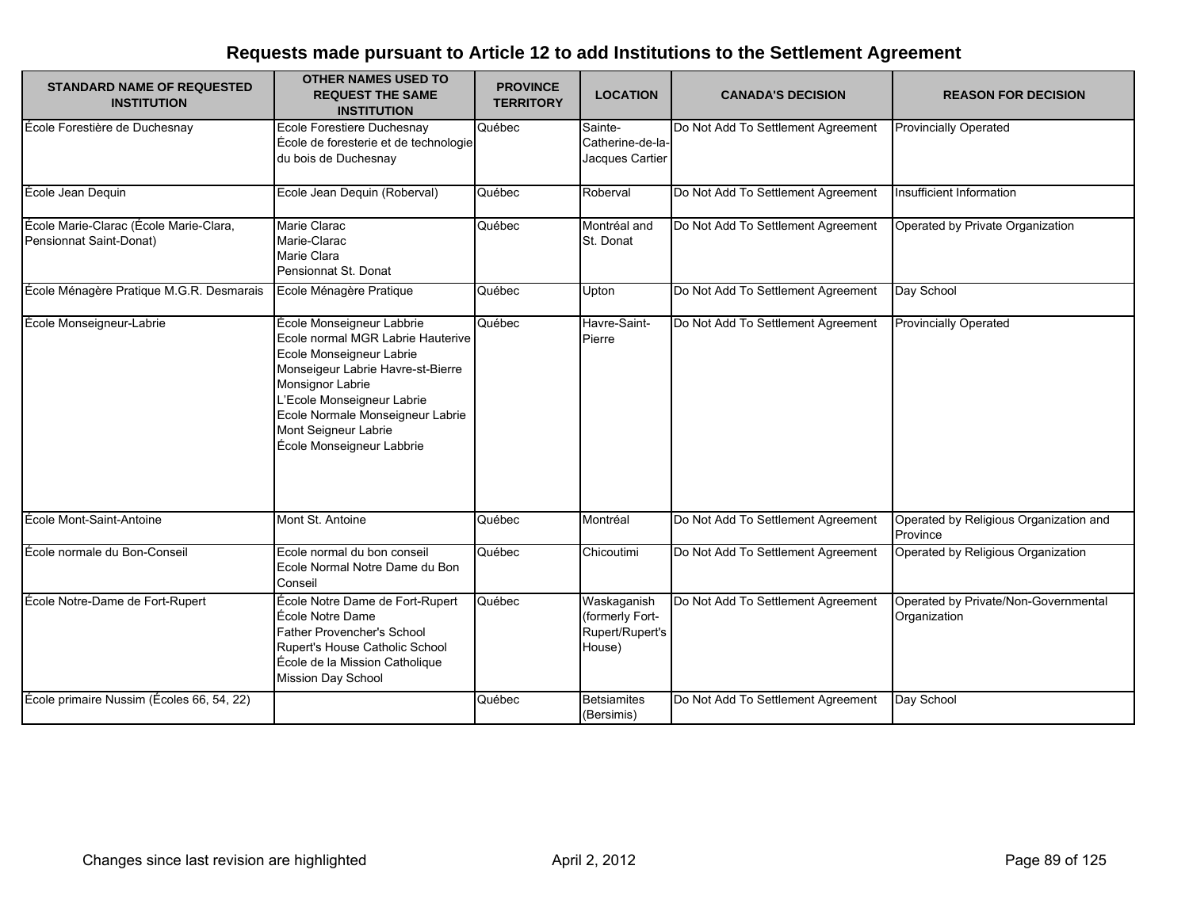## Requests made pursuant to Article 12 to add Institutions to the Settlement Agreement

| STANDARD NAME OF REQUESTED INSTITUTION | OTHER NAMES USED TO REQUEST THE SAME INSTITUTION | PROVINCE TERRITORY | LOCATION | CANADA'S DECISION | REASON FOR DECISION |
|---|---|---|---|---|---|
| École Forestière de Duchesnay | Ecole Forestiere Duchesnay<br>École de foresterie et de technologie du bois de Duchesnay | Québec | Sainte-Catherine-de-la-Jacques Cartier | Do Not Add To Settlement Agreement | Provincially Operated |
| École Jean Dequin | Ecole Jean Dequin (Roberval) | Québec | Roberval | Do Not Add To Settlement Agreement | Insufficient Information |
| École Marie-Clarac (École Marie-Clara, Pensionnat Saint-Donat) | Marie Clarac<br>Marie-Clarac<br>Marie Clara<br>Pensionnat St. Donat | Québec | Montréal and St. Donat | Do Not Add To Settlement Agreement | Operated by Private Organization |
| École Ménagère Pratique M.G.R. Desmarais | Ecole Ménagère Pratique | Québec | Upton | Do Not Add To Settlement Agreement | Day School |
| École Monseigneur-Labrie | École Monseigneur Labbrie<br>Ecole normal MGR Labrie Hauterive<br>Ecole Monseigneur Labrie<br>Monseigeur Labrie Havre-st-Bierre<br>Monsignor Labrie<br>L'Ecole Monseigneur Labrie<br>Ecole Normale Monseigneur Labrie<br>Mont Seigneur Labrie<br>École Monseigneur Labbrie | Québec | Havre-Saint-Pierre | Do Not Add To Settlement Agreement | Provincially Operated |
| École Mont-Saint-Antoine | Mont St. Antoine | Québec | Montréal | Do Not Add To Settlement Agreement | Operated by Religious Organization and Province |
| École normale du Bon-Conseil | Ecole normal du bon conseil<br>Ecole Normal Notre Dame du Bon Conseil | Québec | Chicoutimi | Do Not Add To Settlement Agreement | Operated by Religious Organization |
| École Notre-Dame de Fort-Rupert | École Notre Dame de Fort-Rupert<br>École Notre Dame<br>Father Provencher's School<br>Rupert's House Catholic School<br>École de la Mission Catholique<br>Mission Day School | Québec | Waskaganish (formerly Fort-Rupert/Rupert's House) | Do Not Add To Settlement Agreement | Operated by Private/Non-Governmental Organization |
| École primaire Nussim (Écoles 66, 54, 22) | | Québec | Betsiamites (Bersimis) | Do Not Add To Settlement Agreement | Day School |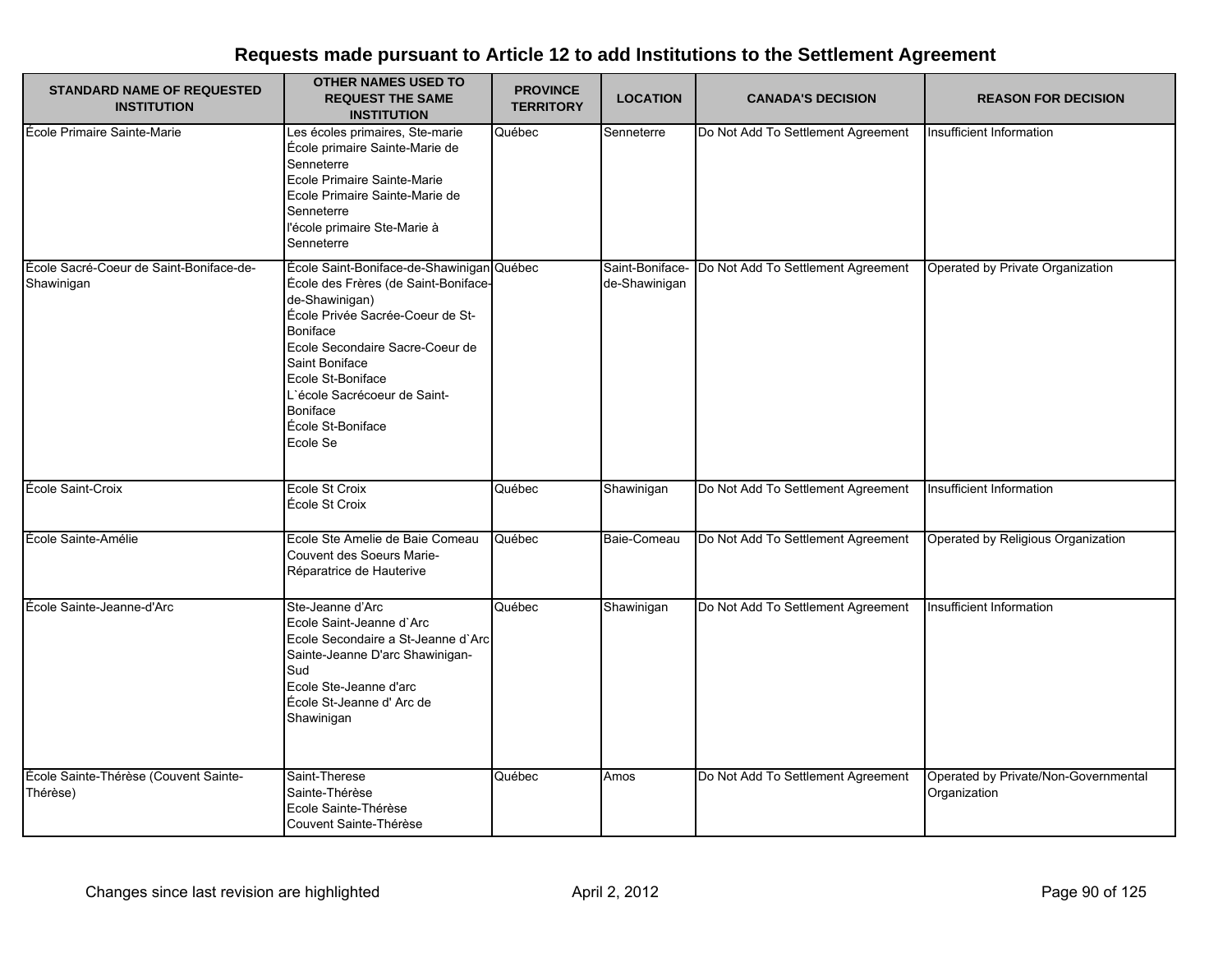## Requests made pursuant to Article 12 to add Institutions to the Settlement Agreement

| STANDARD NAME OF REQUESTED INSTITUTION | OTHER NAMES USED TO REQUEST THE SAME INSTITUTION | PROVINCE TERRITORY | LOCATION | CANADA'S DECISION | REASON FOR DECISION |
|---|---|---|---|---|---|
| École Primaire Sainte-Marie | Les écoles primaires, Ste-marie<br>École primaire Sainte-Marie de Senneterre<br>Ecole Primaire Sainte-Marie<br>Ecole Primaire Sainte-Marie de Senneterre<br>l'école primaire Ste-Marie à Senneterre | Québec | Senneterre | Do Not Add To Settlement Agreement | Insufficient Information |
| École Sacré-Coeur de Saint-Boniface-de-Shawinigan | École Saint-Boniface-de-Shawinigan<br>École des Frères (de Saint-Boniface-de-Shawinigan)<br>École Privée Sacrée-Coeur de St-Boniface<br>Ecole Secondaire Sacre-Coeur de Saint Boniface<br>Ecole St-Boniface<br>L`école Sacrécoeur de Saint-Boniface<br>École St-Boniface<br>Ecole Se | Québec | Saint-Boniface-de-Shawinigan | Do Not Add To Settlement Agreement | Operated by Private Organization |
| École Saint-Croix | Ecole St Croix<br>École St Croix | Québec | Shawinigan | Do Not Add To Settlement Agreement | Insufficient Information |
| École Sainte-Amélie | Ecole Ste Amelie de Baie Comeau<br>Couvent des Soeurs Marie-Réparatrice de Hauterive | Québec | Baie-Comeau | Do Not Add To Settlement Agreement | Operated by Religious Organization |
| École Sainte-Jeanne-d'Arc | Ste-Jeanne d'Arc<br>Ecole Saint-Jeanne d`Arc<br>Ecole Secondaire a St-Jeanne d`Arc<br>Sainte-Jeanne D'arc Shawinigan-Sud<br>Ecole Ste-Jeanne d'arc<br>École St-Jeanne d' Arc de Shawinigan | Québec | Shawinigan | Do Not Add To Settlement Agreement | Insufficient Information |
| École Sainte-Thérèse (Couvent Sainte-Thérèse) | Saint-Therese<br>Sainte-Thérèse<br>Ecole Sainte-Thérèse<br>Couvent Sainte-Thérèse | Québec | Amos | Do Not Add To Settlement Agreement | Operated by Private/Non-Governmental Organization |

Changes since last revision are highlighted

April 2, 2012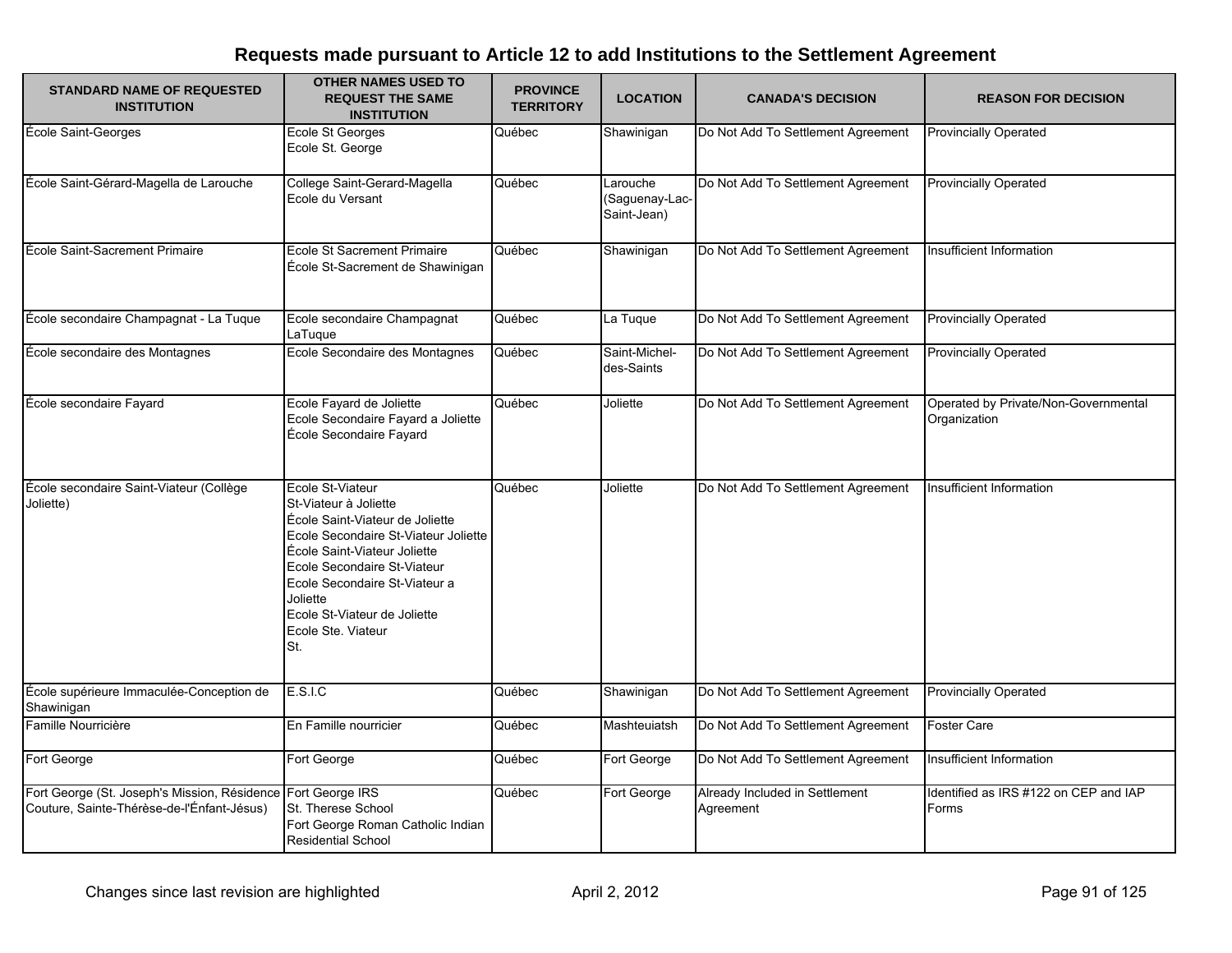## Requests made pursuant to Article 12 to add Institutions to the Settlement Agreement

| STANDARD NAME OF REQUESTED INSTITUTION | OTHER NAMES USED TO REQUEST THE SAME INSTITUTION | PROVINCE TERRITORY | LOCATION | CANADA'S DECISION | REASON FOR DECISION |
|---|---|---|---|---|---|
| École Saint-Georges | Ecole St Georges<br>Ecole St. George | Québec | Shawinigan | Do Not Add To Settlement Agreement | Provincially Operated |
| École Saint-Gérard-Magella de Larouche | College Saint-Gerard-Magella<br>Ecole du Versant | Québec | Larouche (Saguenay-Lac-Saint-Jean) | Do Not Add To Settlement Agreement | Provincially Operated |
| École Saint-Sacrement Primaire | Ecole St Sacrement Primaire<br>École St-Sacrement de Shawinigan | Québec | Shawinigan | Do Not Add To Settlement Agreement | Insufficient Information |
| École secondaire Champagnat - La Tuque | Ecole secondaire Champagnat LaTuque | Québec | La Tuque | Do Not Add To Settlement Agreement | Provincially Operated |
| École secondaire des Montagnes | Ecole Secondaire des Montagnes | Québec | Saint-Michel-des-Saints | Do Not Add To Settlement Agreement | Provincially Operated |
| École secondaire Fayard | Ecole Fayard de Joliette<br>Ecole Secondaire Fayard a Joliette<br>École Secondaire Fayard | Québec | Joliette | Do Not Add To Settlement Agreement | Operated by Private/Non-Governmental Organization |
| École secondaire Saint-Viateur (Collège Joliette) | Ecole St-Viateur<br>St-Viateur à Joliette<br>École Saint-Viateur de Joliette<br>Ecole Secondaire St-Viateur Joliette<br>École Saint-Viateur Joliette<br>Ecole Secondaire St-Viateur<br>Ecole Secondaire St-Viateur a Joliette<br>Ecole St-Viateur de Joliette<br>Ecole Ste. Viateur<br>St. | Québec | Joliette | Do Not Add To Settlement Agreement | Insufficient Information |
| École supérieure Immaculée-Conception de Shawinigan | E.S.I.C | Québec | Shawinigan | Do Not Add To Settlement Agreement | Provincially Operated |
| Famille Nourricière | En Famille nourricier | Québec | Mashteuiatsh | Do Not Add To Settlement Agreement | Foster Care |
| Fort George | Fort George | Québec | Fort George | Do Not Add To Settlement Agreement | Insufficient Information |
| Fort George (St. Joseph's Mission, Résidence Couture, Sainte-Thérèse-de-l'Énfant-Jésus) | Fort George IRS<br>St. Therese School<br>Fort George Roman Catholic Indian Residential School | Québec | Fort George | Already Included in Settlement Agreement | Identified as IRS #122 on CEP and IAP Forms |

Changes since last revision are highlighted — April 2, 2012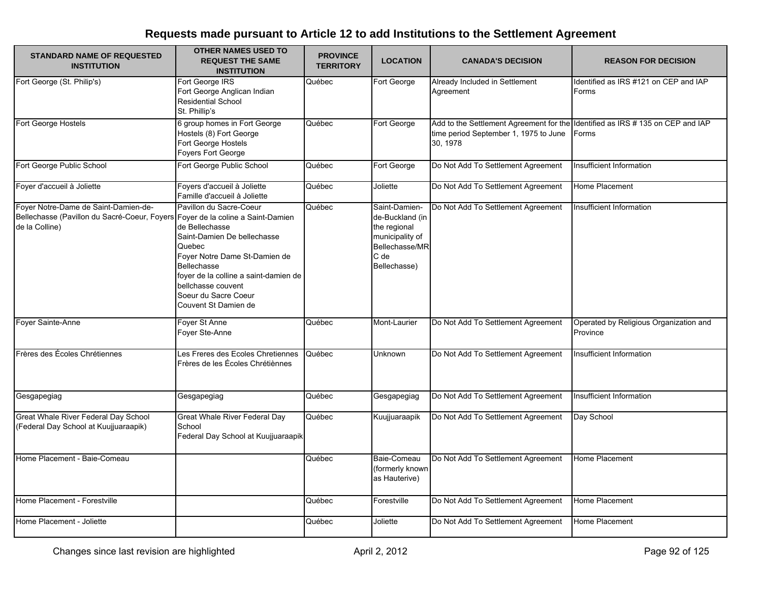# Requests made pursuant to Article 12 to add Institutions to the Settlement Agreement

| STANDARD NAME OF REQUESTED INSTITUTION | OTHER NAMES USED TO REQUEST THE SAME INSTITUTION | PROVINCE TERRITORY | LOCATION | CANADA'S DECISION | REASON FOR DECISION |
|---|---|---|---|---|---|
| Fort George (St. Philip's) | Fort George IRS<br>Fort George Anglican Indian Residential School<br>St. Phillip's | Québec | Fort George | Already Included in Settlement Agreement | Identified as IRS #121 on CEP and IAP Forms |
| Fort George Hostels | 6 group homes in Fort George<br>Hostels (8) Fort George<br>Fort George Hostels<br>Foyers Fort George | Québec | Fort George | Add to the Settlement Agreement for the time period September 1, 1975 to June 30, 1978 | Identified as IRS # 135 on CEP and IAP Forms |
| Fort George Public School | Fort George Public School | Québec | Fort George | Do Not Add To Settlement Agreement | Insufficient Information |
| Foyer d'accueil à Joliette | Foyers d'accueil à Joliette<br>Famille d'accueil à Joliette | Québec | Joliette | Do Not Add To Settlement Agreement | Home Placement |
| Foyer Notre-Dame de Saint-Damien-de-Bellechasse (Pavillon du Sacré-Coeur, Foyers de la Colline) | Pavillon du Sacre-Coeur<br>Foyer de la coline a Saint-Damien de Bellechasse<br>Saint-Damien De bellechasse Quebec<br>Foyer Notre Dame St-Damien de Bellechasse<br>foyer de la colline a saint-damien de bellchasse couvent<br>Soeur du Sacre Coeur<br>Couvent St Damien de | Québec | Saint-Damien-de-Buckland (in the regional municipality of Bellechasse/MRC de Bellechasse) | Do Not Add To Settlement Agreement | Insufficient Information |
| Foyer Sainte-Anne | Foyer St Anne<br>Foyer Ste-Anne | Québec | Mont-Laurier | Do Not Add To Settlement Agreement | Operated by Religious Organization and Province |
| Frères des Écoles Chrétiennes | Les Freres des Ecoles Chretiennes<br>Frères de les Écoles Chrétiènnes | Québec | Unknown | Do Not Add To Settlement Agreement | Insufficient Information |
| Gesgapegiag | Gesgapegiag | Québec | Gesgapegiag | Do Not Add To Settlement Agreement | Insufficient Information |
| Great Whale River Federal Day School (Federal Day School at Kuujjuaraapik) | Great Whale River Federal Day School<br>Federal Day School at Kuujjuaraapik | Québec | Kuujjuaraapik | Do Not Add To Settlement Agreement | Day School |
| Home Placement - Baie-Comeau | | Québec | Baie-Comeau (formerly known as Hauterive) | Do Not Add To Settlement Agreement | Home Placement |
| Home Placement - Forestville | | Québec | Forestville | Do Not Add To Settlement Agreement | Home Placement |
| Home Placement - Joliette | | Québec | Joliette | Do Not Add To Settlement Agreement | Home Placement |

Changes since last revision are highlighted    April 2, 2012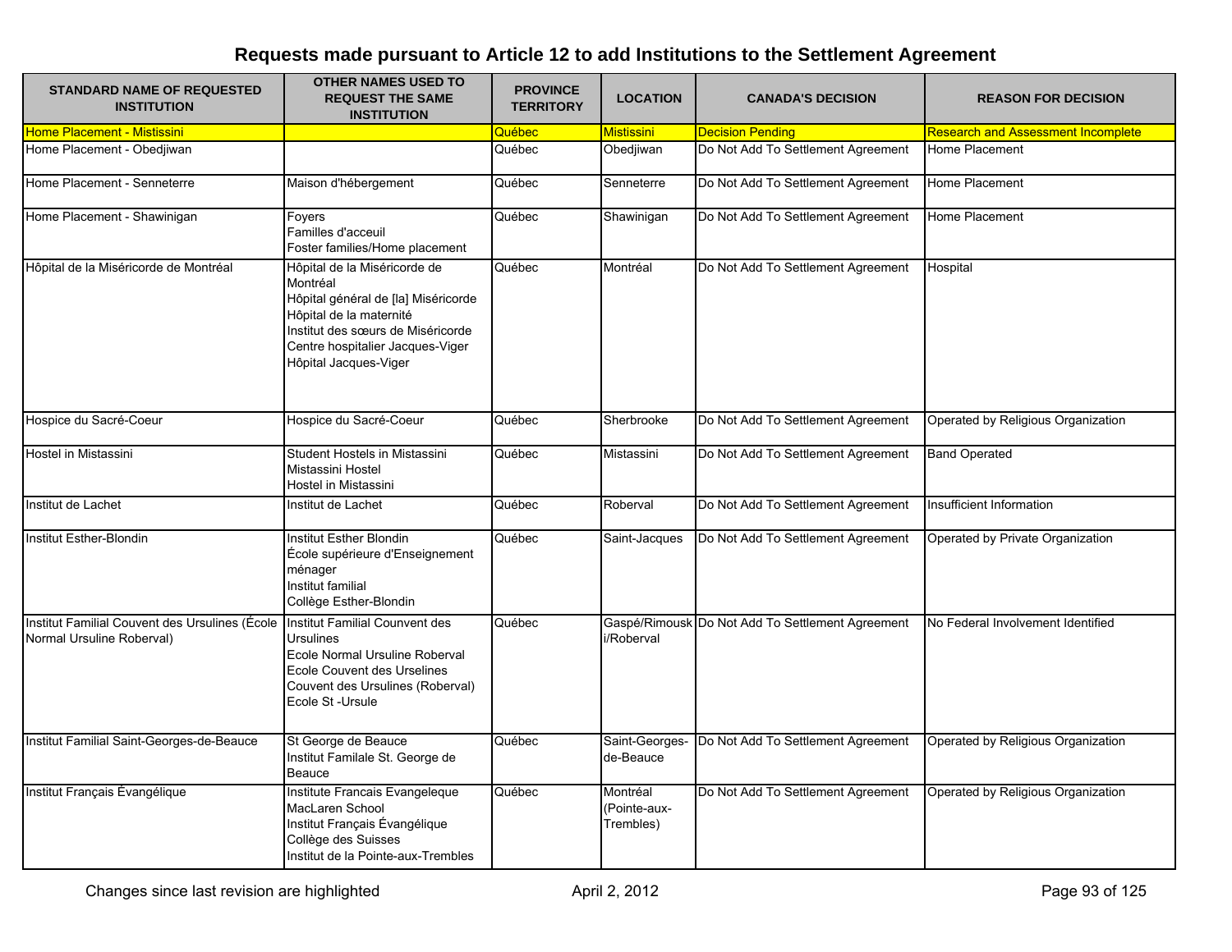# Requests made pursuant to Article 12 to add Institutions to the Settlement Agreement

| STANDARD NAME OF REQUESTED INSTITUTION | OTHER NAMES USED TO REQUEST THE SAME INSTITUTION | PROVINCE TERRITORY | LOCATION | CANADA'S DECISION | REASON FOR DECISION |
|---|---|---|---|---|---|
| Home Placement - Mistissini | | Québec | Mistissini | Decision Pending | Research and Assessment Incomplete |
| Home Placement - Obedjiwan | | Québec | Obedjiwan | Do Not Add To Settlement Agreement | Home Placement |
| Home Placement - Senneterre | Maison d'hébergement | Québec | Senneterre | Do Not Add To Settlement Agreement | Home Placement |
| Home Placement - Shawinigan | Foyers<br>Familles d'acceuil<br>Foster families/Home placement | Québec | Shawinigan | Do Not Add To Settlement Agreement | Home Placement |
| Hôpital de la Miséricorde de Montréal | Hôpital de la Miséricorde de Montréal<br>Hôpital général de [la] Miséricorde<br>Hôpital de la maternité<br>Institut des sœurs de Miséricorde<br>Centre hospitalier Jacques-Viger<br>Hôpital Jacques-Viger | Québec | Montréal | Do Not Add To Settlement Agreement | Hospital |
| Hospice du Sacré-Coeur | Hospice du Sacré-Coeur | Québec | Sherbrooke | Do Not Add To Settlement Agreement | Operated by Religious Organization |
| Hostel in Mistassini | Student Hostels in Mistassini<br>Mistassini Hostel<br>Hostel in Mistassini | Québec | Mistassini | Do Not Add To Settlement Agreement | Band Operated |
| Institut de Lachet | Institut de Lachet | Québec | Roberval | Do Not Add To Settlement Agreement | Insufficient Information |
| Institut Esther-Blondin | Institut Esther Blondin<br>École supérieure d'Enseignement ménager<br>Institut familial<br>Collège Esther-Blondin | Québec | Saint-Jacques | Do Not Add To Settlement Agreement | Operated by Private Organization |
| Institut Familial Couvent des Ursulines (École Normal Ursuline Roberval) | Institut Familial Counvent des Ursulines<br>Ecole Normal Ursuline Roberval<br>Ecole Couvent des Urselines<br>Couvent des Ursulines (Roberval)<br>Ecole St -Ursule | Québec | Gaspé/Rimouski/Roberval | Do Not Add To Settlement Agreement | No Federal Involvement Identified |
| Institut Familial Saint-Georges-de-Beauce | St George de Beauce<br>Institut Familale St. George de Beauce | Québec | Saint-Georges-de-Beauce | Do Not Add To Settlement Agreement | Operated by Religious Organization |
| Institut Français Évangélique | Institute Francais Evangeleque<br>MacLaren School<br>Institut Français Évangélique<br>Collège des Suisses<br>Institut de la Pointe-aux-Trembles | Québec | Montréal (Pointe-aux-Trembles) | Do Not Add To Settlement Agreement | Operated by Religious Organization |

Changes since last revision are highlighted

April 2, 2012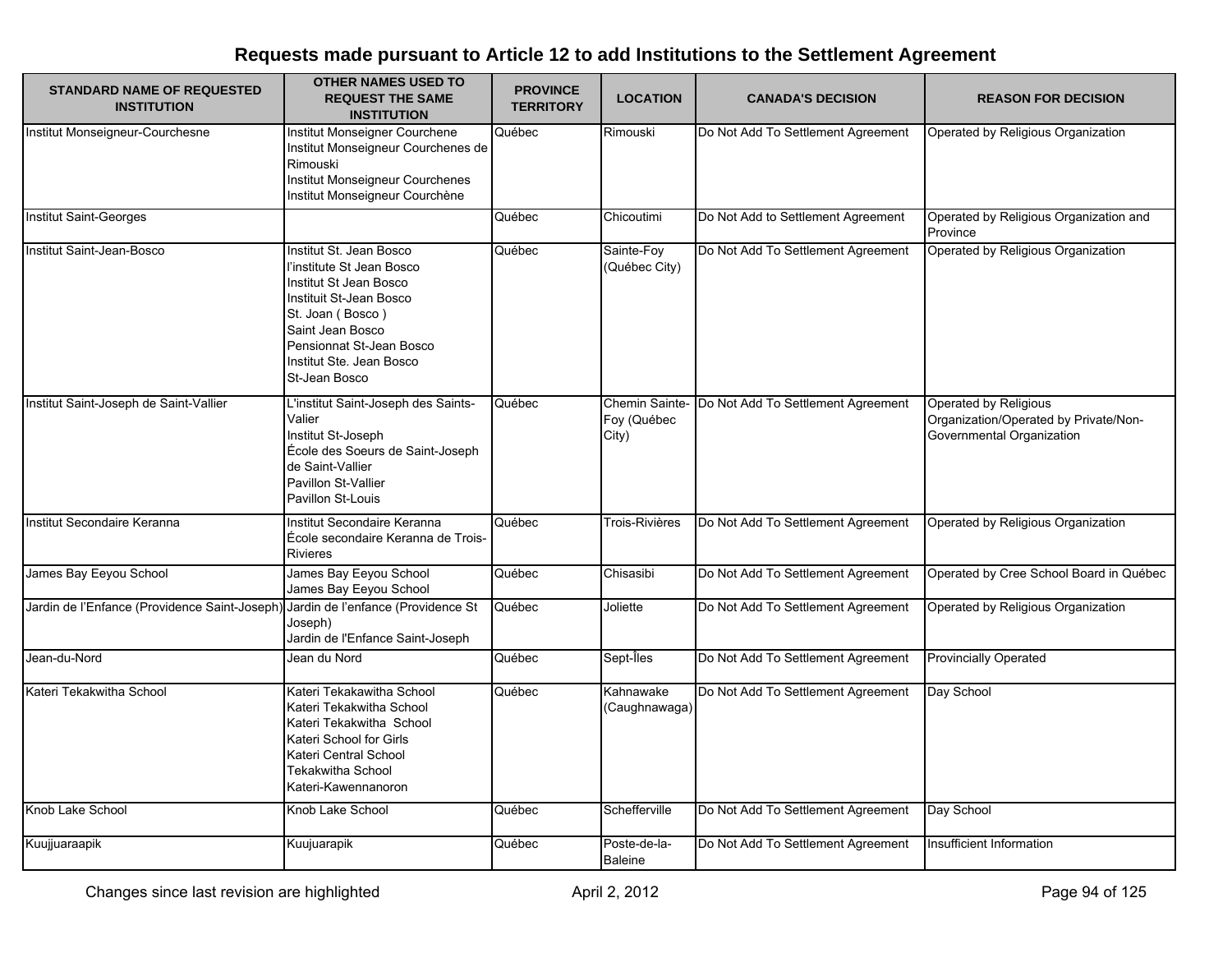## Requests made pursuant to Article 12 to add Institutions to the Settlement Agreement

| STANDARD NAME OF REQUESTED INSTITUTION | OTHER NAMES USED TO REQUEST THE SAME INSTITUTION | PROVINCE TERRITORY | LOCATION | CANADA'S DECISION | REASON FOR DECISION |
|---|---|---|---|---|---|
| Institut Monseigneur-Courchesne | Institut Monseigner Courchene<br>Institut Monseigneur Courchenes de Rimouski<br>Institut Monseigneur Courchenes<br>Institut Monseigneur Courchène | Québec | Rimouski | Do Not Add To Settlement Agreement | Operated by Religious Organization |
| Institut Saint-Georges | | Québec | Chicoutimi | Do Not Add to Settlement Agreement | Operated by Religious Organization and Province |
| Institut Saint-Jean-Bosco | Institut St. Jean Bosco<br>l'institute St Jean Bosco<br>Institut St Jean Bosco<br>Instituit St-Jean Bosco<br>St. Joan ( Bosco )<br>Saint Jean Bosco<br>Pensionnat St-Jean Bosco<br>Institut Ste. Jean Bosco<br>St-Jean Bosco | Québec | Sainte-Foy (Québec City) | Do Not Add To Settlement Agreement | Operated by Religious Organization |
| Institut Saint-Joseph de Saint-Vallier | L'institut Saint-Joseph des Saints-Valier<br>Institut St-Joseph<br>École des Soeurs de Saint-Joseph de Saint-Vallier<br>Pavillon St-Vallier<br>Pavillon St-Louis | Québec | Chemin Sainte-Foy (Québec City) | Do Not Add To Settlement Agreement | Operated by Religious Organization/Operated by Private/Non-Governmental Organization |
| Institut Secondaire Keranna | Institut Secondaire Keranna<br>École secondaire Keranna de Trois-Rivieres | Québec | Trois-Rivières | Do Not Add To Settlement Agreement | Operated by Religious Organization |
| James Bay Eeyou School | James Bay Eeyou School<br>James Bay Eeyou School | Québec | Chisasibi | Do Not Add To Settlement Agreement | Operated by Cree School Board in Québec |
| Jardin de l'Enfance (Providence Saint-Joseph) | Jardin de l'enfance (Providence St Joseph)<br>Jardin de l'Enfance Saint-Joseph | Québec | Joliette | Do Not Add To Settlement Agreement | Operated by Religious Organization |
| Jean-du-Nord | Jean du Nord | Québec | Sept-Îles | Do Not Add To Settlement Agreement | Provincially Operated |
| Kateri Tekakwitha School | Kateri Tekakawitha School<br>Kateri Tekakwitha School<br>Kateri Tekakwitha  School<br>Kateri School for Girls<br>Kateri Central School<br>Tekakwitha School<br>Kateri-Kawennanoron | Québec | Kahnawake (Caughnawaga) | Do Not Add To Settlement Agreement | Day School |
| Knob Lake School | Knob Lake School | Québec | Schefferville | Do Not Add To Settlement Agreement | Day School |
| Kuujjuaraapik | Kuujuarapik | Québec | Poste-de-la-Baleine | Do Not Add To Settlement Agreement | Insufficient Information |

Changes since last revision are highlighted

April 2, 2012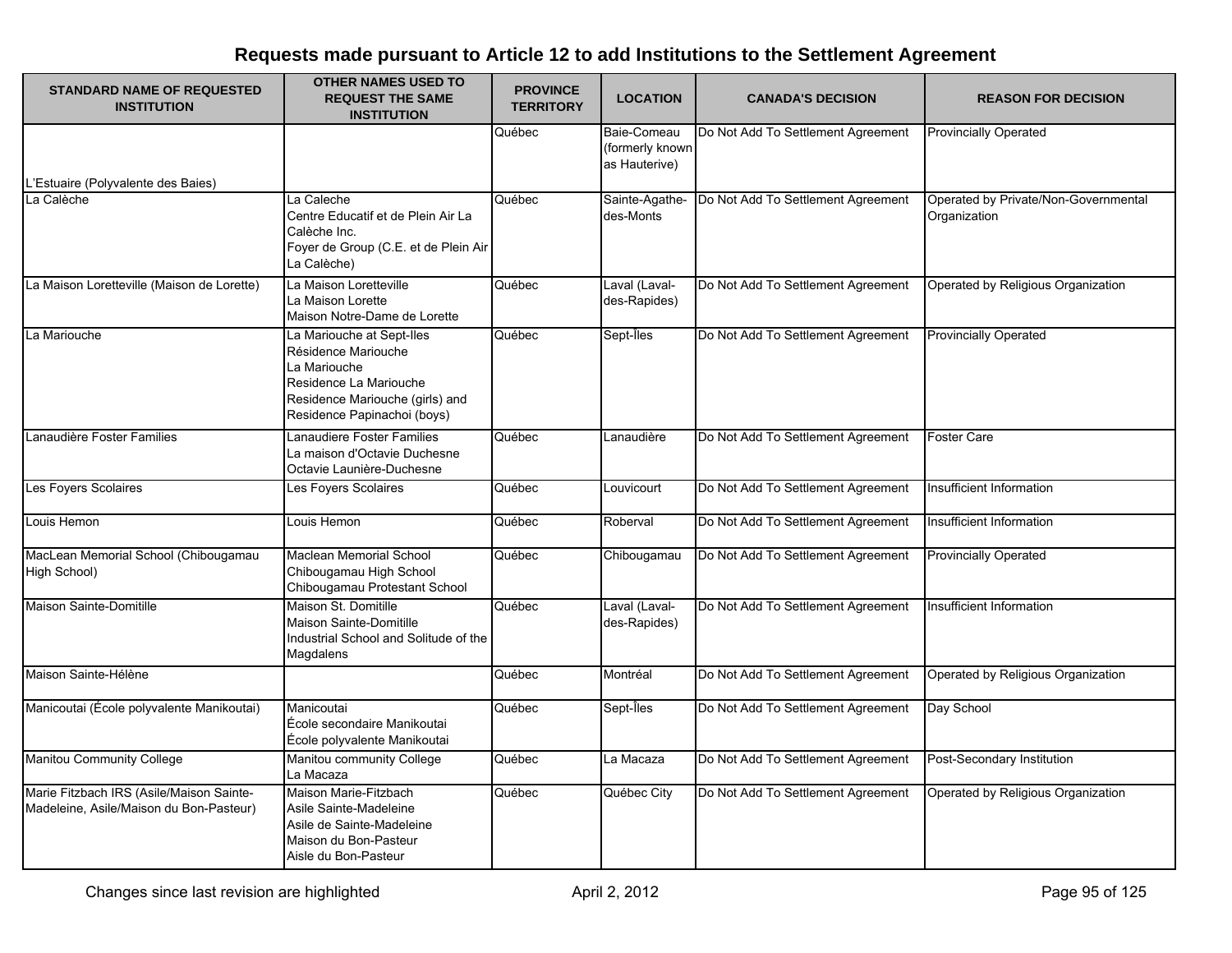## Requests made pursuant to Article 12 to add Institutions to the Settlement Agreement

| STANDARD NAME OF REQUESTED INSTITUTION | OTHER NAMES USED TO REQUEST THE SAME INSTITUTION | PROVINCE TERRITORY | LOCATION | CANADA'S DECISION | REASON FOR DECISION |
|---|---|---|---|---|---|
| L'Estuaire (Polyvalente des Baies) | | Québec | Baie-Comeau (formerly known as Hauterive) | Do Not Add To Settlement Agreement | Provincially Operated |
| La Calèche | La Caleche<br>Centre Educatif et de Plein Air La Calèche Inc.<br>Foyer de Group (C.E. et de Plein Air La Calèche) | Québec | Sainte-Agathe-des-Monts | Do Not Add To Settlement Agreement | Operated by Private/Non-Governmental Organization |
| La Maison Loretteville (Maison de Lorette) | La Maison Loretteville<br>La Maison Lorette<br>Maison Notre-Dame de Lorette | Québec | Laval (Laval-des-Rapides) | Do Not Add To Settlement Agreement | Operated by Religious Organization |
| La Mariouche | La Mariouche at Sept-Iles<br>Résidence Mariouche<br>La Mariouche<br>Residence La Mariouche<br>Residence Mariouche (girls) and Residence Papinachoi (boys) | Québec | Sept-Îles | Do Not Add To Settlement Agreement | Provincially Operated |
| Lanaudière Foster Families | Lanaudiere Foster Families<br>La maison d'Octavie Duchesne<br>Octavie Launière-Duchesne | Québec | Lanaudière | Do Not Add To Settlement Agreement | Foster Care |
| Les Foyers Scolaires | Les Foyers Scolaires | Québec | Louvicourt | Do Not Add To Settlement Agreement | Insufficient Information |
| Louis Hemon | Louis Hemon | Québec | Roberval | Do Not Add To Settlement Agreement | Insufficient Information |
| MacLean Memorial School (Chibougamau High School) | Maclean Memorial School<br>Chibougamau High School<br>Chibougamau Protestant School | Québec | Chibougamau | Do Not Add To Settlement Agreement | Provincially Operated |
| Maison Sainte-Domitille | Maison St. Domitille<br>Maison Sainte-Domitille<br>Industrial School and Solitude of the Magdalens | Québec | Laval (Laval-des-Rapides) | Do Not Add To Settlement Agreement | Insufficient Information |
| Maison Sainte-Hélène | | Québec | Montréal | Do Not Add To Settlement Agreement | Operated by Religious Organization |
| Manicoutai (École polyvalente Manikoutai) | Manicoutai<br>École secondaire Manikoutai<br>École polyvalente Manikoutai | Québec | Sept-Îles | Do Not Add To Settlement Agreement | Day School |
| Manitou Community College | Manitou community College<br>La Macaza | Québec | La Macaza | Do Not Add To Settlement Agreement | Post-Secondary Institution |
| Marie Fitzbach IRS (Asile/Maison Sainte-Madeleine, Asile/Maison du Bon-Pasteur) | Maison Marie-Fitzbach<br>Asile Sainte-Madeleine<br>Asile de Sainte-Madeleine<br>Maison du Bon-Pasteur<br>Aisle du Bon-Pasteur | Québec | Québec City | Do Not Add To Settlement Agreement | Operated by Religious Organization |

Changes since last revision are highlighted April 2, 2012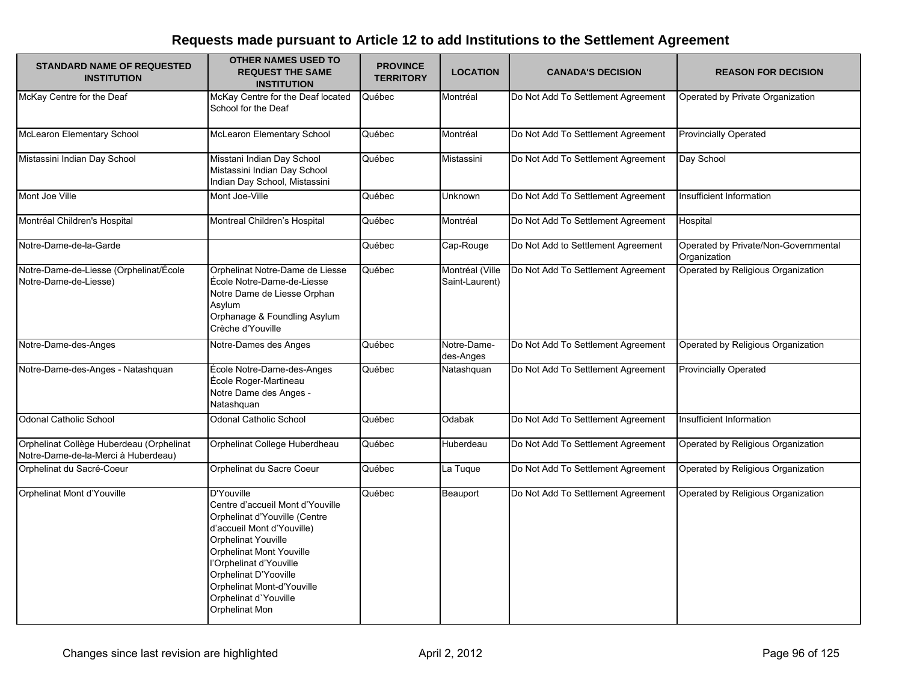# Requests made pursuant to Article 12 to add Institutions to the Settlement Agreement

| STANDARD NAME OF REQUESTED INSTITUTION | OTHER NAMES USED TO REQUEST THE SAME INSTITUTION | PROVINCE TERRITORY | LOCATION | CANADA'S DECISION | REASON FOR DECISION |
|---|---|---|---|---|---|
| McKay Centre for the Deaf | McKay Centre for the Deaf located School for the Deaf | Québec | Montréal | Do Not Add To Settlement Agreement | Operated by Private Organization |
| McLearon Elementary School | McLearon Elementary School | Québec | Montréal | Do Not Add To Settlement Agreement | Provincially Operated |
| Mistassini Indian Day School | Misstani Indian Day School<br>Mistassini Indian Day School<br>Indian Day School, Mistassini | Québec | Mistassini | Do Not Add To Settlement Agreement | Day School |
| Mont Joe Ville | Mont Joe-Ville | Québec | Unknown | Do Not Add To Settlement Agreement | Insufficient Information |
| Montréal Children's Hospital | Montreal Children's Hospital | Québec | Montréal | Do Not Add To Settlement Agreement | Hospital |
| Notre-Dame-de-la-Garde | | Québec | Cap-Rouge | Do Not Add to Settlement Agreement | Operated by Private/Non-Governmental Organization |
| Notre-Dame-de-Liesse (Orphelinat/École Notre-Dame-de-Liesse) | Orphelinat Notre-Dame de Liesse<br>École Notre-Dame-de-Liesse<br>Notre Dame de Liesse Orphan Asylum<br>Orphanage & Foundling Asylum<br>Crèche d'Youville | Québec | Montréal (Ville Saint-Laurent) | Do Not Add To Settlement Agreement | Operated by Religious Organization |
| Notre-Dame-des-Anges | Notre-Dames des Anges | Québec | Notre-Dame-des-Anges | Do Not Add To Settlement Agreement | Operated by Religious Organization |
| Notre-Dame-des-Anges - Natashquan | École Notre-Dame-des-Anges<br>École Roger-Martineau<br>Notre Dame des Anges - Natashquan | Québec | Natashquan | Do Not Add To Settlement Agreement | Provincially Operated |
| Odonal Catholic School | Odonal Catholic School | Québec | Odabak | Do Not Add To Settlement Agreement | Insufficient Information |
| Orphelinat Collège Huberdeau (Orphelinat Notre-Dame-de-la-Merci à Huberdeau) | Orphelinat College Huberdheau | Québec | Huberdeau | Do Not Add To Settlement Agreement | Operated by Religious Organization |
| Orphelinat du Sacré-Coeur | Orphelinat du Sacre Coeur | Québec | La Tuque | Do Not Add To Settlement Agreement | Operated by Religious Organization |
| Orphelinat Mont d'Youville | D'Youville<br>Centre d'accueil Mont d'Youville<br>Orphelinat d'Youville (Centre d'accueil Mont d'Youville)<br>Orphelinat Youville<br>Orphelinat Mont Youville<br>l'Orphelinat d'Youville<br>Orphelinat D'Yooville<br>Orphelinat Mont-d'Youville<br>Orphelinat d`Youville<br>Orphelinat Mon | Québec | Beauport | Do Not Add To Settlement Agreement | Operated by Religious Organization |

Changes since last revision are highlighted April 2, 2012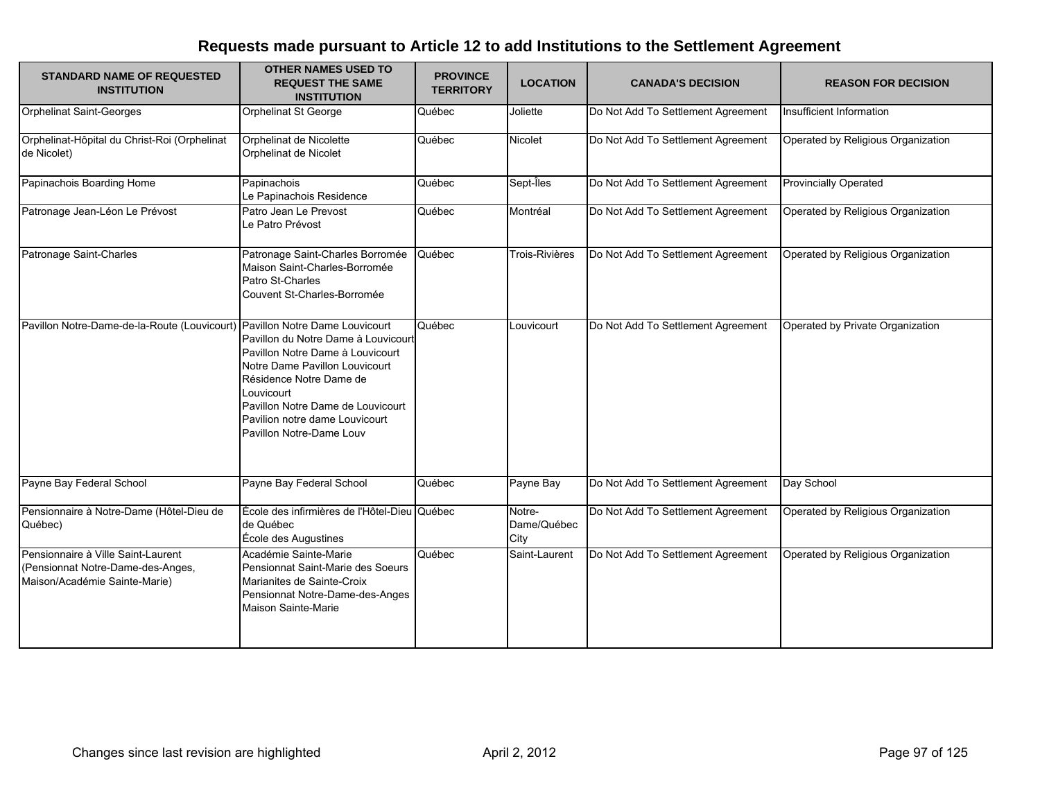## Requests made pursuant to Article 12 to add Institutions to the Settlement Agreement

| STANDARD NAME OF REQUESTED INSTITUTION | OTHER NAMES USED TO REQUEST THE SAME INSTITUTION | PROVINCE TERRITORY | LOCATION | CANADA'S DECISION | REASON FOR DECISION |
|---|---|---|---|---|---|
| Orphelinat Saint-Georges | Orphelinat St George | Québec | Joliette | Do Not Add To Settlement Agreement | Insufficient Information |
| Orphelinat-Hôpital du Christ-Roi (Orphelinat de Nicolet) | Orphelinat de Nicolette<br>Orphelinat de Nicolet | Québec | Nicolet | Do Not Add To Settlement Agreement | Operated by Religious Organization |
| Papinachois Boarding Home | Papinachois<br>Le Papinachois Residence | Québec | Sept-Îles | Do Not Add To Settlement Agreement | Provincially Operated |
| Patronage Jean-Léon Le Prévost | Patro Jean Le Prevost<br>Le Patro Prévost | Québec | Montréal | Do Not Add To Settlement Agreement | Operated by Religious Organization |
| Patronage Saint-Charles | Patronage Saint-Charles Borromée<br>Maison Saint-Charles-Borromée<br>Patro St-Charles<br>Couvent St-Charles-Borromée | Québec | Trois-Rivières | Do Not Add To Settlement Agreement | Operated by Religious Organization |
| Pavillon Notre-Dame-de-la-Route (Louvicourt) | Pavillon Notre Dame Louvicourt<br>Pavillon du Notre Dame à Louvicourt<br>Pavillon Notre Dame à Louvicourt<br>Notre Dame Pavillon Louvicourt<br>Résidence Notre Dame de Louvicourt<br>Pavillon Notre Dame de Louvicourt<br>Pavilion notre dame Louvicourt<br>Pavillon Notre-Dame Louv | Québec | Louvicourt | Do Not Add To Settlement Agreement | Operated by Private Organization |
| Payne Bay Federal School | Payne Bay Federal School | Québec | Payne Bay | Do Not Add To Settlement Agreement | Day School |
| Pensionnaire à Notre-Dame (Hôtel-Dieu de Québec) | École des infirmières de l'Hôtel-Dieu de Québec<br>École des Augustines | Québec | Notre-Dame/Québec City | Do Not Add To Settlement Agreement | Operated by Religious Organization |
| Pensionnaire à Ville Saint-Laurent (Pensionnat Notre-Dame-des-Anges, Maison/Académie Sainte-Marie) | Académie Sainte-Marie<br>Pensionnat Saint-Marie des Soeurs Marianites de Sainte-Croix<br>Pensionnat Notre-Dame-des-Anges<br>Maison Sainte-Marie | Québec | Saint-Laurent | Do Not Add To Settlement Agreement | Operated by Religious Organization |

Changes since last revision are highlighted — April 2, 2012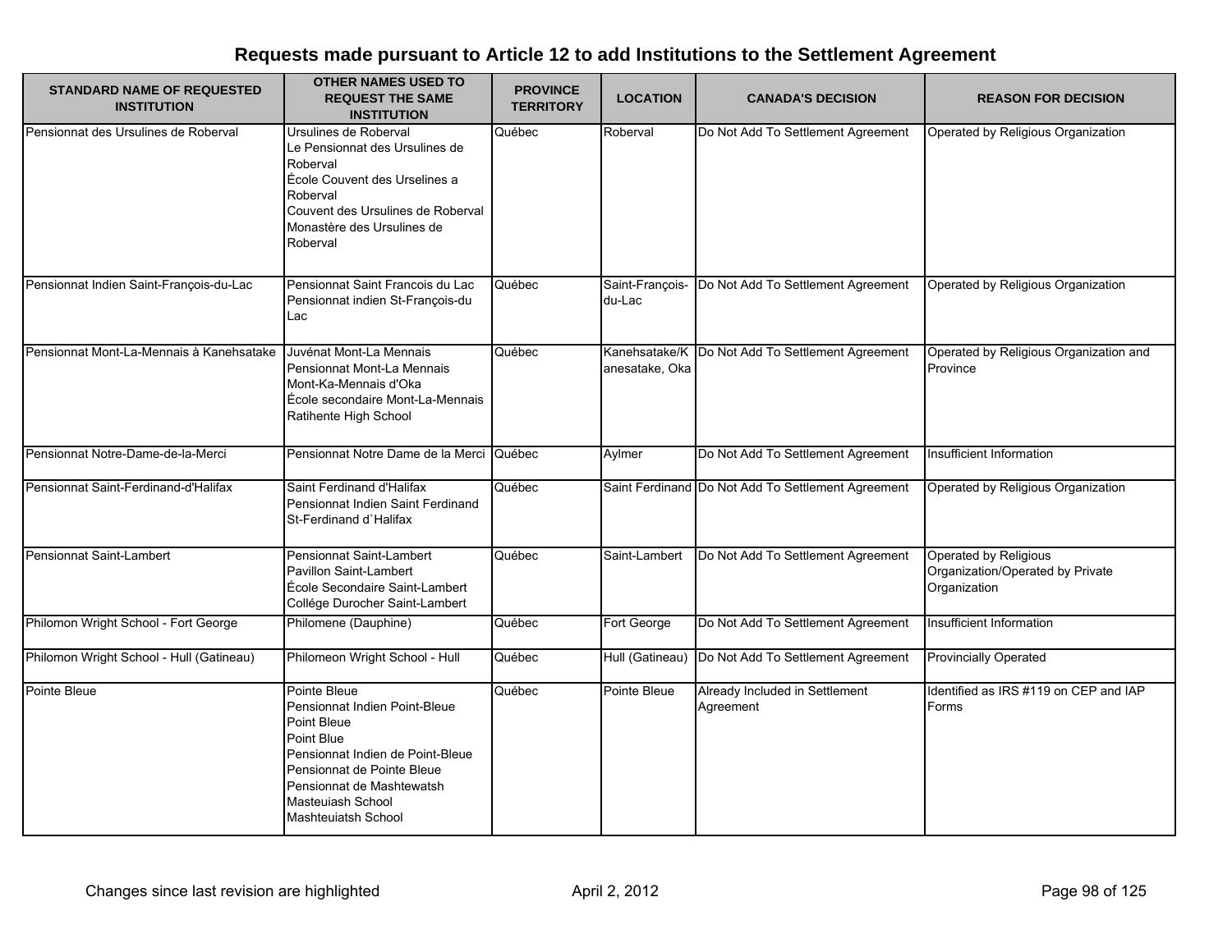# Requests made pursuant to Article 12 to add Institutions to the Settlement Agreement

| STANDARD NAME OF REQUESTED INSTITUTION | OTHER NAMES USED TO REQUEST THE SAME INSTITUTION | PROVINCE TERRITORY | LOCATION | CANADA'S DECISION | REASON FOR DECISION |
|---|---|---|---|---|---|
| Pensionnat des Ursulines de Roberval | Ursulines de Roberval<br>Le Pensionnat des Ursulines de Roberval<br>École Couvent des Urselines a Roberval<br>Couvent des Ursulines de Roberval<br>Monastère des Ursulines de Roberval | Québec | Roberval | Do Not Add To Settlement Agreement | Operated by Religious Organization |
| Pensionnat Indien Saint-François-du-Lac | Pensionnat Saint Francois du Lac<br>Pensionnat indien St-François-du Lac | Québec | Saint-François-du-Lac | Do Not Add To Settlement Agreement | Operated by Religious Organization |
| Pensionnat Mont-La-Mennais à Kanehsatake | Juvénat Mont-La Mennais<br>Pensionnat Mont-La Mennais<br>Mont-Ka-Mennais d'Oka<br>École secondaire Mont-La-Mennais<br>Ratihente High School | Québec | Kanehsatake/Kanesatake, Oka | Do Not Add To Settlement Agreement | Operated by Religious Organization and Province |
| Pensionnat Notre-Dame-de-la-Merci | Pensionnat Notre Dame de la Merci | Québec | Aylmer | Do Not Add To Settlement Agreement | Insufficient Information |
| Pensionnat Saint-Ferdinand-d'Halifax | Saint Ferdinand d'Halifax<br>Pensionnat Indien Saint Ferdinand<br>St-Ferdinand d`Halifax | Québec | Saint Ferdinand | Do Not Add To Settlement Agreement | Operated by Religious Organization |
| Pensionnat Saint-Lambert | Pensionnat Saint-Lambert<br>Pavillon Saint-Lambert<br>École Secondaire Saint-Lambert<br>Collége Durocher Saint-Lambert | Québec | Saint-Lambert | Do Not Add To Settlement Agreement | Operated by Religious Organization/Operated by Private Organization |
| Philomon Wright School - Fort George | Philomene (Dauphine) | Québec | Fort George | Do Not Add To Settlement Agreement | Insufficient Information |
| Philomon Wright School - Hull (Gatineau) | Philomeon Wright School - Hull | Québec | Hull (Gatineau) | Do Not Add To Settlement Agreement | Provincially Operated |
| Pointe Bleue | Pointe Bleue<br>Pensionnat Indien Point-Bleue<br>Point Bleue<br>Point Blue<br>Pensionnat Indien de Point-Bleue<br>Pensionnat de Pointe Bleue<br>Pensionnat de Mashtewatsh<br>Masteuiash School<br>Mashteuiatsh School | Québec | Pointe Bleue | Already Included in Settlement Agreement | Identified as IRS #119 on CEP and IAP Forms |

Changes since last revision are highlighted

April 2, 2012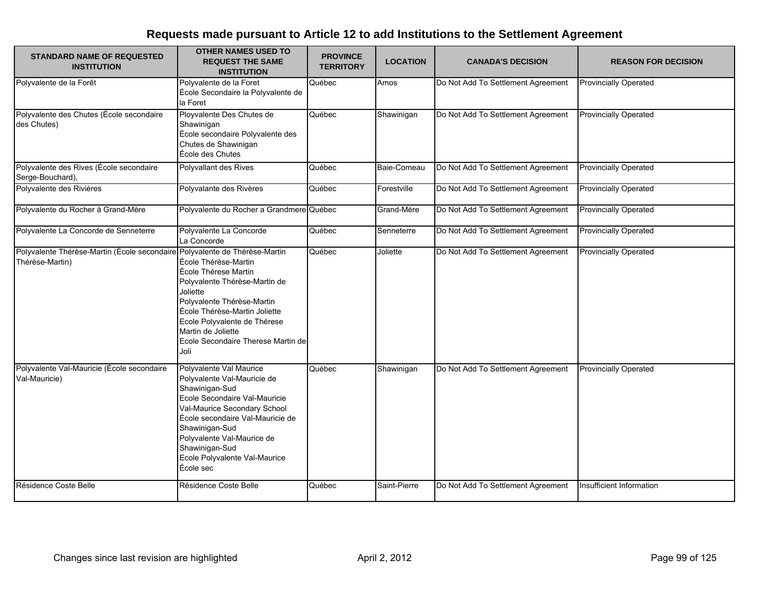# Requests made pursuant to Article 12 to add Institutions to the Settlement Agreement

| STANDARD NAME OF REQUESTED INSTITUTION | OTHER NAMES USED TO REQUEST THE SAME INSTITUTION | PROVINCE TERRITORY | LOCATION | CANADA'S DECISION | REASON FOR DECISION |
|---|---|---|---|---|---|
| Polyvalente de la Forêt | Polyvalente de la Foret<br>École Secondaire la Polyvalente de la Foret | Québec | Amos | Do Not Add To Settlement Agreement | Provincially Operated |
| Polyvalente des Chutes (École secondaire des Chutes) | Ployvalente Des Chutes de Shawinigan<br>École secondaire Polyvalente des Chutes de Shawinigan<br>École des Chutes | Québec | Shawinigan | Do Not Add To Settlement Agreement | Provincially Operated |
| Polyvalente des Rives (École secondaire Serge-Bouchard), | Polyvallant des Rives | Québec | Baie-Comeau | Do Not Add To Settlement Agreement | Provincially Operated |
| Polyvalente des Rivières | Polyvalante des Rivères | Québec | Forestville | Do Not Add To Settlement Agreement | Provincially Operated |
| Polyvalente du Rocher à Grand-Mère | Polyvalente du Rocher a Grandmere | Québec | Grand-Mère | Do Not Add To Settlement Agreement | Provincially Operated |
| Polyvalente La Concorde de Senneterre | Polyvalente La Concorde<br>La Concorde | Québec | Senneterre | Do Not Add To Settlement Agreement | Provincially Operated |
| Polyvalente Thérèse-Martin (École secondaire Thérèse-Martin) | Polyvalente de Thérèse-Martin<br>École Thérèse-Martin<br>École Thérese Martin<br>Polyvalente Thérèse-Martin de Joliette<br>Polyvalente Thérèse-Martin<br>École Thérèse-Martin Joliette<br>Ecole Polyvalente de Thérese Martin de Joliette<br>Ecole Secondaire Therese Martin de Joli | Québec | Joliette | Do Not Add To Settlement Agreement | Provincially Operated |
| Polyvalente Val-Mauricie (École secondaire Val-Mauricie) | Polyvalente Val Maurice<br>Polyvalente Val-Mauricie de Shawinigan-Sud<br>Ecole Secondaire Val-Mauricie<br>Val-Maurice Secondary School<br>École secondaire Val-Mauricie de Shawinigan-Sud<br>Polyvalente Val-Maurice de Shawinigan-Sud<br>Ecole Polyvalente Val-Maurice<br>École sec | Québec | Shawinigan | Do Not Add To Settlement Agreement | Provincially Operated |
| Résidence Coste Belle | Résidence Coste Belle | Québec | Saint-Pierre | Do Not Add To Settlement Agreement | Insufficient Information |

Changes since last revision are highlighted

April 2, 2012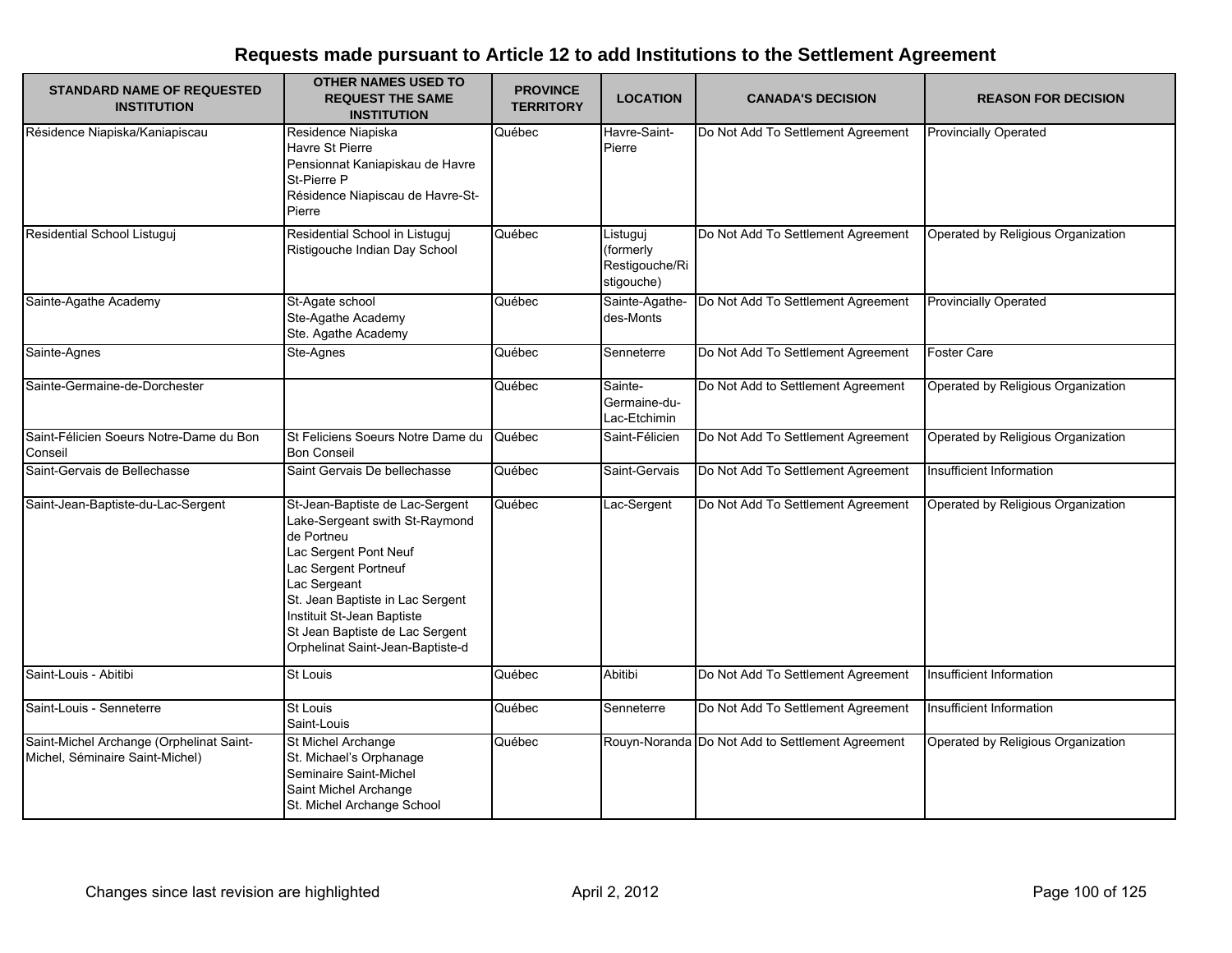## Requests made pursuant to Article 12 to add Institutions to the Settlement Agreement

| STANDARD NAME OF REQUESTED INSTITUTION | OTHER NAMES USED TO REQUEST THE SAME INSTITUTION | PROVINCE TERRITORY | LOCATION | CANADA'S DECISION | REASON FOR DECISION |
|---|---|---|---|---|---|
| Résidence Niapiska/Kaniapiscau | Residence Niapiska<br>Havre St Pierre<br>Pensionnat Kaniapiskau de Havre St-Pierre P<br>Résidence Niapiscau de Havre-St-Pierre | Québec | Havre-Saint-Pierre | Do Not Add To Settlement Agreement | Provincially Operated |
| Residential School Listuguj | Residential School in Listuguj<br>Ristigouche Indian Day School | Québec | Listuguj (formerly Restigouche/Ristigouche) | Do Not Add To Settlement Agreement | Operated by Religious Organization |
| Sainte-Agathe Academy | St-Agate school<br>Ste-Agathe Academy<br>Ste. Agathe Academy | Québec | Sainte-Agathe-des-Monts | Do Not Add To Settlement Agreement | Provincially Operated |
| Sainte-Agnes | Ste-Agnes | Québec | Senneterre | Do Not Add To Settlement Agreement | Foster Care |
| Sainte-Germaine-de-Dorchester | | Québec | Sainte-Germaine-du-Lac-Etchimin | Do Not Add to Settlement Agreement | Operated by Religious Organization |
| Saint-Félicien Soeurs Notre-Dame du Bon Conseil | St Feliciens Soeurs Notre Dame du Bon Conseil | Québec | Saint-Félicien | Do Not Add To Settlement Agreement | Operated by Religious Organization |
| Saint-Gervais de Bellechasse | Saint Gervais De bellechasse | Québec | Saint-Gervais | Do Not Add To Settlement Agreement | Insufficient Information |
| Saint-Jean-Baptiste-du-Lac-Sergent | St-Jean-Baptiste de Lac-Sergent<br>Lake-Sergeant swith St-Raymond de Portneu<br>Lac Sergent Pont Neuf<br>Lac Sergent Portneuf<br>Lac Sergeant<br>St. Jean Baptiste in Lac Sergent<br>Instituit St-Jean Baptiste<br>St Jean Baptiste de Lac Sergent<br>Orphelinat Saint-Jean-Baptiste-d | Québec | Lac-Sergent | Do Not Add To Settlement Agreement | Operated by Religious Organization |
| Saint-Louis - Abitibi | St Louis | Québec | Abitibi | Do Not Add To Settlement Agreement | Insufficient Information |
| Saint-Louis - Senneterre | St Louis<br>Saint-Louis | Québec | Senneterre | Do Not Add To Settlement Agreement | Insufficient Information |
| Saint-Michel Archange (Orphelinat Saint-Michel, Séminaire Saint-Michel) | St Michel Archange<br>St. Michael's Orphanage<br>Seminaire Saint-Michel<br>Saint Michel Archange<br>St. Michel Archange School | Québec | Rouyn-Noranda | Do Not Add to Settlement Agreement | Operated by Religious Organization |

Changes since last revision are highlighted

April 2, 2012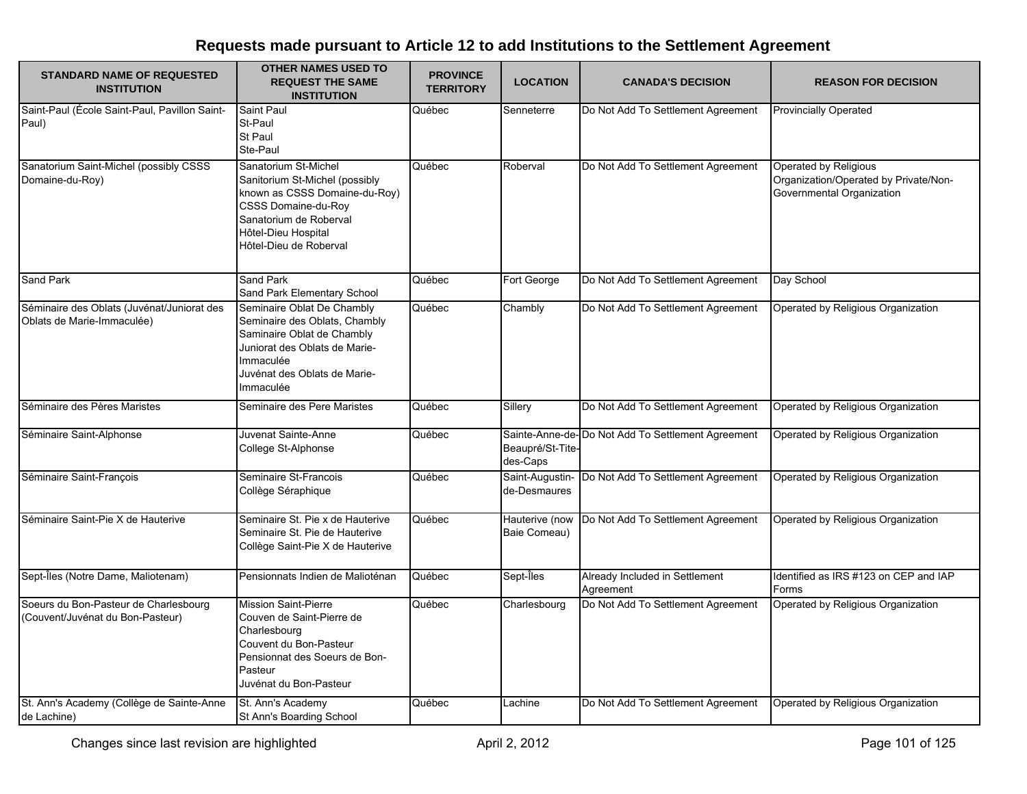# Requests made pursuant to Article 12 to add Institutions to the Settlement Agreement

| STANDARD NAME OF REQUESTED INSTITUTION | OTHER NAMES USED TO REQUEST THE SAME INSTITUTION | PROVINCE TERRITORY | LOCATION | CANADA'S DECISION | REASON FOR DECISION |
|---|---|---|---|---|---|
| Saint-Paul (École Saint-Paul, Pavillon Saint-Paul) | Saint Paul<br>St-Paul<br>St Paul<br>Ste-Paul | Québec | Senneterre | Do Not Add To Settlement Agreement | Provincially Operated |
| Sanatorium Saint-Michel (possibly CSSS Domaine-du-Roy) | Sanatorium St-Michel<br>Sanitorium St-Michel (possibly known as CSSS Domaine-du-Roy)<br>CSSS Domaine-du-Roy<br>Sanatorium de Roberval<br>Hôtel-Dieu Hospital<br>Hôtel-Dieu de Roberval | Québec | Roberval | Do Not Add To Settlement Agreement | Operated by Religious Organization/Operated by Private/Non-Governmental Organization |
| Sand Park | Sand Park<br>Sand Park Elementary School | Québec | Fort George | Do Not Add To Settlement Agreement | Day School |
| Séminaire des Oblats (Juvénat/Juniorat des Oblats de Marie-Immaculée) | Seminaire Oblat De Chambly<br>Seminaire des Oblats, Chambly<br>Saminaire Oblat de Chambly<br>Juniorat des Oblats de Marie-Immaculée<br>Juvénat des Oblats de Marie-Immaculée | Québec | Chambly | Do Not Add To Settlement Agreement | Operated by Religious Organization |
| Séminaire des Pères Maristes | Seminaire des Pere Maristes | Québec | Sillery | Do Not Add To Settlement Agreement | Operated by Religious Organization |
| Séminaire Saint-Alphonse | Juvenat Sainte-Anne<br>College St-Alphonse | Québec | Sainte-Anne-de-Beaupré/St-Tite-des-Caps | Do Not Add To Settlement Agreement | Operated by Religious Organization |
| Séminaire Saint-François | Seminaire St-Francois<br>Collège Séraphique | Québec | Saint-Augustin-de-Desmaures | Do Not Add To Settlement Agreement | Operated by Religious Organization |
| Séminaire Saint-Pie X de Hauterive | Seminaire St. Pie x de Hauterive<br>Seminaire St. Pie de Hauterive<br>Collège Saint-Pie X de Hauterive | Québec | Hauterive (now Baie Comeau) | Do Not Add To Settlement Agreement | Operated by Religious Organization |
| Sept-Îles (Notre Dame, Maliotenam) | Pensionnats Indien de Malioténan | Québec | Sept-Îles | Already Included in Settlement Agreement | Identified as IRS #123 on CEP and IAP Forms |
| Soeurs du Bon-Pasteur de Charlesbourg (Couvent/Juvénat du Bon-Pasteur) | Mission Saint-Pierre<br>Couven de Saint-Pierre de Charlesbourg<br>Couvent du Bon-Pasteur<br>Pensionnat des Soeurs de Bon-Pasteur<br>Juvénat du Bon-Pasteur | Québec | Charlesbourg | Do Not Add To Settlement Agreement | Operated by Religious Organization |
| St. Ann's Academy (Collège de Sainte-Anne de Lachine) | St. Ann's Academy<br>St Ann's Boarding School | Québec | Lachine | Do Not Add To Settlement Agreement | Operated by Religious Organization |

Changes since last revision are highlighted

April 2, 2012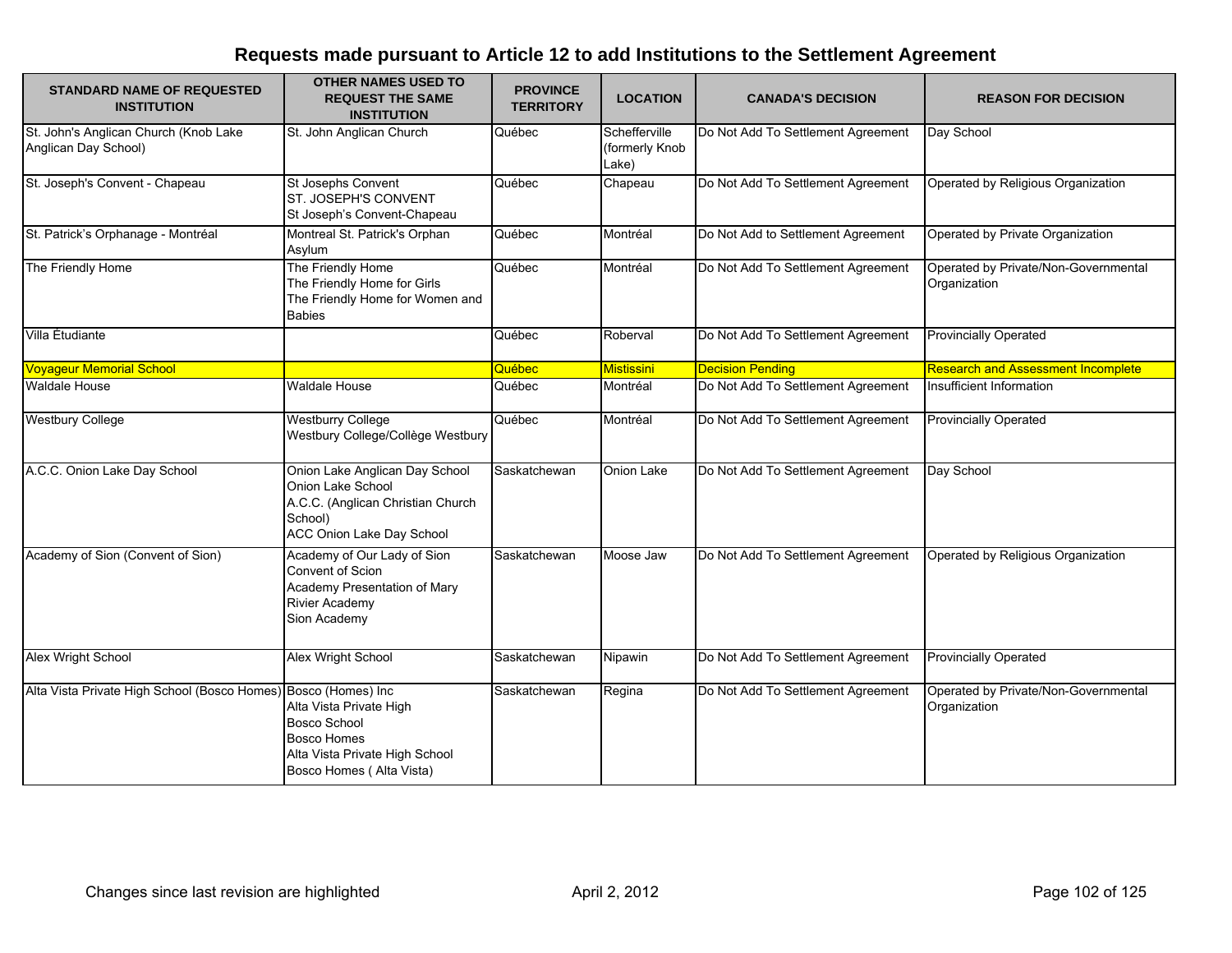# Requests made pursuant to Article 12 to add Institutions to the Settlement Agreement

| STANDARD NAME OF REQUESTED INSTITUTION | OTHER NAMES USED TO REQUEST THE SAME INSTITUTION | PROVINCE TERRITORY | LOCATION | CANADA'S DECISION | REASON FOR DECISION |
|---|---|---|---|---|---|
| St. John's Anglican Church (Knob Lake Anglican Day School) | St. John Anglican Church | Québec | Schefferville (formerly Knob Lake) | Do Not Add To Settlement Agreement | Day School |
| St. Joseph's Convent - Chapeau | St Josephs Convent<br>ST. JOSEPH'S CONVENT<br>St Joseph's Convent-Chapeau | Québec | Chapeau | Do Not Add To Settlement Agreement | Operated by Religious Organization |
| St. Patrick's Orphanage - Montréal | Montreal St. Patrick's Orphan Asylum | Québec | Montréal | Do Not Add to Settlement Agreement | Operated by Private Organization |
| The Friendly Home | The Friendly Home<br>The Friendly Home for Girls<br>The Friendly Home for Women and Babies | Québec | Montréal | Do Not Add To Settlement Agreement | Operated by Private/Non-Governmental Organization |
| Villa Étudiante | | Québec | Roberval | Do Not Add To Settlement Agreement | Provincially Operated |
| Voyageur Memorial School | | Québec | Mistissini | Decision Pending | Research and Assessment Incomplete |
| Waldale House | Waldale House | Québec | Montréal | Do Not Add To Settlement Agreement | Insufficient Information |
| Westbury College | Westburry College<br>Westbury College/Collège Westbury | Québec | Montréal | Do Not Add To Settlement Agreement | Provincially Operated |
| A.C.C. Onion Lake Day School | Onion Lake Anglican Day School<br>Onion Lake School<br>A.C.C. (Anglican Christian Church School)<br>ACC Onion Lake Day School | Saskatchewan | Onion Lake | Do Not Add To Settlement Agreement | Day School |
| Academy of Sion (Convent of Sion) | Academy of Our Lady of Sion<br>Convent of Scion<br>Academy Presentation of Mary<br>Rivier Academy<br>Sion Academy | Saskatchewan | Moose Jaw | Do Not Add To Settlement Agreement | Operated by Religious Organization |
| Alex Wright School | Alex Wright School | Saskatchewan | Nipawin | Do Not Add To Settlement Agreement | Provincially Operated |
| Alta Vista Private High School (Bosco Homes) | Bosco (Homes) Inc<br>Alta Vista Private High<br>Bosco School<br>Bosco Homes<br>Alta Vista Private High School<br>Bosco Homes ( Alta Vista) | Saskatchewan | Regina | Do Not Add To Settlement Agreement | Operated by Private/Non-Governmental Organization |

Changes since last revision are highlighted

April 2, 2012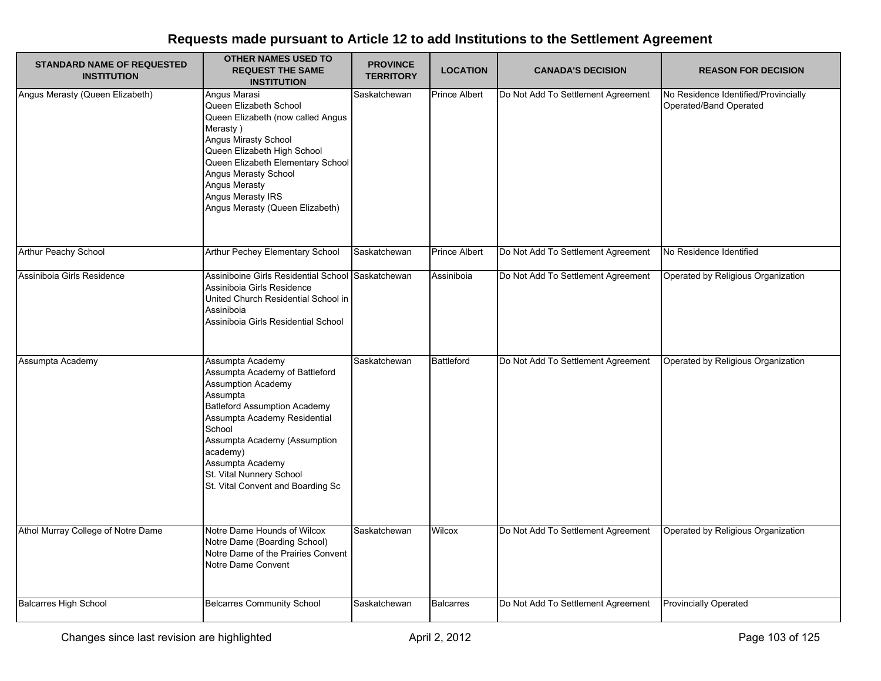# Requests made pursuant to Article 12 to add Institutions to the Settlement Agreement

| STANDARD NAME OF REQUESTED INSTITUTION | OTHER NAMES USED TO REQUEST THE SAME INSTITUTION | PROVINCE TERRITORY | LOCATION | CANADA'S DECISION | REASON FOR DECISION |
|---|---|---|---|---|---|
| Angus Merasty (Queen Elizabeth) | Angus Marasi<br>Queen Elizabeth School<br>Queen Elizabeth (now called Angus Merasty )<br>Angus Mirasty School<br>Queen Elizabeth High School<br>Queen Elizabeth Elementary School<br>Angus Merasty School<br>Angus Merasty<br>Angus Merasty IRS<br>Angus Merasty (Queen Elizabeth) | Saskatchewan | Prince Albert | Do Not Add To Settlement Agreement | No Residence Identified/Provincially Operated/Band Operated |
| Arthur Peachy School | Arthur Pechey Elementary School | Saskatchewan | Prince Albert | Do Not Add To Settlement Agreement | No Residence Identified |
| Assiniboia Girls Residence | Assiniboine Girls Residential School<br>Assiniboia Girls Residence<br>United Church Residential School in Assiniboia<br>Assiniboia Girls Residential School | Saskatchewan | Assiniboia | Do Not Add To Settlement Agreement | Operated by Religious Organization |
| Assumpta Academy | Assumpta Academy<br>Assumpta Academy of Battleford<br>Assumption Academy<br>Assumpta<br>Batleford Assumption Academy<br>Assumpta Academy Residential School<br>Assumpta Academy (Assumption academy)<br>Assumpta Academy<br>St. Vital Nunnery School<br>St. Vital Convent and Boarding Sc | Saskatchewan | Battleford | Do Not Add To Settlement Agreement | Operated by Religious Organization |
| Athol Murray College of Notre Dame | Notre Dame Hounds of Wilcox<br>Notre Dame (Boarding School)<br>Notre Dame of the Prairies Convent<br>Notre Dame Convent | Saskatchewan | Wilcox | Do Not Add To Settlement Agreement | Operated by Religious Organization |
| Balcarres High School | Belcarres Community School | Saskatchewan | Balcarres | Do Not Add To Settlement Agreement | Provincially Operated |

Changes since last revision are highlighted

April 2, 2012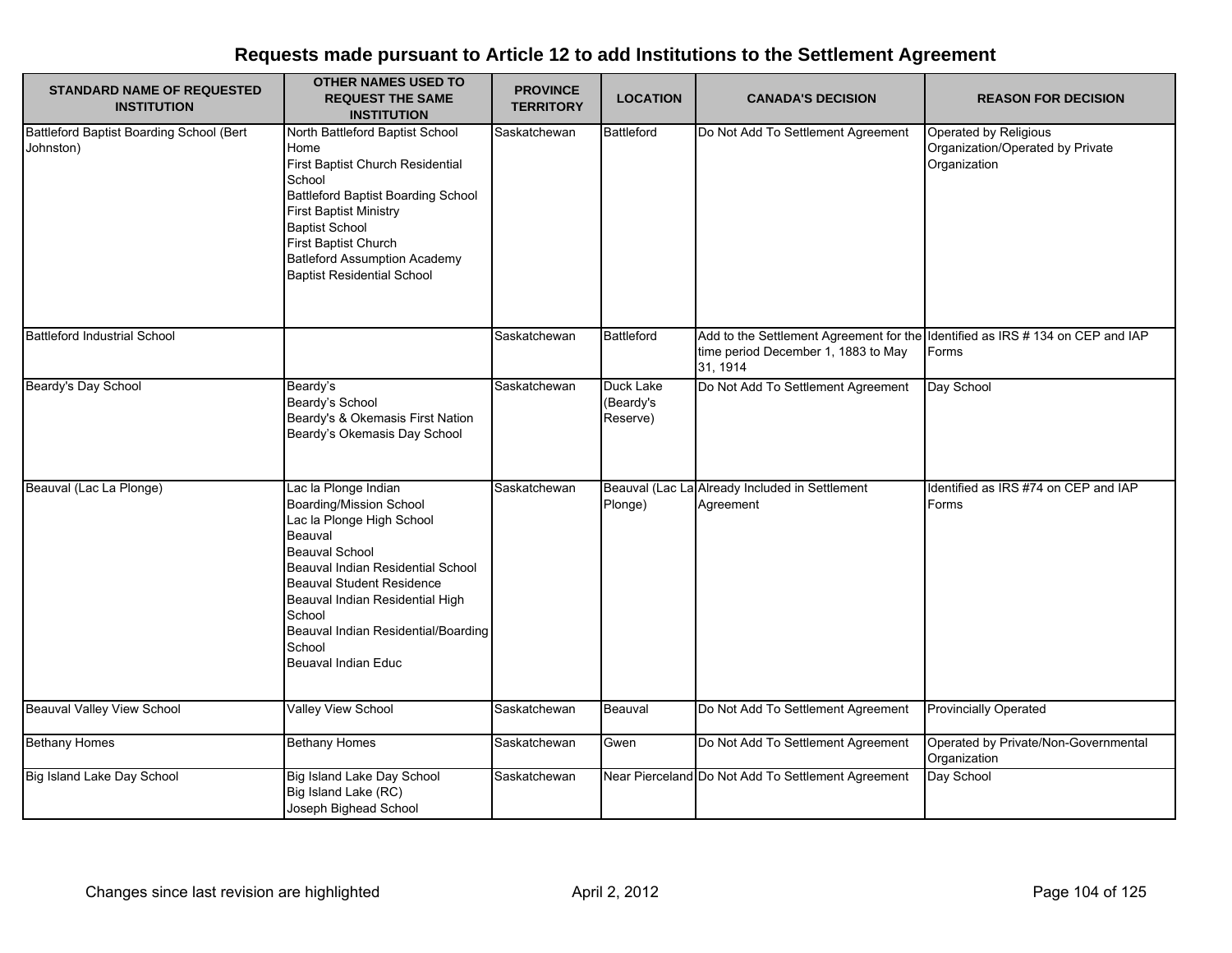# Requests made pursuant to Article 12 to add Institutions to the Settlement Agreement

| STANDARD NAME OF REQUESTED INSTITUTION | OTHER NAMES USED TO REQUEST THE SAME INSTITUTION | PROVINCE TERRITORY | LOCATION | CANADA'S DECISION | REASON FOR DECISION |
|---|---|---|---|---|---|
| Battleford Baptist Boarding School (Bert Johnston) | North Battleford Baptist School Home<br>First Baptist Church Residential School<br>Battleford Baptist Boarding School<br>First Baptist Ministry<br>Baptist School<br>First Baptist Church<br>Batleford Assumption Academy<br>Baptist Residential School | Saskatchewan | Battleford | Do Not Add To Settlement Agreement | Operated by Religious Organization/Operated by Private Organization |
| Battleford Industrial School | | Saskatchewan | Battleford | Add to the Settlement Agreement for the time period December 1, 1883 to May 31, 1914 | Identified as IRS # 134 on CEP and IAP Forms |
| Beardy's Day School | Beardy's<br>Beardy's School<br>Beardy's & Okemasis First Nation<br>Beardy's Okemasis Day School | Saskatchewan | Duck Lake (Beardy's Reserve) | Do Not Add To Settlement Agreement | Day School |
| Beauval (Lac La Plonge) | Lac la Plonge Indian Boarding/Mission School<br>Lac la Plonge High School<br>Beauval<br>Beauval School<br>Beauval Indian Residential School<br>Beauval Student Residence<br>Beauval Indian Residential High School<br>Beauval Indian Residential/Boarding School<br>Beuaval Indian Educ | Saskatchewan | Beauval (Lac La Plonge) | Already Included in Settlement Agreement | Identified as IRS #74 on CEP and IAP Forms |
| Beauval Valley View School | Valley View School | Saskatchewan | Beauval | Do Not Add To Settlement Agreement | Provincially Operated |
| Bethany Homes | Bethany Homes | Saskatchewan | Gwen | Do Not Add To Settlement Agreement | Operated by Private/Non-Governmental Organization |
| Big Island Lake Day School | Big Island Lake Day School<br>Big Island Lake (RC)<br>Joseph Bighead School | Saskatchewan | Near Pierceland | Do Not Add To Settlement Agreement | Day School |

Changes since last revision are highlighted

April 2, 2012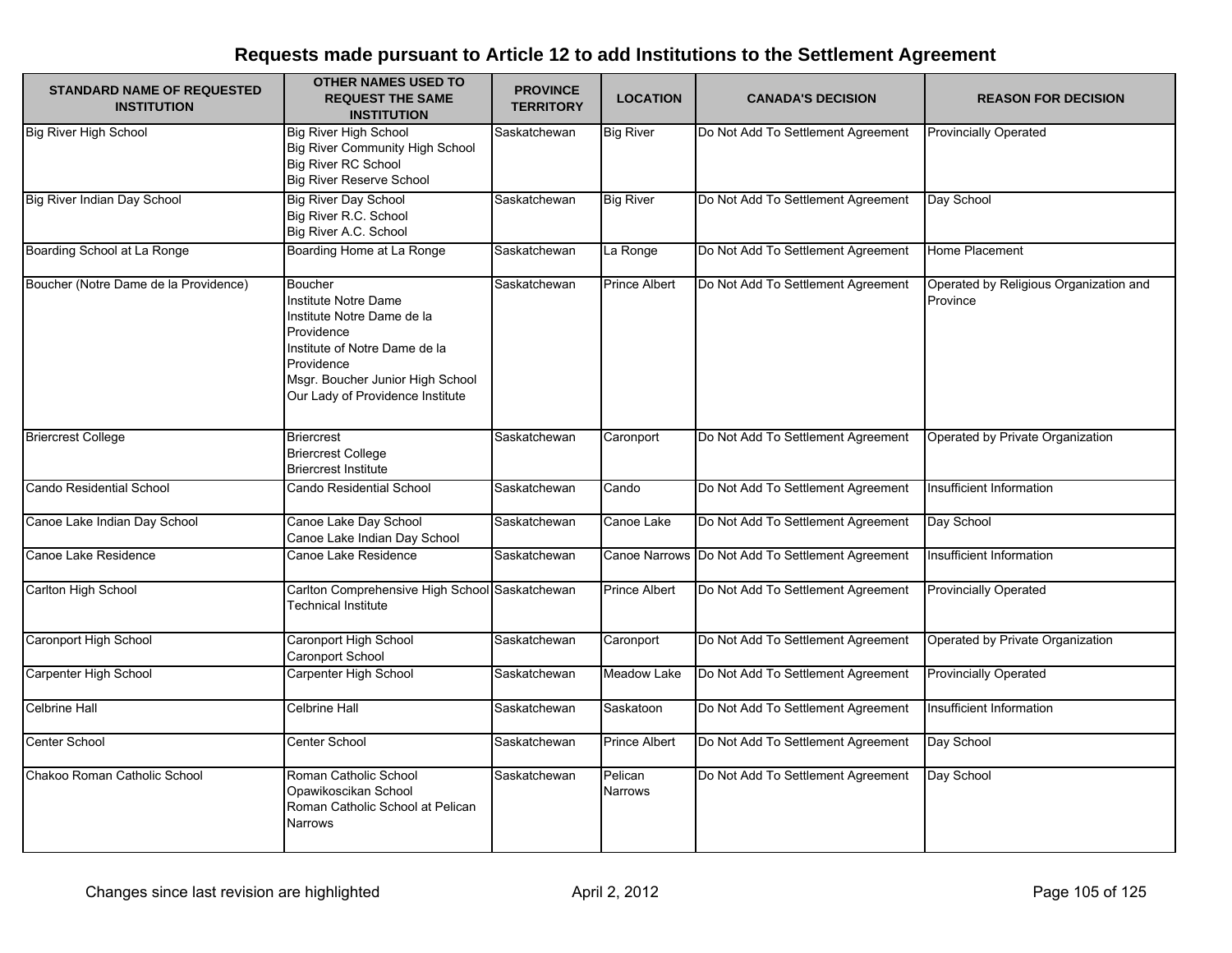# Requests made pursuant to Article 12 to add Institutions to the Settlement Agreement

| STANDARD NAME OF REQUESTED INSTITUTION | OTHER NAMES USED TO REQUEST THE SAME INSTITUTION | PROVINCE TERRITORY | LOCATION | CANADA'S DECISION | REASON FOR DECISION |
|---|---|---|---|---|---|
| Big River High School | Big River High School<br>Big River Community High School<br>Big River RC School<br>Big River Reserve School | Saskatchewan | Big River | Do Not Add To Settlement Agreement | Provincially Operated |
| Big River Indian Day School | Big River Day School<br>Big River R.C. School<br>Big River A.C. School | Saskatchewan | Big River | Do Not Add To Settlement Agreement | Day School |
| Boarding School at La Ronge | Boarding Home at La Ronge | Saskatchewan | La Ronge | Do Not Add To Settlement Agreement | Home Placement |
| Boucher (Notre Dame de la Providence) | Boucher<br>Institute Notre Dame<br>Institute Notre Dame de la Providence<br>Institute of Notre Dame de la Providence<br>Msgr. Boucher Junior High School<br>Our Lady of Providence Institute | Saskatchewan | Prince Albert | Do Not Add To Settlement Agreement | Operated by Religious Organization and Province |
| Briercrest College | Briercrest<br>Briercrest College<br>Briercrest Institute | Saskatchewan | Caronport | Do Not Add To Settlement Agreement | Operated by Private Organization |
| Cando Residential School | Cando Residential School | Saskatchewan | Cando | Do Not Add To Settlement Agreement | Insufficient Information |
| Canoe Lake Indian Day School | Canoe Lake Day School<br>Canoe Lake Indian Day School | Saskatchewan | Canoe Lake | Do Not Add To Settlement Agreement | Day School |
| Canoe Lake Residence | Canoe Lake Residence | Saskatchewan | Canoe Narrows | Do Not Add To Settlement Agreement | Insufficient Information |
| Carlton High School | Carlton Comprehensive High School<br>Technical Institute | Saskatchewan | Prince Albert | Do Not Add To Settlement Agreement | Provincially Operated |
| Caronport High School | Caronport High School<br>Caronport School | Saskatchewan | Caronport | Do Not Add To Settlement Agreement | Operated by Private Organization |
| Carpenter High School | Carpenter High School | Saskatchewan | Meadow Lake | Do Not Add To Settlement Agreement | Provincially Operated |
| Celbrine Hall | Celbrine Hall | Saskatchewan | Saskatoon | Do Not Add To Settlement Agreement | Insufficient Information |
| Center School | Center School | Saskatchewan | Prince Albert | Do Not Add To Settlement Agreement | Day School |
| Chakoo Roman Catholic School | Roman Catholic School<br>Opawikoscikan School<br>Roman Catholic School at Pelican Narrows | Saskatchewan | Pelican Narrows | Do Not Add To Settlement Agreement | Day School |

Changes since last revision are highlighted

April 2, 2012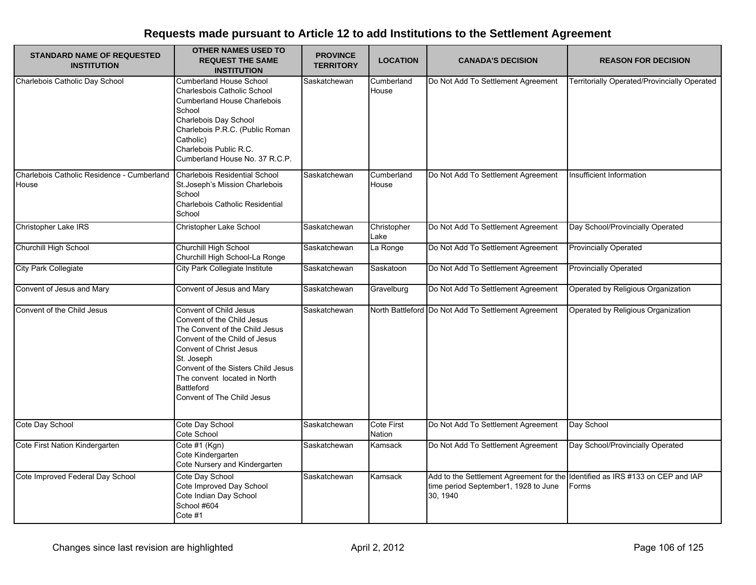# Requests made pursuant to Article 12 to add Institutions to the Settlement Agreement

| STANDARD NAME OF REQUESTED INSTITUTION | OTHER NAMES USED TO REQUEST THE SAME INSTITUTION | PROVINCE TERRITORY | LOCATION | CANADA'S DECISION | REASON FOR DECISION |
|---|---|---|---|---|---|
| Charlebois Catholic Day School | Cumberland House School<br>Charlesbois Catholic School<br>Cumberland House Charlebois School<br>Charlebois Day School<br>Charlebois P.R.C. (Public Roman Catholic)<br>Charlebois Public R.C.<br>Cumberland House No. 37 R.C.P. | Saskatchewan | Cumberland House | Do Not Add To Settlement Agreement | Territorially Operated/Provincially Operated |
| Charlebois Catholic Residence - Cumberland House | Charlebois Residential School<br>St.Joseph's Mission Charlebois School<br>Charlebois Catholic Residential School | Saskatchewan | Cumberland House | Do Not Add To Settlement Agreement | Insufficient Information |
| Christopher Lake IRS | Christopher Lake School | Saskatchewan | Christopher Lake | Do Not Add To Settlement Agreement | Day School/Provincially Operated |
| Churchill High School | Churchill High School<br>Churchill High School-La Ronge | Saskatchewan | La Ronge | Do Not Add To Settlement Agreement | Provincially Operated |
| City Park Collegiate | City Park Collegiate Institute | Saskatchewan | Saskatoon | Do Not Add To Settlement Agreement | Provincially Operated |
| Convent of Jesus and Mary | Convent of Jesus and Mary | Saskatchewan | Gravelburg | Do Not Add To Settlement Agreement | Operated by Religious Organization |
| Convent of the Child Jesus | Convent of Child Jesus<br>Convent of the Child Jesus<br>The Convent of the Child Jesus<br>Convent of the Child of Jesus<br>Convent of Christ Jesus<br>St. Joseph<br>Convent of the Sisters Child Jesus<br>The convent located in North Battleford<br>Convent of The Child Jesus | Saskatchewan | North Battleford | Do Not Add To Settlement Agreement | Operated by Religious Organization |
| Cote Day School | Cote Day School<br>Cote School | Saskatchewan | Cote First Nation | Do Not Add To Settlement Agreement | Day School |
| Cote First Nation Kindergarten | Cote #1 (Kgn)<br>Cote Kindergarten<br>Cote Nursery and Kindergarten | Saskatchewan | Kamsack | Do Not Add To Settlement Agreement | Day School/Provincially Operated |
| Cote Improved Federal Day School | Cote Day School<br>Cote Improved Day School<br>Cote Indian Day School<br>School #604<br>Cote #1 | Saskatchewan | Kamsack | Add to the Settlement Agreement for the time period September1, 1928 to June 30, 1940 | Identified as IRS #133 on CEP and IAP Forms |

Changes since last revision are highlighted

April 2, 2012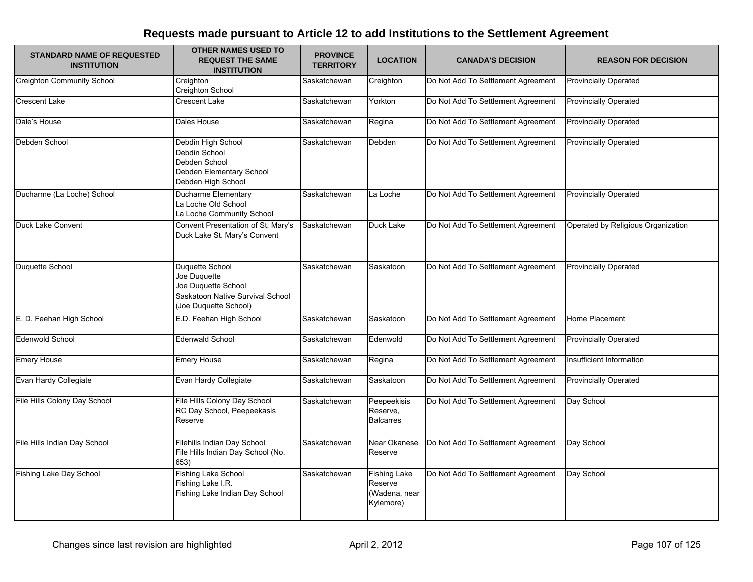# Requests made pursuant to Article 12 to add Institutions to the Settlement Agreement

| STANDARD NAME OF REQUESTED INSTITUTION | OTHER NAMES USED TO REQUEST THE SAME INSTITUTION | PROVINCE TERRITORY | LOCATION | CANADA'S DECISION | REASON FOR DECISION |
|---|---|---|---|---|---|
| Creighton Community School | Creighton<br>Creighton School | Saskatchewan | Creighton | Do Not Add To Settlement Agreement | Provincially Operated |
| Crescent Lake | Crescent Lake | Saskatchewan | Yorkton | Do Not Add To Settlement Agreement | Provincially Operated |
| Dale's House | Dales House | Saskatchewan | Regina | Do Not Add To Settlement Agreement | Provincially Operated |
| Debden School | Debdin High School<br>Debdin School<br>Debden School<br>Debden Elementary School<br>Debden High School | Saskatchewan | Debden | Do Not Add To Settlement Agreement | Provincially Operated |
| Ducharme (La Loche) School | Ducharme Elementary<br>La Loche Old School<br>La Loche Community School | Saskatchewan | La Loche | Do Not Add To Settlement Agreement | Provincially Operated |
| Duck Lake Convent | Convent Presentation of St. Mary's<br>Duck Lake St. Mary's Convent | Saskatchewan | Duck Lake | Do Not Add To Settlement Agreement | Operated by Religious Organization |
| Duquette School | Duquette School<br>Joe Duquette<br>Joe Duquette School<br>Saskatoon Native Survival School (Joe Duquette School) | Saskatchewan | Saskatoon | Do Not Add To Settlement Agreement | Provincially Operated |
| E. D. Feehan High School | E.D. Feehan High School | Saskatchewan | Saskatoon | Do Not Add To Settlement Agreement | Home Placement |
| Edenwold School | Edenwald School | Saskatchewan | Edenwold | Do Not Add To Settlement Agreement | Provincially Operated |
| Emery House | Emery House | Saskatchewan | Regina | Do Not Add To Settlement Agreement | Insufficient Information |
| Evan Hardy Collegiate | Evan Hardy Collegiate | Saskatchewan | Saskatoon | Do Not Add To Settlement Agreement | Provincially Operated |
| File Hills Colony Day School | File Hills Colony Day School<br>RC Day School, Peepeekasis Reserve | Saskatchewan | Peepeekisis Reserve, Balcarres | Do Not Add To Settlement Agreement | Day School |
| File Hills Indian Day School | Filehills Indian Day School<br>File Hills Indian Day School (No. 653) | Saskatchewan | Near Okanese Reserve | Do Not Add To Settlement Agreement | Day School |
| Fishing Lake Day School | Fishing Lake School<br>Fishing Lake I.R.<br>Fishing Lake Indian Day School | Saskatchewan | Fishing Lake Reserve (Wadena, near Kylemore) | Do Not Add To Settlement Agreement | Day School |

Changes since last revision are highlighted

April 2, 2012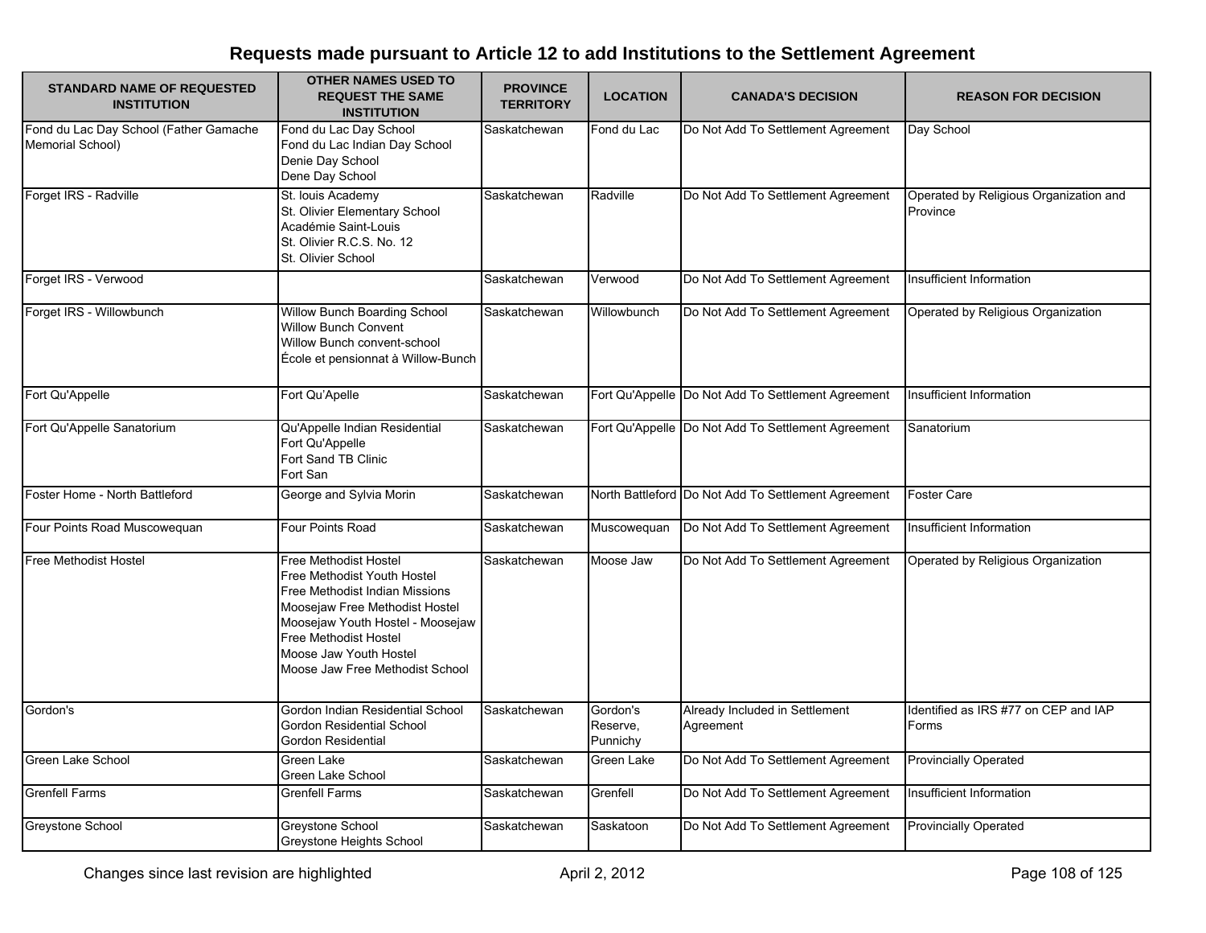# Requests made pursuant to Article 12 to add Institutions to the Settlement Agreement

| STANDARD NAME OF REQUESTED INSTITUTION | OTHER NAMES USED TO REQUEST THE SAME INSTITUTION | PROVINCE TERRITORY | LOCATION | CANADA'S DECISION | REASON FOR DECISION |
|---|---|---|---|---|---|
| Fond du Lac Day School (Father Gamache Memorial School) | Fond du Lac Day School<br>Fond du Lac Indian Day School<br>Denie Day School<br>Dene Day School | Saskatchewan | Fond du Lac | Do Not Add To Settlement Agreement | Day School |
| Forget IRS - Radville | St. louis Academy<br>St. Olivier Elementary School<br>Académie Saint-Louis<br>St. Olivier R.C.S. No. 12<br>St. Olivier School | Saskatchewan | Radville | Do Not Add To Settlement Agreement | Operated by Religious Organization and Province |
| Forget IRS - Verwood | | Saskatchewan | Verwood | Do Not Add To Settlement Agreement | Insufficient Information |
| Forget IRS - Willowbunch | Willow Bunch Boarding School<br>Willow Bunch Convent<br>Willow Bunch convent-school<br>École et pensionnat à Willow-Bunch | Saskatchewan | Willowbunch | Do Not Add To Settlement Agreement | Operated by Religious Organization |
| Fort Qu'Appelle | Fort Qu'Apelle | Saskatchewan | Fort Qu'Appelle | Do Not Add To Settlement Agreement | Insufficient Information |
| Fort Qu'Appelle Sanatorium | Qu'Appelle Indian Residential<br>Fort Qu'Appelle<br>Fort Sand TB Clinic<br>Fort San | Saskatchewan | Fort Qu'Appelle | Do Not Add To Settlement Agreement | Sanatorium |
| Foster Home - North Battleford | George and Sylvia Morin | Saskatchewan | North Battleford | Do Not Add To Settlement Agreement | Foster Care |
| Four Points Road Muscowequan | Four Points Road | Saskatchewan | Muscowequan | Do Not Add To Settlement Agreement | Insufficient Information |
| Free Methodist Hostel | Free Methodist Hostel<br>Free Methodist Youth Hostel<br>Free Methodist Indian Missions<br>Moosejaw Free Methodist Hostel<br>Moosejaw Youth Hostel - Moosejaw Free Methodist Hostel<br>Moose Jaw Youth Hostel<br>Moose Jaw Free Methodist School | Saskatchewan | Moose Jaw | Do Not Add To Settlement Agreement | Operated by Religious Organization |
| Gordon's | Gordon Indian Residential School<br>Gordon Residential School<br>Gordon Residential | Saskatchewan | Gordon's Reserve, Punnichy | Already Included in Settlement Agreement | Identified as IRS #77 on CEP and IAP Forms |
| Green Lake School | Green Lake<br>Green Lake School | Saskatchewan | Green Lake | Do Not Add To Settlement Agreement | Provincially Operated |
| Grenfell Farms | Grenfell Farms | Saskatchewan | Grenfell | Do Not Add To Settlement Agreement | Insufficient Information |
| Greystone School | Greystone School<br>Greystone Heights School | Saskatchewan | Saskatoon | Do Not Add To Settlement Agreement | Provincially Operated |

Changes since last revision are highlighted — April 2, 2012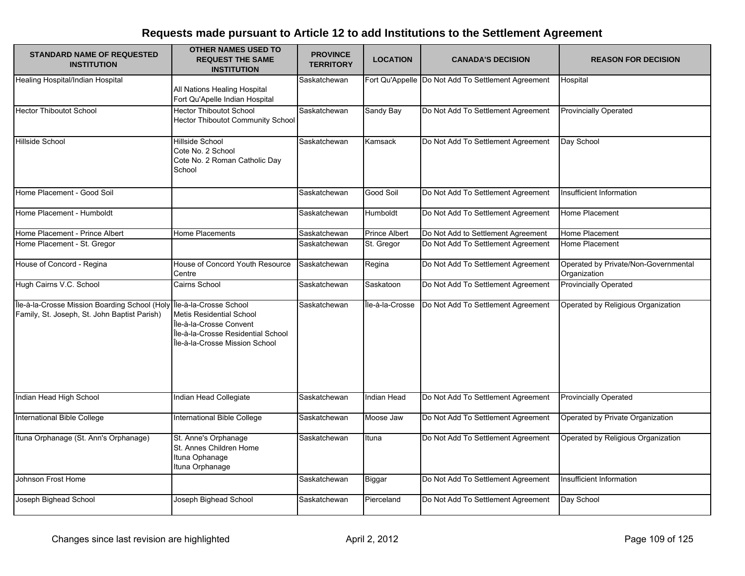# Requests made pursuant to Article 12 to add Institutions to the Settlement Agreement

| STANDARD NAME OF REQUESTED INSTITUTION | OTHER NAMES USED TO REQUEST THE SAME INSTITUTION | PROVINCE TERRITORY | LOCATION | CANADA'S DECISION | REASON FOR DECISION |
|---|---|---|---|---|---|
| Healing Hospital/Indian Hospital | All Nations Healing Hospital<br>Fort Qu'Apelle Indian Hospital | Saskatchewan | Fort Qu'Appelle | Do Not Add To Settlement Agreement | Hospital |
| Hector Thiboutot School | Hector Thiboutot School<br>Hector Thiboutot Community School | Saskatchewan | Sandy Bay | Do Not Add To Settlement Agreement | Provincially Operated |
| Hillside School | Hillside School<br>Cote No. 2 School<br>Cote No. 2 Roman Catholic Day School | Saskatchewan | Kamsack | Do Not Add To Settlement Agreement | Day School |
| Home Placement - Good Soil | | Saskatchewan | Good Soil | Do Not Add To Settlement Agreement | Insufficient Information |
| Home Placement - Humboldt | | Saskatchewan | Humboldt | Do Not Add To Settlement Agreement | Home Placement |
| Home Placement - Prince Albert | Home Placements | Saskatchewan | Prince Albert | Do Not Add to Settlement Agreement | Home Placement |
| Home Placement - St. Gregor | | Saskatchewan | St. Gregor | Do Not Add To Settlement Agreement | Home Placement |
| House of Concord - Regina | House of Concord Youth Resource Centre | Saskatchewan | Regina | Do Not Add To Settlement Agreement | Operated by Private/Non-Governmental Organization |
| Hugh Cairns V.C. School | Cairns School | Saskatchewan | Saskatoon | Do Not Add To Settlement Agreement | Provincially Operated |
| Île-à-la-Crosse Mission Boarding School (Holy Family, St. Joseph, St. John Baptist Parish) | Île-à-la-Crosse School<br>Metis Residential School<br>Île-à-la-Crosse Convent<br>Île-à-la-Crosse Residential School<br>Île-à-la-Crosse Mission School | Saskatchewan | Île-à-la-Crosse | Do Not Add To Settlement Agreement | Operated by Religious Organization |
| Indian Head High School | Indian Head Collegiate | Saskatchewan | Indian Head | Do Not Add To Settlement Agreement | Provincially Operated |
| International Bible College | International Bible College | Saskatchewan | Moose Jaw | Do Not Add To Settlement Agreement | Operated by Private Organization |
| Ituna Orphanage (St. Ann's Orphanage) | St. Anne's Orphanage<br>St. Annes Children Home<br>Ituna Ophanage<br>Ituna Orphanage | Saskatchewan | Ituna | Do Not Add To Settlement Agreement | Operated by Religious Organization |
| Johnson Frost Home | | Saskatchewan | Biggar | Do Not Add To Settlement Agreement | Insufficient Information |
| Joseph Bighead School | Joseph Bighead School | Saskatchewan | Pierceland | Do Not Add To Settlement Agreement | Day School |

Changes since last revision are highlighted

April 2, 2012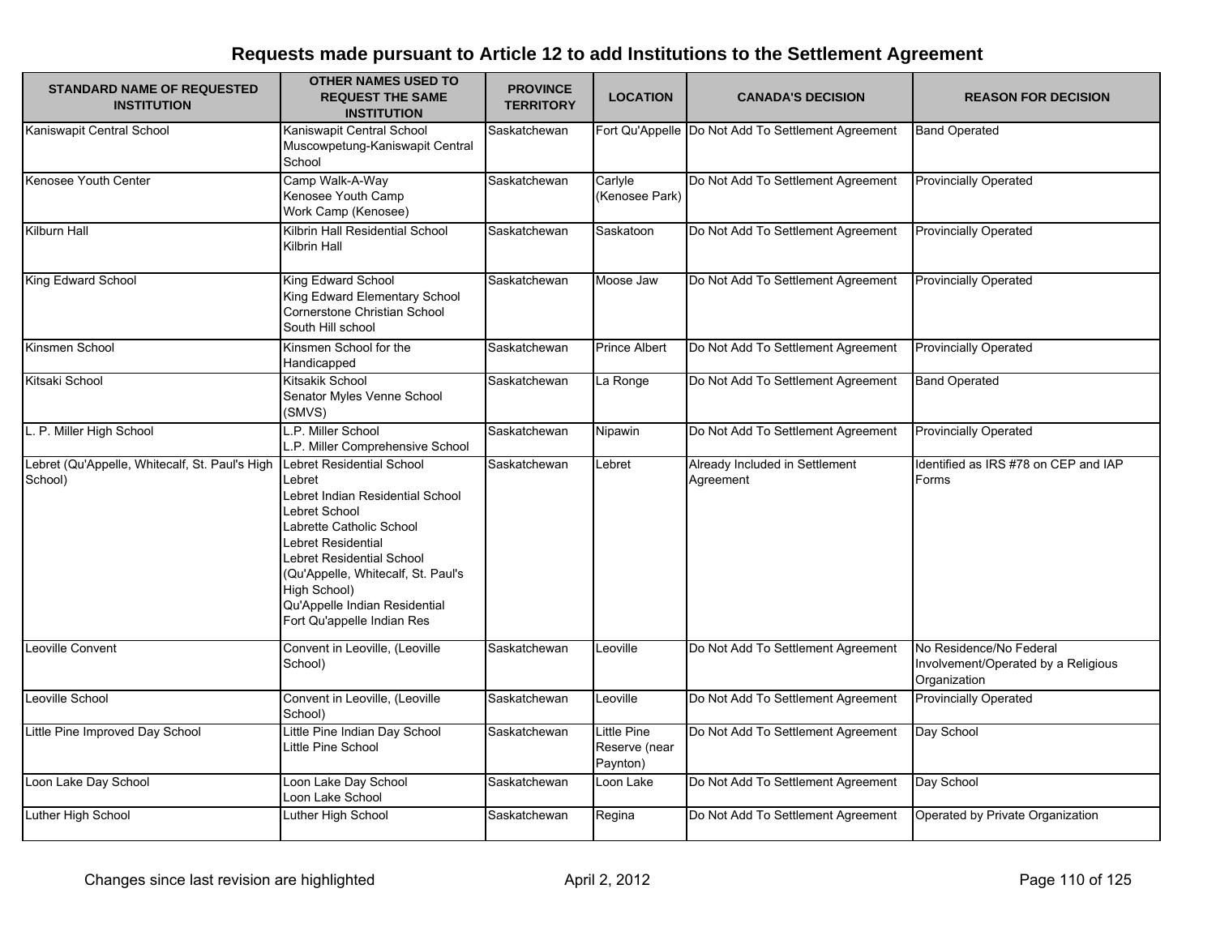## Requests made pursuant to Article 12 to add Institutions to the Settlement Agreement

| STANDARD NAME OF REQUESTED INSTITUTION | OTHER NAMES USED TO REQUEST THE SAME INSTITUTION | PROVINCE TERRITORY | LOCATION | CANADA'S DECISION | REASON FOR DECISION |
|---|---|---|---|---|---|
| Kaniswapit Central School | Kaniswapit Central School<br>Muscowpetung-Kaniswapit Central School | Saskatchewan | Fort Qu'Appelle | Do Not Add To Settlement Agreement | Band Operated |
| Kenosee Youth Center | Camp Walk-A-Way<br>Kenosee Youth Camp<br>Work Camp (Kenosee) | Saskatchewan | Carlyle (Kenosee Park) | Do Not Add To Settlement Agreement | Provincially Operated |
| Kilburn Hall | Kilbrin Hall Residential School<br>Kilbrin Hall | Saskatchewan | Saskatoon | Do Not Add To Settlement Agreement | Provincially Operated |
| King Edward School | King Edward School<br>King Edward Elementary School<br>Cornerstone Christian School<br>South Hill school | Saskatchewan | Moose Jaw | Do Not Add To Settlement Agreement | Provincially Operated |
| Kinsmen School | Kinsmen School for the Handicapped | Saskatchewan | Prince Albert | Do Not Add To Settlement Agreement | Provincially Operated |
| Kitsaki School | Kitsakik School<br>Senator Myles Venne School (SMVS) | Saskatchewan | La Ronge | Do Not Add To Settlement Agreement | Band Operated |
| L. P. Miller High School | L.P. Miller School<br>L.P. Miller Comprehensive School | Saskatchewan | Nipawin | Do Not Add To Settlement Agreement | Provincially Operated |
| Lebret (Qu'Appelle, Whitecalf, St. Paul's High School) | Lebret Residential School<br>Lebret<br>Lebret Indian Residential School<br>Lebret School<br>Labrette Catholic School<br>Lebret Residential<br>Lebret Residential School (Qu'Appelle, Whitecalf, St. Paul's High School)<br>Qu'Appelle Indian Residential<br>Fort Qu'appelle Indian Res | Saskatchewan | Lebret | Already Included in Settlement Agreement | Identified as IRS #78 on CEP and IAP Forms |
| Leoville Convent | Convent in Leoville, (Leoville School) | Saskatchewan | Leoville | Do Not Add To Settlement Agreement | No Residence/No Federal Involvement/Operated by a Religious Organization |
| Leoville School | Convent in Leoville, (Leoville School) | Saskatchewan | Leoville | Do Not Add To Settlement Agreement | Provincially Operated |
| Little Pine Improved Day School | Little Pine Indian Day School<br>Little Pine School | Saskatchewan | Little Pine Reserve (near Paynton) | Do Not Add To Settlement Agreement | Day School |
| Loon Lake Day School | Loon Lake Day School<br>Loon Lake School | Saskatchewan | Loon Lake | Do Not Add To Settlement Agreement | Day School |
| Luther High School | Luther High School | Saskatchewan | Regina | Do Not Add To Settlement Agreement | Operated by Private Organization |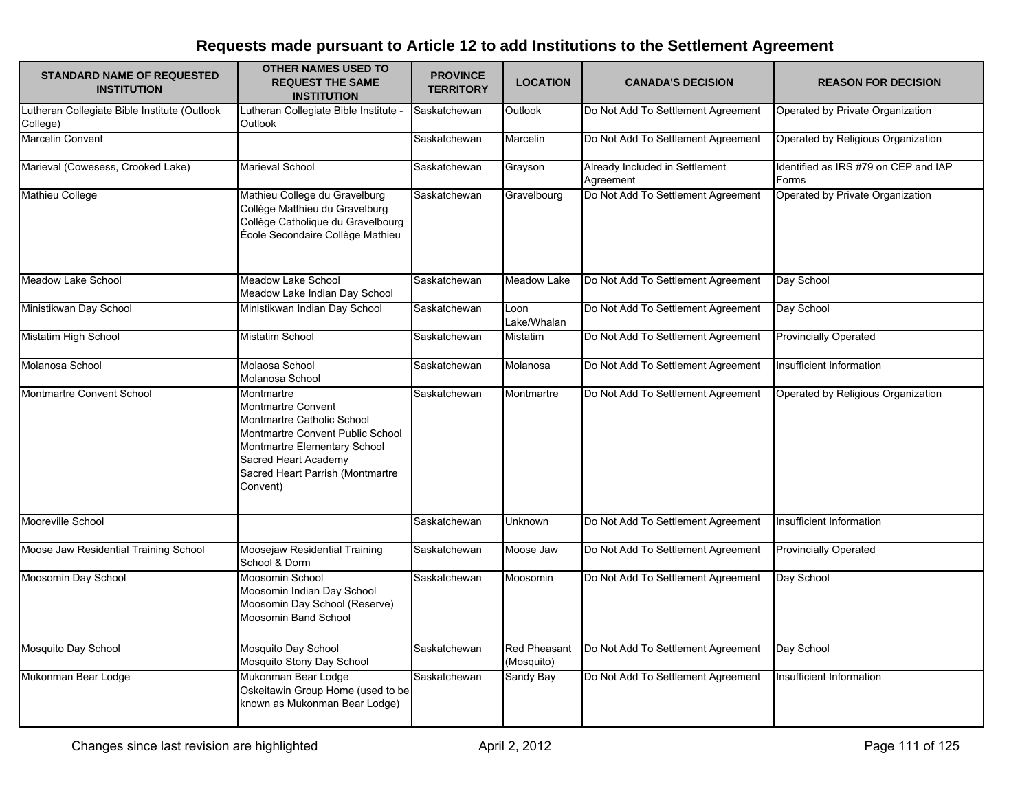## Requests made pursuant to Article 12 to add Institutions to the Settlement Agreement

| STANDARD NAME OF REQUESTED INSTITUTION | OTHER NAMES USED TO REQUEST THE SAME INSTITUTION | PROVINCE TERRITORY | LOCATION | CANADA'S DECISION | REASON FOR DECISION |
|---|---|---|---|---|---|
| Lutheran Collegiate Bible Institute (Outlook College) | Lutheran Collegiate Bible Institute - Outlook | Saskatchewan | Outlook | Do Not Add To Settlement Agreement | Operated by Private Organization |
| Marcelin Convent | | Saskatchewan | Marcelin | Do Not Add To Settlement Agreement | Operated by Religious Organization |
| Marieval (Cowesess, Crooked Lake) | Marieval School | Saskatchewan | Grayson | Already Included in Settlement Agreement | Identified as IRS #79 on CEP and IAP Forms |
| Mathieu College | Mathieu College du Gravelburg<br>Collège Matthieu du Gravelburg<br>Collège Catholique du Gravelbourg<br>École Secondaire Collège Mathieu | Saskatchewan | Gravelbourg | Do Not Add To Settlement Agreement | Operated by Private Organization |
| Meadow Lake School | Meadow Lake School<br>Meadow Lake Indian Day School | Saskatchewan | Meadow Lake | Do Not Add To Settlement Agreement | Day School |
| Ministikwan Day School | Ministikwan Indian Day School | Saskatchewan | Loon Lake/Whalan | Do Not Add To Settlement Agreement | Day School |
| Mistatim High School | Mistatim School | Saskatchewan | Mistatim | Do Not Add To Settlement Agreement | Provincially Operated |
| Molanosa School | Molaosa School<br>Molanosa School | Saskatchewan | Molanosa | Do Not Add To Settlement Agreement | Insufficient Information |
| Montmartre Convent School | Montmartre<br>Montmartre Convent<br>Montmartre Catholic School<br>Montmartre Convent Public School<br>Montmartre Elementary School<br>Sacred Heart Academy<br>Sacred Heart Parrish (Montmartre Convent) | Saskatchewan | Montmartre | Do Not Add To Settlement Agreement | Operated by Religious Organization |
| Mooreville School | | Saskatchewan | Unknown | Do Not Add To Settlement Agreement | Insufficient Information |
| Moose Jaw Residential Training School | Moosejaw Residential Training School & Dorm | Saskatchewan | Moose Jaw | Do Not Add To Settlement Agreement | Provincially Operated |
| Moosomin Day School | Moosomin School<br>Moosomin Indian Day School<br>Moosomin Day School (Reserve)<br>Moosomin Band School | Saskatchewan | Moosomin | Do Not Add To Settlement Agreement | Day School |
| Mosquito Day School | Mosquito Day School<br>Mosquito Stony Day School | Saskatchewan | Red Pheasant (Mosquito) | Do Not Add To Settlement Agreement | Day School |
| Mukonman Bear Lodge | Mukonman Bear Lodge<br>Oskeitawin Group Home (used to be known as Mukonman Bear Lodge) | Saskatchewan | Sandy Bay | Do Not Add To Settlement Agreement | Insufficient Information |

Changes since last revision are highlighted

April 2, 2012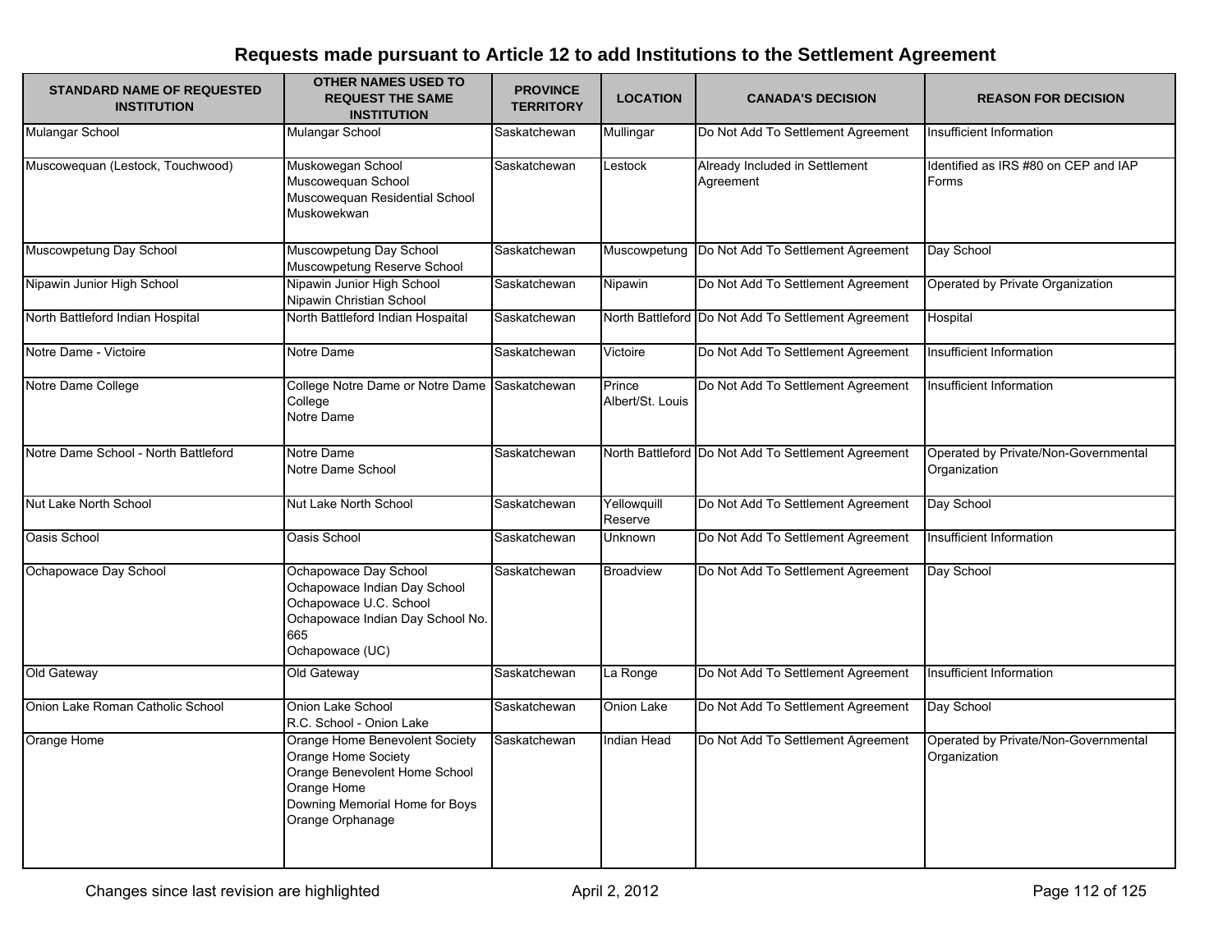## Requests made pursuant to Article 12 to add Institutions to the Settlement Agreement

| STANDARD NAME OF REQUESTED INSTITUTION | OTHER NAMES USED TO REQUEST THE SAME INSTITUTION | PROVINCE TERRITORY | LOCATION | CANADA'S DECISION | REASON FOR DECISION |
|---|---|---|---|---|---|
| Mulangar School | Mulangar School | Saskatchewan | Mullingar | Do Not Add To Settlement Agreement | Insufficient Information |
| Muscowequan (Lestock, Touchwood) | Muskowegan School<br>Muscowequan School<br>Muscowequan Residential School<br>Muskowekwan | Saskatchewan | Lestock | Already Included in Settlement Agreement | Identified as IRS #80 on CEP and IAP Forms |
| Muscowpetung Day School | Muscowpetung Day School<br>Muscowpetung Reserve School | Saskatchewan | Muscowpetung | Do Not Add To Settlement Agreement | Day School |
| Nipawin Junior High School | Nipawin Junior High School<br>Nipawin Christian School | Saskatchewan | Nipawin | Do Not Add To Settlement Agreement | Operated by Private Organization |
| North Battleford Indian Hospital | North Battleford Indian Hospaital | Saskatchewan | North Battleford | Do Not Add To Settlement Agreement | Hospital |
| Notre Dame - Victoire | Notre Dame | Saskatchewan | Victoire | Do Not Add To Settlement Agreement | Insufficient Information |
| Notre Dame College | College Notre Dame or Notre Dame College<br>Notre Dame | Saskatchewan | Prince Albert/St. Louis | Do Not Add To Settlement Agreement | Insufficient Information |
| Notre Dame School - North Battleford | Notre Dame<br>Notre Dame School | Saskatchewan | North Battleford | Do Not Add To Settlement Agreement | Operated by Private/Non-Governmental Organization |
| Nut Lake North School | Nut Lake North School | Saskatchewan | Yellowquill Reserve | Do Not Add To Settlement Agreement | Day School |
| Oasis School | Oasis School | Saskatchewan | Unknown | Do Not Add To Settlement Agreement | Insufficient Information |
| Ochapowace Day School | Ochapowace Day School<br>Ochapowace Indian Day School<br>Ochapowace U.C. School<br>Ochapowace Indian Day School No. 665<br>Ochapowace (UC) | Saskatchewan | Broadview | Do Not Add To Settlement Agreement | Day School |
| Old Gateway | Old Gateway | Saskatchewan | La Ronge | Do Not Add To Settlement Agreement | Insufficient Information |
| Onion Lake Roman Catholic School | Onion Lake School<br>R.C. School - Onion Lake | Saskatchewan | Onion Lake | Do Not Add To Settlement Agreement | Day School |
| Orange Home | Orange Home Benevolent Society<br>Orange Home Society<br>Orange Benevolent Home School<br>Orange Home<br>Downing Memorial Home for Boys<br>Orange Orphanage | Saskatchewan | Indian Head | Do Not Add To Settlement Agreement | Operated by Private/Non-Governmental Organization |

Changes since last revision are highlighted

April 2, 2012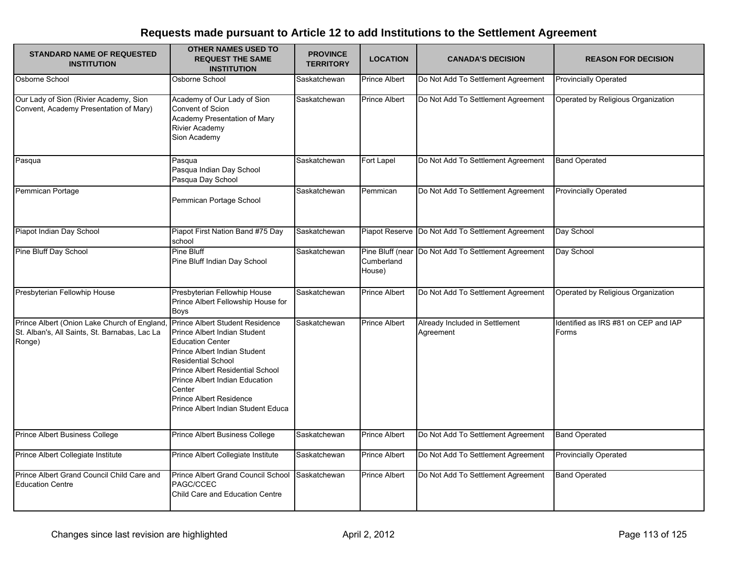# Requests made pursuant to Article 12 to add Institutions to the Settlement Agreement

| STANDARD NAME OF REQUESTED INSTITUTION | OTHER NAMES USED TO REQUEST THE SAME INSTITUTION | PROVINCE TERRITORY | LOCATION | CANADA'S DECISION | REASON FOR DECISION |
|---|---|---|---|---|---|
| Osborne School | Osborne School | Saskatchewan | Prince Albert | Do Not Add To Settlement Agreement | Provincially Operated |
| Our Lady of Sion (Rivier Academy, Sion Convent, Academy Presentation of Mary) | Academy of Our Lady of Sion<br>Convent of Scion<br>Academy Presentation of Mary<br>Rivier Academy<br>Sion Academy | Saskatchewan | Prince Albert | Do Not Add To Settlement Agreement | Operated by Religious Organization |
| Pasqua | Pasqua<br>Pasqua Indian Day School<br>Pasqua Day School | Saskatchewan | Fort Lapel | Do Not Add To Settlement Agreement | Band Operated |
| Pemmican Portage | Pemmican Portage School | Saskatchewan | Pemmican | Do Not Add To Settlement Agreement | Provincially Operated |
| Piapot Indian Day School | Piapot First Nation Band #75 Day school | Saskatchewan | Piapot Reserve | Do Not Add To Settlement Agreement | Day School |
| Pine Bluff Day School | Pine Bluff<br>Pine Bluff Indian Day School | Saskatchewan | Pine Bluff (near Cumberland House) | Do Not Add To Settlement Agreement | Day School |
| Presbyterian Fellowhip House | Presbyterian Fellowship House<br>Prince Albert Fellowship House for Boys | Saskatchewan | Prince Albert | Do Not Add To Settlement Agreement | Operated by Religious Organization |
| Prince Albert (Onion Lake Church of England, St. Alban's, All Saints, St. Barnabas, Lac La Ronge) | Prince Albert Student Residence<br>Prince Albert Indian Student Education Center<br>Prince Albert Indian Student Residential School<br>Prince Albert Residential School<br>Prince Albert Indian Education Center<br>Prince Albert Residence<br>Prince Albert Indian Student Educa | Saskatchewan | Prince Albert | Already Included in Settlement Agreement | Identified as IRS #81 on CEP and IAP Forms |
| Prince Albert Business College | Prince Albert Business College | Saskatchewan | Prince Albert | Do Not Add To Settlement Agreement | Band Operated |
| Prince Albert Collegiate Institute | Prince Albert Collegiate Institute | Saskatchewan | Prince Albert | Do Not Add To Settlement Agreement | Provincially Operated |
| Prince Albert Grand Council Child Care and Education Centre | Prince Albert Grand Council School<br>PAGC/CCEC<br>Child Care and Education Centre | Saskatchewan | Prince Albert | Do Not Add To Settlement Agreement | Band Operated |

Changes since last revision are highlighted

April 2, 2012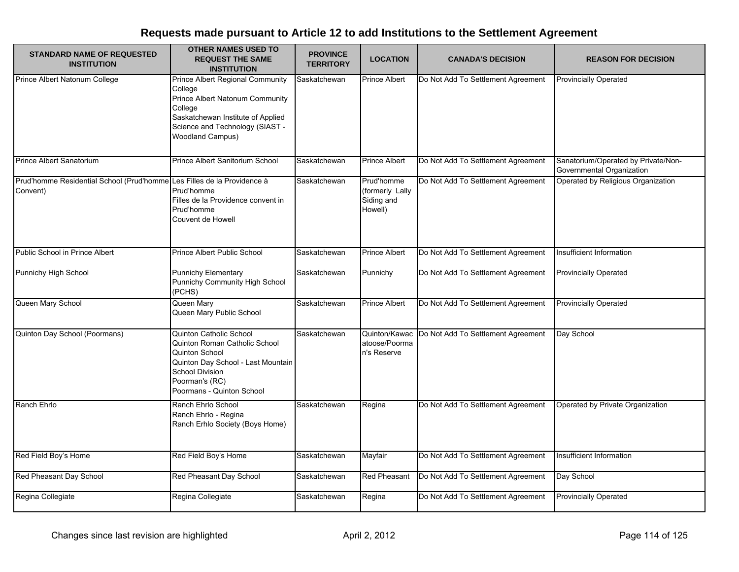# Requests made pursuant to Article 12 to add Institutions to the Settlement Agreement

| STANDARD NAME OF REQUESTED INSTITUTION | OTHER NAMES USED TO REQUEST THE SAME INSTITUTION | PROVINCE TERRITORY | LOCATION | CANADA'S DECISION | REASON FOR DECISION |
|---|---|---|---|---|---|
| Prince Albert Natonum College | Prince Albert Regional Community College<br>Prince Albert Natonum Community College<br>Saskatchewan Institute of Applied Science and Technology (SIAST - Woodland Campus) | Saskatchewan | Prince Albert | Do Not Add To Settlement Agreement | Provincially Operated |
| Prince Albert Sanatorium | Prince Albert Sanitorium School | Saskatchewan | Prince Albert | Do Not Add To Settlement Agreement | Sanatorium/Operated by Private/Non-Governmental Organization |
| Prud'homme Residential School (Prud'homme Convent) | Les Filles de la Providence à Prud'homme<br>Filles de la Providence convent in Prud'homme<br>Couvent de Howell | Saskatchewan | Prud'homme (formerly Lally Siding and Howell) | Do Not Add To Settlement Agreement | Operated by Religious Organization |
| Public School in Prince Albert | Prince Albert Public School | Saskatchewan | Prince Albert | Do Not Add To Settlement Agreement | Insufficient Information |
| Punnichy High School | Punnichy Elementary<br>Punnichy Community High School (PCHS) | Saskatchewan | Punnichy | Do Not Add To Settlement Agreement | Provincially Operated |
| Queen Mary School | Queen Mary<br>Queen Mary Public School | Saskatchewan | Prince Albert | Do Not Add To Settlement Agreement | Provincially Operated |
| Quinton Day School (Poormans) | Quinton Catholic School<br>Quinton Roman Catholic School<br>Quinton School<br>Quinton Day School - Last Mountain School Division<br>Poorman's (RC)<br>Poormans - Quinton School | Saskatchewan | Quinton/Kawacatoose/Poorman's Reserve | Do Not Add To Settlement Agreement | Day School |
| Ranch Ehrlo | Ranch Ehrlo School<br>Ranch Ehrlo - Regina<br>Ranch Erhlo Society (Boys Home) | Saskatchewan | Regina | Do Not Add To Settlement Agreement | Operated by Private Organization |
| Red Field Boy's Home | Red Field Boy's Home | Saskatchewan | Mayfair | Do Not Add To Settlement Agreement | Insufficient Information |
| Red Pheasant Day School | Red Pheasant Day School | Saskatchewan | Red Pheasant | Do Not Add To Settlement Agreement | Day School |
| Regina Collegiate | Regina Collegiate | Saskatchewan | Regina | Do Not Add To Settlement Agreement | Provincially Operated |

Changes since last revision are highlighted

April 2, 2012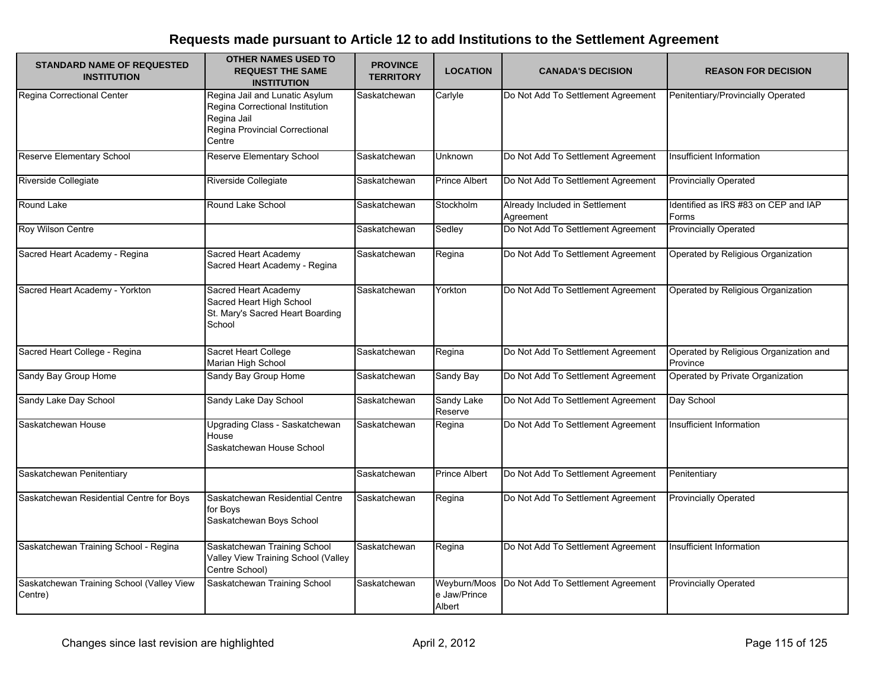# Requests made pursuant to Article 12 to add Institutions to the Settlement Agreement

| STANDARD NAME OF REQUESTED INSTITUTION | OTHER NAMES USED TO REQUEST THE SAME INSTITUTION | PROVINCE TERRITORY | LOCATION | CANADA'S DECISION | REASON FOR DECISION |
|---|---|---|---|---|---|
| Regina Correctional Center | Regina Jail and Lunatic Asylum<br>Regina Correctional Institution<br>Regina Jail<br>Regina Provincial Correctional Centre | Saskatchewan | Carlyle | Do Not Add To Settlement Agreement | Penitentiary/Provincially Operated |
| Reserve Elementary School | Reserve Elementary School | Saskatchewan | Unknown | Do Not Add To Settlement Agreement | Insufficient Information |
| Riverside Collegiate | Riverside Collegiate | Saskatchewan | Prince Albert | Do Not Add To Settlement Agreement | Provincially Operated |
| Round Lake | Round Lake School | Saskatchewan | Stockholm | Already Included in Settlement Agreement | Identified as IRS #83 on CEP and IAP Forms |
| Roy Wilson Centre | | Saskatchewan | Sedley | Do Not Add To Settlement Agreement | Provincially Operated |
| Sacred Heart Academy - Regina | Sacred Heart Academy<br>Sacred Heart Academy - Regina | Saskatchewan | Regina | Do Not Add To Settlement Agreement | Operated by Religious Organization |
| Sacred Heart Academy - Yorkton | Sacred Heart Academy<br>Sacred Heart High School<br>St. Mary's Sacred Heart Boarding School | Saskatchewan | Yorkton | Do Not Add To Settlement Agreement | Operated by Religious Organization |
| Sacred Heart College - Regina | Sacret Heart College<br>Marian High School | Saskatchewan | Regina | Do Not Add To Settlement Agreement | Operated by Religious Organization and Province |
| Sandy Bay Group Home | Sandy Bay Group Home | Saskatchewan | Sandy Bay | Do Not Add To Settlement Agreement | Operated by Private Organization |
| Sandy Lake Day School | Sandy Lake Day School | Saskatchewan | Sandy Lake Reserve | Do Not Add To Settlement Agreement | Day School |
| Saskatchewan House | Upgrading Class - Saskatchewan House<br>Saskatchewan House School | Saskatchewan | Regina | Do Not Add To Settlement Agreement | Insufficient Information |
| Saskatchewan Penitentiary | | Saskatchewan | Prince Albert | Do Not Add To Settlement Agreement | Penitentiary |
| Saskatchewan Residential Centre for Boys | Saskatchewan Residential Centre for Boys<br>Saskatchewan Boys School | Saskatchewan | Regina | Do Not Add To Settlement Agreement | Provincially Operated |
| Saskatchewan Training School - Regina | Saskatchewan Training School<br>Valley View Training School (Valley Centre School) | Saskatchewan | Regina | Do Not Add To Settlement Agreement | Insufficient Information |
| Saskatchewan Training School (Valley View Centre) | Saskatchewan Training School | Saskatchewan | Weyburn/Moose Jaw/Prince Albert | Do Not Add To Settlement Agreement | Provincially Operated |

Changes since last revision are highlighted

April 2, 2012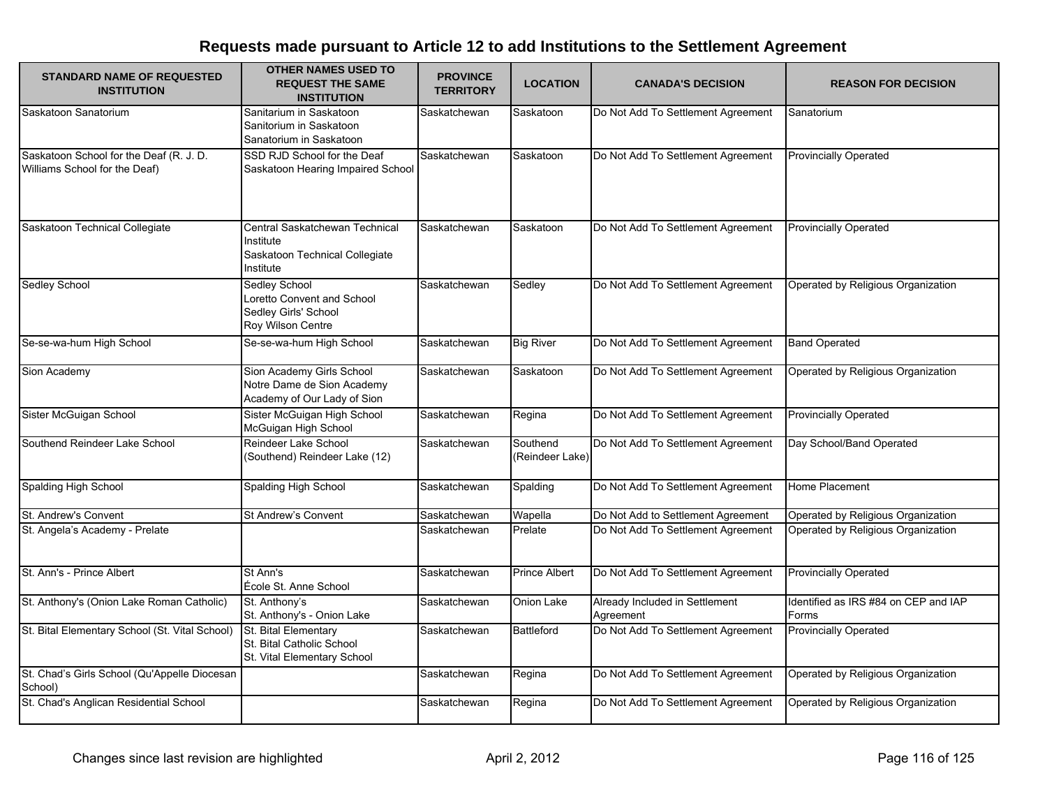# Requests made pursuant to Article 12 to add Institutions to the Settlement Agreement

| STANDARD NAME OF REQUESTED INSTITUTION | OTHER NAMES USED TO REQUEST THE SAME INSTITUTION | PROVINCE TERRITORY | LOCATION | CANADA'S DECISION | REASON FOR DECISION |
|---|---|---|---|---|---|
| Saskatoon Sanatorium | Sanitarium in Saskatoon<br>Sanitorium in Saskatoon<br>Sanatorium in Saskatoon | Saskatchewan | Saskatoon | Do Not Add To Settlement Agreement | Sanatorium |
| Saskatoon School for the Deaf (R. J. D. Williams School for the Deaf) | SSD RJD School for the Deaf<br>Saskatoon Hearing Impaired School | Saskatchewan | Saskatoon | Do Not Add To Settlement Agreement | Provincially Operated |
| Saskatoon Technical Collegiate | Central Saskatchewan Technical Institute<br>Saskatoon Technical Collegiate Institute | Saskatchewan | Saskatoon | Do Not Add To Settlement Agreement | Provincially Operated |
| Sedley School | Sedley School<br>Loretto Convent and School<br>Sedley Girls' School<br>Roy Wilson Centre | Saskatchewan | Sedley | Do Not Add To Settlement Agreement | Operated by Religious Organization |
| Se-se-wa-hum High School | Se-se-wa-hum High School | Saskatchewan | Big River | Do Not Add To Settlement Agreement | Band Operated |
| Sion Academy | Sion Academy Girls School<br>Notre Dame de Sion Academy<br>Academy of Our Lady of Sion | Saskatchewan | Saskatoon | Do Not Add To Settlement Agreement | Operated by Religious Organization |
| Sister McGuigan School | Sister McGuigan High School<br>McGuigan High School | Saskatchewan | Regina | Do Not Add To Settlement Agreement | Provincially Operated |
| Southend Reindeer Lake School | Reindeer Lake School<br>(Southend) Reindeer Lake (12) | Saskatchewan | Southend (Reindeer Lake) | Do Not Add To Settlement Agreement | Day School/Band Operated |
| Spalding High School | Spalding High School | Saskatchewan | Spalding | Do Not Add To Settlement Agreement | Home Placement |
| St. Andrew's Convent | St Andrew's Convent | Saskatchewan | Wapella | Do Not Add to Settlement Agreement | Operated by Religious Organization |
| St. Angela's Academy - Prelate | | Saskatchewan | Prelate | Do Not Add To Settlement Agreement | Operated by Religious Organization |
| St. Ann's - Prince Albert | St Ann's<br>École St. Anne School | Saskatchewan | Prince Albert | Do Not Add To Settlement Agreement | Provincially Operated |
| St. Anthony's (Onion Lake Roman Catholic) | St. Anthony's<br>St. Anthony's - Onion Lake | Saskatchewan | Onion Lake | Already Included in Settlement Agreement | Identified as IRS #84 on CEP and IAP Forms |
| St. Bital Elementary School (St. Vital School) | St. Bital Elementary<br>St. Bital Catholic School<br>St. Vital Elementary School | Saskatchewan | Battleford | Do Not Add To Settlement Agreement | Provincially Operated |
| St. Chad's Girls School (Qu'Appelle Diocesan School) | | Saskatchewan | Regina | Do Not Add To Settlement Agreement | Operated by Religious Organization |
| St. Chad's Anglican Residential School | | Saskatchewan | Regina | Do Not Add To Settlement Agreement | Operated by Religious Organization |

Changes since last revision are highlighted

April 2, 2012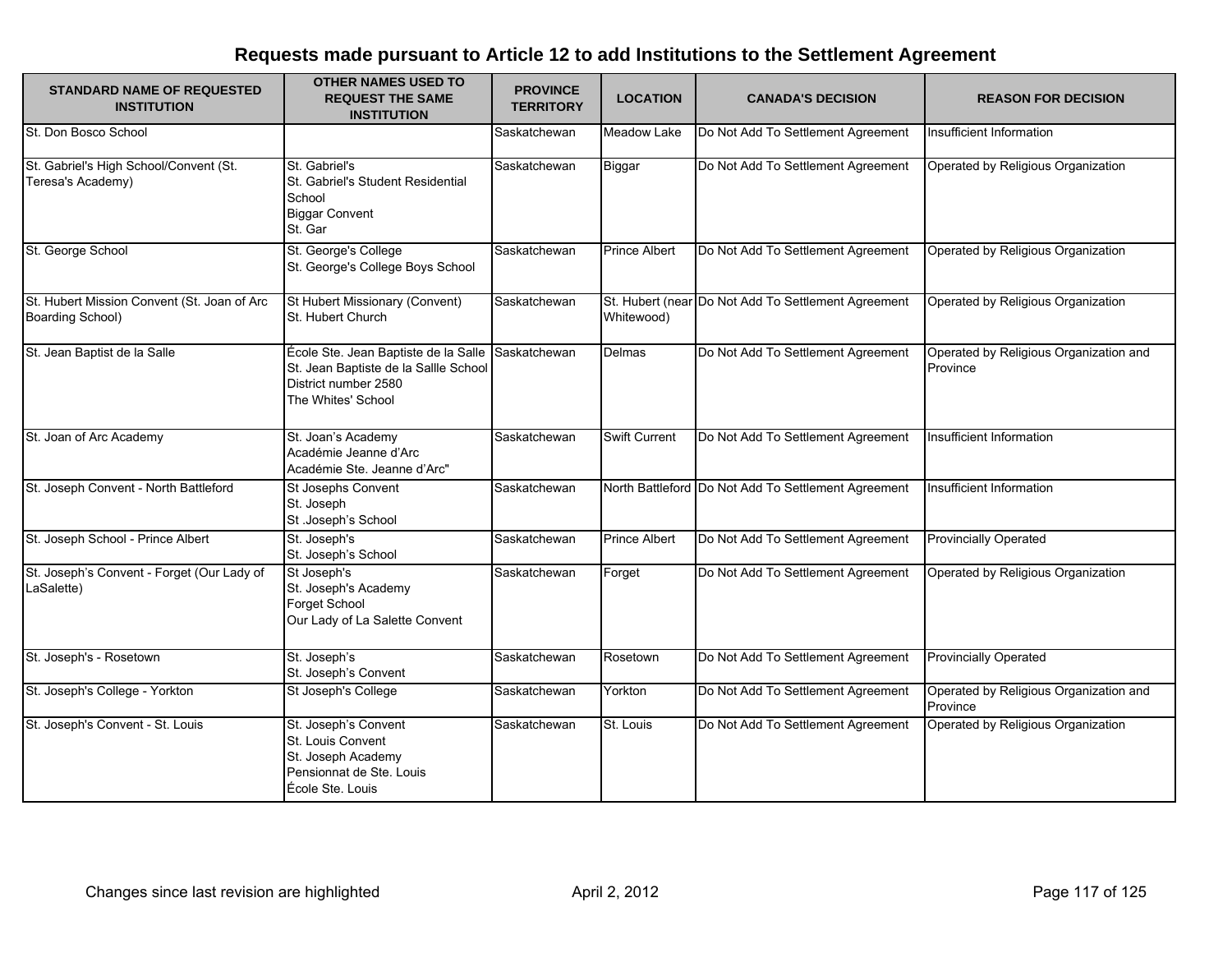# Requests made pursuant to Article 12 to add Institutions to the Settlement Agreement

| STANDARD NAME OF REQUESTED INSTITUTION | OTHER NAMES USED TO REQUEST THE SAME INSTITUTION | PROVINCE TERRITORY | LOCATION | CANADA'S DECISION | REASON FOR DECISION |
|---|---|---|---|---|---|
| St. Don Bosco School | | Saskatchewan | Meadow Lake | Do Not Add To Settlement Agreement | Insufficient Information |
| St. Gabriel's High School/Convent (St. Teresa's Academy) | St. Gabriel's<br>St. Gabriel's Student Residential School<br>Biggar Convent<br>St. Gar | Saskatchewan | Biggar | Do Not Add To Settlement Agreement | Operated by Religious Organization |
| St. George School | St. George's College<br>St. George's College Boys School | Saskatchewan | Prince Albert | Do Not Add To Settlement Agreement | Operated by Religious Organization |
| St. Hubert Mission Convent (St. Joan of Arc Boarding School) | St Hubert Missionary (Convent)<br>St. Hubert Church | Saskatchewan | St. Hubert (near Whitewood) | Do Not Add To Settlement Agreement | Operated by Religious Organization |
| St. Jean Baptist de la Salle | École Ste. Jean Baptiste de la Salle<br>St. Jean Baptiste de la Sallle School District number 2580<br>The Whites' School | Saskatchewan | Delmas | Do Not Add To Settlement Agreement | Operated by Religious Organization and Province |
| St. Joan of Arc Academy | St. Joan's Academy<br>Académie Jeanne d'Arc<br>Académie Ste. Jeanne d'Arc" | Saskatchewan | Swift Current | Do Not Add To Settlement Agreement | Insufficient Information |
| St. Joseph Convent - North Battleford | St Josephs Convent<br>St. Joseph<br>St .Joseph's School | Saskatchewan | North Battleford | Do Not Add To Settlement Agreement | Insufficient Information |
| St. Joseph School - Prince Albert | St. Joseph's<br>St. Joseph's School | Saskatchewan | Prince Albert | Do Not Add To Settlement Agreement | Provincially Operated |
| St. Joseph's Convent - Forget (Our Lady of LaSalette) | St Joseph's<br>St. Joseph's Academy<br>Forget School<br>Our Lady of La Salette Convent | Saskatchewan | Forget | Do Not Add To Settlement Agreement | Operated by Religious Organization |
| St. Joseph's - Rosetown | St. Joseph's<br>St. Joseph's Convent | Saskatchewan | Rosetown | Do Not Add To Settlement Agreement | Provincially Operated |
| St. Joseph's College - Yorkton | St Joseph's College | Saskatchewan | Yorkton | Do Not Add To Settlement Agreement | Operated by Religious Organization and Province |
| St. Joseph's Convent - St. Louis | St. Joseph's Convent<br>St. Louis Convent<br>St. Joseph Academy<br>Pensionnat de Ste. Louis<br>École Ste. Louis | Saskatchewan | St. Louis | Do Not Add To Settlement Agreement | Operated by Religious Organization |

Changes since last revision are highlighted

April 2, 2012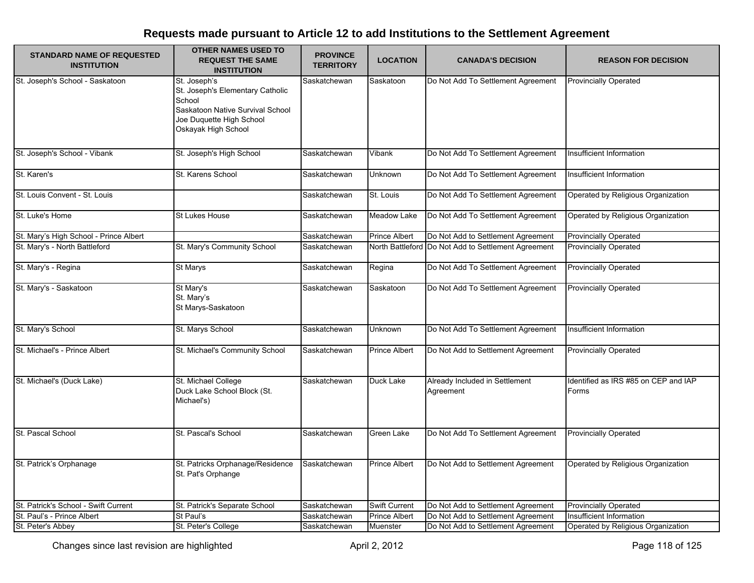# Requests made pursuant to Article 12 to add Institutions to the Settlement Agreement

| STANDARD NAME OF REQUESTED INSTITUTION | OTHER NAMES USED TO REQUEST THE SAME INSTITUTION | PROVINCE TERRITORY | LOCATION | CANADA'S DECISION | REASON FOR DECISION |
|---|---|---|---|---|---|
| St. Joseph's School - Saskatoon | St. Joseph's<br>St. Joseph's Elementary Catholic School<br>Saskatoon Native Survival School<br>Joe Duquette High School<br>Oskayak High School | Saskatchewan | Saskatoon | Do Not Add To Settlement Agreement | Provincially Operated |
| St. Joseph's School - Vibank | St. Joseph's High School | Saskatchewan | Vibank | Do Not Add To Settlement Agreement | Insufficient Information |
| St. Karen's | St. Karens School | Saskatchewan | Unknown | Do Not Add To Settlement Agreement | Insufficient Information |
| St. Louis Convent - St. Louis | | Saskatchewan | St. Louis | Do Not Add To Settlement Agreement | Operated by Religious Organization |
| St. Luke's Home | St Lukes House | Saskatchewan | Meadow Lake | Do Not Add To Settlement Agreement | Operated by Religious Organization |
| St. Mary's High School - Prince Albert | | Saskatchewan | Prince Albert | Do Not Add to Settlement Agreement | Provincially Operated |
| St. Mary's - North Battleford | St. Mary's Community School | Saskatchewan | North Battleford | Do Not Add to Settlement Agreement | Provincially Operated |
| St. Mary's - Regina | St Marys | Saskatchewan | Regina | Do Not Add To Settlement Agreement | Provincially Operated |
| St. Mary's - Saskatoon | St Mary's<br>St. Mary's<br>St Marys-Saskatoon | Saskatchewan | Saskatoon | Do Not Add To Settlement Agreement | Provincially Operated |
| St. Mary's School | St. Marys School | Saskatchewan | Unknown | Do Not Add To Settlement Agreement | Insufficient Information |
| St. Michael's - Prince Albert | St. Michael's Community School | Saskatchewan | Prince Albert | Do Not Add to Settlement Agreement | Provincially Operated |
| St. Michael's (Duck Lake) | St. Michael College<br>Duck Lake School Block (St. Michael's) | Saskatchewan | Duck Lake | Already Included in Settlement Agreement | Identified as IRS #85 on CEP and IAP Forms |
| St. Pascal School | St. Pascal's School | Saskatchewan | Green Lake | Do Not Add To Settlement Agreement | Provincially Operated |
| St. Patrick's Orphanage | St. Patricks Orphanage/Residence<br>St. Pat's Orphange | Saskatchewan | Prince Albert | Do Not Add to Settlement Agreement | Operated by Religious Organization |
| St. Patrick's School - Swift Current | St. Patrick's Separate School | Saskatchewan | Swift Current | Do Not Add to Settlement Agreement | Provincially Operated |
| St. Paul's - Prince Albert | St Paul's | Saskatchewan | Prince Albert | Do Not Add to Settlement Agreement | Insufficient Information |
| St. Peter's Abbey | St. Peter's College | Saskatchewan | Muenster | Do Not Add to Settlement Agreement | Operated by Religious Organization |

Changes since last revision are highlighted

April 2, 2012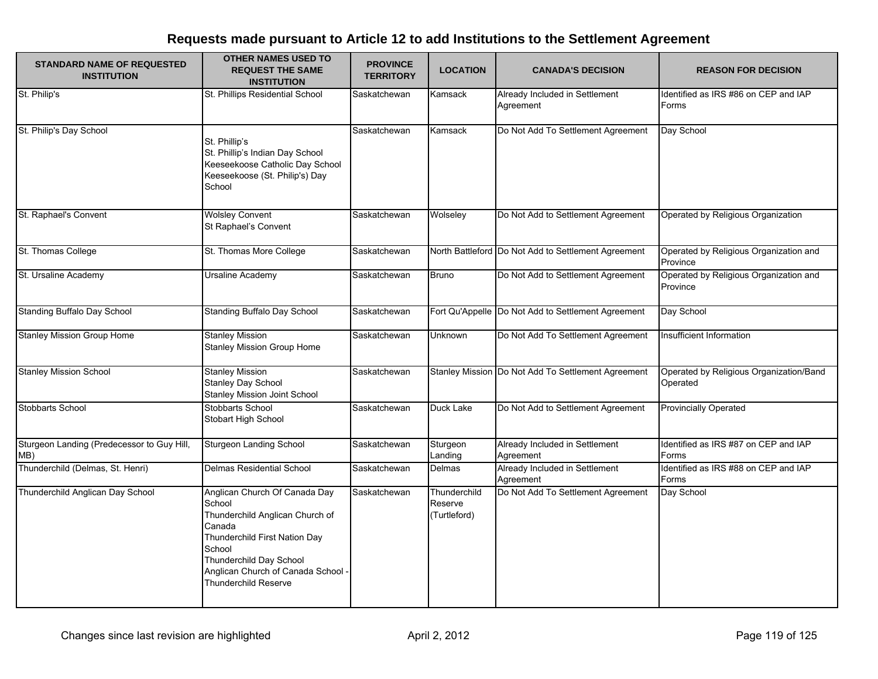# Requests made pursuant to Article 12 to add Institutions to the Settlement Agreement

| STANDARD NAME OF REQUESTED INSTITUTION | OTHER NAMES USED TO REQUEST THE SAME INSTITUTION | PROVINCE TERRITORY | LOCATION | CANADA'S DECISION | REASON FOR DECISION |
|---|---|---|---|---|---|
| St. Philip's | St. Phillips Residential School | Saskatchewan | Kamsack | Already Included in Settlement Agreement | Identified as IRS #86 on CEP and IAP Forms |
| St. Philip's Day School | St. Phillip's<br>St. Phillip's Indian Day School<br>Keeseekoose Catholic Day School<br>Keeseekoose (St. Philip's) Day School | Saskatchewan | Kamsack | Do Not Add To Settlement Agreement | Day School |
| St. Raphael's Convent | Wolsley Convent<br>St Raphael's Convent | Saskatchewan | Wolseley | Do Not Add to Settlement Agreement | Operated by Religious Organization |
| St. Thomas College | St. Thomas More College | Saskatchewan | North Battleford | Do Not Add to Settlement Agreement | Operated by Religious Organization and Province |
| St. Ursaline Academy | Ursaline Academy | Saskatchewan | Bruno | Do Not Add to Settlement Agreement | Operated by Religious Organization and Province |
| Standing Buffalo Day School | Standing Buffalo Day School | Saskatchewan | Fort Qu'Appelle | Do Not Add to Settlement Agreement | Day School |
| Stanley Mission Group Home | Stanley Mission<br>Stanley Mission Group Home | Saskatchewan | Unknown | Do Not Add To Settlement Agreement | Insufficient Information |
| Stanley Mission School | Stanley Mission<br>Stanley Day School<br>Stanley Mission Joint School | Saskatchewan | Stanley Mission | Do Not Add To Settlement Agreement | Operated by Religious Organization/Band Operated |
| Stobbarts School | Stobbarts School<br>Stobart High School | Saskatchewan | Duck Lake | Do Not Add to Settlement Agreement | Provincially Operated |
| Sturgeon Landing (Predecessor to Guy Hill, MB) | Sturgeon Landing School | Saskatchewan | Sturgeon Landing | Already Included in Settlement Agreement | Identified as IRS #87 on CEP and IAP Forms |
| Thunderchild (Delmas, St. Henri) | Delmas Residential School | Saskatchewan | Delmas | Already Included in Settlement Agreement | Identified as IRS #88 on CEP and IAP Forms |
| Thunderchild Anglican Day School | Anglican Church Of Canada Day School<br>Thunderchild Anglican Church of Canada<br>Thunderchild First Nation Day School<br>Thunderchild Day School<br>Anglican Church of Canada School - Thunderchild Reserve | Saskatchewan | Thunderchild Reserve (Turtleford) | Do Not Add To Settlement Agreement | Day School |

Changes since last revision are highlighted

April 2, 2012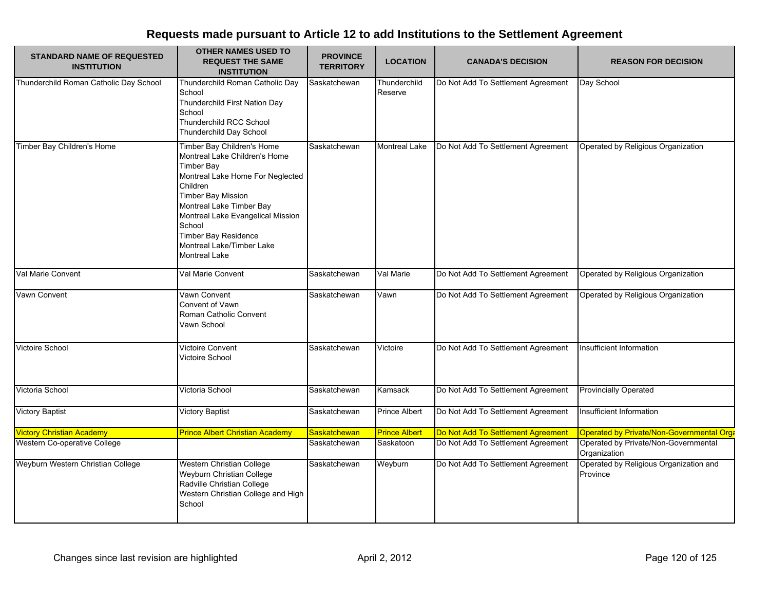# Requests made pursuant to Article 12 to add Institutions to the Settlement Agreement

| STANDARD NAME OF REQUESTED INSTITUTION | OTHER NAMES USED TO REQUEST THE SAME INSTITUTION | PROVINCE TERRITORY | LOCATION | CANADA'S DECISION | REASON FOR DECISION |
|---|---|---|---|---|---|
| Thunderchild Roman Catholic Day School | Thunderchild Roman Catholic Day School<br>Thunderchild First Nation Day School<br>Thunderchild RCC School<br>Thunderchild Day School | Saskatchewan | Thunderchild Reserve | Do Not Add To Settlement Agreement | Day School |
| Timber Bay Children's Home | Timber Bay Children's Home<br>Montreal Lake Children's Home<br>Timber Bay<br>Montreal Lake Home For Neglected Children<br>Timber Bay Mission<br>Montreal Lake Timber Bay<br>Montreal Lake Evangelical Mission School<br>Timber Bay Residence<br>Montreal Lake/Timber Lake<br>Montreal Lake | Saskatchewan | Montreal Lake | Do Not Add To Settlement Agreement | Operated by Religious Organization |
| Val Marie Convent | Val Marie Convent | Saskatchewan | Val Marie | Do Not Add To Settlement Agreement | Operated by Religious Organization |
| Vawn Convent | Vawn Convent<br>Convent of Vawn<br>Roman Catholic Convent<br>Vawn School | Saskatchewan | Vawn | Do Not Add To Settlement Agreement | Operated by Religious Organization |
| Victoire School | Victoire Convent<br>Victoire School | Saskatchewan | Victoire | Do Not Add To Settlement Agreement | Insufficient Information |
| Victoria School | Victoria School | Saskatchewan | Kamsack | Do Not Add To Settlement Agreement | Provincially Operated |
| Victory Baptist | Victory Baptist | Saskatchewan | Prince Albert | Do Not Add To Settlement Agreement | Insufficient Information |
| Victory Christian Academy | Prince Albert Christian Academy | Saskatchewan | Prince Albert | Do Not Add To Settlement Agreement | Operated by Private/Non-Governmental Orga |
| Western Co-operative College | | Saskatchewan | Saskatoon | Do Not Add To Settlement Agreement | Operated by Private/Non-Governmental Organization |
| Weyburn Western Christian College | Western Christian College<br>Weyburn Christian College<br>Radville Christian College<br>Western Christian College and High School | Saskatchewan | Weyburn | Do Not Add To Settlement Agreement | Operated by Religious Organization and Province |

Changes since last revision are highlighted

April 2, 2012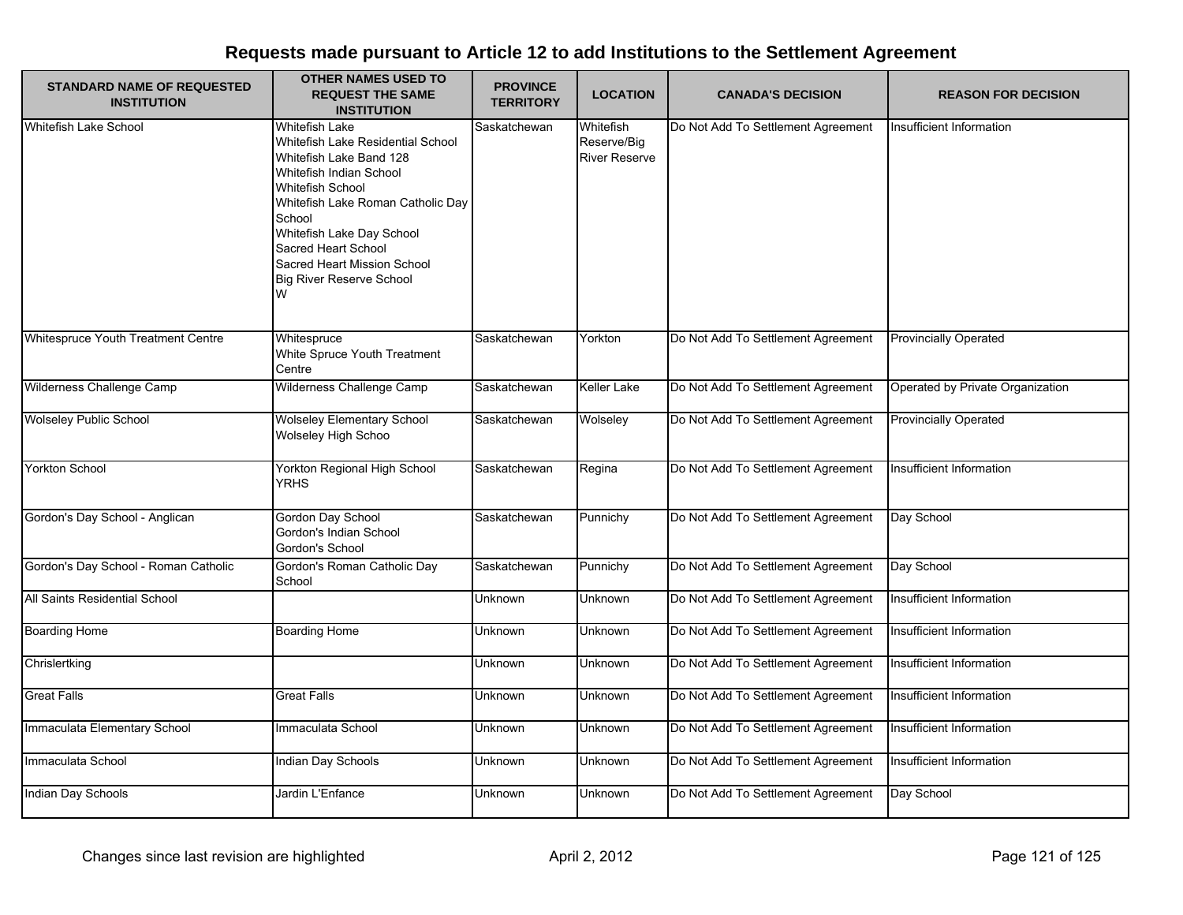## Requests made pursuant to Article 12 to add Institutions to the Settlement Agreement

| STANDARD NAME OF REQUESTED INSTITUTION | OTHER NAMES USED TO REQUEST THE SAME INSTITUTION | PROVINCE TERRITORY | LOCATION | CANADA'S DECISION | REASON FOR DECISION |
|---|---|---|---|---|---|
| Whitefish Lake School | Whitefish Lake<br>Whitefish Lake Residential School<br>Whitefish Lake Band 128<br>Whitefish Indian School<br>Whitefish School<br>Whitefish Lake Roman Catholic Day School<br>Whitefish Lake Day School<br>Sacred Heart School<br>Sacred Heart Mission School<br>Big River Reserve School<br>W | Saskatchewan | Whitefish Reserve/Big River Reserve | Do Not Add To Settlement Agreement | Insufficient Information |
| Whitespruce Youth Treatment Centre | Whitespruce<br>White Spruce Youth Treatment Centre | Saskatchewan | Yorkton | Do Not Add To Settlement Agreement | Provincially Operated |
| Wilderness Challenge Camp | Wilderness Challenge Camp | Saskatchewan | Keller Lake | Do Not Add To Settlement Agreement | Operated by Private Organization |
| Wolseley Public School | Wolseley Elementary School<br>Wolseley High Schoo | Saskatchewan | Wolseley | Do Not Add To Settlement Agreement | Provincially Operated |
| Yorkton School | Yorkton Regional High School<br>YRHS | Saskatchewan | Regina | Do Not Add To Settlement Agreement | Insufficient Information |
| Gordon's Day School - Anglican | Gordon Day School<br>Gordon's Indian School<br>Gordon's School | Saskatchewan | Punnichy | Do Not Add To Settlement Agreement | Day School |
| Gordon's Day School - Roman Catholic | Gordon's Roman Catholic Day School | Saskatchewan | Punnichy | Do Not Add To Settlement Agreement | Day School |
| All Saints Residential School | | Unknown | Unknown | Do Not Add To Settlement Agreement | Insufficient Information |
| Boarding Home | Boarding Home | Unknown | Unknown | Do Not Add To Settlement Agreement | Insufficient Information |
| Chrislertking | | Unknown | Unknown | Do Not Add To Settlement Agreement | Insufficient Information |
| Great Falls | Great Falls | Unknown | Unknown | Do Not Add To Settlement Agreement | Insufficient Information |
| Immaculata Elementary School | Immaculata School | Unknown | Unknown | Do Not Add To Settlement Agreement | Insufficient Information |
| Immaculata School | Indian Day Schools | Unknown | Unknown | Do Not Add To Settlement Agreement | Insufficient Information |
| Indian Day Schools | Jardin L'Enfance | Unknown | Unknown | Do Not Add To Settlement Agreement | Day School |

Changes since last revision are highlighted

April 2, 2012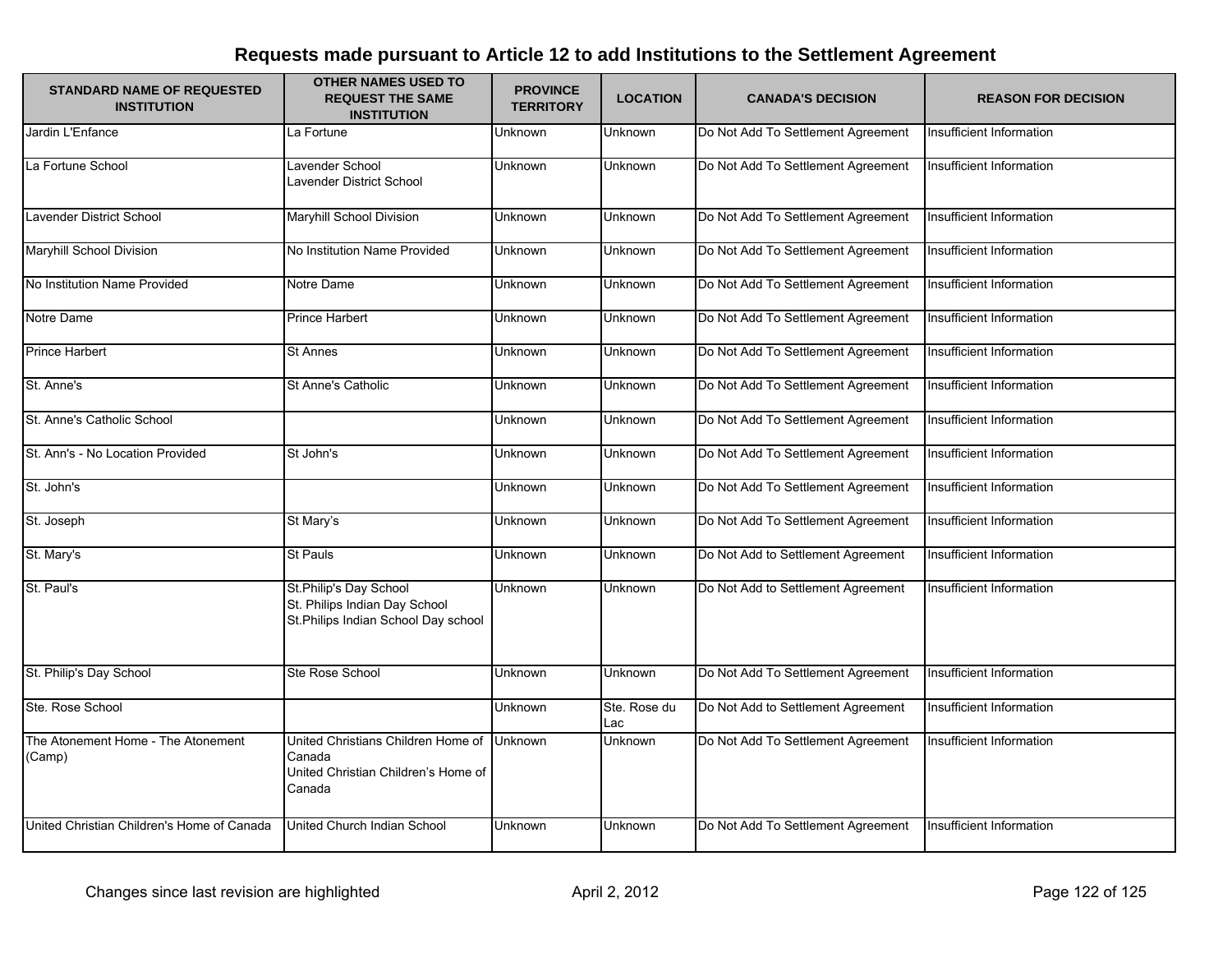## Requests made pursuant to Article 12 to add Institutions to the Settlement Agreement

| STANDARD NAME OF REQUESTED INSTITUTION | OTHER NAMES USED TO REQUEST THE SAME INSTITUTION | PROVINCE TERRITORY | LOCATION | CANADA'S DECISION | REASON FOR DECISION |
|---|---|---|---|---|---|
| Jardin L'Enfance | La Fortune | Unknown | Unknown | Do Not Add To Settlement Agreement | Insufficient Information |
| La Fortune School | Lavender School<br>Lavender District School | Unknown | Unknown | Do Not Add To Settlement Agreement | Insufficient Information |
| Lavender District School | Maryhill School Division | Unknown | Unknown | Do Not Add To Settlement Agreement | Insufficient Information |
| Maryhill School Division | No Institution Name Provided | Unknown | Unknown | Do Not Add To Settlement Agreement | Insufficient Information |
| No Institution Name Provided | Notre Dame | Unknown | Unknown | Do Not Add To Settlement Agreement | Insufficient Information |
| Notre Dame | Prince Harbert | Unknown | Unknown | Do Not Add To Settlement Agreement | Insufficient Information |
| Prince Harbert | St Annes | Unknown | Unknown | Do Not Add To Settlement Agreement | Insufficient Information |
| St. Anne's | St Anne's Catholic | Unknown | Unknown | Do Not Add To Settlement Agreement | Insufficient Information |
| St. Anne's Catholic School | | Unknown | Unknown | Do Not Add To Settlement Agreement | Insufficient Information |
| St. Ann's - No Location Provided | St John's | Unknown | Unknown | Do Not Add To Settlement Agreement | Insufficient Information |
| St. John's | | Unknown | Unknown | Do Not Add To Settlement Agreement | Insufficient Information |
| St. Joseph | St Mary's | Unknown | Unknown | Do Not Add To Settlement Agreement | Insufficient Information |
| St. Mary's | St Pauls | Unknown | Unknown | Do Not Add to Settlement Agreement | Insufficient Information |
| St. Paul's | St.Philip's Day School<br>St. Philips Indian Day School<br>St.Philips Indian School Day school | Unknown | Unknown | Do Not Add to Settlement Agreement | Insufficient Information |
| St. Philip's Day School | Ste Rose School | Unknown | Unknown | Do Not Add To Settlement Agreement | Insufficient Information |
| Ste. Rose School | | Unknown | Ste. Rose du Lac | Do Not Add to Settlement Agreement | Insufficient Information |
| The Atonement Home - The Atonement (Camp) | United Christians Children Home of Canada<br>United Christian Children's Home of Canada | Unknown | Unknown | Do Not Add To Settlement Agreement | Insufficient Information |
| United Christian Children's Home of Canada | United Church Indian School | Unknown | Unknown | Do Not Add To Settlement Agreement | Insufficient Information |

Changes since last revision are highlighted

April 2, 2012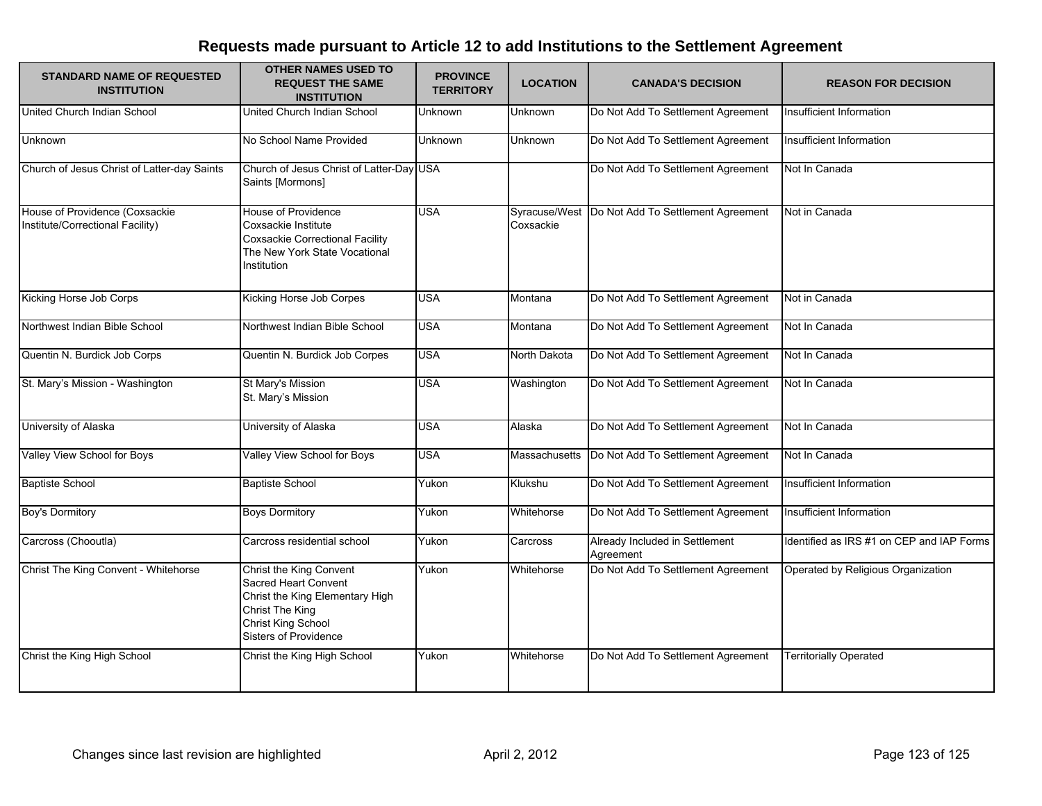## Requests made pursuant to Article 12 to add Institutions to the Settlement Agreement

| STANDARD NAME OF REQUESTED INSTITUTION | OTHER NAMES USED TO REQUEST THE SAME INSTITUTION | PROVINCE TERRITORY | LOCATION | CANADA'S DECISION | REASON FOR DECISION |
|---|---|---|---|---|---|
| United Church Indian School | United Church Indian School | Unknown | Unknown | Do Not Add To Settlement Agreement | Insufficient Information |
| Unknown | No School Name Provided | Unknown | Unknown | Do Not Add To Settlement Agreement | Insufficient Information |
| Church of Jesus Christ of Latter-day Saints | Church of Jesus Christ of Latter-Day Saints [Mormons] | USA | | Do Not Add To Settlement Agreement | Not In Canada |
| House of Providence (Coxsackie Institute/Correctional Facility) | House of Providence<br>Coxsackie Institute<br>Coxsackie Correctional Facility<br>The New York State Vocational Institution | USA | Syracuse/West Coxsackie | Do Not Add To Settlement Agreement | Not in Canada |
| Kicking Horse Job Corps | Kicking Horse Job Corpes | USA | Montana | Do Not Add To Settlement Agreement | Not in Canada |
| Northwest Indian Bible School | Northwest Indian Bible School | USA | Montana | Do Not Add To Settlement Agreement | Not In Canada |
| Quentin N. Burdick Job Corps | Quentin N. Burdick Job Corpes | USA | North Dakota | Do Not Add To Settlement Agreement | Not In Canada |
| St. Mary's Mission - Washington | St Mary's Mission<br>St. Mary's Mission | USA | Washington | Do Not Add To Settlement Agreement | Not In Canada |
| University of Alaska | University of Alaska | USA | Alaska | Do Not Add To Settlement Agreement | Not In Canada |
| Valley View School for Boys | Valley View School for Boys | USA | Massachusetts | Do Not Add To Settlement Agreement | Not In Canada |
| Baptiste School | Baptiste School | Yukon | Klukshu | Do Not Add To Settlement Agreement | Insufficient Information |
| Boy's Dormitory | Boys Dormitory | Yukon | Whitehorse | Do Not Add To Settlement Agreement | Insufficient Information |
| Carcross (Chooutla) | Carcross residential school | Yukon | Carcross | Already Included in Settlement Agreement | Identified as IRS #1 on CEP and IAP Forms |
| Christ The King Convent - Whitehorse | Christ the King Convent<br>Sacred Heart Convent<br>Christ the King Elementary High<br>Christ The King<br>Christ King School<br>Sisters of Providence | Yukon | Whitehorse | Do Not Add To Settlement Agreement | Operated by Religious Organization |
| Christ the King High School | Christ the King High School | Yukon | Whitehorse | Do Not Add To Settlement Agreement | Territorially Operated |

Changes since last revision are highlighted

April 2, 2012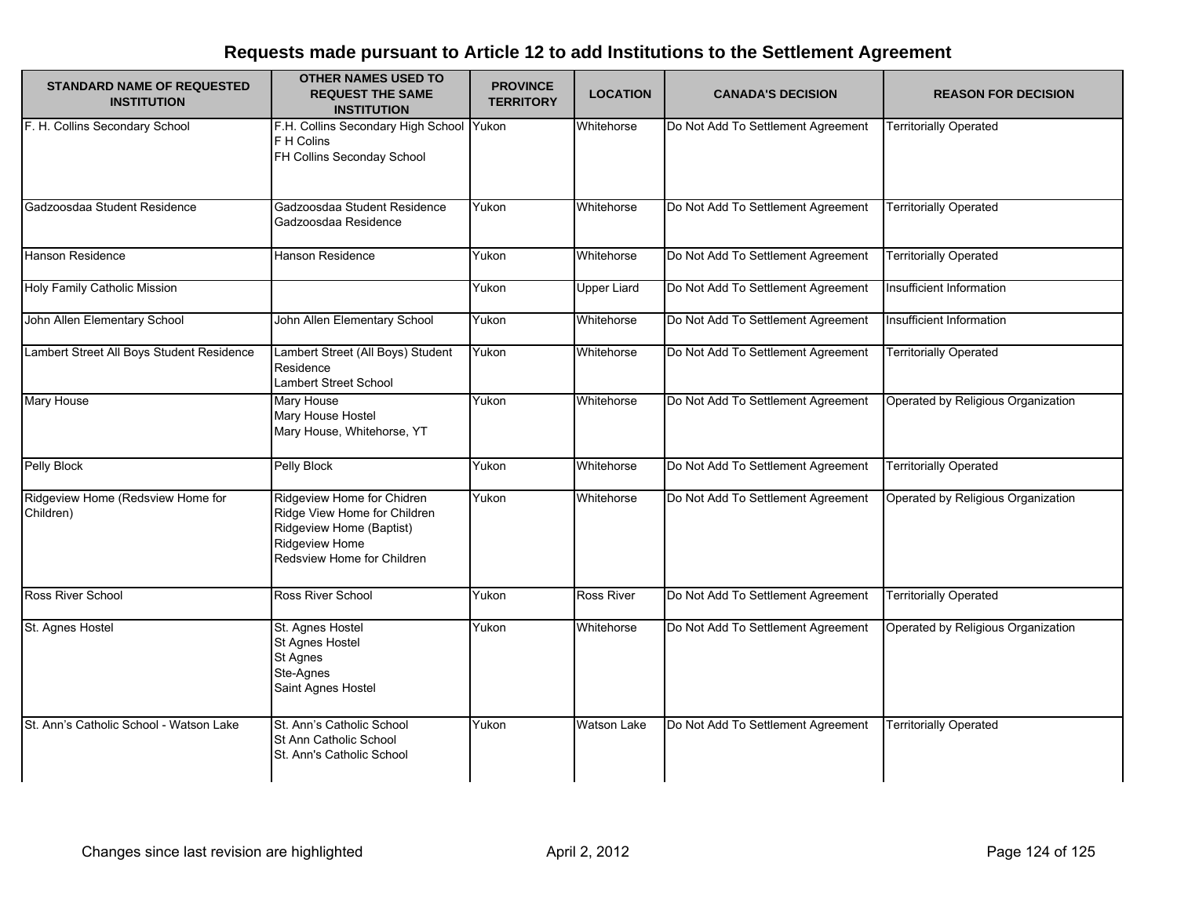## Requests made pursuant to Article 12 to add Institutions to the Settlement Agreement

| STANDARD NAME OF REQUESTED INSTITUTION | OTHER NAMES USED TO REQUEST THE SAME INSTITUTION | PROVINCE TERRITORY | LOCATION | CANADA'S DECISION | REASON FOR DECISION |
|---|---|---|---|---|---|
| F. H. Collins Secondary School | F.H. Collins Secondary High School<br>F H Colins<br>FH Collins Seconday School | Yukon | Whitehorse | Do Not Add To Settlement Agreement | Territorially Operated |
| Gadzoosdaa Student Residence | Gadzoosdaa Student Residence<br>Gadzoosdaa Residence | Yukon | Whitehorse | Do Not Add To Settlement Agreement | Territorially Operated |
| Hanson Residence | Hanson Residence | Yukon | Whitehorse | Do Not Add To Settlement Agreement | Territorially Operated |
| Holy Family Catholic Mission | | Yukon | Upper Liard | Do Not Add To Settlement Agreement | Insufficient Information |
| John Allen Elementary School | John Allen Elementary School | Yukon | Whitehorse | Do Not Add To Settlement Agreement | Insufficient Information |
| Lambert Street All Boys Student Residence | Lambert Street (All Boys) Student Residence<br>Lambert Street School | Yukon | Whitehorse | Do Not Add To Settlement Agreement | Territorially Operated |
| Mary House | Mary House<br>Mary House Hostel<br>Mary House, Whitehorse, YT | Yukon | Whitehorse | Do Not Add To Settlement Agreement | Operated by Religious Organization |
| Pelly Block | Pelly Block | Yukon | Whitehorse | Do Not Add To Settlement Agreement | Territorially Operated |
| Ridgeview Home (Redsview Home for Children) | Ridgeview Home for Chidren<br>Ridge View Home for Children<br>Ridgeview Home (Baptist)<br>Ridgeview Home<br>Redsview Home for Children | Yukon | Whitehorse | Do Not Add To Settlement Agreement | Operated by Religious Organization |
| Ross River School | Ross River School | Yukon | Ross River | Do Not Add To Settlement Agreement | Territorially Operated |
| St. Agnes Hostel | St. Agnes Hostel<br>St Agnes Hostel<br>St Agnes<br>Ste-Agnes<br>Saint Agnes Hostel | Yukon | Whitehorse | Do Not Add To Settlement Agreement | Operated by Religious Organization |
| St. Ann's Catholic School - Watson Lake | St. Ann's Catholic School<br>St Ann Catholic School<br>St. Ann's Catholic School | Yukon | Watson Lake | Do Not Add To Settlement Agreement | Territorially Operated |

Changes since last revision are highlighted

April 2, 2012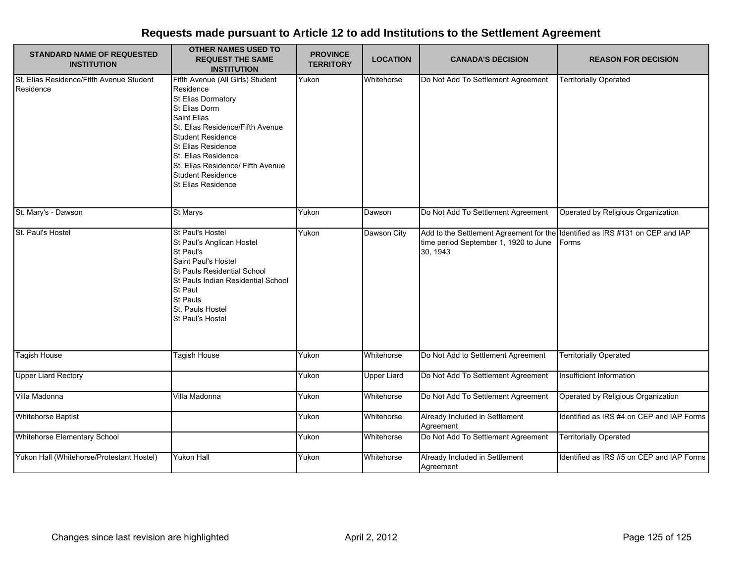# Requests made pursuant to Article 12 to add Institutions to the Settlement Agreement

| STANDARD NAME OF REQUESTED INSTITUTION | OTHER NAMES USED TO REQUEST THE SAME INSTITUTION | PROVINCE TERRITORY | LOCATION | CANADA'S DECISION | REASON FOR DECISION |
|---|---|---|---|---|---|
| St. Elias Residence/Fifth Avenue Student Residence | Fifth Avenue (All Girls) Student Residence<br>St Elias Dormatory<br>St Elias Dorm<br>Saint Elias<br>St. Elias Residence/Fifth Avenue Student Residence<br>St Elias Residence<br>St. Elias Residence<br>St. Elias Residence/ Fifth Avenue Student Residence<br>St Elias Residence | Yukon | Whitehorse | Do Not Add To Settlement Agreement | Territorially Operated |
| St. Mary's - Dawson | St Marys | Yukon | Dawson | Do Not Add To Settlement Agreement | Operated by Religious Organization |
| St. Paul's Hostel | St Paul's Hostel<br>St Paul's Anglican Hostel<br>St Paul's<br>Saint Paul's Hostel<br>St Pauls Residential School<br>St Pauls Indian Residential School<br>St Paul<br>St Pauls<br>St. Pauls Hostel<br>St Paul's Hostel | Yukon | Dawson City | Add to the Settlement Agreement for the time period September 1, 1920 to June 30, 1943 | Identified as IRS #131 on CEP and IAP Forms |
| Tagish House | Tagish House | Yukon | Whitehorse | Do Not Add to Settlement Agreement | Territorially Operated |
| Upper Liard Rectory | | Yukon | Upper Liard | Do Not Add To Settlement Agreement | Insufficient Information |
| Villa Madonna | Villa Madonna | Yukon | Whitehorse | Do Not Add To Settlement Agreement | Operated by Religious Organization |
| Whitehorse Baptist | | Yukon | Whitehorse | Already Included in Settlement Agreement | Identified as IRS #4 on CEP and IAP Forms |
| Whitehorse Elementary School | | Yukon | Whitehorse | Do Not Add To Settlement Agreement | Territorially Operated |
| Yukon Hall (Whitehorse/Protestant Hostel) | Yukon Hall | Yukon | Whitehorse | Already Included in Settlement Agreement | Identified as IRS #5 on CEP and IAP Forms |

Changes since last revision are highlighted

April 2, 2012